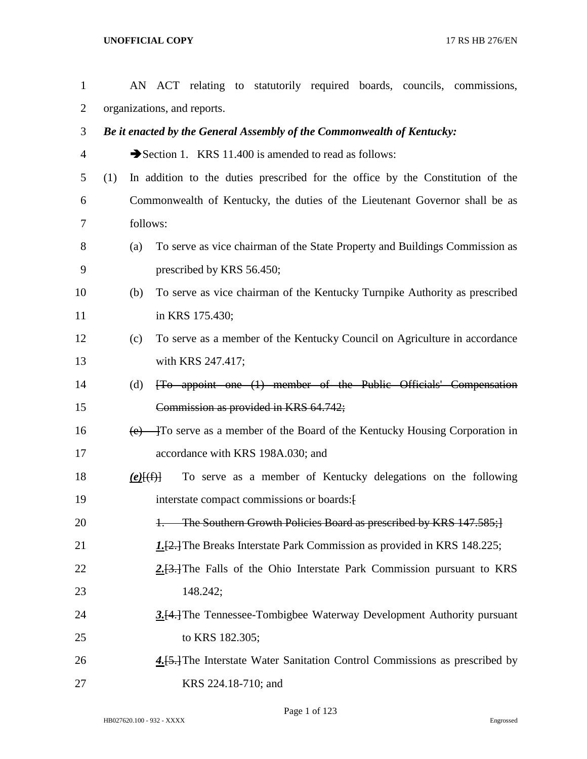AN ACT relating to statutorily required boards, councils, commissions, organizations, and reports.

***Be it enacted by the General Assembly of the Commonwealth of Kentucky:***

➔Section 1. KRS 11.400 is amended to read as follows:

(1) In addition to the duties prescribed for the office by the Constitution of the Commonwealth of Kentucky, the duties of the Lieutenant Governor shall be as follows:

(a) To serve as vice chairman of the State Property and Buildings Commission as prescribed by KRS 56.450;

(b) To serve as vice chairman of the Kentucky Turnpike Authority as prescribed in KRS 175.430;

(c) To serve as a member of the Kentucky Council on Agriculture in accordance with KRS 247.417;

(d) ~~[To appoint one (1) member of the Public Officials' Compensation Commission as provided in KRS 64.742;~~

~~(e) ]~~To serve as a member of the Board of the Kentucky Housing Corporation in accordance with KRS 198A.030; and

***(e)***~~[(f)]~~ To serve as a member of Kentucky delegations on the following interstate compact commissions or boards:~~[~~

~~1. The Southern Growth Policies Board as prescribed by KRS 147.585;]~~

***1.***~~[2.]~~The Breaks Interstate Park Commission as provided in KRS 148.225;

***2.***~~[3.]~~The Falls of the Ohio Interstate Park Commission pursuant to KRS 148.242;

***3.***~~[4.]~~The Tennessee-Tombigbee Waterway Development Authority pursuant to KRS 182.305;

***4.***~~[5.]~~The Interstate Water Sanitation Control Commissions as prescribed by KRS 224.18-710; and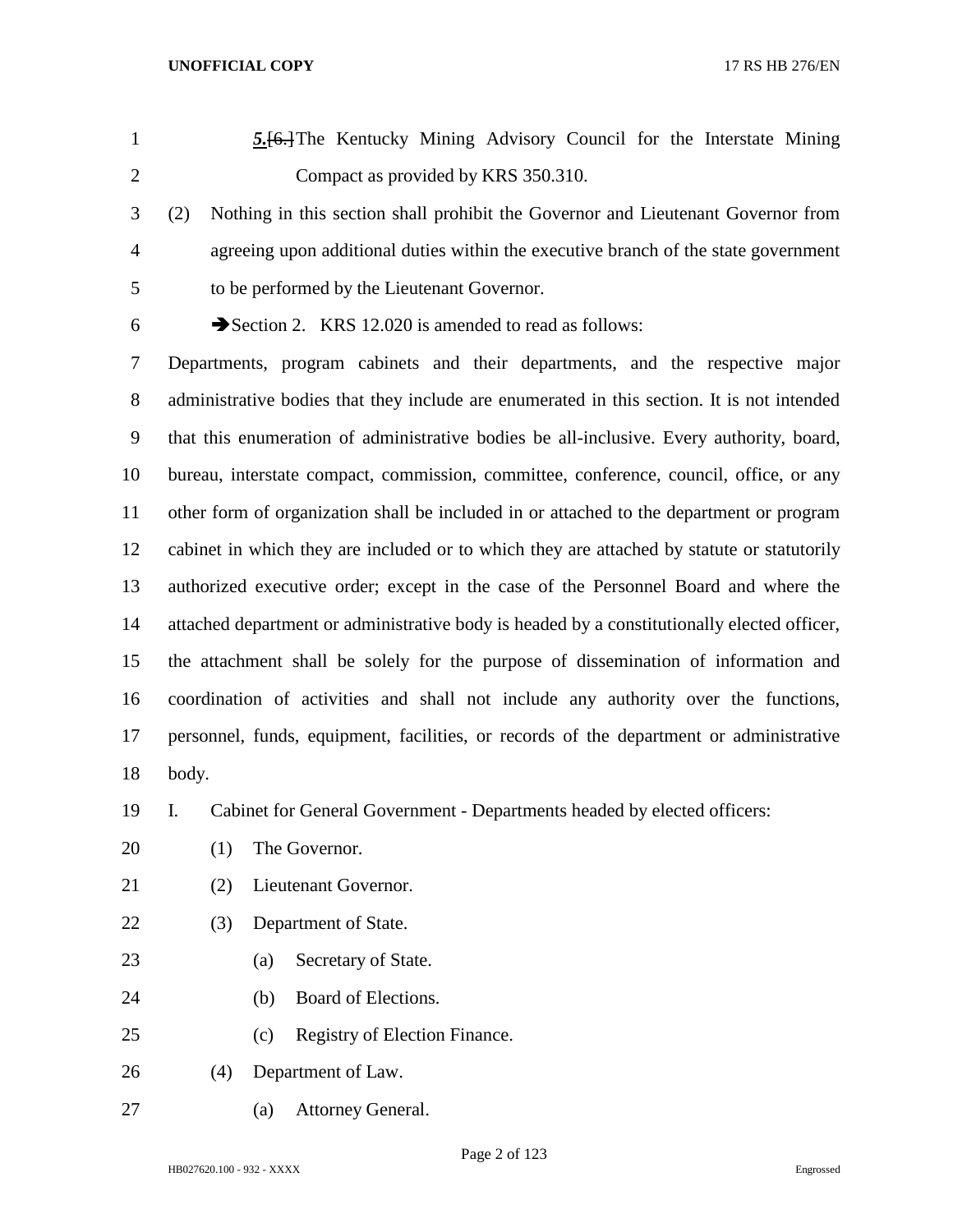***5.***~~[6.]~~The Kentucky Mining Advisory Council for the Interstate Mining Compact as provided by KRS 350.310.

(2) Nothing in this section shall prohibit the Governor and Lieutenant Governor from agreeing upon additional duties within the executive branch of the state government to be performed by the Lieutenant Governor.

➔Section 2. KRS 12.020 is amended to read as follows:

Departments, program cabinets and their departments, and the respective major administrative bodies that they include are enumerated in this section. It is not intended that this enumeration of administrative bodies be all-inclusive. Every authority, board, bureau, interstate compact, commission, committee, conference, council, office, or any other form of organization shall be included in or attached to the department or program cabinet in which they are included or to which they are attached by statute or statutorily authorized executive order; except in the case of the Personnel Board and where the attached department or administrative body is headed by a constitutionally elected officer, the attachment shall be solely for the purpose of dissemination of information and coordination of activities and shall not include any authority over the functions, personnel, funds, equipment, facilities, or records of the department or administrative body.

I. Cabinet for General Government - Departments headed by elected officers:

(1) The Governor.

(2) Lieutenant Governor.

(3) Department of State.

(a) Secretary of State.

(b) Board of Elections.

(c) Registry of Election Finance.

(4) Department of Law.

(a) Attorney General.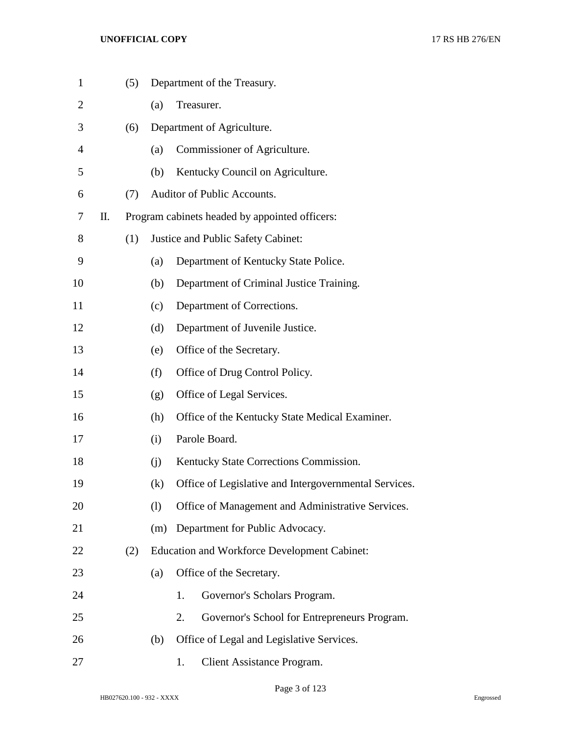(5) Department of the Treasury.

(a) Treasurer.

(6) Department of Agriculture.

(a) Commissioner of Agriculture.

(b) Kentucky Council on Agriculture.

(7) Auditor of Public Accounts.

II. Program cabinets headed by appointed officers:

(1) Justice and Public Safety Cabinet:

(a) Department of Kentucky State Police.

(b) Department of Criminal Justice Training.

(c) Department of Corrections.

(d) Department of Juvenile Justice.

(e) Office of the Secretary.

(f) Office of Drug Control Policy.

(g) Office of Legal Services.

(h) Office of the Kentucky State Medical Examiner.

(i) Parole Board.

(j) Kentucky State Corrections Commission.

(k) Office of Legislative and Intergovernmental Services.

(l) Office of Management and Administrative Services.

(m) Department for Public Advocacy.

(2) Education and Workforce Development Cabinet:

(a) Office of the Secretary.

1. Governor's Scholars Program.

2. Governor's School for Entrepreneurs Program.

(b) Office of Legal and Legislative Services.

1. Client Assistance Program.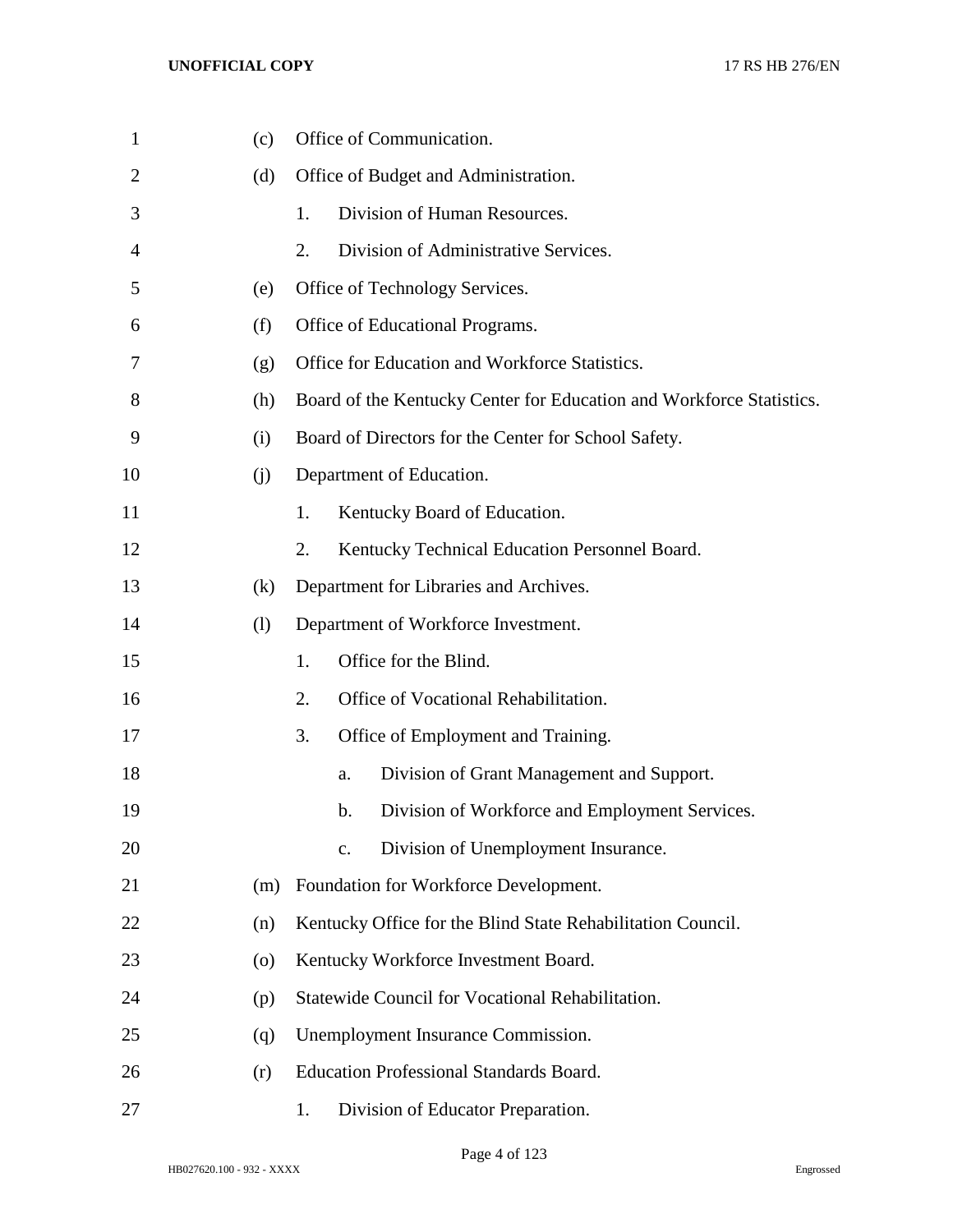(c) Office of Communication.

(d) Office of Budget and Administration.

1. Division of Human Resources.

2. Division of Administrative Services.

(e) Office of Technology Services.

(f) Office of Educational Programs.

(g) Office for Education and Workforce Statistics.

(h) Board of the Kentucky Center for Education and Workforce Statistics.

(i) Board of Directors for the Center for School Safety.

(j) Department of Education.

1. Kentucky Board of Education.

2. Kentucky Technical Education Personnel Board.

(k) Department for Libraries and Archives.

(l) Department of Workforce Investment.

1. Office for the Blind.

2. Office of Vocational Rehabilitation.

3. Office of Employment and Training.

a. Division of Grant Management and Support.

b. Division of Workforce and Employment Services.

c. Division of Unemployment Insurance.

(m) Foundation for Workforce Development.

(n) Kentucky Office for the Blind State Rehabilitation Council.

(o) Kentucky Workforce Investment Board.

(p) Statewide Council for Vocational Rehabilitation.

(q) Unemployment Insurance Commission.

(r) Education Professional Standards Board.

1. Division of Educator Preparation.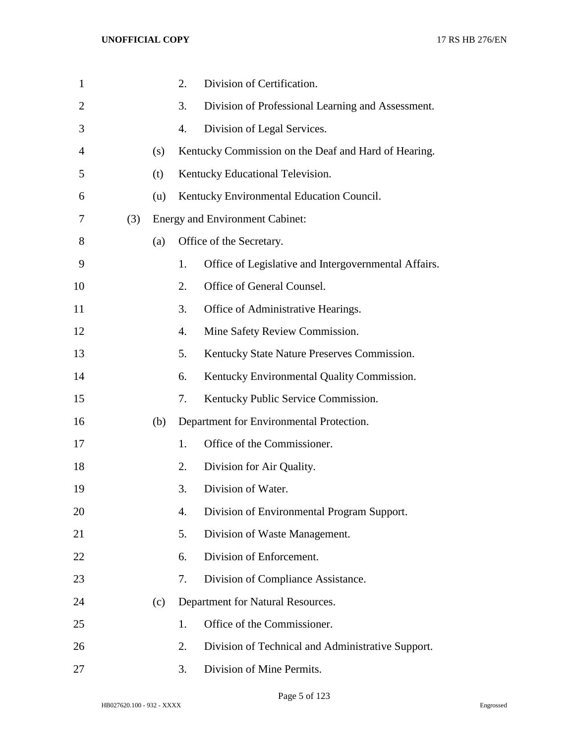2. Division of Certification.

3. Division of Professional Learning and Assessment.

4. Division of Legal Services.

(s) Kentucky Commission on the Deaf and Hard of Hearing.

(t) Kentucky Educational Television.

(u) Kentucky Environmental Education Council.

(3) Energy and Environment Cabinet:

(a) Office of the Secretary.

1. Office of Legislative and Intergovernmental Affairs.

2. Office of General Counsel.

3. Office of Administrative Hearings.

4. Mine Safety Review Commission.

5. Kentucky State Nature Preserves Commission.

6. Kentucky Environmental Quality Commission.

7. Kentucky Public Service Commission.

(b) Department for Environmental Protection.

1. Office of the Commissioner.

2. Division for Air Quality.

3. Division of Water.

4. Division of Environmental Program Support.

5. Division of Waste Management.

6. Division of Enforcement.

7. Division of Compliance Assistance.

(c) Department for Natural Resources.

1. Office of the Commissioner.

2. Division of Technical and Administrative Support.

3. Division of Mine Permits.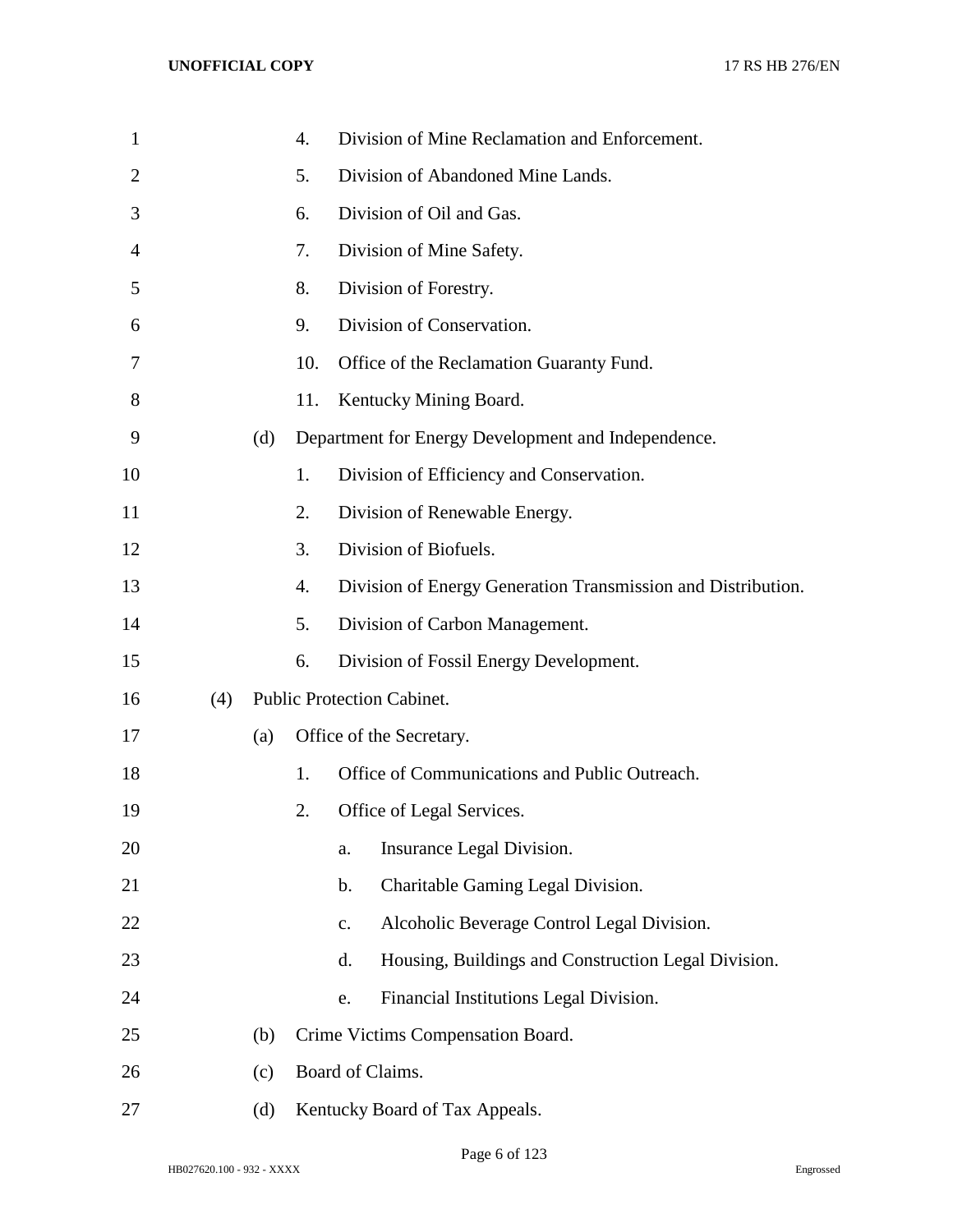4. Division of Mine Reclamation and Enforcement.
5. Division of Abandoned Mine Lands.
6. Division of Oil and Gas.
7. Division of Mine Safety.
8. Division of Forestry.
9. Division of Conservation.
10. Office of the Reclamation Guaranty Fund.
11. Kentucky Mining Board.

(d) Department for Energy Development and Independence.

1. Division of Efficiency and Conservation.
2. Division of Renewable Energy.
3. Division of Biofuels.
4. Division of Energy Generation Transmission and Distribution.
5. Division of Carbon Management.
6. Division of Fossil Energy Development.

(4) Public Protection Cabinet.

(a) Office of the Secretary.

1. Office of Communications and Public Outreach.
2. Office of Legal Services.
   a. Insurance Legal Division.
   b. Charitable Gaming Legal Division.
   c. Alcoholic Beverage Control Legal Division.
   d. Housing, Buildings and Construction Legal Division.
   e. Financial Institutions Legal Division.

(b) Crime Victims Compensation Board.

(c) Board of Claims.

(d) Kentucky Board of Tax Appeals.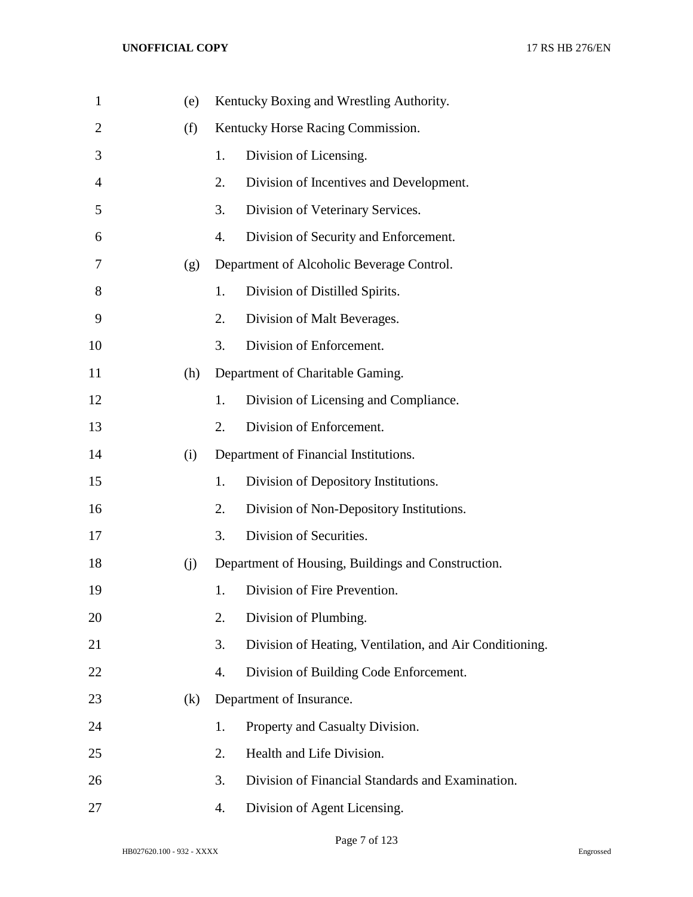(e) Kentucky Boxing and Wrestling Authority.

(f) Kentucky Horse Racing Commission.

1. Division of Licensing.
2. Division of Incentives and Development.
3. Division of Veterinary Services.
4. Division of Security and Enforcement.

(g) Department of Alcoholic Beverage Control.

1. Division of Distilled Spirits.
2. Division of Malt Beverages.
3. Division of Enforcement.

(h) Department of Charitable Gaming.

1. Division of Licensing and Compliance.
2. Division of Enforcement.

(i) Department of Financial Institutions.

1. Division of Depository Institutions.
2. Division of Non-Depository Institutions.
3. Division of Securities.

(j) Department of Housing, Buildings and Construction.

1. Division of Fire Prevention.
2. Division of Plumbing.
3. Division of Heating, Ventilation, and Air Conditioning.
4. Division of Building Code Enforcement.

(k) Department of Insurance.

1. Property and Casualty Division.
2. Health and Life Division.
3. Division of Financial Standards and Examination.
4. Division of Agent Licensing.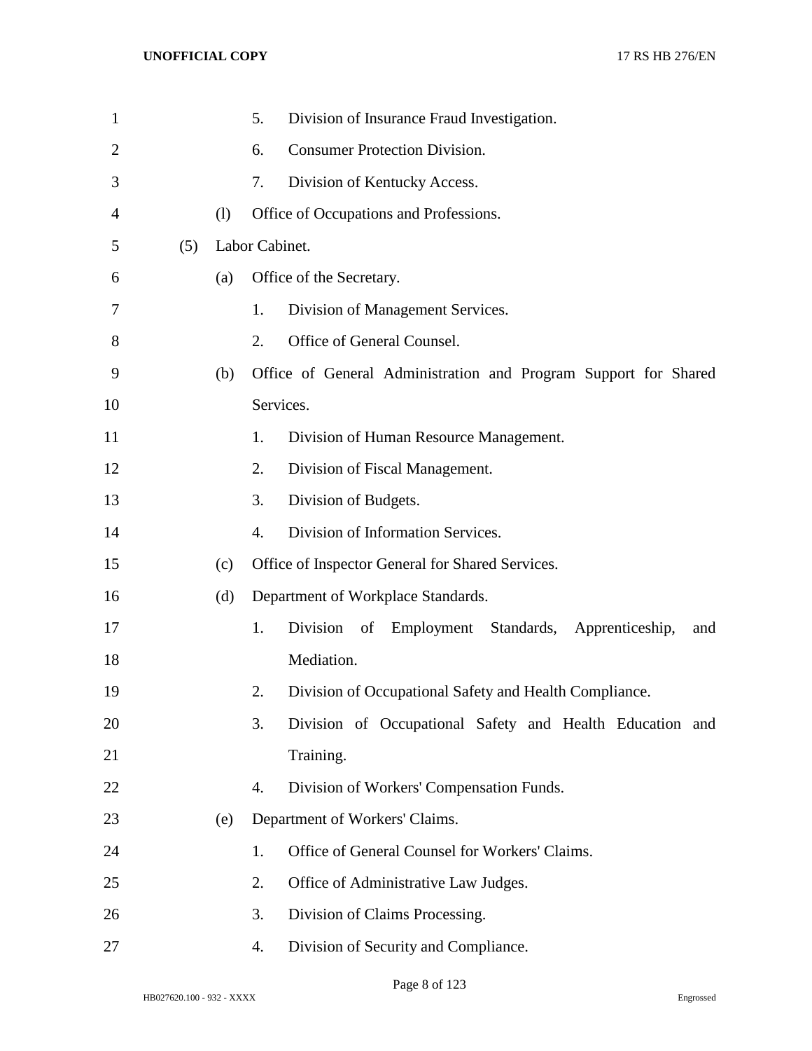5. Division of Insurance Fraud Investigation.
6. Consumer Protection Division.
7. Division of Kentucky Access.

(l) Office of Occupations and Professions.

(5) Labor Cabinet.

(a) Office of the Secretary.
1. Division of Management Services.
2. Office of General Counsel.

(b) Office of General Administration and Program Support for Shared Services.
1. Division of Human Resource Management.
2. Division of Fiscal Management.
3. Division of Budgets.
4. Division of Information Services.

(c) Office of Inspector General for Shared Services.

(d) Department of Workplace Standards.
1. Division of Employment Standards, Apprenticeship, and Mediation.
2. Division of Occupational Safety and Health Compliance.
3. Division of Occupational Safety and Health Education and Training.
4. Division of Workers' Compensation Funds.

(e) Department of Workers' Claims.
1. Office of General Counsel for Workers' Claims.
2. Office of Administrative Law Judges.
3. Division of Claims Processing.
4. Division of Security and Compliance.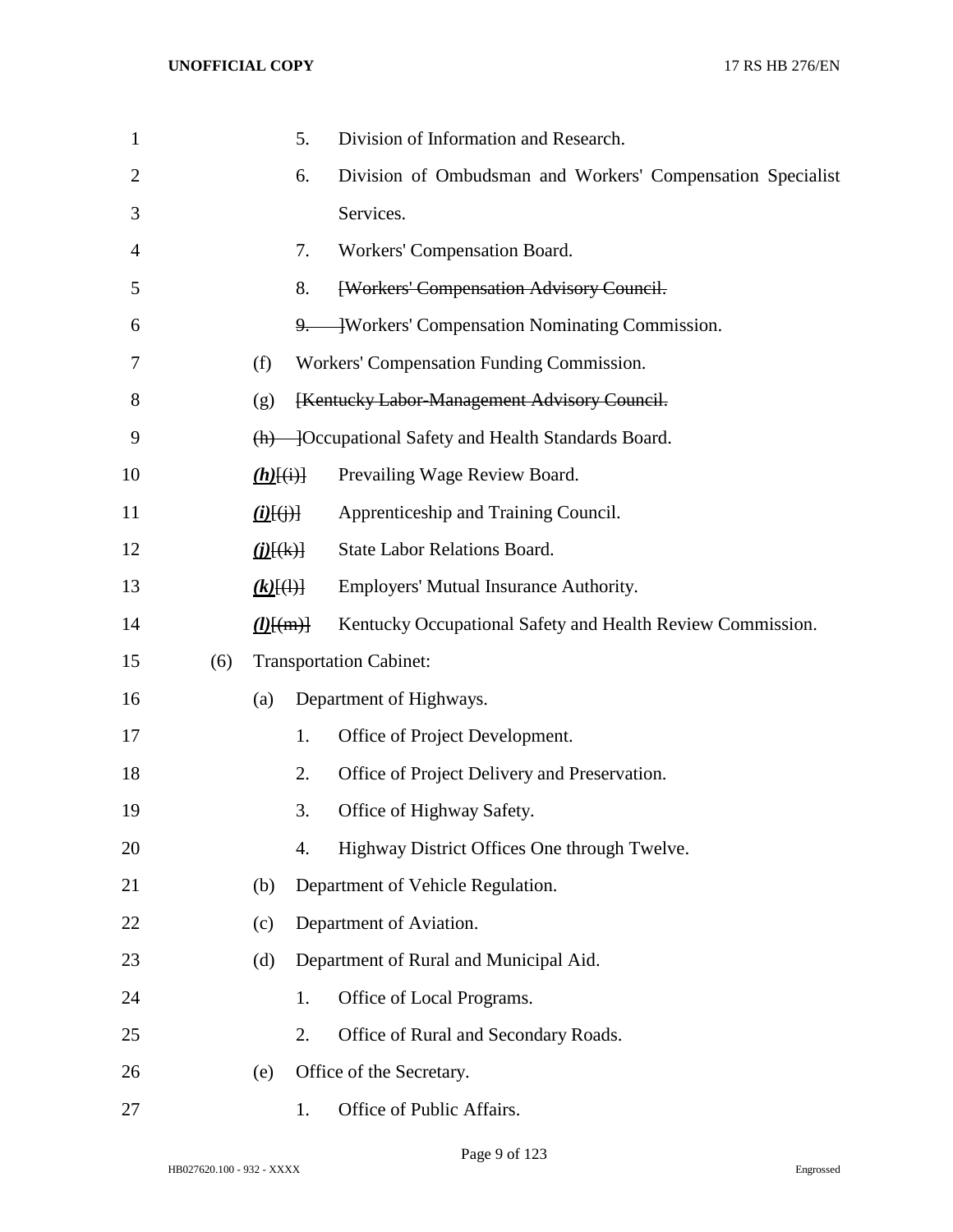5. Division of Information and Research.

6. Division of Ombudsman and Workers' Compensation Specialist Services.

7. Workers' Compensation Board.

8. [~~Workers' Compensation Advisory Council.~~

~~9.~~ ]Workers' Compensation Nominating Commission.

(f) Workers' Compensation Funding Commission.

(g) [~~Kentucky Labor-Management Advisory Council.~~

~~(h)~~ ]Occupational Safety and Health Standards Board.

***(h)***[~~(i)~~] Prevailing Wage Review Board.

***(i)***[~~(j)~~] Apprenticeship and Training Council.

***(j)***[~~(k)~~] State Labor Relations Board.

***(k)***[~~(l)~~] Employers' Mutual Insurance Authority.

***(l)***[~~(m)~~] Kentucky Occupational Safety and Health Review Commission.

(6) Transportation Cabinet:

(a) Department of Highways.

1. Office of Project Development.

2. Office of Project Delivery and Preservation.

3. Office of Highway Safety.

4. Highway District Offices One through Twelve.

(b) Department of Vehicle Regulation.

(c) Department of Aviation.

(d) Department of Rural and Municipal Aid.

1. Office of Local Programs.

2. Office of Rural and Secondary Roads.

(e) Office of the Secretary.

1. Office of Public Affairs.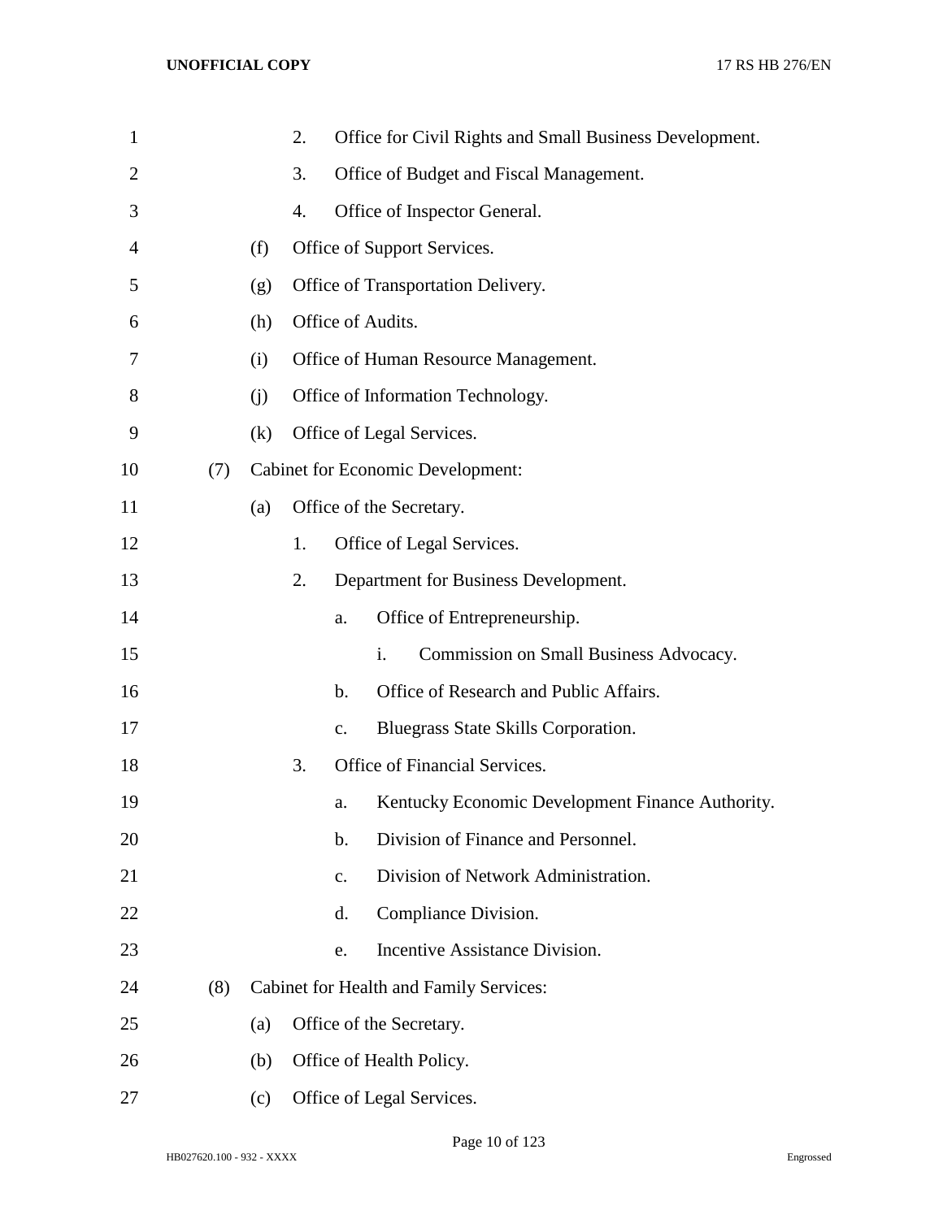2. Office for Civil Rights and Small Business Development.

3. Office of Budget and Fiscal Management.

4. Office of Inspector General.

(f) Office of Support Services.

(g) Office of Transportation Delivery.

(h) Office of Audits.

(i) Office of Human Resource Management.

(j) Office of Information Technology.

(k) Office of Legal Services.

(7) Cabinet for Economic Development:

(a) Office of the Secretary.

1. Office of Legal Services.

2. Department for Business Development.

a. Office of Entrepreneurship.

i. Commission on Small Business Advocacy.

b. Office of Research and Public Affairs.

c. Bluegrass State Skills Corporation.

3. Office of Financial Services.

a. Kentucky Economic Development Finance Authority.

b. Division of Finance and Personnel.

c. Division of Network Administration.

d. Compliance Division.

e. Incentive Assistance Division.

(8) Cabinet for Health and Family Services:

(a) Office of the Secretary.

(b) Office of Health Policy.

(c) Office of Legal Services.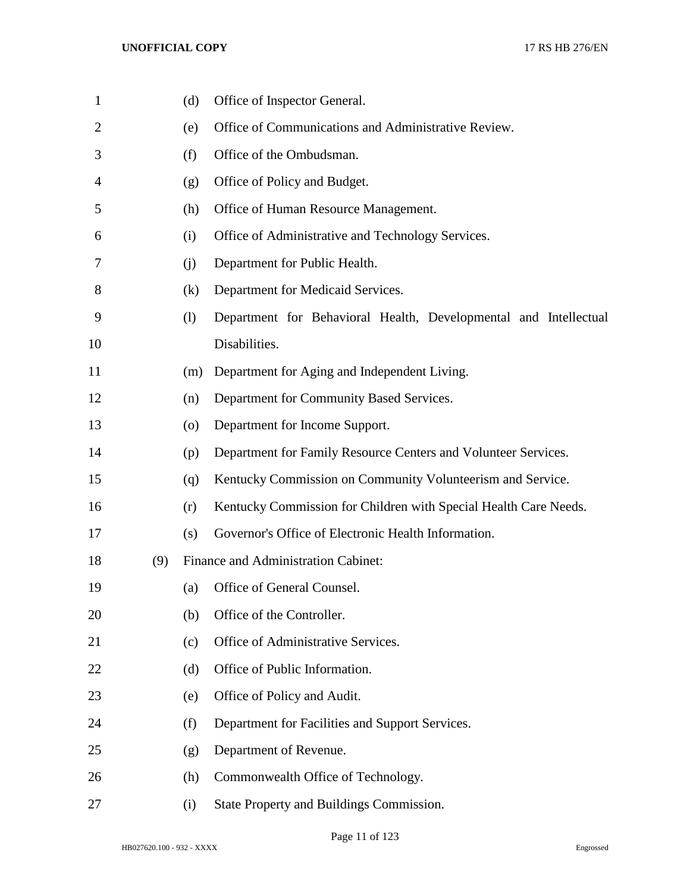(d) Office of Inspector General.

(e) Office of Communications and Administrative Review.

(f) Office of the Ombudsman.

(g) Office of Policy and Budget.

(h) Office of Human Resource Management.

(i) Office of Administrative and Technology Services.

(j) Department for Public Health.

(k) Department for Medicaid Services.

(l) Department for Behavioral Health, Developmental and Intellectual Disabilities.

(m) Department for Aging and Independent Living.

(n) Department for Community Based Services.

(o) Department for Income Support.

(p) Department for Family Resource Centers and Volunteer Services.

(q) Kentucky Commission on Community Volunteerism and Service.

(r) Kentucky Commission for Children with Special Health Care Needs.

(s) Governor's Office of Electronic Health Information.

(9) Finance and Administration Cabinet:

(a) Office of General Counsel.

(b) Office of the Controller.

(c) Office of Administrative Services.

(d) Office of Public Information.

(e) Office of Policy and Audit.

(f) Department for Facilities and Support Services.

(g) Department of Revenue.

(h) Commonwealth Office of Technology.

(i) State Property and Buildings Commission.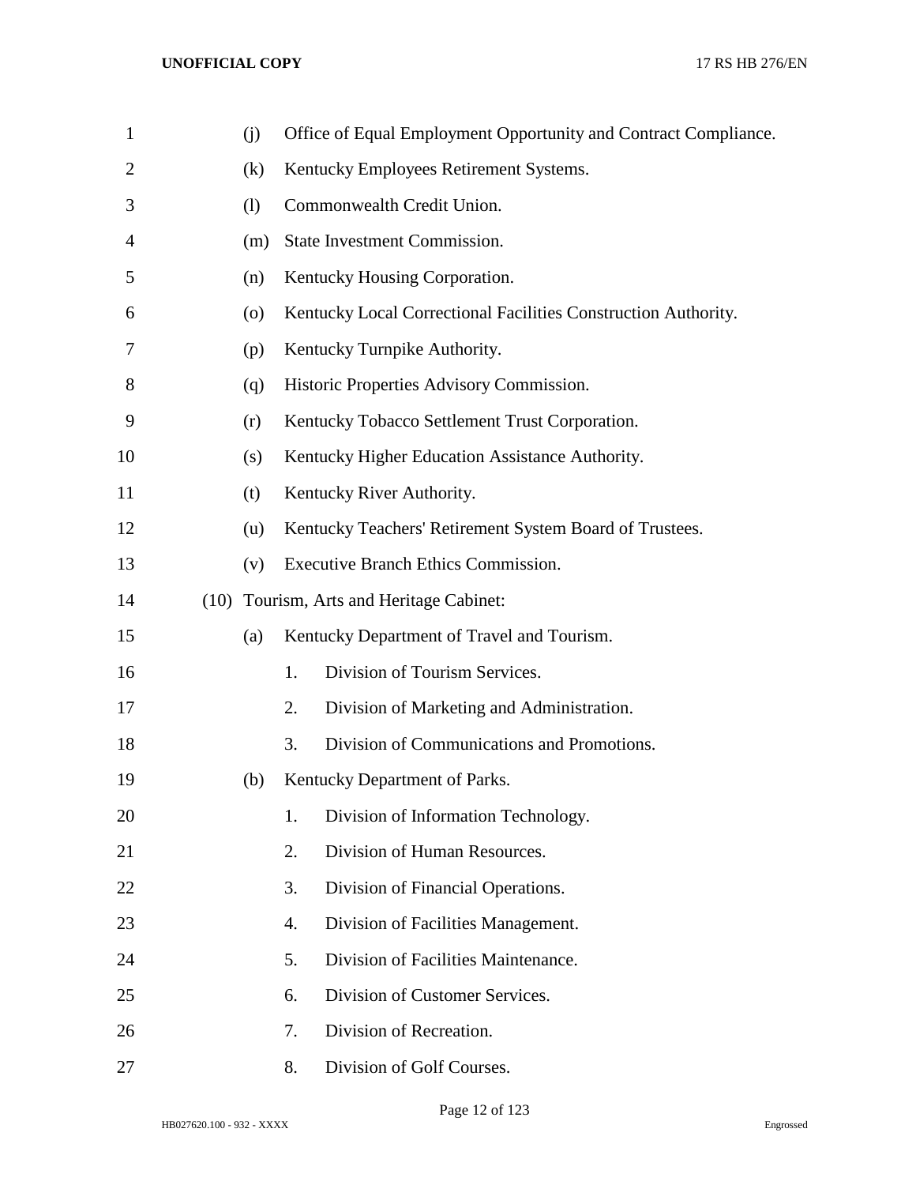(j) Office of Equal Employment Opportunity and Contract Compliance.

(k) Kentucky Employees Retirement Systems.

(l) Commonwealth Credit Union.

(m) State Investment Commission.

(n) Kentucky Housing Corporation.

(o) Kentucky Local Correctional Facilities Construction Authority.

(p) Kentucky Turnpike Authority.

(q) Historic Properties Advisory Commission.

(r) Kentucky Tobacco Settlement Trust Corporation.

(s) Kentucky Higher Education Assistance Authority.

(t) Kentucky River Authority.

(u) Kentucky Teachers' Retirement System Board of Trustees.

(v) Executive Branch Ethics Commission.

(10) Tourism, Arts and Heritage Cabinet:

(a) Kentucky Department of Travel and Tourism.

1. Division of Tourism Services.
2. Division of Marketing and Administration.
3. Division of Communications and Promotions.

(b) Kentucky Department of Parks.

1. Division of Information Technology.
2. Division of Human Resources.
3. Division of Financial Operations.
4. Division of Facilities Management.
5. Division of Facilities Maintenance.
6. Division of Customer Services.
7. Division of Recreation.
8. Division of Golf Courses.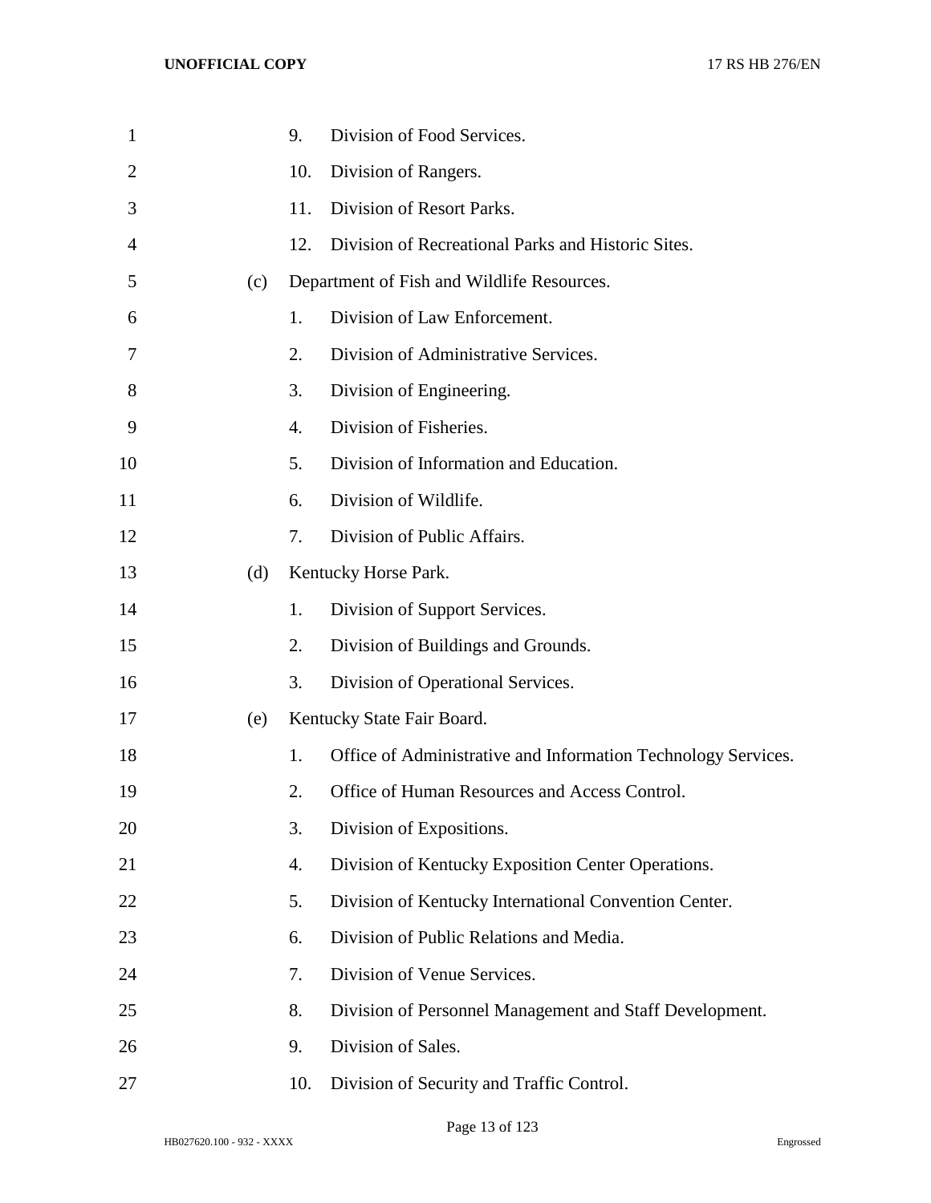9. Division of Food Services.

10. Division of Rangers.

11. Division of Resort Parks.

12. Division of Recreational Parks and Historic Sites.

(c) Department of Fish and Wildlife Resources.

1. Division of Law Enforcement.

2. Division of Administrative Services.

3. Division of Engineering.

4. Division of Fisheries.

5. Division of Information and Education.

6. Division of Wildlife.

7. Division of Public Affairs.

(d) Kentucky Horse Park.

1. Division of Support Services.

2. Division of Buildings and Grounds.

3. Division of Operational Services.

(e) Kentucky State Fair Board.

1. Office of Administrative and Information Technology Services.

2. Office of Human Resources and Access Control.

3. Division of Expositions.

4. Division of Kentucky Exposition Center Operations.

5. Division of Kentucky International Convention Center.

6. Division of Public Relations and Media.

7. Division of Venue Services.

8. Division of Personnel Management and Staff Development.

9. Division of Sales.

10. Division of Security and Traffic Control.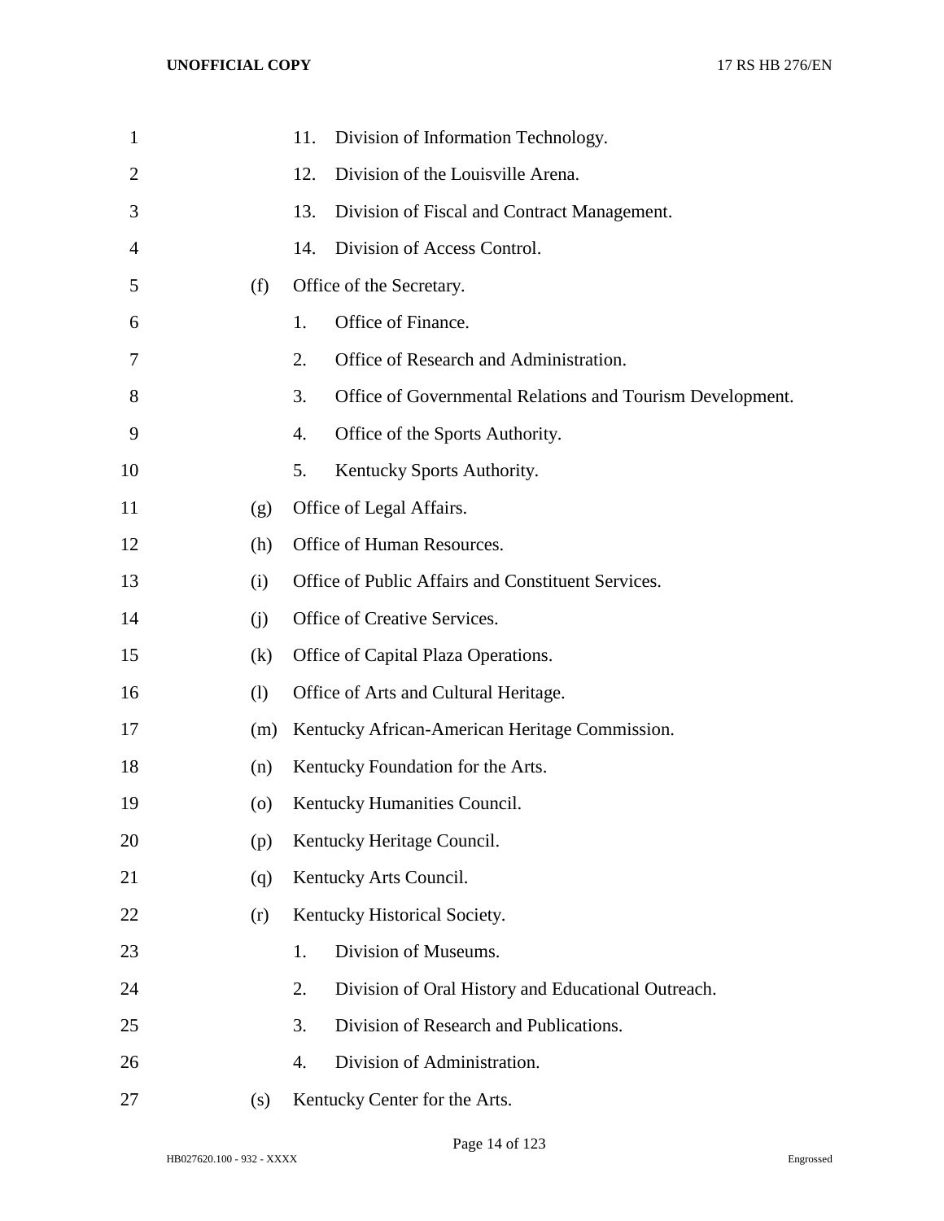11. Division of Information Technology.
12. Division of the Louisville Arena.
13. Division of Fiscal and Contract Management.
14. Division of Access Control.

(f) Office of the Secretary.

1. Office of Finance.
2. Office of Research and Administration.
3. Office of Governmental Relations and Tourism Development.
4. Office of the Sports Authority.
5. Kentucky Sports Authority.

(g) Office of Legal Affairs.

(h) Office of Human Resources.

(i) Office of Public Affairs and Constituent Services.

(j) Office of Creative Services.

(k) Office of Capital Plaza Operations.

(l) Office of Arts and Cultural Heritage.

(m) Kentucky African-American Heritage Commission.

(n) Kentucky Foundation for the Arts.

(o) Kentucky Humanities Council.

(p) Kentucky Heritage Council.

(q) Kentucky Arts Council.

(r) Kentucky Historical Society.

1. Division of Museums.
2. Division of Oral History and Educational Outreach.
3. Division of Research and Publications.
4. Division of Administration.

(s) Kentucky Center for the Arts.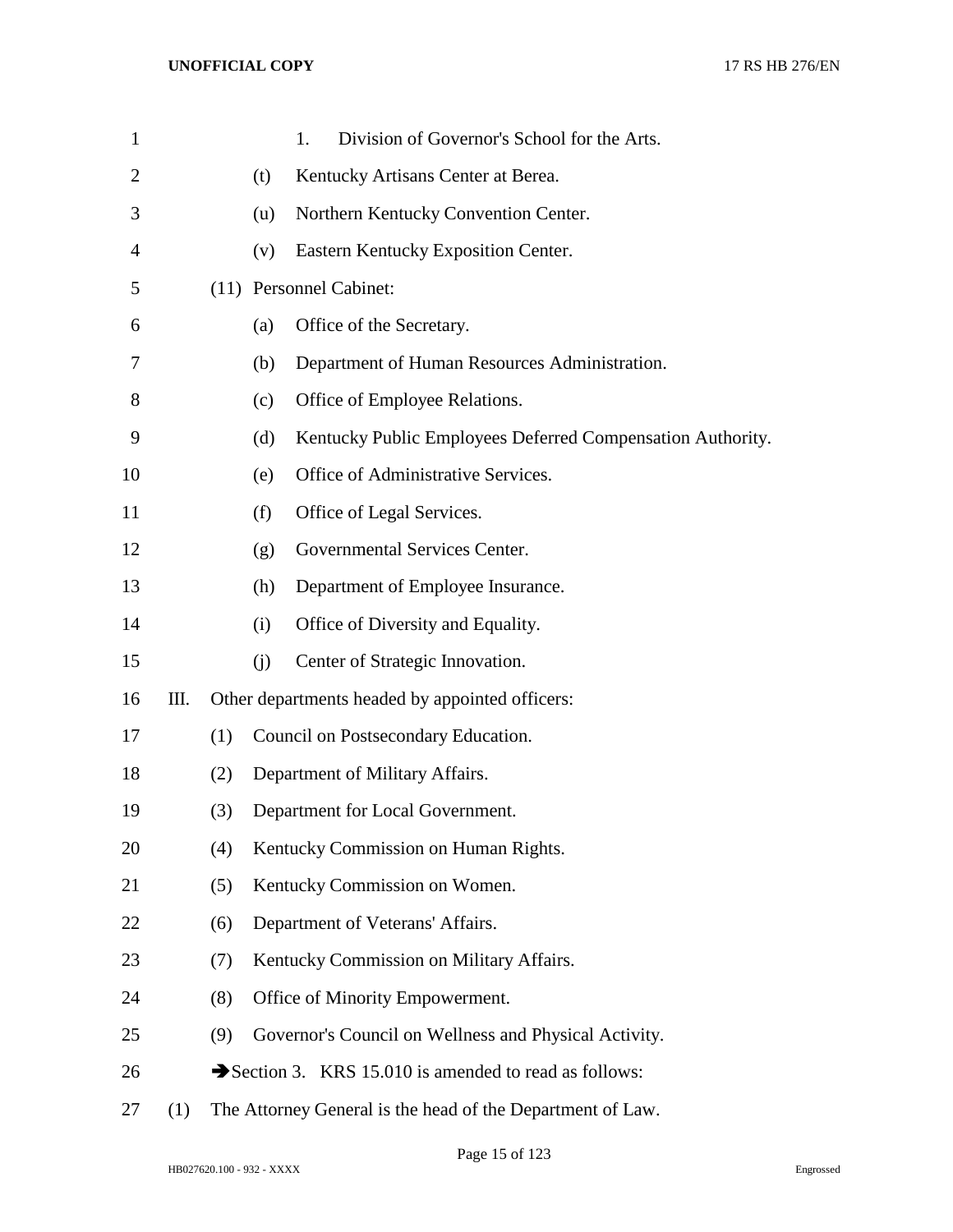1. Division of Governor's School for the Arts.

(t) Kentucky Artisans Center at Berea.

(u) Northern Kentucky Convention Center.

(v) Eastern Kentucky Exposition Center.

(11) Personnel Cabinet:

(a) Office of the Secretary.

(b) Department of Human Resources Administration.

(c) Office of Employee Relations.

(d) Kentucky Public Employees Deferred Compensation Authority.

(e) Office of Administrative Services.

(f) Office of Legal Services.

(g) Governmental Services Center.

(h) Department of Employee Insurance.

(i) Office of Diversity and Equality.

(j) Center of Strategic Innovation.

III. Other departments headed by appointed officers:

(1) Council on Postsecondary Education.

(2) Department of Military Affairs.

(3) Department for Local Government.

(4) Kentucky Commission on Human Rights.

(5) Kentucky Commission on Women.

(6) Department of Veterans' Affairs.

(7) Kentucky Commission on Military Affairs.

(8) Office of Minority Empowerment.

(9) Governor's Council on Wellness and Physical Activity.

➔Section 3. KRS 15.010 is amended to read as follows:

(1) The Attorney General is the head of the Department of Law.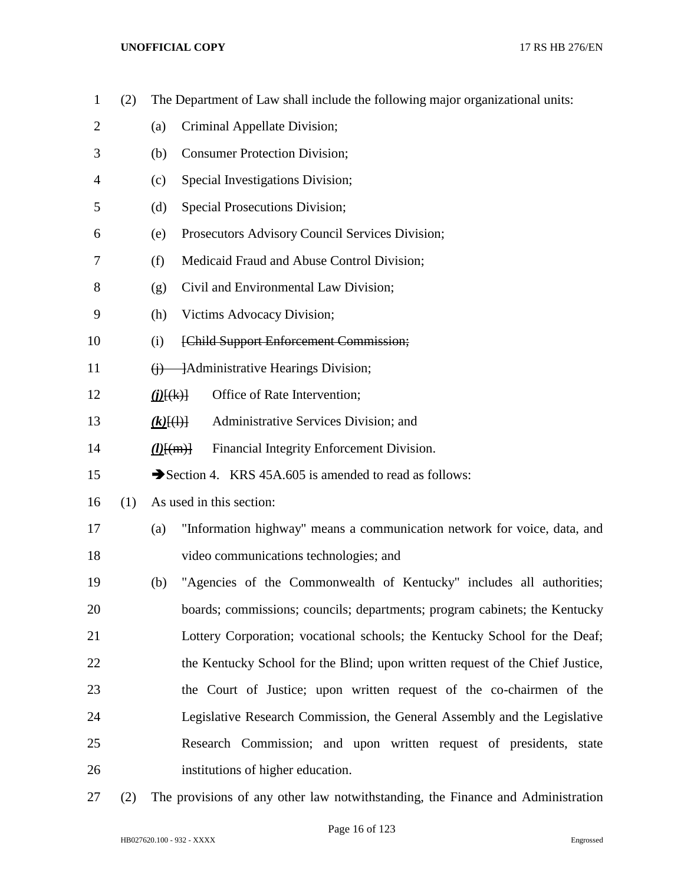(2) The Department of Law shall include the following major organizational units:

(a) Criminal Appellate Division;

(b) Consumer Protection Division;

(c) Special Investigations Division;

(d) Special Prosecutions Division;

(e) Prosecutors Advisory Council Services Division;

(f) Medicaid Fraud and Abuse Control Division;

(g) Civil and Environmental Law Division;

(h) Victims Advocacy Division;

(i) ~~[Child Support Enforcement Commission;~~

~~(j) ]~~Administrative Hearings Division;

***(j)***~~[(k)]~~ Office of Rate Intervention;

***(k)***~~[(l)]~~ Administrative Services Division; and

***(l)***~~[(m)]~~ Financial Integrity Enforcement Division.

➔Section 4. KRS 45A.605 is amended to read as follows:

(1) As used in this section:

(a) "Information highway" means a communication network for voice, data, and video communications technologies; and

(b) "Agencies of the Commonwealth of Kentucky" includes all authorities; boards; commissions; councils; departments; program cabinets; the Kentucky Lottery Corporation; vocational schools; the Kentucky School for the Deaf; the Kentucky School for the Blind; upon written request of the Chief Justice, the Court of Justice; upon written request of the co-chairmen of the Legislative Research Commission, the General Assembly and the Legislative Research Commission; and upon written request of presidents, state institutions of higher education.

(2) The provisions of any other law notwithstanding, the Finance and Administration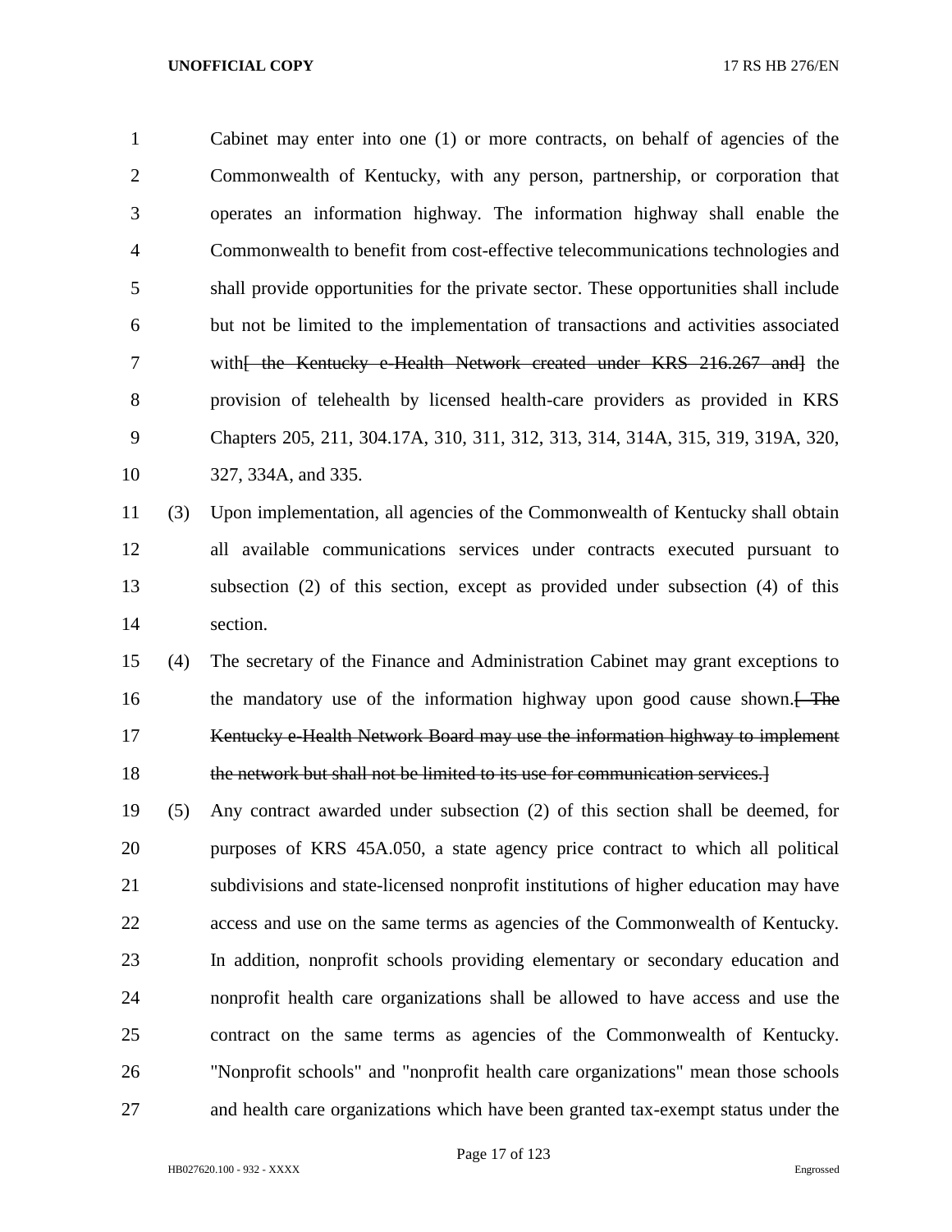Cabinet may enter into one (1) or more contracts, on behalf of agencies of the Commonwealth of Kentucky, with any person, partnership, or corporation that operates an information highway. The information highway shall enable the Commonwealth to benefit from cost-effective telecommunications technologies and shall provide opportunities for the private sector. These opportunities shall include but not be limited to the implementation of transactions and activities associated with~~[ the Kentucky e-Health Network created under KRS 216.267 and]~~ the provision of telehealth by licensed health-care providers as provided in KRS Chapters 205, 211, 304.17A, 310, 311, 312, 313, 314, 314A, 315, 319, 319A, 320, 327, 334A, and 335.

(3) Upon implementation, all agencies of the Commonwealth of Kentucky shall obtain all available communications services under contracts executed pursuant to subsection (2) of this section, except as provided under subsection (4) of this section.

(4) The secretary of the Finance and Administration Cabinet may grant exceptions to the mandatory use of the information highway upon good cause shown.~~[ The Kentucky e-Health Network Board may use the information highway to implement the network but shall not be limited to its use for communication services.]~~

(5) Any contract awarded under subsection (2) of this section shall be deemed, for purposes of KRS 45A.050, a state agency price contract to which all political subdivisions and state-licensed nonprofit institutions of higher education may have access and use on the same terms as agencies of the Commonwealth of Kentucky. In addition, nonprofit schools providing elementary or secondary education and nonprofit health care organizations shall be allowed to have access and use the contract on the same terms as agencies of the Commonwealth of Kentucky. "Nonprofit schools" and "nonprofit health care organizations" mean those schools and health care organizations which have been granted tax-exempt status under the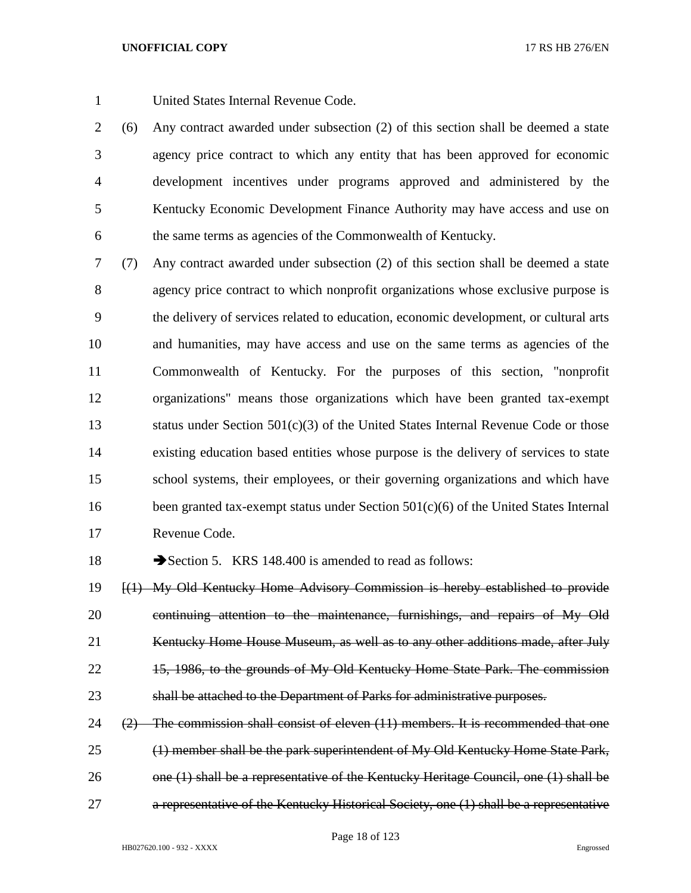United States Internal Revenue Code.

(6) Any contract awarded under subsection (2) of this section shall be deemed a state agency price contract to which any entity that has been approved for economic development incentives under programs approved and administered by the Kentucky Economic Development Finance Authority may have access and use on the same terms as agencies of the Commonwealth of Kentucky.

(7) Any contract awarded under subsection (2) of this section shall be deemed a state agency price contract to which nonprofit organizations whose exclusive purpose is the delivery of services related to education, economic development, or cultural arts and humanities, may have access and use on the same terms as agencies of the Commonwealth of Kentucky. For the purposes of this section, "nonprofit organizations" means those organizations which have been granted tax-exempt status under Section 501(c)(3) of the United States Internal Revenue Code or those existing education based entities whose purpose is the delivery of services to state school systems, their employees, or their governing organizations and which have been granted tax-exempt status under Section 501(c)(6) of the United States Internal Revenue Code.

➔Section 5. KRS 148.400 is amended to read as follows:

~~[(1) My Old Kentucky Home Advisory Commission is hereby established to provide continuing attention to the maintenance, furnishings, and repairs of My Old Kentucky Home House Museum, as well as to any other additions made, after July 15, 1986, to the grounds of My Old Kentucky Home State Park. The commission shall be attached to the Department of Parks for administrative purposes.~~

~~(2) The commission shall consist of eleven (11) members. It is recommended that one (1) member shall be the park superintendent of My Old Kentucky Home State Park, one (1) shall be a representative of the Kentucky Heritage Council, one (1) shall be a representative of the Kentucky Historical Society, one (1) shall be a representative~~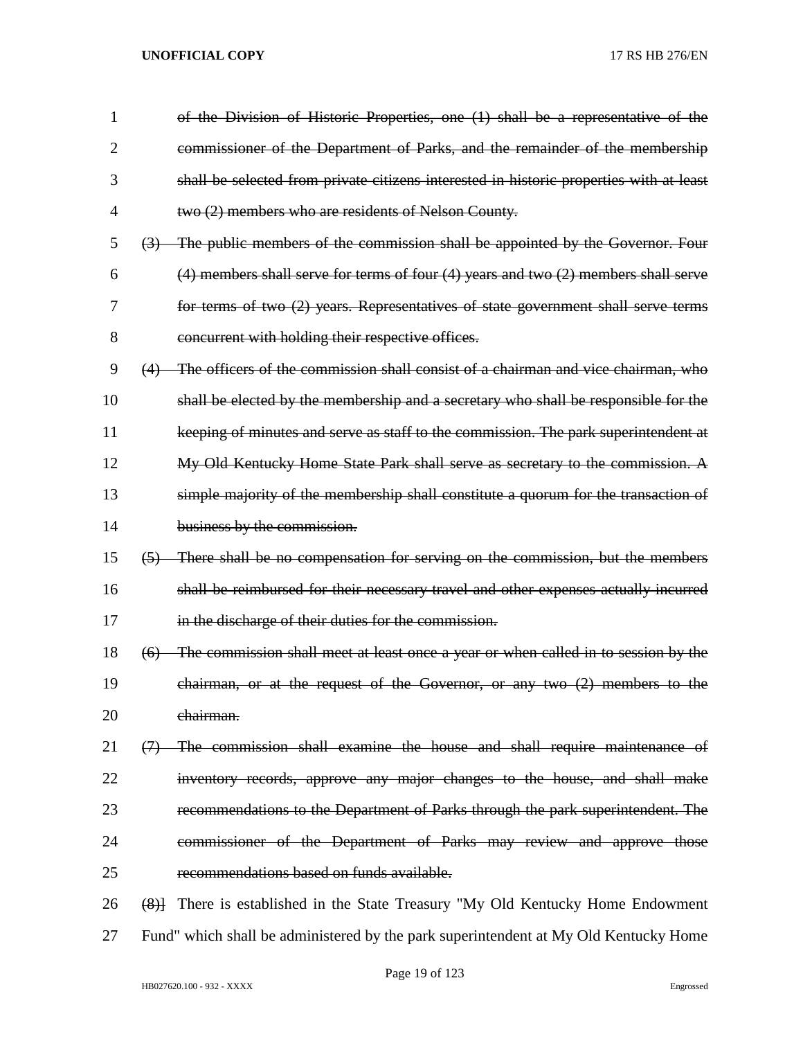~~of the Division of Historic Properties, one (1) shall be a representative of the commissioner of the Department of Parks, and the remainder of the membership shall be selected from private citizens interested in historic properties with at least two (2) members who are residents of Nelson County.~~

~~(3) The public members of the commission shall be appointed by the Governor. Four (4) members shall serve for terms of four (4) years and two (2) members shall serve for terms of two (2) years. Representatives of state government shall serve terms concurrent with holding their respective offices.~~

~~(4) The officers of the commission shall consist of a chairman and vice chairman, who shall be elected by the membership and a secretary who shall be responsible for the keeping of minutes and serve as staff to the commission. The park superintendent at My Old Kentucky Home State Park shall serve as secretary to the commission. A simple majority of the membership shall constitute a quorum for the transaction of business by the commission.~~

~~(5) There shall be no compensation for serving on the commission, but the members shall be reimbursed for their necessary travel and other expenses actually incurred in the discharge of their duties for the commission.~~

~~(6) The commission shall meet at least once a year or when called in to session by the chairman, or at the request of the Governor, or any two (2) members to the chairman.~~

~~(7) The commission shall examine the house and shall require maintenance of inventory records, approve any major changes to the house, and shall make recommendations to the Department of Parks through the park superintendent. The commissioner of the Department of Parks may review and approve those recommendations based on funds available.~~

~~(8)~~] There is established in the State Treasury "My Old Kentucky Home Endowment Fund" which shall be administered by the park superintendent at My Old Kentucky Home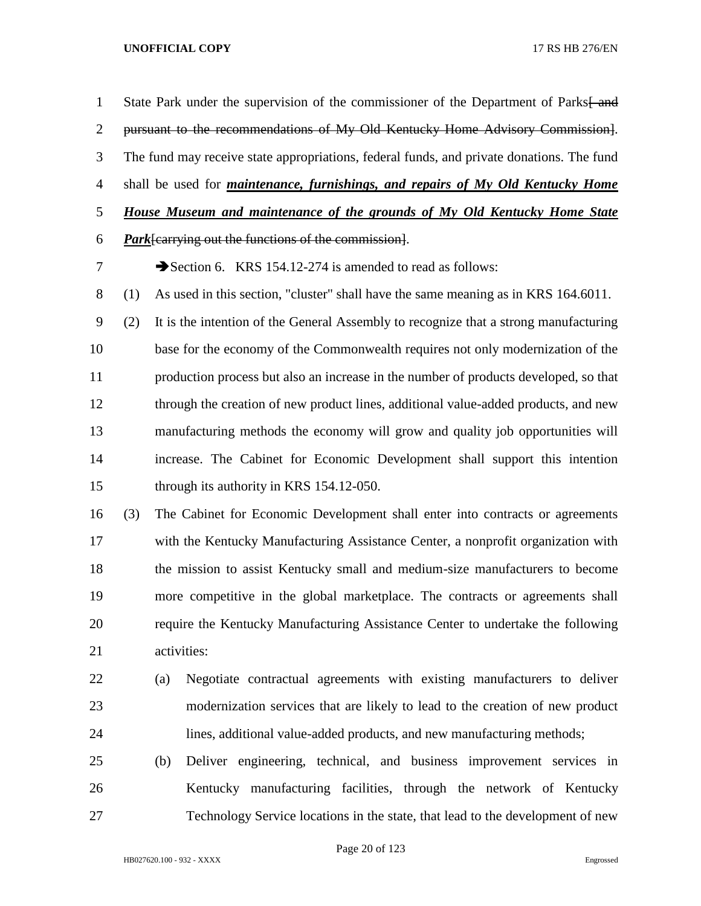State Park under the supervision of the commissioner of the Department of Parks[ and pursuant to the recommendations of My Old Kentucky Home Advisory Commission]. The fund may receive state appropriations, federal funds, and private donations. The fund shall be used for ***maintenance, furnishings, and repairs of My Old Kentucky Home House Museum and maintenance of the grounds of My Old Kentucky Home State Park***[carrying out the functions of the commission].

➔Section 6. KRS 154.12-274 is amended to read as follows:

(1) As used in this section, "cluster" shall have the same meaning as in KRS 164.6011.

(2) It is the intention of the General Assembly to recognize that a strong manufacturing base for the economy of the Commonwealth requires not only modernization of the production process but also an increase in the number of products developed, so that through the creation of new product lines, additional value-added products, and new manufacturing methods the economy will grow and quality job opportunities will increase. The Cabinet for Economic Development shall support this intention through its authority in KRS 154.12-050.

(3) The Cabinet for Economic Development shall enter into contracts or agreements with the Kentucky Manufacturing Assistance Center, a nonprofit organization with the mission to assist Kentucky small and medium-size manufacturers to become more competitive in the global marketplace. The contracts or agreements shall require the Kentucky Manufacturing Assistance Center to undertake the following activities:

  (a) Negotiate contractual agreements with existing manufacturers to deliver modernization services that are likely to lead to the creation of new product lines, additional value-added products, and new manufacturing methods;

  (b) Deliver engineering, technical, and business improvement services in Kentucky manufacturing facilities, through the network of Kentucky Technology Service locations in the state, that lead to the development of new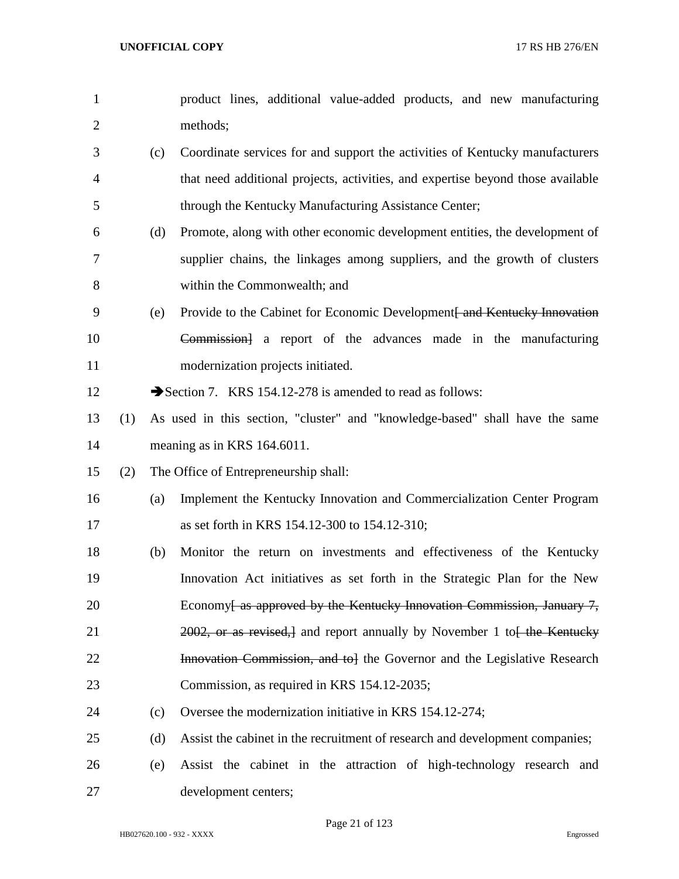product lines, additional value-added products, and new manufacturing methods;

(c) Coordinate services for and support the activities of Kentucky manufacturers that need additional projects, activities, and expertise beyond those available through the Kentucky Manufacturing Assistance Center;

(d) Promote, along with other economic development entities, the development of supplier chains, the linkages among suppliers, and the growth of clusters within the Commonwealth; and

(e) Provide to the Cabinet for Economic Development~~[ and Kentucky Innovation Commission]~~ a report of the advances made in the manufacturing modernization projects initiated.

➔Section 7. KRS 154.12-278 is amended to read as follows:

(1) As used in this section, "cluster" and "knowledge-based" shall have the same meaning as in KRS 164.6011.

(2) The Office of Entrepreneurship shall:

(a) Implement the Kentucky Innovation and Commercialization Center Program as set forth in KRS 154.12-300 to 154.12-310;

(b) Monitor the return on investments and effectiveness of the Kentucky Innovation Act initiatives as set forth in the Strategic Plan for the New Economy~~[ as approved by the Kentucky Innovation Commission, January 7, 2002, or as revised,]~~ and report annually by November 1 to~~[ the Kentucky Innovation Commission, and to]~~ the Governor and the Legislative Research Commission, as required in KRS 154.12-2035;

(c) Oversee the modernization initiative in KRS 154.12-274;

(d) Assist the cabinet in the recruitment of research and development companies;

(e) Assist the cabinet in the attraction of high-technology research and development centers;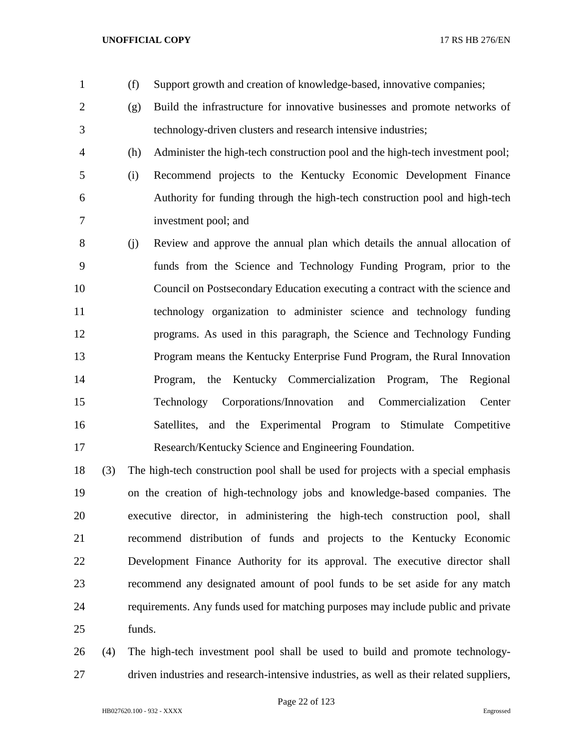(f) Support growth and creation of knowledge-based, innovative companies;

(g) Build the infrastructure for innovative businesses and promote networks of technology-driven clusters and research intensive industries;

(h) Administer the high-tech construction pool and the high-tech investment pool;

(i) Recommend projects to the Kentucky Economic Development Finance Authority for funding through the high-tech construction pool and high-tech investment pool; and

(j) Review and approve the annual plan which details the annual allocation of funds from the Science and Technology Funding Program, prior to the Council on Postsecondary Education executing a contract with the science and technology organization to administer science and technology funding programs. As used in this paragraph, the Science and Technology Funding Program means the Kentucky Enterprise Fund Program, the Rural Innovation Program, the Kentucky Commercialization Program, The Regional Technology Corporations/Innovation and Commercialization Center Satellites, and the Experimental Program to Stimulate Competitive Research/Kentucky Science and Engineering Foundation.

(3) The high-tech construction pool shall be used for projects with a special emphasis on the creation of high-technology jobs and knowledge-based companies. The executive director, in administering the high-tech construction pool, shall recommend distribution of funds and projects to the Kentucky Economic Development Finance Authority for its approval. The executive director shall recommend any designated amount of pool funds to be set aside for any match requirements. Any funds used for matching purposes may include public and private funds.

(4) The high-tech investment pool shall be used to build and promote technology-driven industries and research-intensive industries, as well as their related suppliers,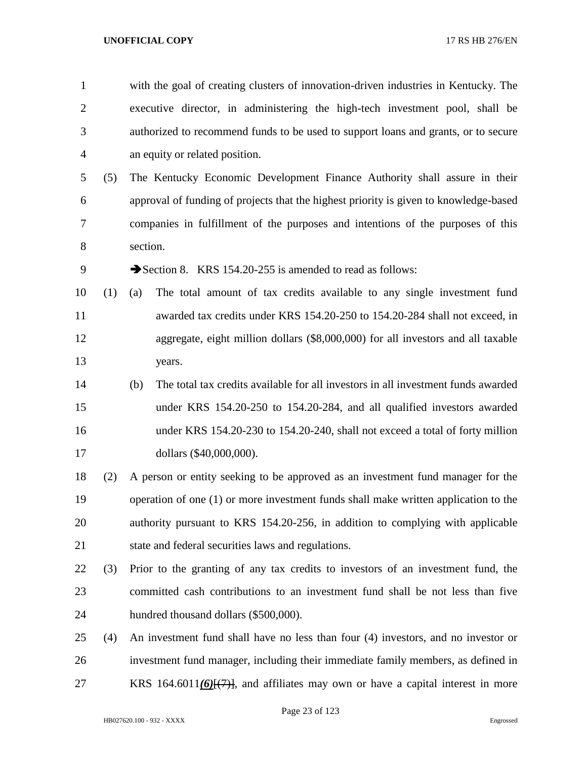with the goal of creating clusters of innovation-driven industries in Kentucky. The executive director, in administering the high-tech investment pool, shall be authorized to recommend funds to be used to support loans and grants, or to secure an equity or related position.

(5) The Kentucky Economic Development Finance Authority shall assure in their approval of funding of projects that the highest priority is given to knowledge-based companies in fulfillment of the purposes and intentions of the purposes of this section.

➔Section 8. KRS 154.20-255 is amended to read as follows:

(1) (a) The total amount of tax credits available to any single investment fund awarded tax credits under KRS 154.20-250 to 154.20-284 shall not exceed, in aggregate, eight million dollars ($8,000,000) for all investors and all taxable years.

(b) The total tax credits available for all investors in all investment funds awarded under KRS 154.20-250 to 154.20-284, and all qualified investors awarded under KRS 154.20-230 to 154.20-240, shall not exceed a total of forty million dollars ($40,000,000).

(2) A person or entity seeking to be approved as an investment fund manager for the operation of one (1) or more investment funds shall make written application to the authority pursuant to KRS 154.20-256, in addition to complying with applicable state and federal securities laws and regulations.

(3) Prior to the granting of any tax credits to investors of an investment fund, the committed cash contributions to an investment fund shall be not less than five hundred thousand dollars ($500,000).

(4) An investment fund shall have no less than four (4) investors, and no investor or investment fund manager, including their immediate family members, as defined in KRS 164.6011***(6)***[~~(7)~~], and affiliates may own or have a capital interest in more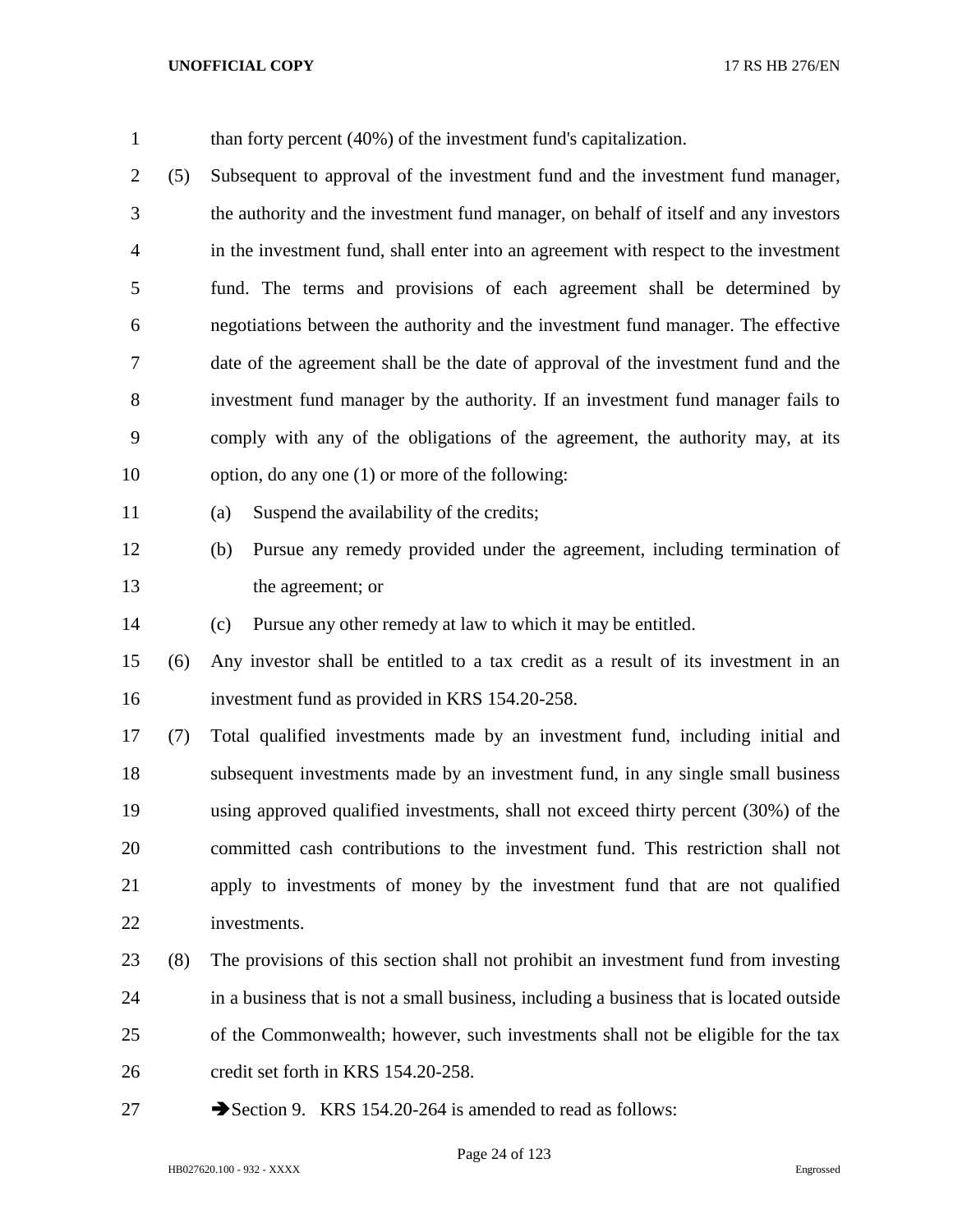than forty percent (40%) of the investment fund's capitalization.

(5) Subsequent to approval of the investment fund and the investment fund manager, the authority and the investment fund manager, on behalf of itself and any investors in the investment fund, shall enter into an agreement with respect to the investment fund. The terms and provisions of each agreement shall be determined by negotiations between the authority and the investment fund manager. The effective date of the agreement shall be the date of approval of the investment fund and the investment fund manager by the authority. If an investment fund manager fails to comply with any of the obligations of the agreement, the authority may, at its option, do any one (1) or more of the following:

(a) Suspend the availability of the credits;

(b) Pursue any remedy provided under the agreement, including termination of the agreement; or

(c) Pursue any other remedy at law to which it may be entitled.

(6) Any investor shall be entitled to a tax credit as a result of its investment in an investment fund as provided in KRS 154.20-258.

(7) Total qualified investments made by an investment fund, including initial and subsequent investments made by an investment fund, in any single small business using approved qualified investments, shall not exceed thirty percent (30%) of the committed cash contributions to the investment fund. This restriction shall not apply to investments of money by the investment fund that are not qualified investments.

(8) The provisions of this section shall not prohibit an investment fund from investing in a business that is not a small business, including a business that is located outside of the Commonwealth; however, such investments shall not be eligible for the tax credit set forth in KRS 154.20-258.

➔Section 9. KRS 154.20-264 is amended to read as follows: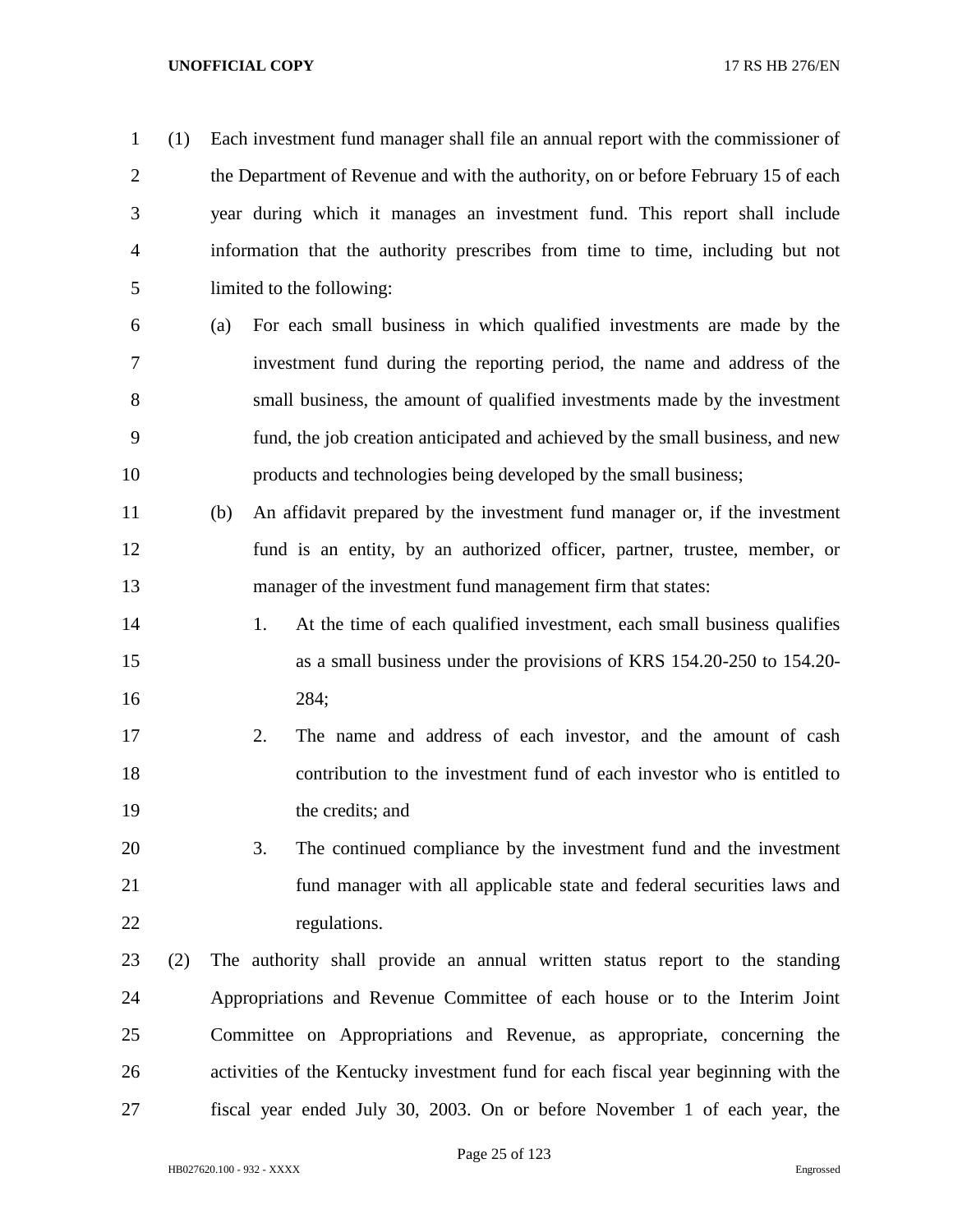(1) Each investment fund manager shall file an annual report with the commissioner of the Department of Revenue and with the authority, on or before February 15 of each year during which it manages an investment fund. This report shall include information that the authority prescribes from time to time, including but not limited to the following:

  (a) For each small business in which qualified investments are made by the investment fund during the reporting period, the name and address of the small business, the amount of qualified investments made by the investment fund, the job creation anticipated and achieved by the small business, and new products and technologies being developed by the small business;

  (b) An affidavit prepared by the investment fund manager or, if the investment fund is an entity, by an authorized officer, partner, trustee, member, or manager of the investment fund management firm that states:

    1. At the time of each qualified investment, each small business qualifies as a small business under the provisions of KRS 154.20-250 to 154.20-284;

    2. The name and address of each investor, and the amount of cash contribution to the investment fund of each investor who is entitled to the credits; and

    3. The continued compliance by the investment fund and the investment fund manager with all applicable state and federal securities laws and regulations.

(2) The authority shall provide an annual written status report to the standing Appropriations and Revenue Committee of each house or to the Interim Joint Committee on Appropriations and Revenue, as appropriate, concerning the activities of the Kentucky investment fund for each fiscal year beginning with the fiscal year ended July 30, 2003. On or before November 1 of each year, the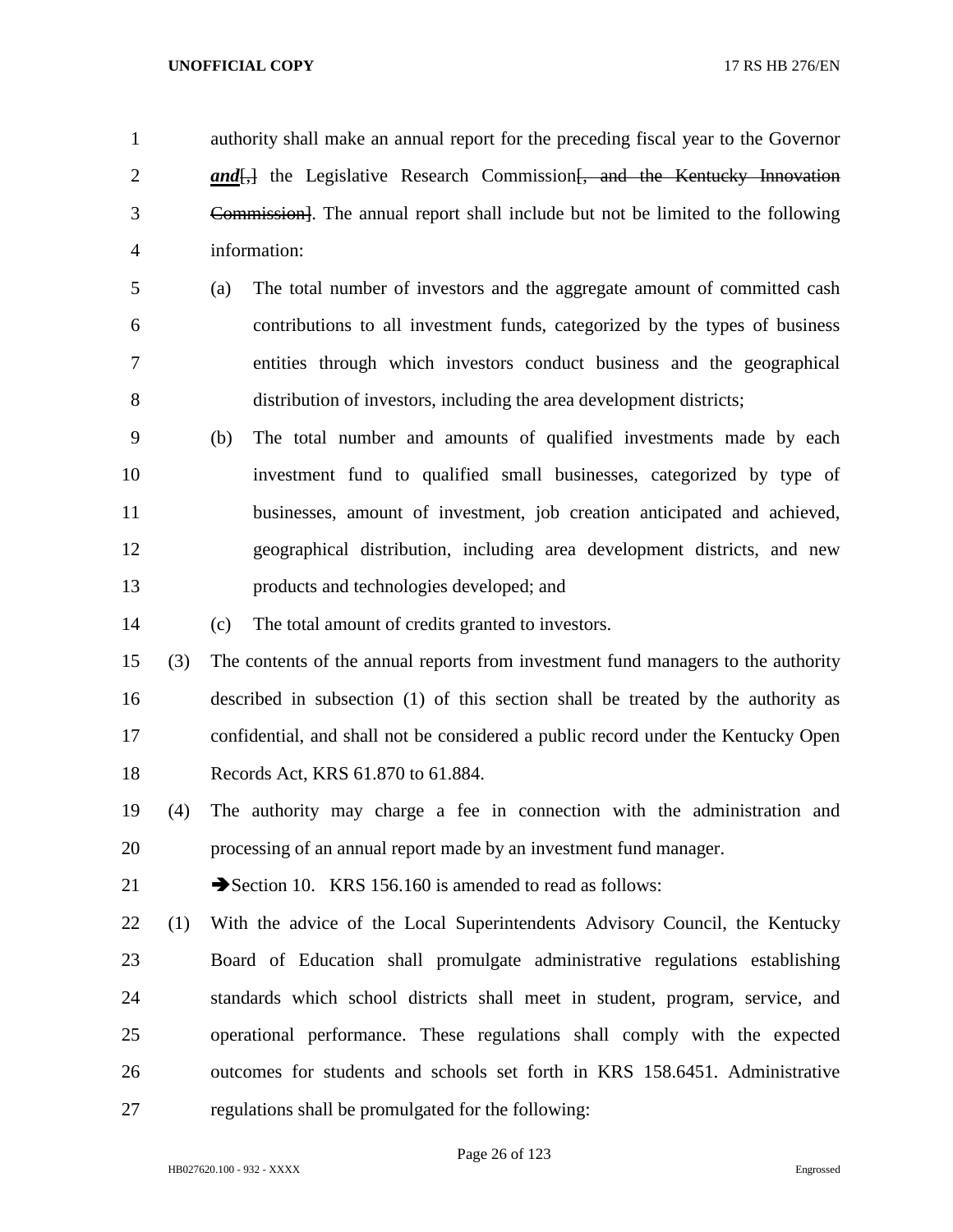authority shall make an annual report for the preceding fiscal year to the Governor ***and***[,] the Legislative Research Commission~~[, and the Kentucky Innovation Commission]~~. The annual report shall include but not be limited to the following information:

(a) The total number of investors and the aggregate amount of committed cash contributions to all investment funds, categorized by the types of business entities through which investors conduct business and the geographical distribution of investors, including the area development districts;

(b) The total number and amounts of qualified investments made by each investment fund to qualified small businesses, categorized by type of businesses, amount of investment, job creation anticipated and achieved, geographical distribution, including area development districts, and new products and technologies developed; and

(c) The total amount of credits granted to investors.

(3) The contents of the annual reports from investment fund managers to the authority described in subsection (1) of this section shall be treated by the authority as confidential, and shall not be considered a public record under the Kentucky Open Records Act, KRS 61.870 to 61.884.

(4) The authority may charge a fee in connection with the administration and processing of an annual report made by an investment fund manager.

➔Section 10. KRS 156.160 is amended to read as follows:

(1) With the advice of the Local Superintendents Advisory Council, the Kentucky Board of Education shall promulgate administrative regulations establishing standards which school districts shall meet in student, program, service, and operational performance. These regulations shall comply with the expected outcomes for students and schools set forth in KRS 158.6451. Administrative regulations shall be promulgated for the following: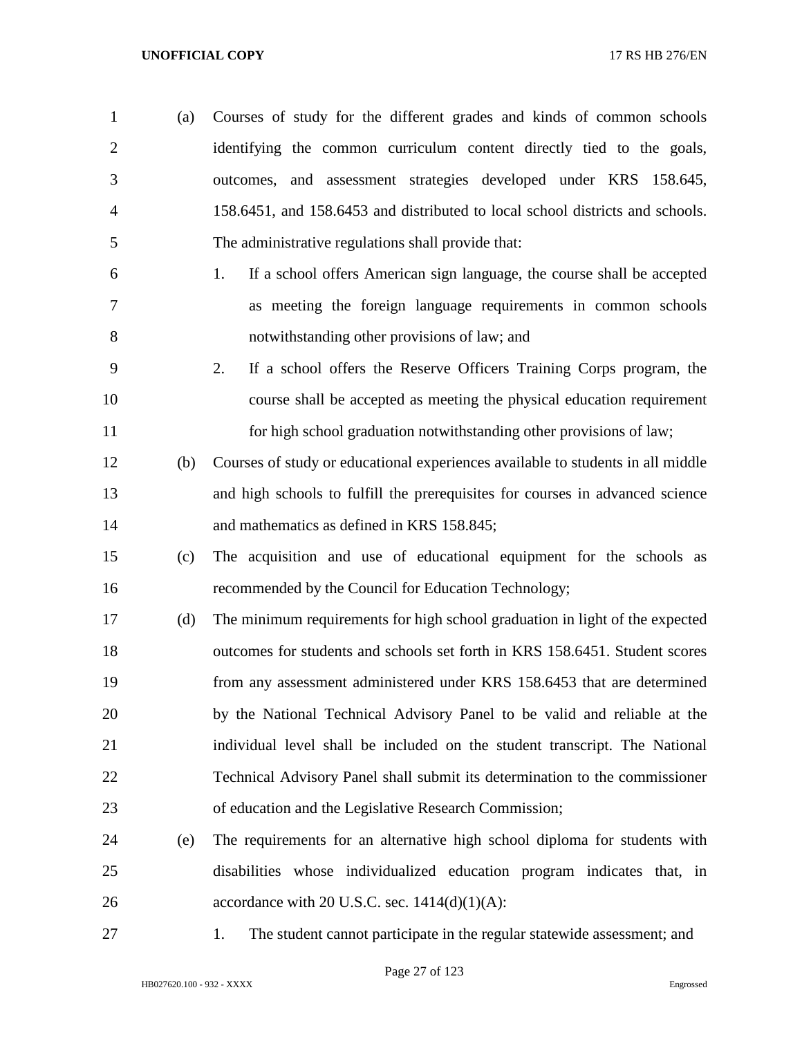(a) Courses of study for the different grades and kinds of common schools identifying the common curriculum content directly tied to the goals, outcomes, and assessment strategies developed under KRS 158.645, 158.6451, and 158.6453 and distributed to local school districts and schools. The administrative regulations shall provide that:

1. If a school offers American sign language, the course shall be accepted as meeting the foreign language requirements in common schools notwithstanding other provisions of law; and
2. If a school offers the Reserve Officers Training Corps program, the course shall be accepted as meeting the physical education requirement for high school graduation notwithstanding other provisions of law;

(b) Courses of study or educational experiences available to students in all middle and high schools to fulfill the prerequisites for courses in advanced science and mathematics as defined in KRS 158.845;

(c) The acquisition and use of educational equipment for the schools as recommended by the Council for Education Technology;

(d) The minimum requirements for high school graduation in light of the expected outcomes for students and schools set forth in KRS 158.6451. Student scores from any assessment administered under KRS 158.6453 that are determined by the National Technical Advisory Panel to be valid and reliable at the individual level shall be included on the student transcript. The National Technical Advisory Panel shall submit its determination to the commissioner of education and the Legislative Research Commission;

(e) The requirements for an alternative high school diploma for students with disabilities whose individualized education program indicates that, in accordance with 20 U.S.C. sec. 1414(d)(1)(A):

1. The student cannot participate in the regular statewide assessment; and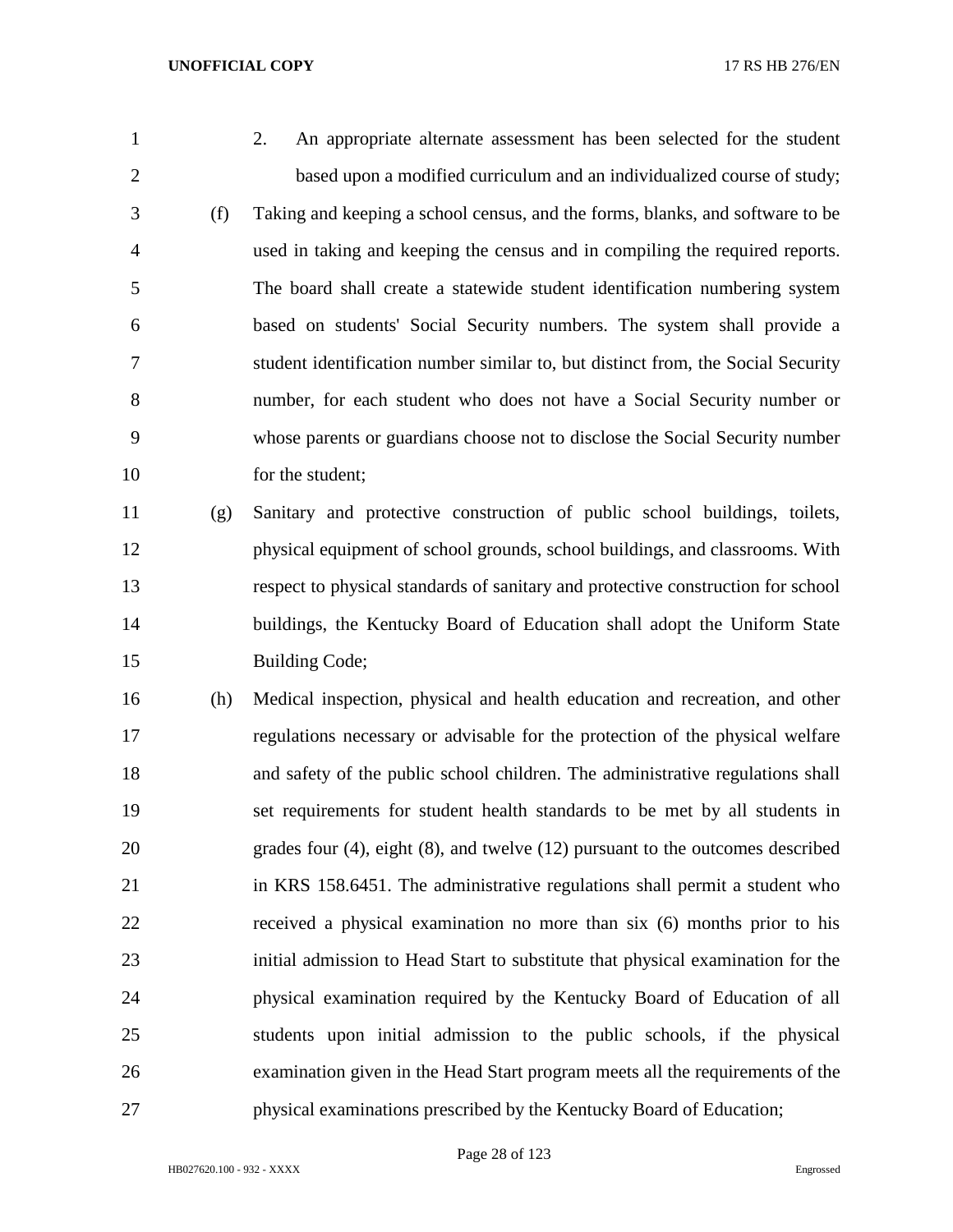2. An appropriate alternate assessment has been selected for the student based upon a modified curriculum and an individualized course of study;

(f) Taking and keeping a school census, and the forms, blanks, and software to be used in taking and keeping the census and in compiling the required reports. The board shall create a statewide student identification numbering system based on students' Social Security numbers. The system shall provide a student identification number similar to, but distinct from, the Social Security number, for each student who does not have a Social Security number or whose parents or guardians choose not to disclose the Social Security number for the student;

(g) Sanitary and protective construction of public school buildings, toilets, physical equipment of school grounds, school buildings, and classrooms. With respect to physical standards of sanitary and protective construction for school buildings, the Kentucky Board of Education shall adopt the Uniform State Building Code;

(h) Medical inspection, physical and health education and recreation, and other regulations necessary or advisable for the protection of the physical welfare and safety of the public school children. The administrative regulations shall set requirements for student health standards to be met by all students in grades four (4), eight (8), and twelve (12) pursuant to the outcomes described in KRS 158.6451. The administrative regulations shall permit a student who received a physical examination no more than six (6) months prior to his initial admission to Head Start to substitute that physical examination for the physical examination required by the Kentucky Board of Education of all students upon initial admission to the public schools, if the physical examination given in the Head Start program meets all the requirements of the physical examinations prescribed by the Kentucky Board of Education;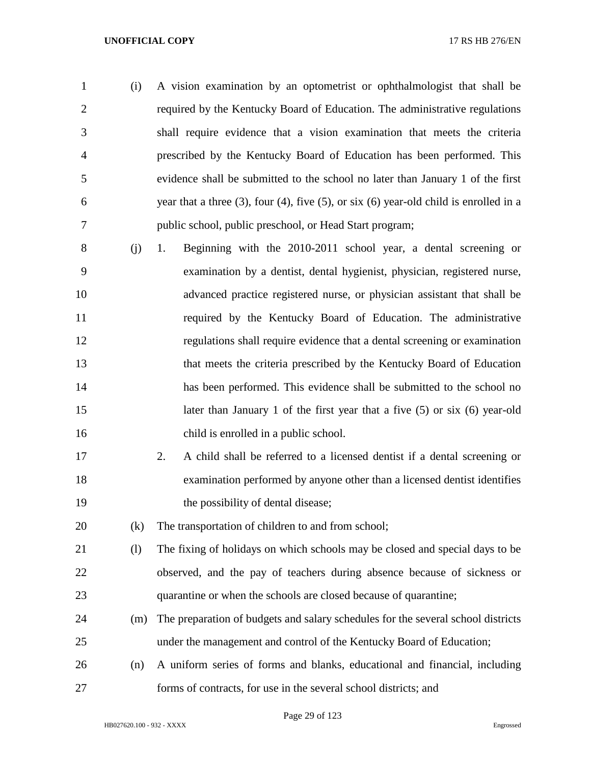(i) A vision examination by an optometrist or ophthalmologist that shall be required by the Kentucky Board of Education. The administrative regulations shall require evidence that a vision examination that meets the criteria prescribed by the Kentucky Board of Education has been performed. This evidence shall be submitted to the school no later than January 1 of the first year that a three (3), four (4), five (5), or six (6) year-old child is enrolled in a public school, public preschool, or Head Start program;

(j) 1. Beginning with the 2010-2011 school year, a dental screening or examination by a dentist, dental hygienist, physician, registered nurse, advanced practice registered nurse, or physician assistant that shall be required by the Kentucky Board of Education. The administrative regulations shall require evidence that a dental screening or examination that meets the criteria prescribed by the Kentucky Board of Education has been performed. This evidence shall be submitted to the school no later than January 1 of the first year that a five (5) or six (6) year-old child is enrolled in a public school.

2. A child shall be referred to a licensed dentist if a dental screening or examination performed by anyone other than a licensed dentist identifies the possibility of dental disease;

(k) The transportation of children to and from school;

(l) The fixing of holidays on which schools may be closed and special days to be observed, and the pay of teachers during absence because of sickness or quarantine or when the schools are closed because of quarantine;

(m) The preparation of budgets and salary schedules for the several school districts under the management and control of the Kentucky Board of Education;

(n) A uniform series of forms and blanks, educational and financial, including forms of contracts, for use in the several school districts; and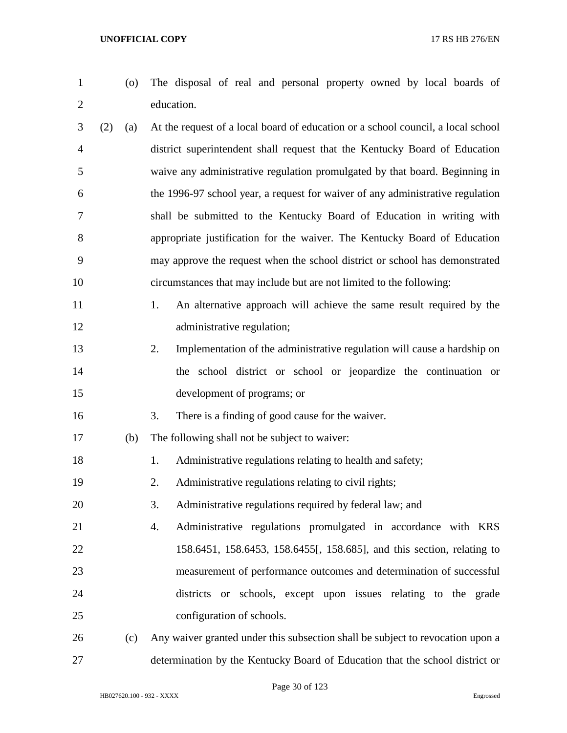(o) The disposal of real and personal property owned by local boards of education.

(2) (a) At the request of a local board of education or a school council, a local school district superintendent shall request that the Kentucky Board of Education waive any administrative regulation promulgated by that board. Beginning in the 1996-97 school year, a request for waiver of any administrative regulation shall be submitted to the Kentucky Board of Education in writing with appropriate justification for the waiver. The Kentucky Board of Education may approve the request when the school district or school has demonstrated circumstances that may include but are not limited to the following:

1. An alternative approach will achieve the same result required by the administrative regulation;
2. Implementation of the administrative regulation will cause a hardship on the school district or school or jeopardize the continuation or development of programs; or
3. There is a finding of good cause for the waiver.

(b) The following shall not be subject to waiver:

1. Administrative regulations relating to health and safety;
2. Administrative regulations relating to civil rights;
3. Administrative regulations required by federal law; and
4. Administrative regulations promulgated in accordance with KRS 158.6451, 158.6453, 158.6455~~[, 158.685]~~, and this section, relating to measurement of performance outcomes and determination of successful districts or schools, except upon issues relating to the grade configuration of schools.

(c) Any waiver granted under this subsection shall be subject to revocation upon a determination by the Kentucky Board of Education that the school district or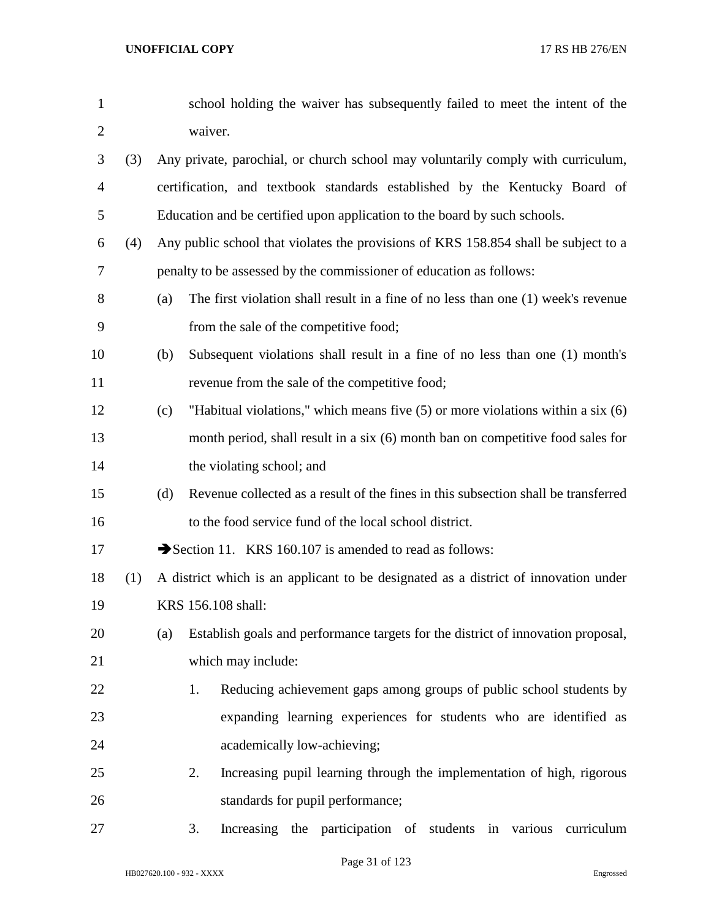school holding the waiver has subsequently failed to meet the intent of the waiver.

(3) Any private, parochial, or church school may voluntarily comply with curriculum, certification, and textbook standards established by the Kentucky Board of Education and be certified upon application to the board by such schools.

(4) Any public school that violates the provisions of KRS 158.854 shall be subject to a penalty to be assessed by the commissioner of education as follows:

(a) The first violation shall result in a fine of no less than one (1) week's revenue from the sale of the competitive food;

(b) Subsequent violations shall result in a fine of no less than one (1) month's revenue from the sale of the competitive food;

(c) "Habitual violations," which means five (5) or more violations within a six (6) month period, shall result in a six (6) month ban on competitive food sales for the violating school; and

(d) Revenue collected as a result of the fines in this subsection shall be transferred to the food service fund of the local school district.

➔Section 11. KRS 160.107 is amended to read as follows:

(1) A district which is an applicant to be designated as a district of innovation under KRS 156.108 shall:

(a) Establish goals and performance targets for the district of innovation proposal, which may include:

1. Reducing achievement gaps among groups of public school students by expanding learning experiences for students who are identified as academically low-achieving;

2. Increasing pupil learning through the implementation of high, rigorous standards for pupil performance;

3. Increasing the participation of students in various curriculum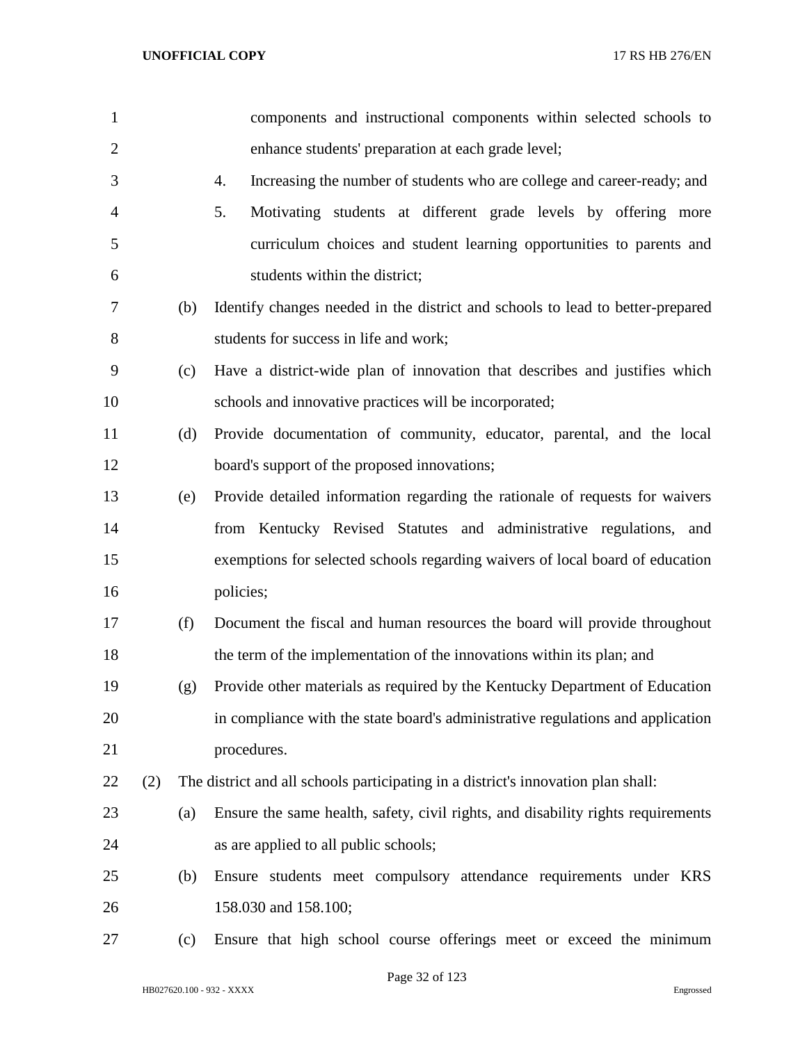components and instructional components within selected schools to enhance students' preparation at each grade level;

4. Increasing the number of students who are college and career-ready; and

5. Motivating students at different grade levels by offering more curriculum choices and student learning opportunities to parents and students within the district;

(b) Identify changes needed in the district and schools to lead to better-prepared students for success in life and work;

(c) Have a district-wide plan of innovation that describes and justifies which schools and innovative practices will be incorporated;

(d) Provide documentation of community, educator, parental, and the local board's support of the proposed innovations;

(e) Provide detailed information regarding the rationale of requests for waivers from Kentucky Revised Statutes and administrative regulations, and exemptions for selected schools regarding waivers of local board of education policies;

(f) Document the fiscal and human resources the board will provide throughout the term of the implementation of the innovations within its plan; and

(g) Provide other materials as required by the Kentucky Department of Education in compliance with the state board's administrative regulations and application procedures.

(2) The district and all schools participating in a district's innovation plan shall:

(a) Ensure the same health, safety, civil rights, and disability rights requirements as are applied to all public schools;

(b) Ensure students meet compulsory attendance requirements under KRS 158.030 and 158.100;

(c) Ensure that high school course offerings meet or exceed the minimum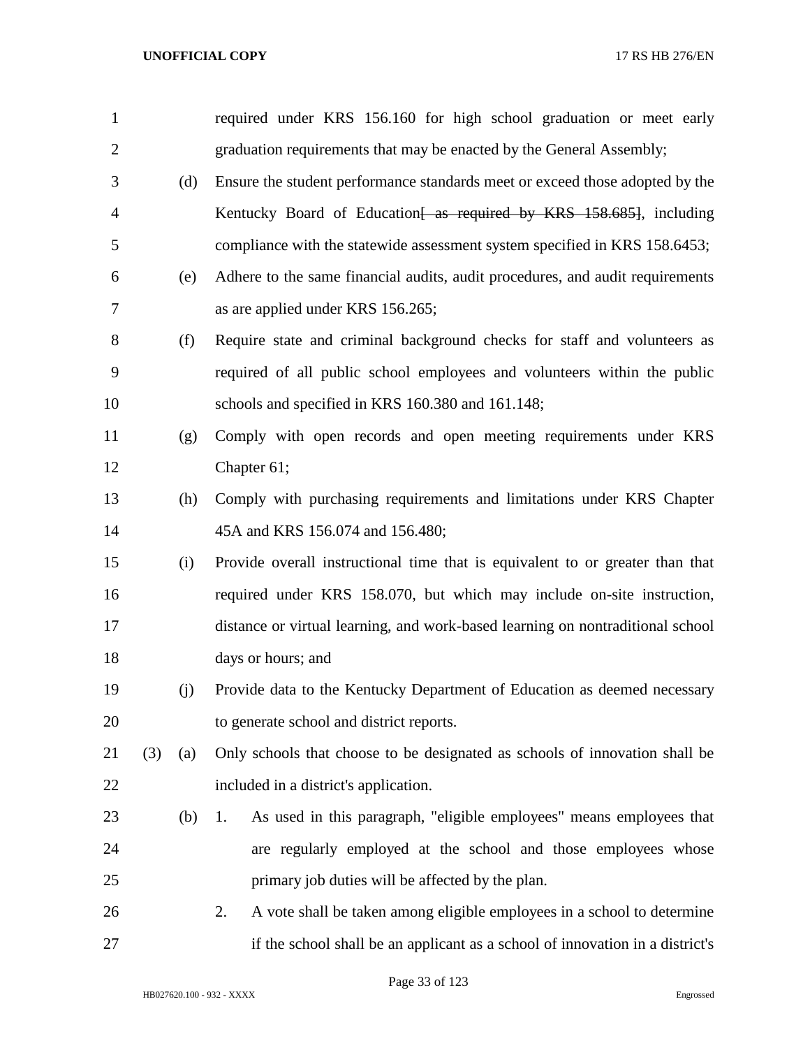required under KRS 156.160 for high school graduation or meet early graduation requirements that may be enacted by the General Assembly;

(d) Ensure the student performance standards meet or exceed those adopted by the Kentucky Board of Education~~[ as required by KRS 158.685]~~, including compliance with the statewide assessment system specified in KRS 158.6453;

(e) Adhere to the same financial audits, audit procedures, and audit requirements as are applied under KRS 156.265;

(f) Require state and criminal background checks for staff and volunteers as required of all public school employees and volunteers within the public schools and specified in KRS 160.380 and 161.148;

(g) Comply with open records and open meeting requirements under KRS Chapter 61;

(h) Comply with purchasing requirements and limitations under KRS Chapter 45A and KRS 156.074 and 156.480;

(i) Provide overall instructional time that is equivalent to or greater than that required under KRS 158.070, but which may include on-site instruction, distance or virtual learning, and work-based learning on nontraditional school days or hours; and

(j) Provide data to the Kentucky Department of Education as deemed necessary to generate school and district reports.

(3) (a) Only schools that choose to be designated as schools of innovation shall be included in a district's application.

(b) 1. As used in this paragraph, "eligible employees" means employees that are regularly employed at the school and those employees whose primary job duties will be affected by the plan.

2. A vote shall be taken among eligible employees in a school to determine if the school shall be an applicant as a school of innovation in a district's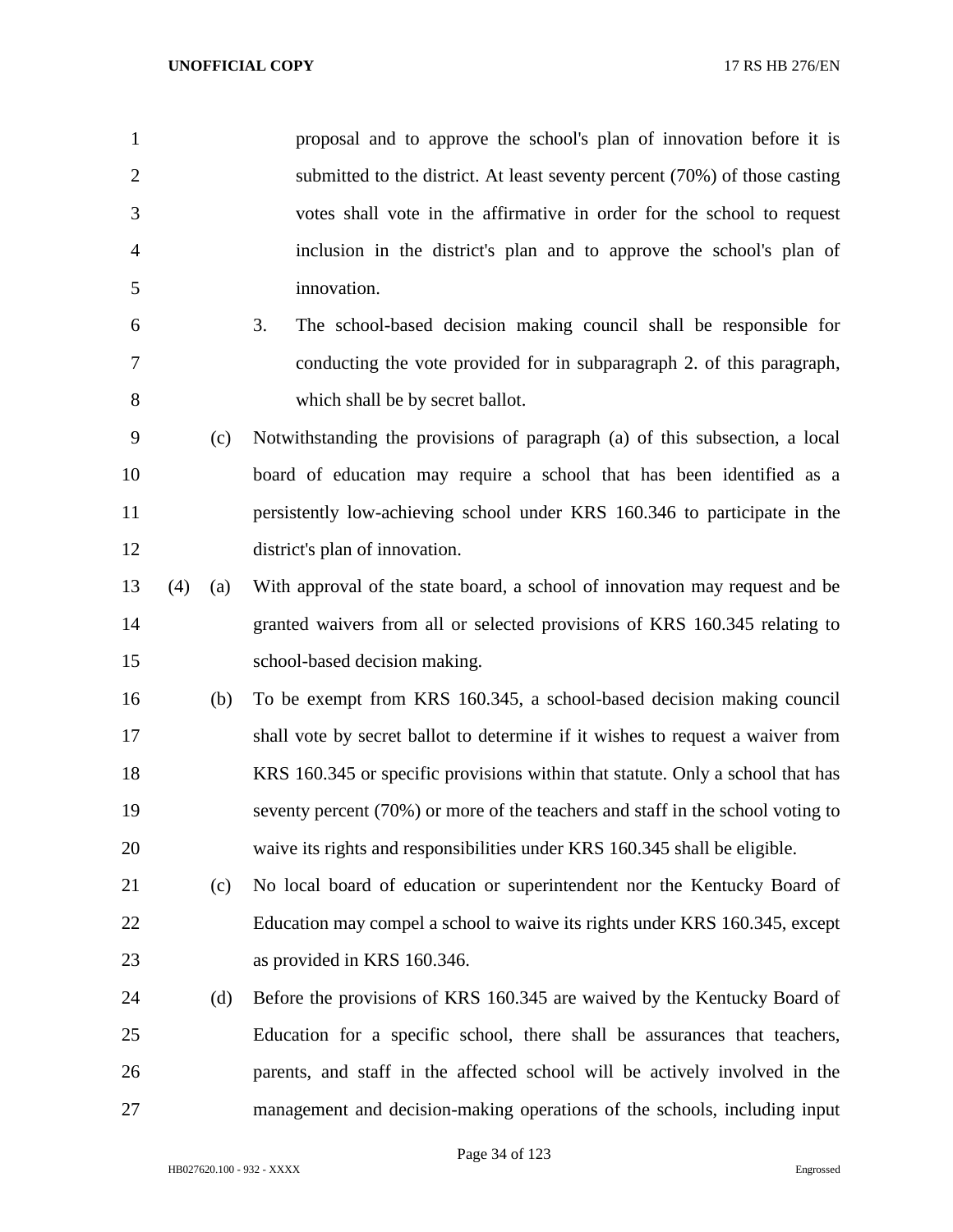proposal and to approve the school's plan of innovation before it is submitted to the district. At least seventy percent (70%) of those casting votes shall vote in the affirmative in order for the school to request inclusion in the district's plan and to approve the school's plan of innovation.

3. The school-based decision making council shall be responsible for conducting the vote provided for in subparagraph 2. of this paragraph, which shall be by secret ballot.

(c) Notwithstanding the provisions of paragraph (a) of this subsection, a local board of education may require a school that has been identified as a persistently low-achieving school under KRS 160.346 to participate in the district's plan of innovation.

(4) (a) With approval of the state board, a school of innovation may request and be granted waivers from all or selected provisions of KRS 160.345 relating to school-based decision making.

(b) To be exempt from KRS 160.345, a school-based decision making council shall vote by secret ballot to determine if it wishes to request a waiver from KRS 160.345 or specific provisions within that statute. Only a school that has seventy percent (70%) or more of the teachers and staff in the school voting to waive its rights and responsibilities under KRS 160.345 shall be eligible.

(c) No local board of education or superintendent nor the Kentucky Board of Education may compel a school to waive its rights under KRS 160.345, except as provided in KRS 160.346.

(d) Before the provisions of KRS 160.345 are waived by the Kentucky Board of Education for a specific school, there shall be assurances that teachers, parents, and staff in the affected school will be actively involved in the management and decision-making operations of the schools, including input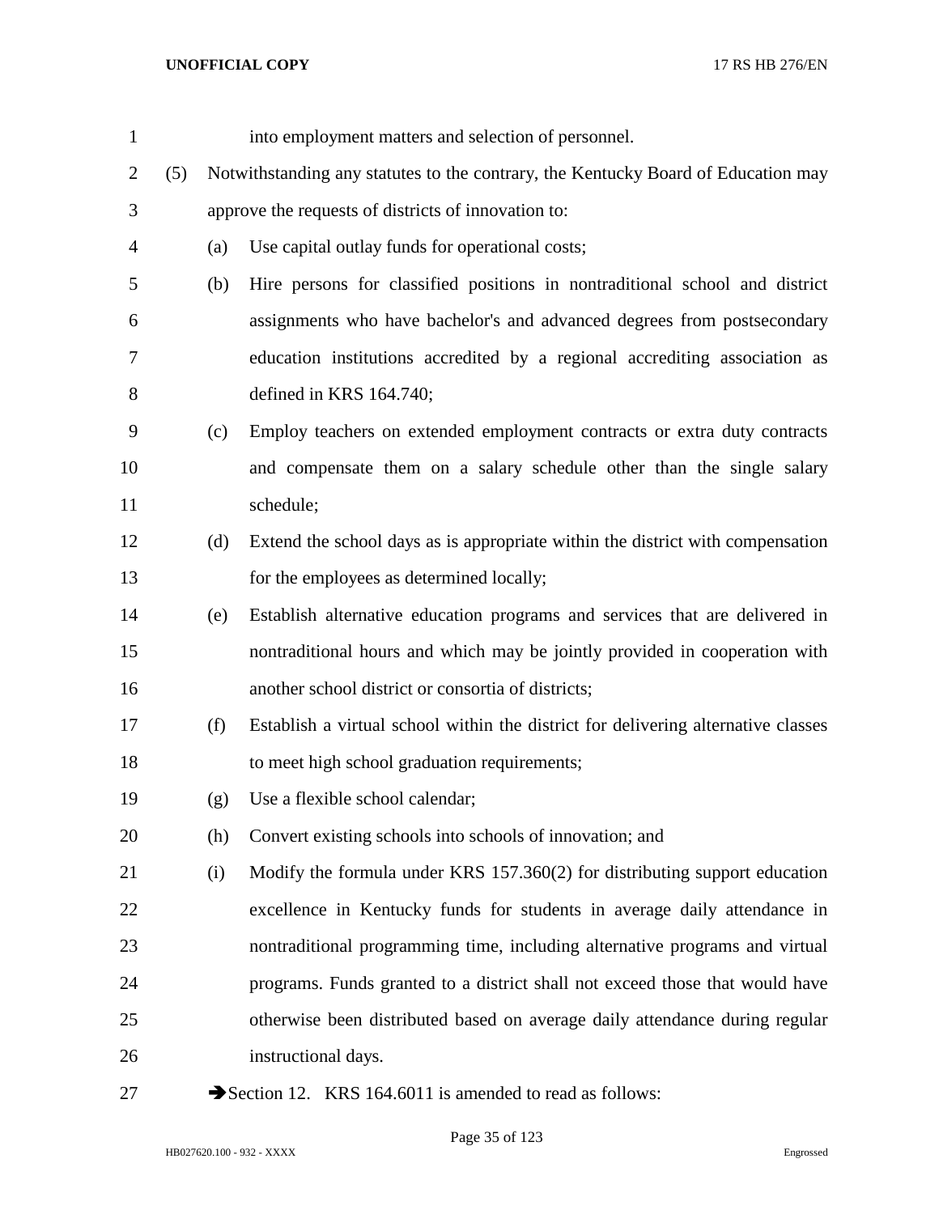into employment matters and selection of personnel.

(5) Notwithstanding any statutes to the contrary, the Kentucky Board of Education may approve the requests of districts of innovation to:

(a) Use capital outlay funds for operational costs;

(b) Hire persons for classified positions in nontraditional school and district assignments who have bachelor's and advanced degrees from postsecondary education institutions accredited by a regional accrediting association as defined in KRS 164.740;

(c) Employ teachers on extended employment contracts or extra duty contracts and compensate them on a salary schedule other than the single salary schedule;

(d) Extend the school days as is appropriate within the district with compensation for the employees as determined locally;

(e) Establish alternative education programs and services that are delivered in nontraditional hours and which may be jointly provided in cooperation with another school district or consortia of districts;

(f) Establish a virtual school within the district for delivering alternative classes to meet high school graduation requirements;

(g) Use a flexible school calendar;

(h) Convert existing schools into schools of innovation; and

(i) Modify the formula under KRS 157.360(2) for distributing support education excellence in Kentucky funds for students in average daily attendance in nontraditional programming time, including alternative programs and virtual programs. Funds granted to a district shall not exceed those that would have otherwise been distributed based on average daily attendance during regular instructional days.

➔Section 12. KRS 164.6011 is amended to read as follows: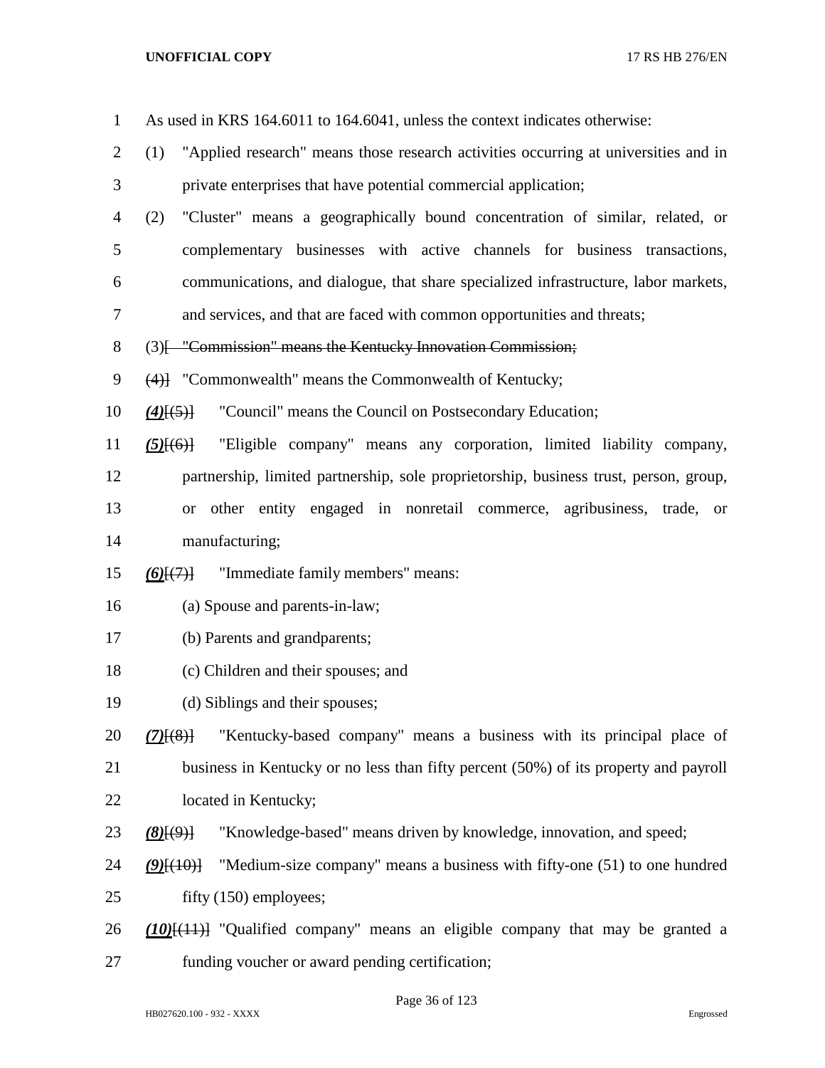As used in KRS 164.6011 to 164.6041, unless the context indicates otherwise:

(1) "Applied research" means those research activities occurring at universities and in private enterprises that have potential commercial application;

(2) "Cluster" means a geographically bound concentration of similar, related, or complementary businesses with active channels for business transactions, communications, and dialogue, that share specialized infrastructure, labor markets, and services, and that are faced with common opportunities and threats;

(3)[ ~~"Commission" means the Kentucky Innovation Commission;~~

~~(4)~~] "Commonwealth" means the Commonwealth of Kentucky;

***(4)***[~~(5)~~] "Council" means the Council on Postsecondary Education;

***(5)***[~~(6)~~] "Eligible company" means any corporation, limited liability company, partnership, limited partnership, sole proprietorship, business trust, person, group, or other entity engaged in nonretail commerce, agribusiness, trade, or manufacturing;

***(6)***[~~(7)~~] "Immediate family members" means:

(a) Spouse and parents-in-law;

(b) Parents and grandparents;

(c) Children and their spouses; and

(d) Siblings and their spouses;

***(7)***[~~(8)~~] "Kentucky-based company" means a business with its principal place of business in Kentucky or no less than fifty percent (50%) of its property and payroll located in Kentucky;

***(8)***[~~(9)~~] "Knowledge-based" means driven by knowledge, innovation, and speed;

***(9)***[~~(10)~~] "Medium-size company" means a business with fifty-one (51) to one hundred fifty (150) employees;

***(10)***[~~(11)~~] "Qualified company" means an eligible company that may be granted a funding voucher or award pending certification;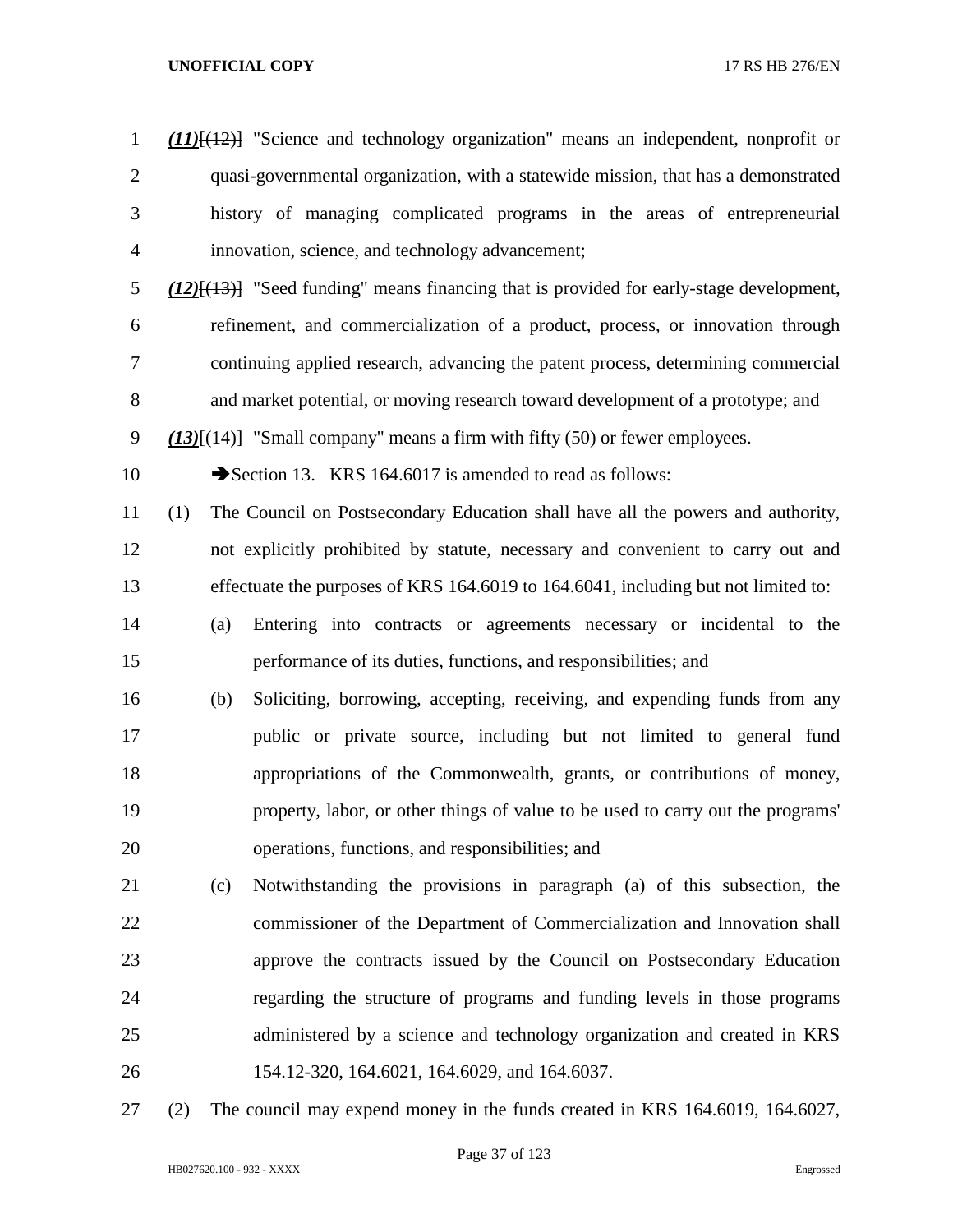*(11)*[(12)] "Science and technology organization" means an independent, nonprofit or quasi-governmental organization, with a statewide mission, that has a demonstrated history of managing complicated programs in the areas of entrepreneurial innovation, science, and technology advancement;

*(12)*[(13)] "Seed funding" means financing that is provided for early-stage development, refinement, and commercialization of a product, process, or innovation through continuing applied research, advancing the patent process, determining commercial and market potential, or moving research toward development of a prototype; and

*(13)*[(14)] "Small company" means a firm with fifty (50) or fewer employees.

➔Section 13. KRS 164.6017 is amended to read as follows:

(1) The Council on Postsecondary Education shall have all the powers and authority, not explicitly prohibited by statute, necessary and convenient to carry out and effectuate the purposes of KRS 164.6019 to 164.6041, including but not limited to:

(a) Entering into contracts or agreements necessary or incidental to the performance of its duties, functions, and responsibilities; and

(b) Soliciting, borrowing, accepting, receiving, and expending funds from any public or private source, including but not limited to general fund appropriations of the Commonwealth, grants, or contributions of money, property, labor, or other things of value to be used to carry out the programs' operations, functions, and responsibilities; and

(c) Notwithstanding the provisions in paragraph (a) of this subsection, the commissioner of the Department of Commercialization and Innovation shall approve the contracts issued by the Council on Postsecondary Education regarding the structure of programs and funding levels in those programs administered by a science and technology organization and created in KRS 154.12-320, 164.6021, 164.6029, and 164.6037.

(2) The council may expend money in the funds created in KRS 164.6019, 164.6027,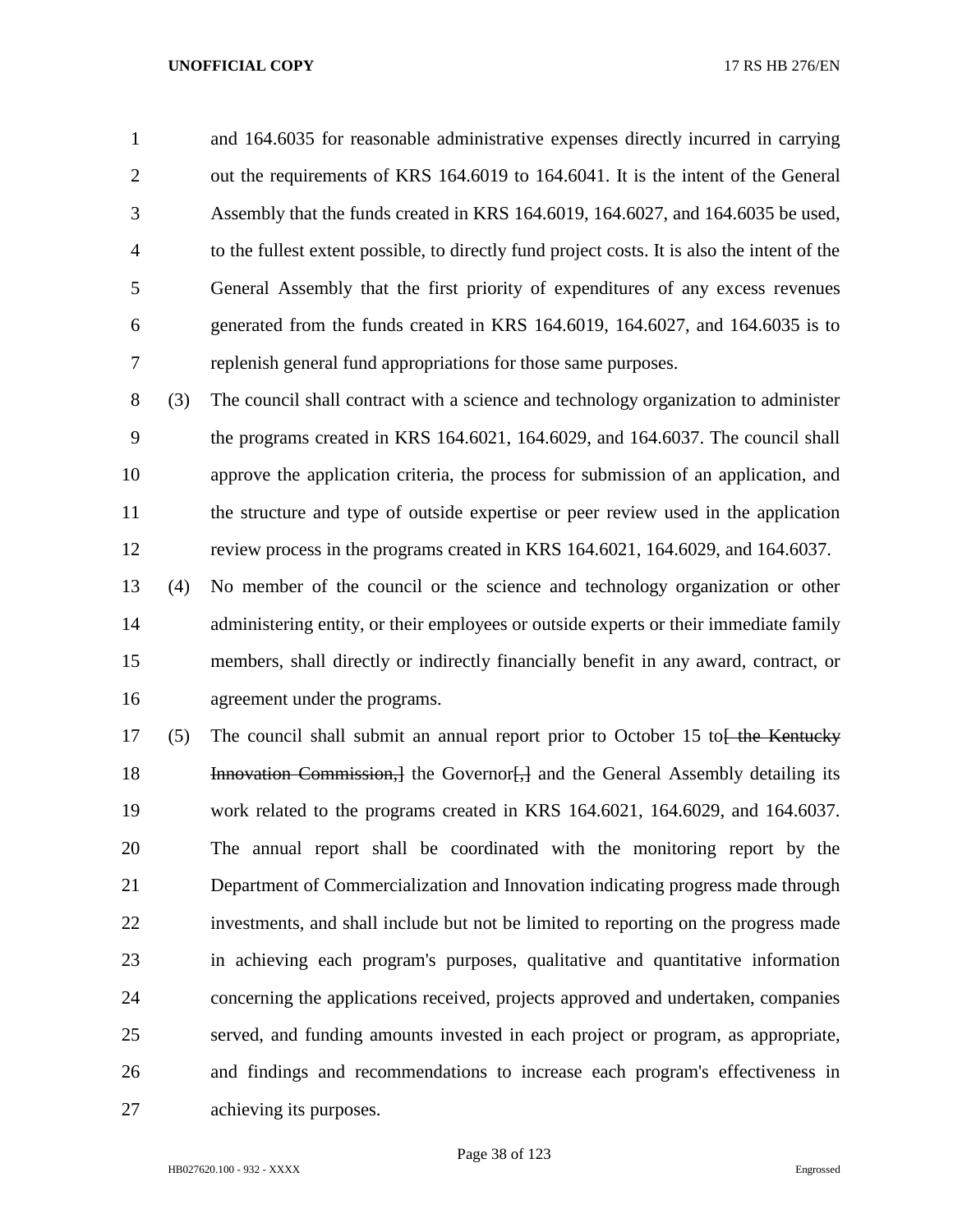and 164.6035 for reasonable administrative expenses directly incurred in carrying out the requirements of KRS 164.6019 to 164.6041. It is the intent of the General Assembly that the funds created in KRS 164.6019, 164.6027, and 164.6035 be used, to the fullest extent possible, to directly fund project costs. It is also the intent of the General Assembly that the first priority of expenditures of any excess revenues generated from the funds created in KRS 164.6019, 164.6027, and 164.6035 is to replenish general fund appropriations for those same purposes.

(3) The council shall contract with a science and technology organization to administer the programs created in KRS 164.6021, 164.6029, and 164.6037. The council shall approve the application criteria, the process for submission of an application, and the structure and type of outside expertise or peer review used in the application review process in the programs created in KRS 164.6021, 164.6029, and 164.6037.

(4) No member of the council or the science and technology organization or other administering entity, or their employees or outside experts or their immediate family members, shall directly or indirectly financially benefit in any award, contract, or agreement under the programs.

(5) The council shall submit an annual report prior to October 15 to~~[ the Kentucky Innovation Commission,]~~ the Governor~~[,]~~ and the General Assembly detailing its work related to the programs created in KRS 164.6021, 164.6029, and 164.6037. The annual report shall be coordinated with the monitoring report by the Department of Commercialization and Innovation indicating progress made through investments, and shall include but not be limited to reporting on the progress made in achieving each program's purposes, qualitative and quantitative information concerning the applications received, projects approved and undertaken, companies served, and funding amounts invested in each project or program, as appropriate, and findings and recommendations to increase each program's effectiveness in achieving its purposes.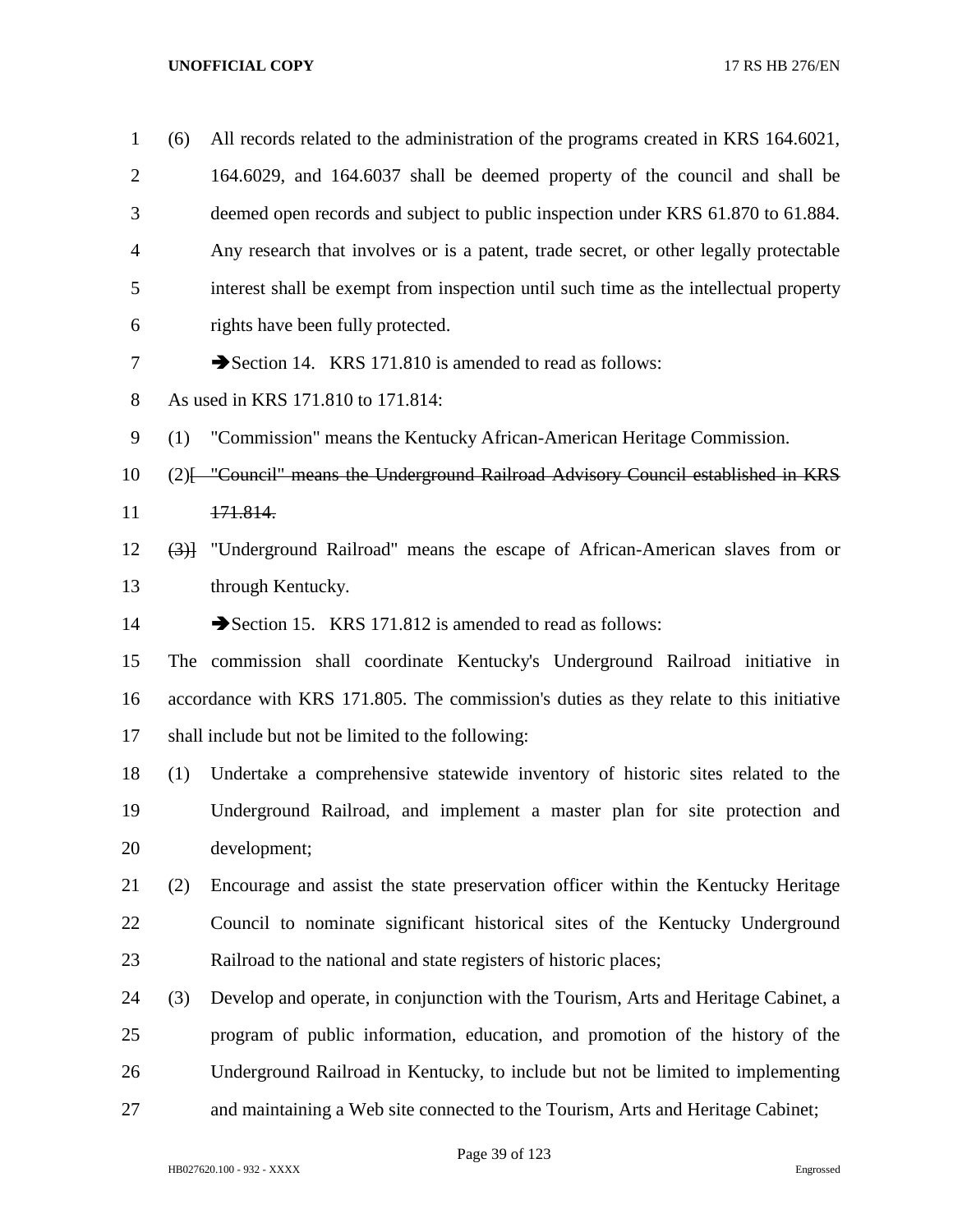(6) All records related to the administration of the programs created in KRS 164.6021, 164.6029, and 164.6037 shall be deemed property of the council and shall be deemed open records and subject to public inspection under KRS 61.870 to 61.884. Any research that involves or is a patent, trade secret, or other legally protectable interest shall be exempt from inspection until such time as the intellectual property rights have been fully protected.

➔Section 14. KRS 171.810 is amended to read as follows:

As used in KRS 171.810 to 171.814:

(1) "Commission" means the Kentucky African-American Heritage Commission.

(2)[ ~~"Council" means the Underground Railroad Advisory Council established in KRS 171.814.~~

~~(3)~~] "Underground Railroad" means the escape of African-American slaves from or through Kentucky.

➔Section 15. KRS 171.812 is amended to read as follows:

The commission shall coordinate Kentucky's Underground Railroad initiative in accordance with KRS 171.805. The commission's duties as they relate to this initiative shall include but not be limited to the following:

(1) Undertake a comprehensive statewide inventory of historic sites related to the Underground Railroad, and implement a master plan for site protection and development;

(2) Encourage and assist the state preservation officer within the Kentucky Heritage Council to nominate significant historical sites of the Kentucky Underground Railroad to the national and state registers of historic places;

(3) Develop and operate, in conjunction with the Tourism, Arts and Heritage Cabinet, a program of public information, education, and promotion of the history of the Underground Railroad in Kentucky, to include but not be limited to implementing and maintaining a Web site connected to the Tourism, Arts and Heritage Cabinet;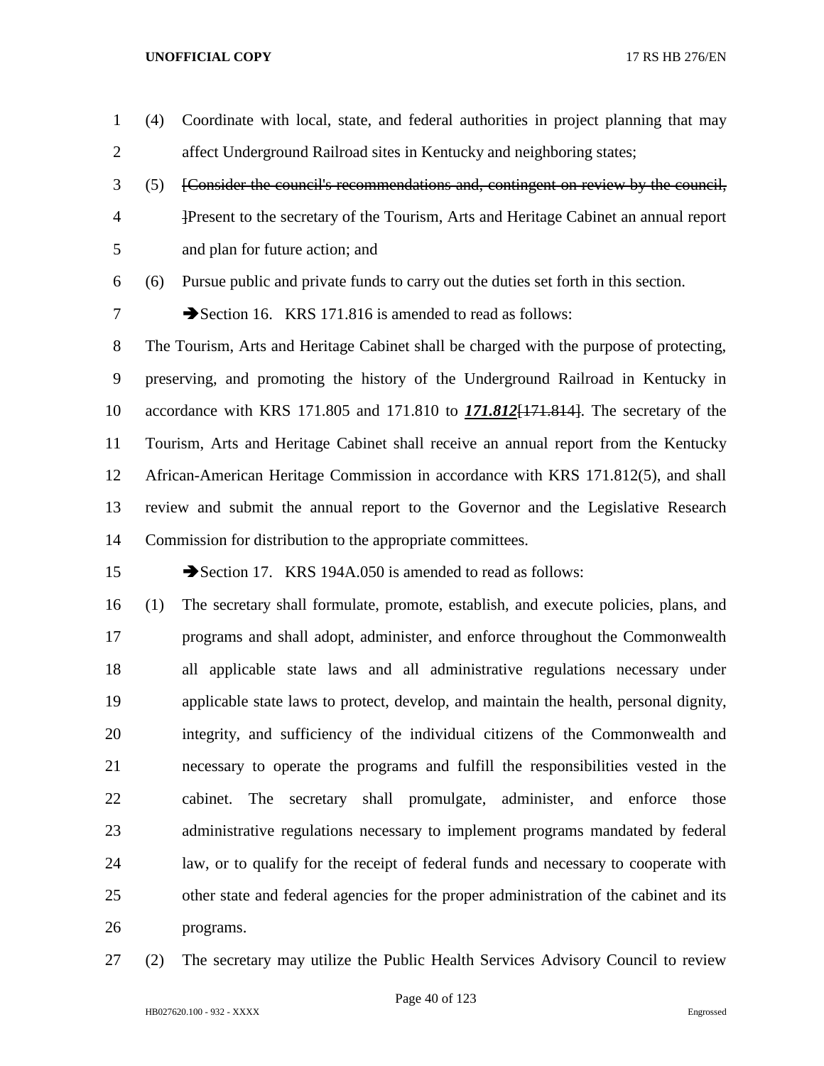(4) Coordinate with local, state, and federal authorities in project planning that may affect Underground Railroad sites in Kentucky and neighboring states;

(5) ~~[Consider the council's recommendations and, contingent on review by the council, ]~~Present to the secretary of the Tourism, Arts and Heritage Cabinet an annual report and plan for future action; and

(6) Pursue public and private funds to carry out the duties set forth in this section.

➔Section 16. KRS 171.816 is amended to read as follows:

The Tourism, Arts and Heritage Cabinet shall be charged with the purpose of protecting, preserving, and promoting the history of the Underground Railroad in Kentucky in accordance with KRS 171.805 and 171.810 to ***171.812***~~[171.814]~~. The secretary of the Tourism, Arts and Heritage Cabinet shall receive an annual report from the Kentucky African-American Heritage Commission in accordance with KRS 171.812(5), and shall review and submit the annual report to the Governor and the Legislative Research Commission for distribution to the appropriate committees.

➔Section 17. KRS 194A.050 is amended to read as follows:

(1) The secretary shall formulate, promote, establish, and execute policies, plans, and programs and shall adopt, administer, and enforce throughout the Commonwealth all applicable state laws and all administrative regulations necessary under applicable state laws to protect, develop, and maintain the health, personal dignity, integrity, and sufficiency of the individual citizens of the Commonwealth and necessary to operate the programs and fulfill the responsibilities vested in the cabinet. The secretary shall promulgate, administer, and enforce those administrative regulations necessary to implement programs mandated by federal law, or to qualify for the receipt of federal funds and necessary to cooperate with other state and federal agencies for the proper administration of the cabinet and its programs.

(2) The secretary may utilize the Public Health Services Advisory Council to review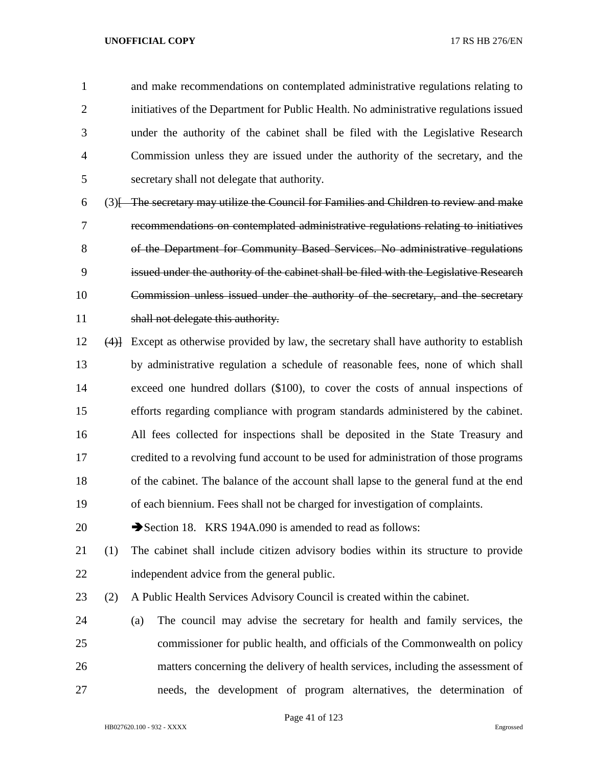and make recommendations on contemplated administrative regulations relating to initiatives of the Department for Public Health. No administrative regulations issued under the authority of the cabinet shall be filed with the Legislative Research Commission unless they are issued under the authority of the secretary, and the secretary shall not delegate that authority.

(3)[ ~~The secretary may utilize the Council for Families and Children to review and make recommendations on contemplated administrative regulations relating to initiatives of the Department for Community Based Services. No administrative regulations issued under the authority of the cabinet shall be filed with the Legislative Research Commission unless issued under the authority of the secretary, and the secretary shall not delegate this authority.~~

~~(4)~~] Except as otherwise provided by law, the secretary shall have authority to establish by administrative regulation a schedule of reasonable fees, none of which shall exceed one hundred dollars ($100), to cover the costs of annual inspections of efforts regarding compliance with program standards administered by the cabinet. All fees collected for inspections shall be deposited in the State Treasury and credited to a revolving fund account to be used for administration of those programs of the cabinet. The balance of the account shall lapse to the general fund at the end of each biennium. Fees shall not be charged for investigation of complaints.

➔Section 18. KRS 194A.090 is amended to read as follows:

(1) The cabinet shall include citizen advisory bodies within its structure to provide independent advice from the general public.

(2) A Public Health Services Advisory Council is created within the cabinet.

(a) The council may advise the secretary for health and family services, the commissioner for public health, and officials of the Commonwealth on policy matters concerning the delivery of health services, including the assessment of needs, the development of program alternatives, the determination of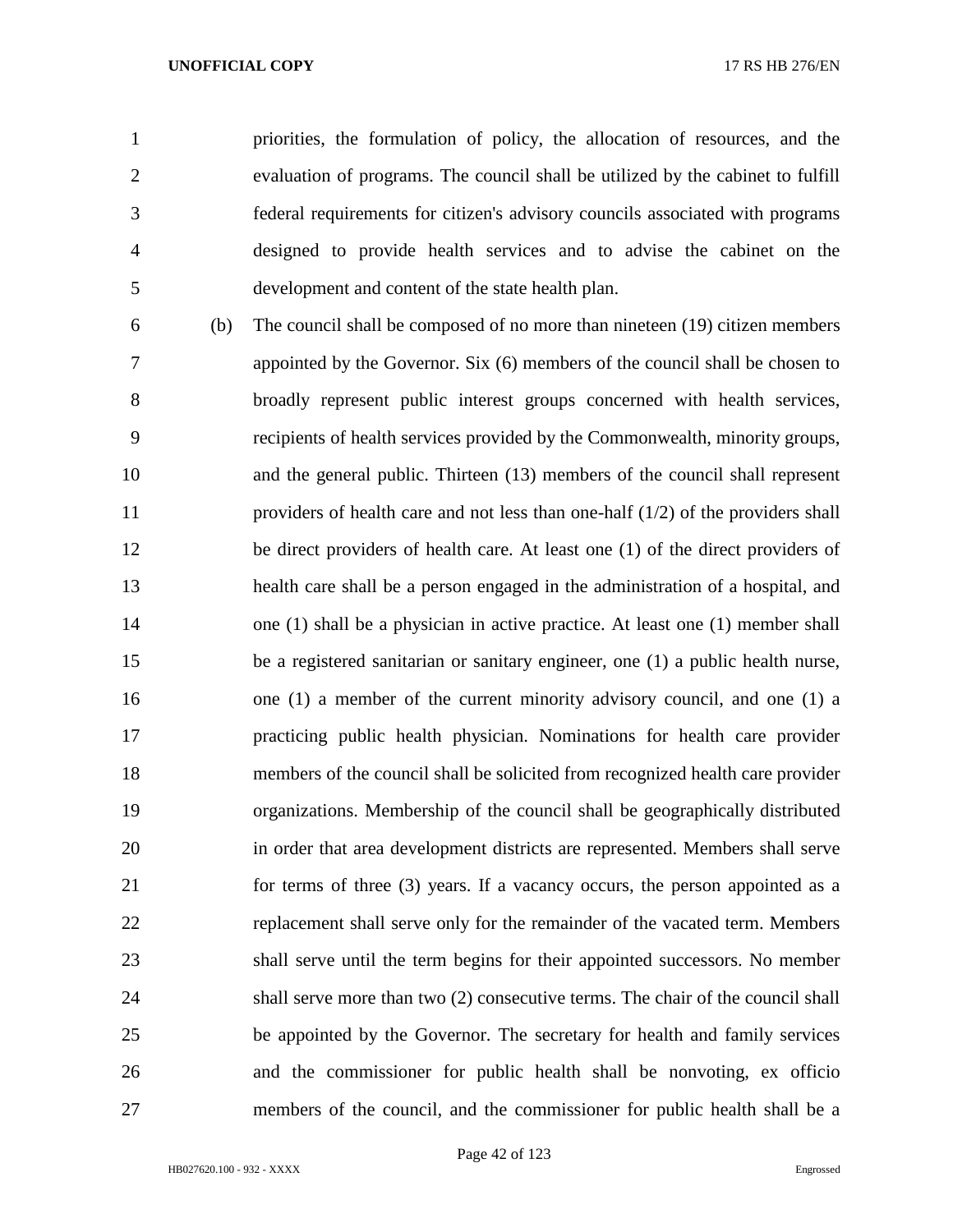priorities, the formulation of policy, the allocation of resources, and the evaluation of programs. The council shall be utilized by the cabinet to fulfill federal requirements for citizen's advisory councils associated with programs designed to provide health services and to advise the cabinet on the development and content of the state health plan.

(b) The council shall be composed of no more than nineteen (19) citizen members appointed by the Governor. Six (6) members of the council shall be chosen to broadly represent public interest groups concerned with health services, recipients of health services provided by the Commonwealth, minority groups, and the general public. Thirteen (13) members of the council shall represent providers of health care and not less than one-half (1/2) of the providers shall be direct providers of health care. At least one (1) of the direct providers of health care shall be a person engaged in the administration of a hospital, and one (1) shall be a physician in active practice. At least one (1) member shall be a registered sanitarian or sanitary engineer, one (1) a public health nurse, one (1) a member of the current minority advisory council, and one (1) a practicing public health physician. Nominations for health care provider members of the council shall be solicited from recognized health care provider organizations. Membership of the council shall be geographically distributed in order that area development districts are represented. Members shall serve for terms of three (3) years. If a vacancy occurs, the person appointed as a replacement shall serve only for the remainder of the vacated term. Members shall serve until the term begins for their appointed successors. No member shall serve more than two (2) consecutive terms. The chair of the council shall be appointed by the Governor. The secretary for health and family services and the commissioner for public health shall be nonvoting, ex officio members of the council, and the commissioner for public health shall be a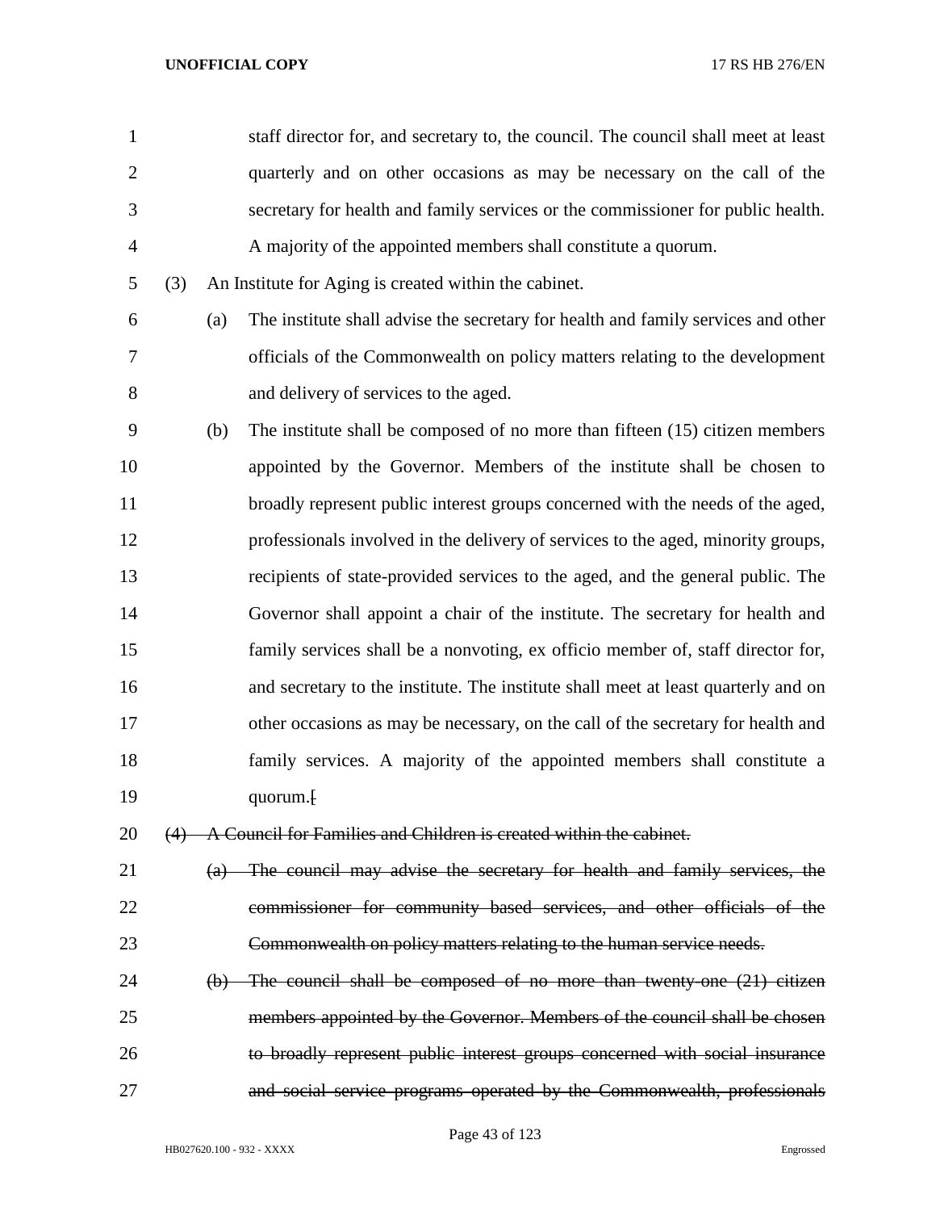staff director for, and secretary to, the council. The council shall meet at least quarterly and on other occasions as may be necessary on the call of the secretary for health and family services or the commissioner for public health. A majority of the appointed members shall constitute a quorum.

(3) An Institute for Aging is created within the cabinet.

(a) The institute shall advise the secretary for health and family services and other officials of the Commonwealth on policy matters relating to the development and delivery of services to the aged.

(b) The institute shall be composed of no more than fifteen (15) citizen members appointed by the Governor. Members of the institute shall be chosen to broadly represent public interest groups concerned with the needs of the aged, professionals involved in the delivery of services to the aged, minority groups, recipients of state-provided services to the aged, and the general public. The Governor shall appoint a chair of the institute. The secretary for health and family services shall be a nonvoting, ex officio member of, staff director for, and secretary to the institute. The institute shall meet at least quarterly and on other occasions as may be necessary, on the call of the secretary for health and family services. A majority of the appointed members shall constitute a quorum.[

~~(4) A Council for Families and Children is created within the cabinet.~~

~~(a) The council may advise the secretary for health and family services, the commissioner for community based services, and other officials of the Commonwealth on policy matters relating to the human service needs.~~

~~(b) The council shall be composed of no more than twenty-one (21) citizen members appointed by the Governor. Members of the council shall be chosen to broadly represent public interest groups concerned with social insurance and social service programs operated by the Commonwealth, professionals~~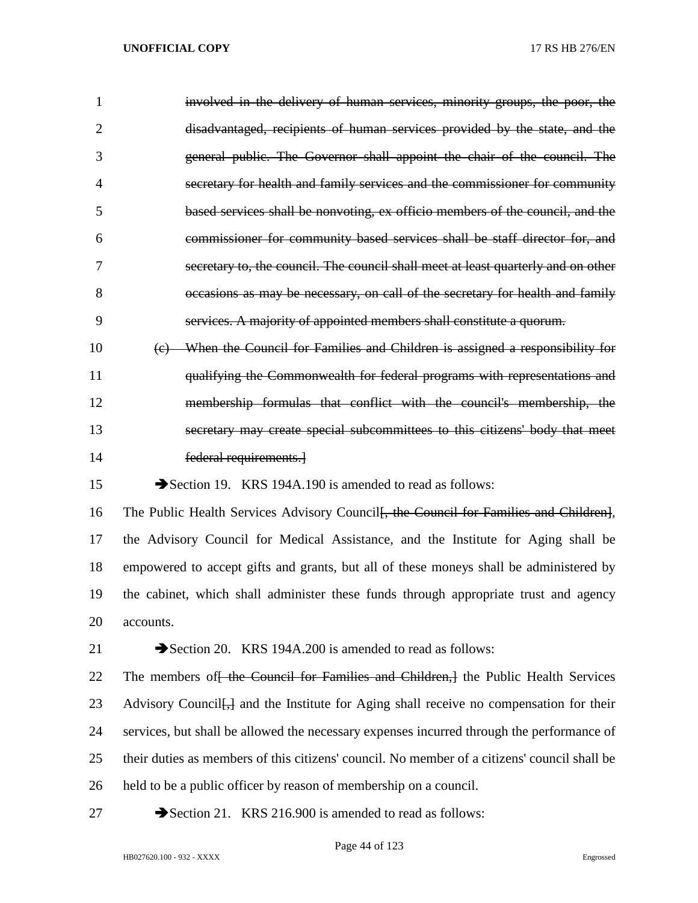~~involved in the delivery of human services, minority groups, the poor, the disadvantaged, recipients of human services provided by the state, and the general public. The Governor shall appoint the chair of the council. The secretary for health and family services and the commissioner for community based services shall be nonvoting, ex officio members of the council, and the commissioner for community based services shall be staff director for, and secretary to, the council. The council shall meet at least quarterly and on other occasions as may be necessary, on call of the secretary for health and family services. A majority of appointed members shall constitute a quorum.~~

~~(c) When the Council for Families and Children is assigned a responsibility for qualifying the Commonwealth for federal programs with representations and membership formulas that conflict with the council's membership, the secretary may create special subcommittees to this citizens' body that meet federal requirements.]~~

➔Section 19. KRS 194A.190 is amended to read as follows:

The Public Health Services Advisory Council~~[, the Council for Families and Children]~~, the Advisory Council for Medical Assistance, and the Institute for Aging shall be empowered to accept gifts and grants, but all of these moneys shall be administered by the cabinet, which shall administer these funds through appropriate trust and agency accounts.

➔Section 20. KRS 194A.200 is amended to read as follows:

The members of~~[ the Council for Families and Children,]~~ the Public Health Services Advisory Council~~[,]~~ and the Institute for Aging shall receive no compensation for their services, but shall be allowed the necessary expenses incurred through the performance of their duties as members of this citizens' council. No member of a citizens' council shall be held to be a public officer by reason of membership on a council.

➔Section 21. KRS 216.900 is amended to read as follows: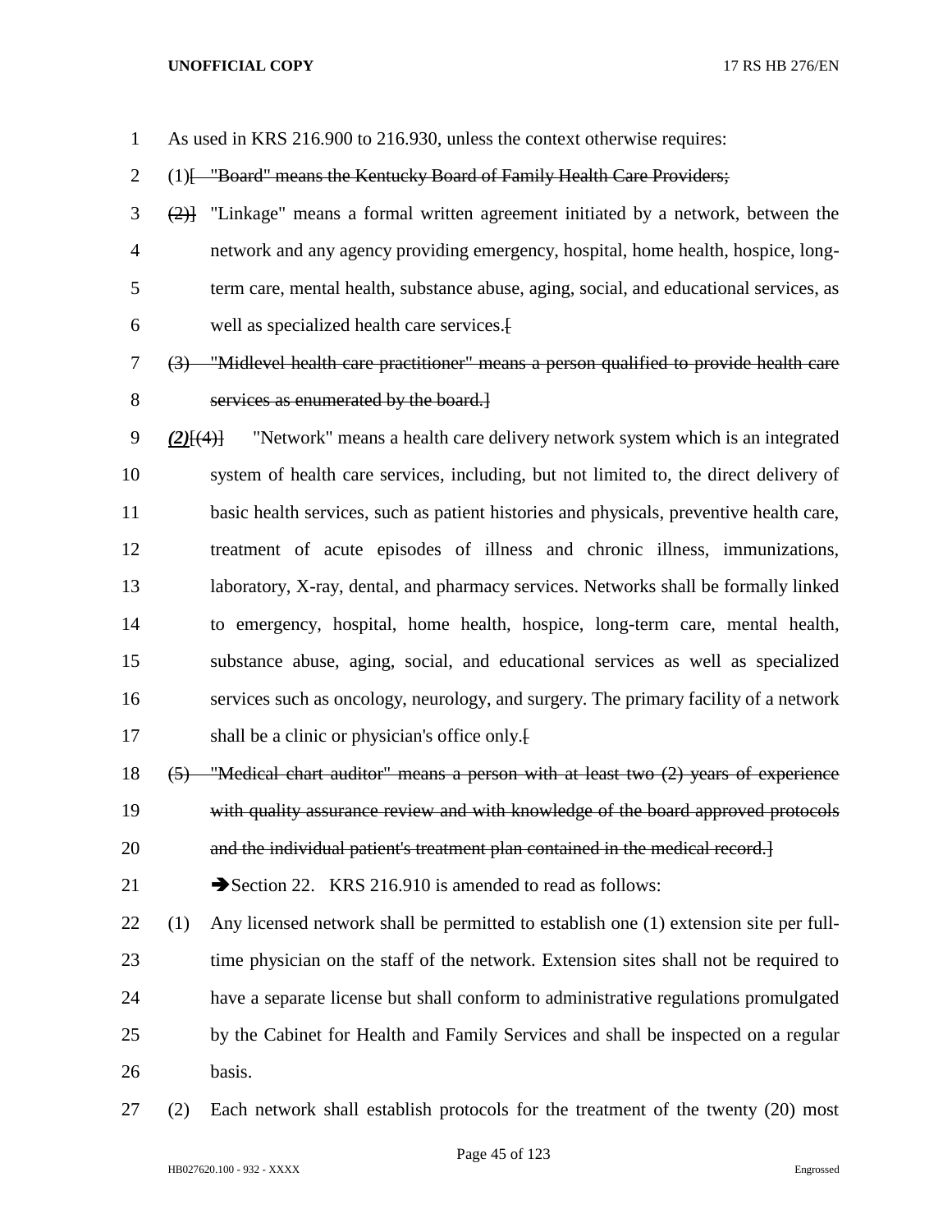As used in KRS 216.900 to 216.930, unless the context otherwise requires:

(1)[ "Board" means the Kentucky Board of Family Health Care Providers;

(2)] "Linkage" means a formal written agreement initiated by a network, between the network and any agency providing emergency, hospital, home health, hospice, long-term care, mental health, substance abuse, aging, social, and educational services, as well as specialized health care services.[

(3) "Midlevel health care practitioner" means a person qualified to provide health care services as enumerated by the board.]

*(2)*[(4)] "Network" means a health care delivery network system which is an integrated system of health care services, including, but not limited to, the direct delivery of basic health services, such as patient histories and physicals, preventive health care, treatment of acute episodes of illness and chronic illness, immunizations, laboratory, X-ray, dental, and pharmacy services. Networks shall be formally linked to emergency, hospital, home health, hospice, long-term care, mental health, substance abuse, aging, social, and educational services as well as specialized services such as oncology, neurology, and surgery. The primary facility of a network shall be a clinic or physician's office only.[

(5) "Medical chart auditor" means a person with at least two (2) years of experience with quality assurance review and with knowledge of the board approved protocols and the individual patient's treatment plan contained in the medical record.]

➔Section 22. KRS 216.910 is amended to read as follows:

(1) Any licensed network shall be permitted to establish one (1) extension site per full-time physician on the staff of the network. Extension sites shall not be required to have a separate license but shall conform to administrative regulations promulgated by the Cabinet for Health and Family Services and shall be inspected on a regular basis.

(2) Each network shall establish protocols for the treatment of the twenty (20) most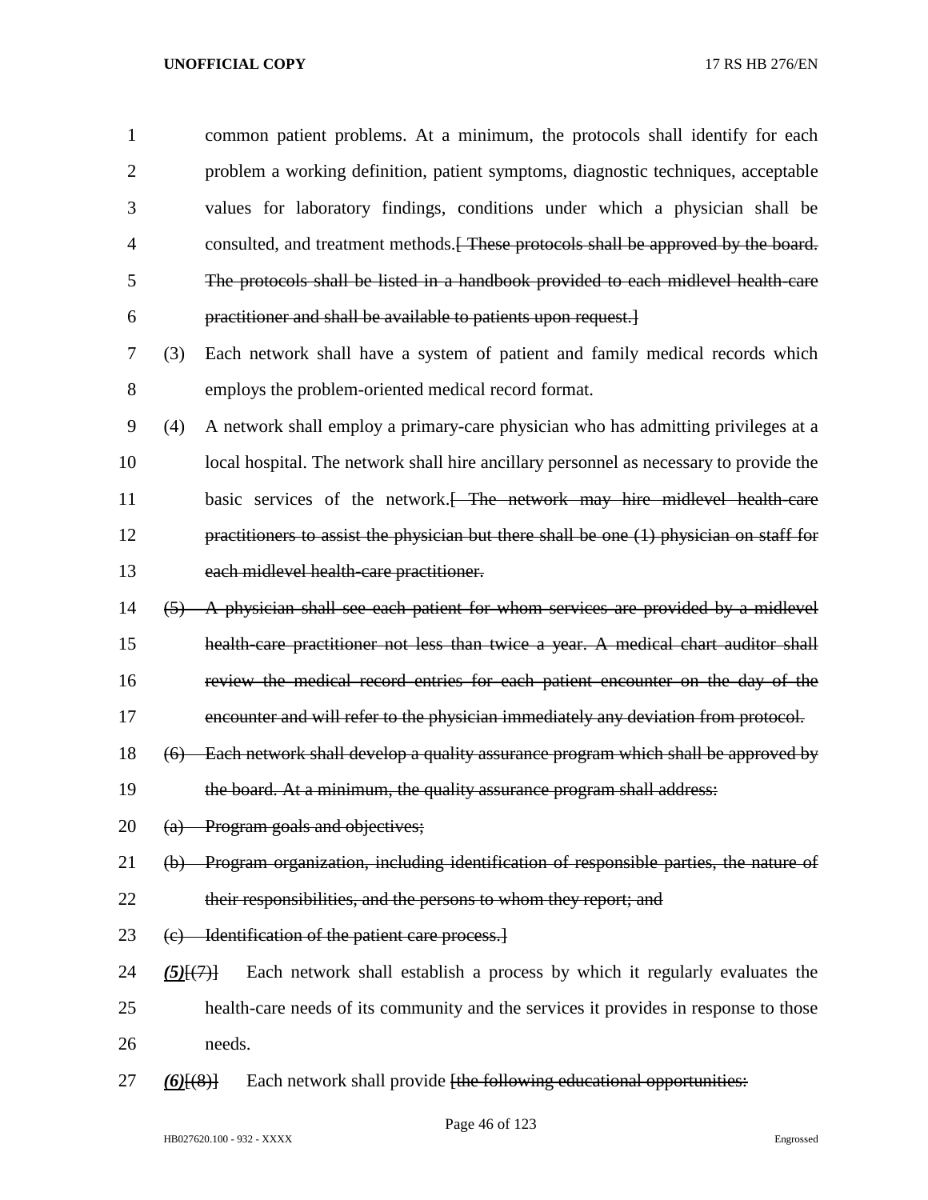common patient problems. At a minimum, the protocols shall identify for each problem a working definition, patient symptoms, diagnostic techniques, acceptable values for laboratory findings, conditions under which a physician shall be consulted, and treatment methods.[ ~~These protocols shall be approved by the board. The protocols shall be listed in a handbook provided to each midlevel health-care practitioner and shall be available to patients upon request.~~]

(3) Each network shall have a system of patient and family medical records which employs the problem-oriented medical record format.

(4) A network shall employ a primary-care physician who has admitting privileges at a local hospital. The network shall hire ancillary personnel as necessary to provide the basic services of the network.[ ~~The network may hire midlevel health-care practitioners to assist the physician but there shall be one (1) physician on staff for each midlevel health-care practitioner.~~

~~(5) A physician shall see each patient for whom services are provided by a midlevel health-care practitioner not less than twice a year. A medical chart auditor shall review the medical record entries for each patient encounter on the day of the encounter and will refer to the physician immediately any deviation from protocol.~~

~~(6) Each network shall develop a quality assurance program which shall be approved by the board. At a minimum, the quality assurance program shall address:~~

~~(a) Program goals and objectives;~~

~~(b) Program organization, including identification of responsible parties, the nature of their responsibilities, and the persons to whom they report; and~~

~~(c) Identification of the patient care process.~~]

***(5)***[~~(7)~~] Each network shall establish a process by which it regularly evaluates the health-care needs of its community and the services it provides in response to those needs.

***(6)***[~~(8)~~] Each network shall provide [~~the following educational opportunities:~~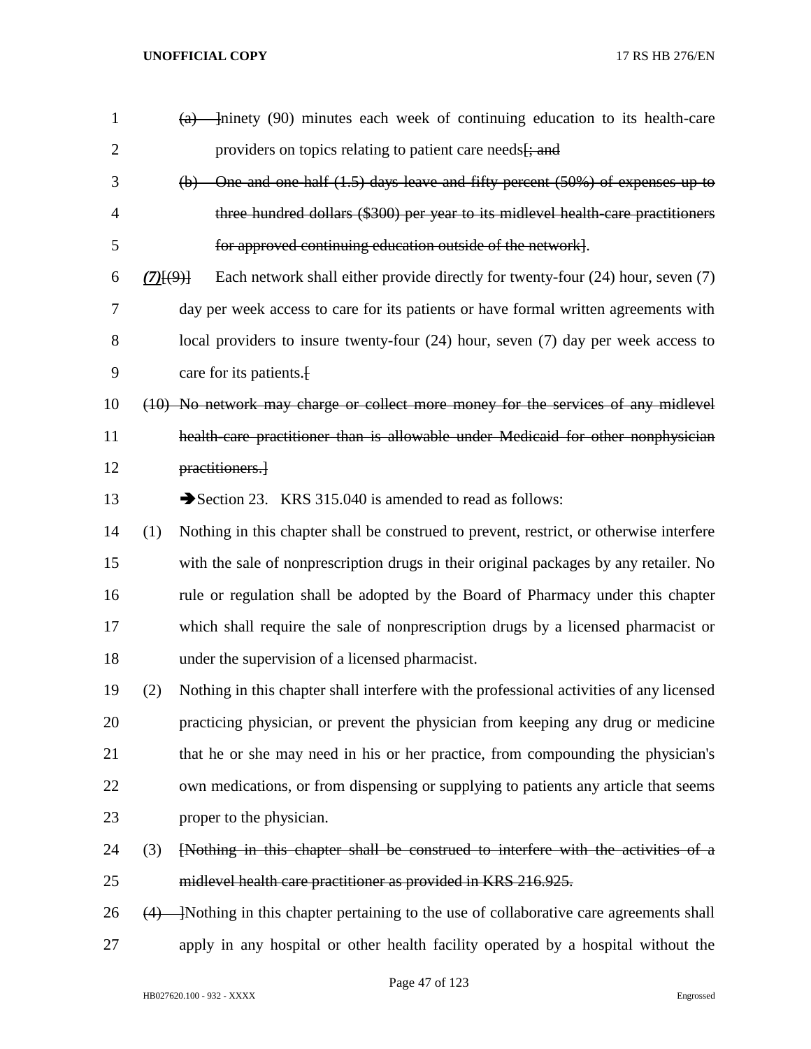~~(a)~~ ]ninety (90) minutes each week of continuing education to its health-care providers on topics relating to patient care needs[~~; and~~

~~(b) One and one half (1.5) days leave and fifty percent (50%) of expenses up to three hundred dollars ($300) per year to its midlevel health-care practitioners for approved continuing education outside of the network~~].

***(7)***[~~(9)~~] Each network shall either provide directly for twenty-four (24) hour, seven (7) day per week access to care for its patients or have formal written agreements with local providers to insure twenty-four (24) hour, seven (7) day per week access to care for its patients.[

~~(10) No network may charge or collect more money for the services of any midlevel health-care practitioner than is allowable under Medicaid for other nonphysician practitioners.~~]

➔Section 23. KRS 315.040 is amended to read as follows:

(1) Nothing in this chapter shall be construed to prevent, restrict, or otherwise interfere with the sale of nonprescription drugs in their original packages by any retailer. No rule or regulation shall be adopted by the Board of Pharmacy under this chapter which shall require the sale of nonprescription drugs by a licensed pharmacist or under the supervision of a licensed pharmacist.

(2) Nothing in this chapter shall interfere with the professional activities of any licensed practicing physician, or prevent the physician from keeping any drug or medicine that he or she may need in his or her practice, from compounding the physician's own medications, or from dispensing or supplying to patients any article that seems proper to the physician.

(3) [~~Nothing in this chapter shall be construed to interfere with the activities of a midlevel health care practitioner as provided in KRS 216.925.~~

~~(4)~~ ]Nothing in this chapter pertaining to the use of collaborative care agreements shall apply in any hospital or other health facility operated by a hospital without the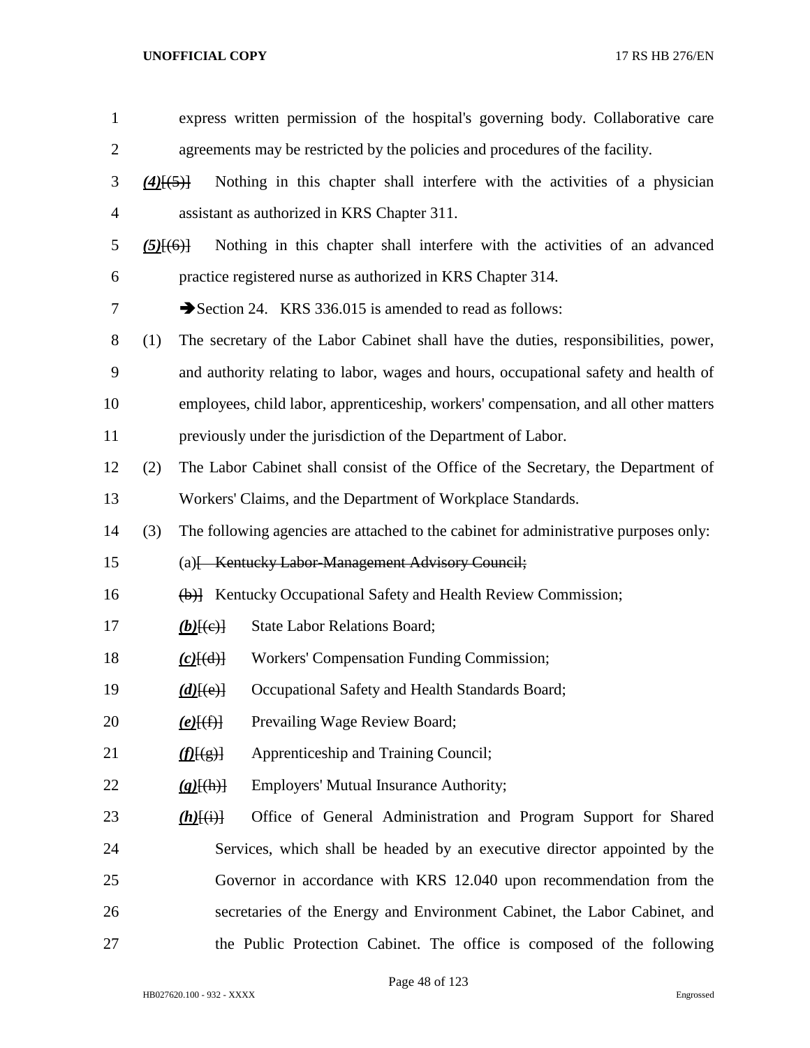express written permission of the hospital's governing body. Collaborative care agreements may be restricted by the policies and procedures of the facility.

***(4)***[(5)] Nothing in this chapter shall interfere with the activities of a physician assistant as authorized in KRS Chapter 311.

***(5)***[(6)] Nothing in this chapter shall interfere with the activities of an advanced practice registered nurse as authorized in KRS Chapter 314.

➔Section 24. KRS 336.015 is amended to read as follows:

(1) The secretary of the Labor Cabinet shall have the duties, responsibilities, power, and authority relating to labor, wages and hours, occupational safety and health of employees, child labor, apprenticeship, workers' compensation, and all other matters previously under the jurisdiction of the Department of Labor.

(2) The Labor Cabinet shall consist of the Office of the Secretary, the Department of Workers' Claims, and the Department of Workplace Standards.

(3) The following agencies are attached to the cabinet for administrative purposes only:

(a)[ ~~Kentucky Labor-Management Advisory Council;~~

~~(b)~~] Kentucky Occupational Safety and Health Review Commission;

***(b)***[(c)] State Labor Relations Board;

***(c)***[(d)] Workers' Compensation Funding Commission;

***(d)***[(e)] Occupational Safety and Health Standards Board;

***(e)***[(f)] Prevailing Wage Review Board;

***(f)***[(g)] Apprenticeship and Training Council;

***(g)***[(h)] Employers' Mutual Insurance Authority;

***(h)***[(i)] Office of General Administration and Program Support for Shared Services, which shall be headed by an executive director appointed by the Governor in accordance with KRS 12.040 upon recommendation from the secretaries of the Energy and Environment Cabinet, the Labor Cabinet, and the Public Protection Cabinet. The office is composed of the following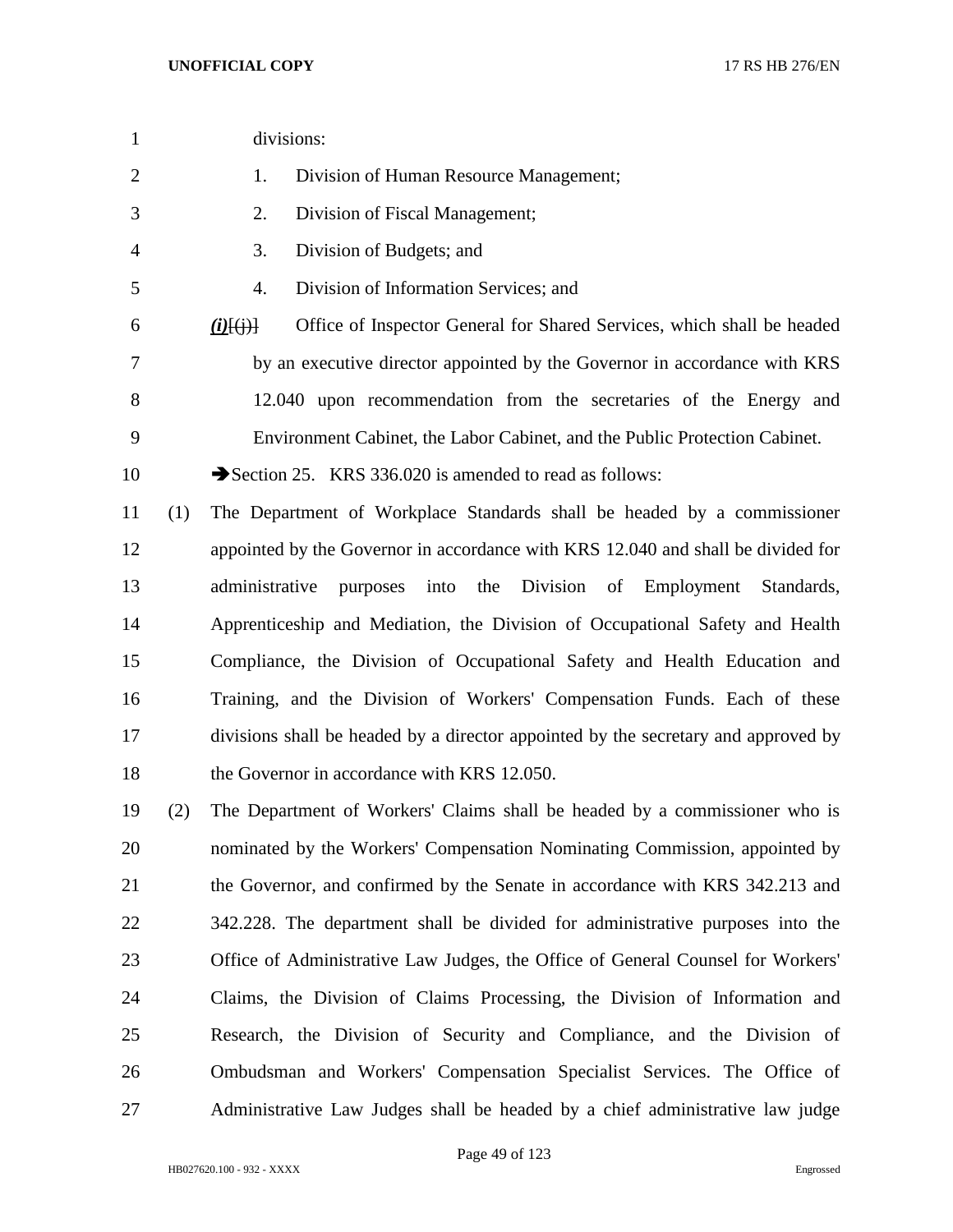divisions:

1. Division of Human Resource Management;
2. Division of Fiscal Management;
3. Division of Budgets; and
4. Division of Information Services; and

***(i)***~~[(j)]~~ Office of Inspector General for Shared Services, which shall be headed by an executive director appointed by the Governor in accordance with KRS 12.040 upon recommendation from the secretaries of the Energy and Environment Cabinet, the Labor Cabinet, and the Public Protection Cabinet.

➔Section 25. KRS 336.020 is amended to read as follows:

(1) The Department of Workplace Standards shall be headed by a commissioner appointed by the Governor in accordance with KRS 12.040 and shall be divided for administrative purposes into the Division of Employment Standards, Apprenticeship and Mediation, the Division of Occupational Safety and Health Compliance, the Division of Occupational Safety and Health Education and Training, and the Division of Workers' Compensation Funds. Each of these divisions shall be headed by a director appointed by the secretary and approved by the Governor in accordance with KRS 12.050.

(2) The Department of Workers' Claims shall be headed by a commissioner who is nominated by the Workers' Compensation Nominating Commission, appointed by the Governor, and confirmed by the Senate in accordance with KRS 342.213 and 342.228. The department shall be divided for administrative purposes into the Office of Administrative Law Judges, the Office of General Counsel for Workers' Claims, the Division of Claims Processing, the Division of Information and Research, the Division of Security and Compliance, and the Division of Ombudsman and Workers' Compensation Specialist Services. The Office of Administrative Law Judges shall be headed by a chief administrative law judge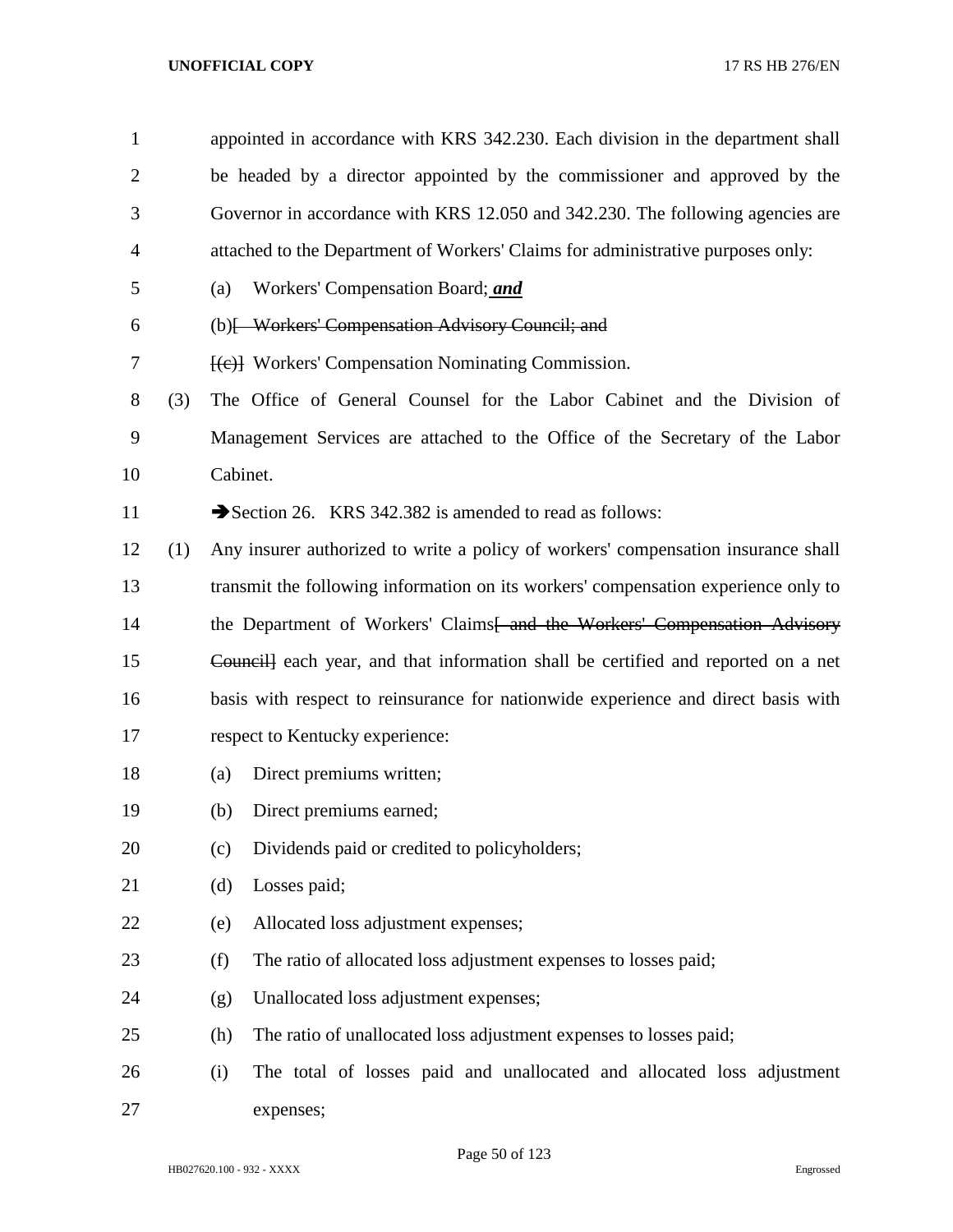appointed in accordance with KRS 342.230. Each division in the department shall be headed by a director appointed by the commissioner and approved by the Governor in accordance with KRS 12.050 and 342.230. The following agencies are attached to the Department of Workers' Claims for administrative purposes only:

(a) Workers' Compensation Board; ***and***

(b)~~[ Workers' Compensation Advisory Council; and~~

~~[(c)]~~ Workers' Compensation Nominating Commission.

(3) The Office of General Counsel for the Labor Cabinet and the Division of Management Services are attached to the Office of the Secretary of the Labor Cabinet.

➔Section 26. KRS 342.382 is amended to read as follows:

(1) Any insurer authorized to write a policy of workers' compensation insurance shall transmit the following information on its workers' compensation experience only to the Department of Workers' Claims~~[ and the Workers' Compensation Advisory Council]~~ each year, and that information shall be certified and reported on a net basis with respect to reinsurance for nationwide experience and direct basis with respect to Kentucky experience:

(a) Direct premiums written;

(b) Direct premiums earned;

(c) Dividends paid or credited to policyholders;

(d) Losses paid;

(e) Allocated loss adjustment expenses;

(f) The ratio of allocated loss adjustment expenses to losses paid;

(g) Unallocated loss adjustment expenses;

(h) The ratio of unallocated loss adjustment expenses to losses paid;

(i) The total of losses paid and unallocated and allocated loss adjustment expenses;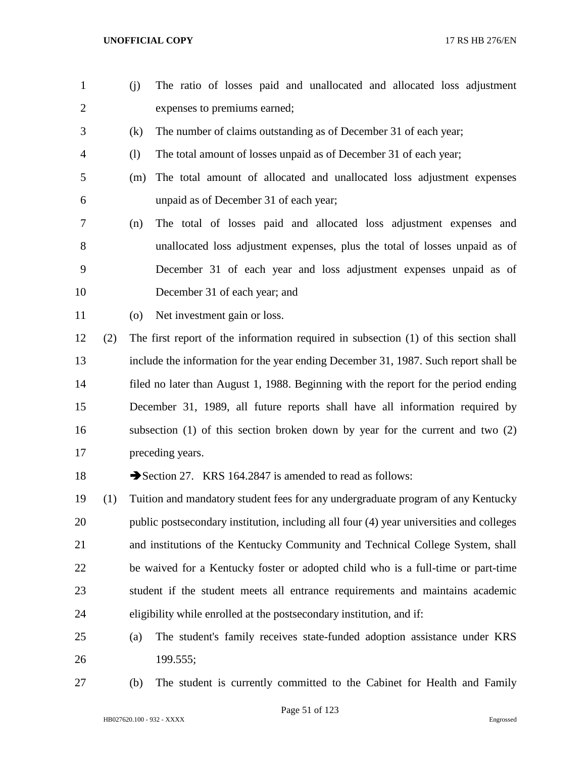(j) The ratio of losses paid and unallocated and allocated loss adjustment expenses to premiums earned;

(k) The number of claims outstanding as of December 31 of each year;

(l) The total amount of losses unpaid as of December 31 of each year;

(m) The total amount of allocated and unallocated loss adjustment expenses unpaid as of December 31 of each year;

(n) The total of losses paid and allocated loss adjustment expenses and unallocated loss adjustment expenses, plus the total of losses unpaid as of December 31 of each year and loss adjustment expenses unpaid as of December 31 of each year; and

(o) Net investment gain or loss.

(2) The first report of the information required in subsection (1) of this section shall include the information for the year ending December 31, 1987. Such report shall be filed no later than August 1, 1988. Beginning with the report for the period ending December 31, 1989, all future reports shall have all information required by subsection (1) of this section broken down by year for the current and two (2) preceding years.

➔Section 27. KRS 164.2847 is amended to read as follows:

(1) Tuition and mandatory student fees for any undergraduate program of any Kentucky public postsecondary institution, including all four (4) year universities and colleges and institutions of the Kentucky Community and Technical College System, shall be waived for a Kentucky foster or adopted child who is a full-time or part-time student if the student meets all entrance requirements and maintains academic eligibility while enrolled at the postsecondary institution, and if:

(a) The student's family receives state-funded adoption assistance under KRS 199.555;

(b) The student is currently committed to the Cabinet for Health and Family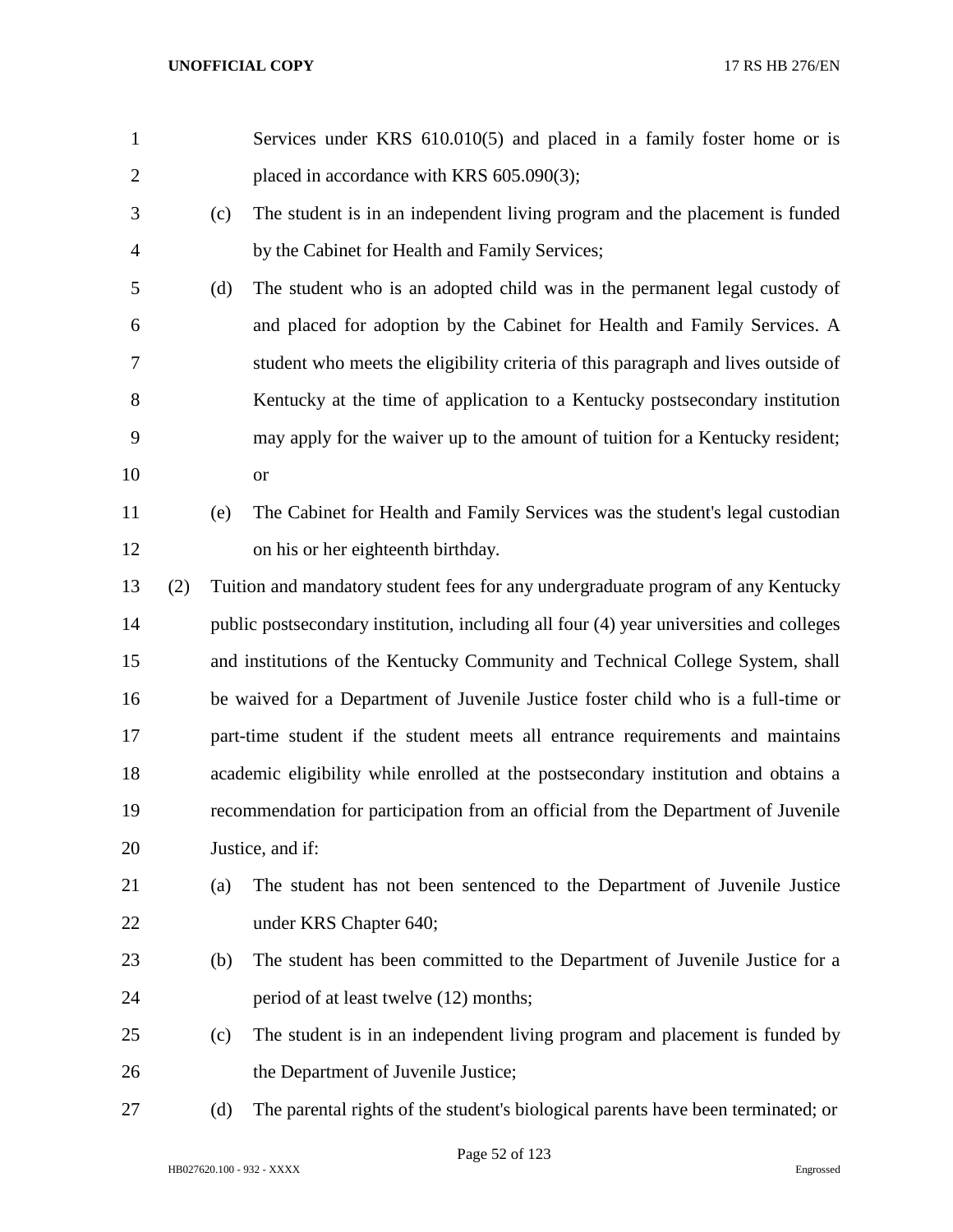Services under KRS 610.010(5) and placed in a family foster home or is placed in accordance with KRS 605.090(3);

(c) The student is in an independent living program and the placement is funded by the Cabinet for Health and Family Services;

(d) The student who is an adopted child was in the permanent legal custody of and placed for adoption by the Cabinet for Health and Family Services. A student who meets the eligibility criteria of this paragraph and lives outside of Kentucky at the time of application to a Kentucky postsecondary institution may apply for the waiver up to the amount of tuition for a Kentucky resident; or

(e) The Cabinet for Health and Family Services was the student's legal custodian on his or her eighteenth birthday.

(2) Tuition and mandatory student fees for any undergraduate program of any Kentucky public postsecondary institution, including all four (4) year universities and colleges and institutions of the Kentucky Community and Technical College System, shall be waived for a Department of Juvenile Justice foster child who is a full-time or part-time student if the student meets all entrance requirements and maintains academic eligibility while enrolled at the postsecondary institution and obtains a recommendation for participation from an official from the Department of Juvenile Justice, and if:

(a) The student has not been sentenced to the Department of Juvenile Justice under KRS Chapter 640;

(b) The student has been committed to the Department of Juvenile Justice for a period of at least twelve (12) months;

(c) The student is in an independent living program and placement is funded by the Department of Juvenile Justice;

(d) The parental rights of the student's biological parents have been terminated; or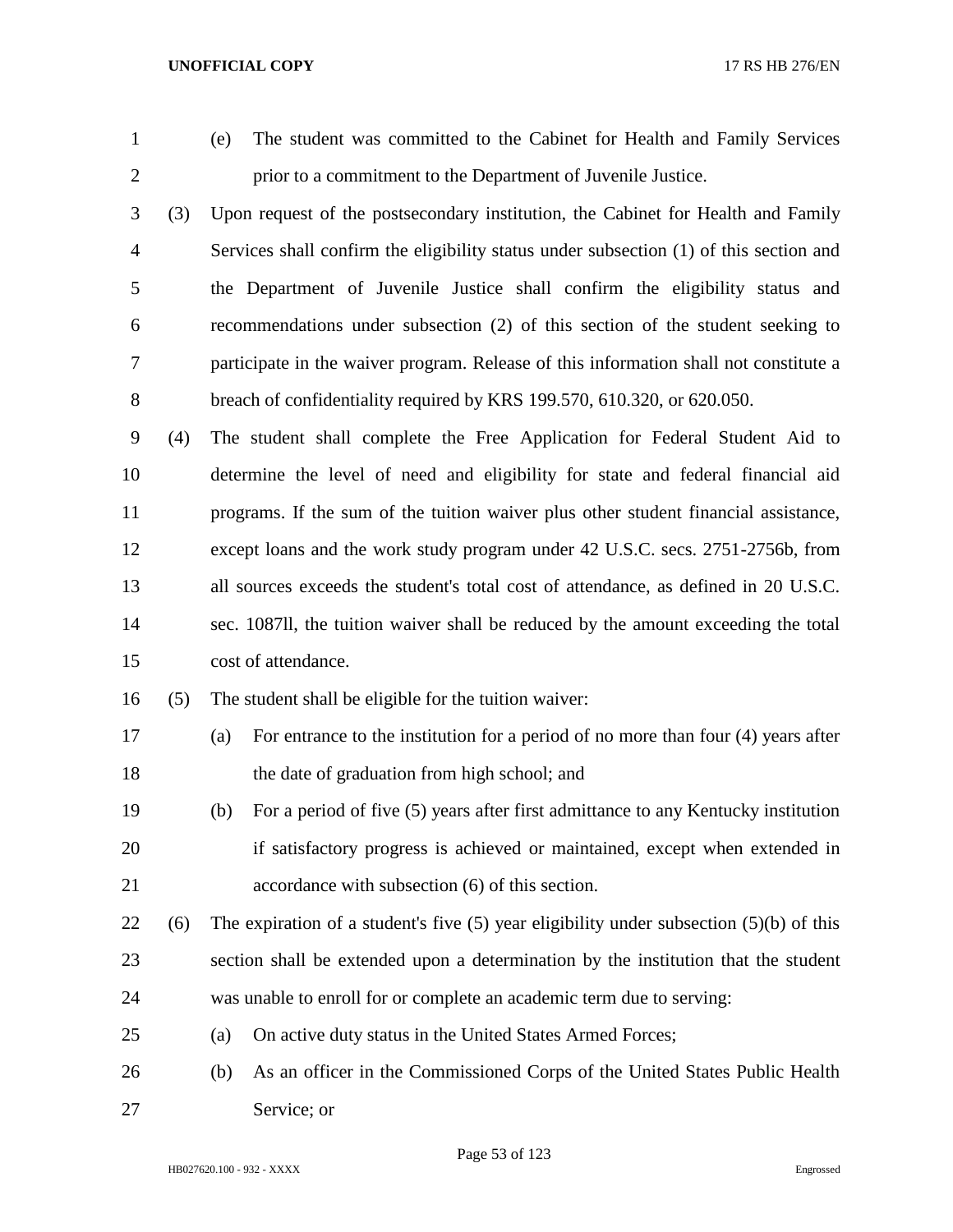(e) The student was committed to the Cabinet for Health and Family Services prior to a commitment to the Department of Juvenile Justice.

(3) Upon request of the postsecondary institution, the Cabinet for Health and Family Services shall confirm the eligibility status under subsection (1) of this section and the Department of Juvenile Justice shall confirm the eligibility status and recommendations under subsection (2) of this section of the student seeking to participate in the waiver program. Release of this information shall not constitute a breach of confidentiality required by KRS 199.570, 610.320, or 620.050.

(4) The student shall complete the Free Application for Federal Student Aid to determine the level of need and eligibility for state and federal financial aid programs. If the sum of the tuition waiver plus other student financial assistance, except loans and the work study program under 42 U.S.C. secs. 2751-2756b, from all sources exceeds the student's total cost of attendance, as defined in 20 U.S.C. sec. 1087ll, the tuition waiver shall be reduced by the amount exceeding the total cost of attendance.

(5) The student shall be eligible for the tuition waiver:

(a) For entrance to the institution for a period of no more than four (4) years after the date of graduation from high school; and

(b) For a period of five (5) years after first admittance to any Kentucky institution if satisfactory progress is achieved or maintained, except when extended in accordance with subsection (6) of this section.

(6) The expiration of a student's five (5) year eligibility under subsection (5)(b) of this section shall be extended upon a determination by the institution that the student was unable to enroll for or complete an academic term due to serving:

(a) On active duty status in the United States Armed Forces;

(b) As an officer in the Commissioned Corps of the United States Public Health Service; or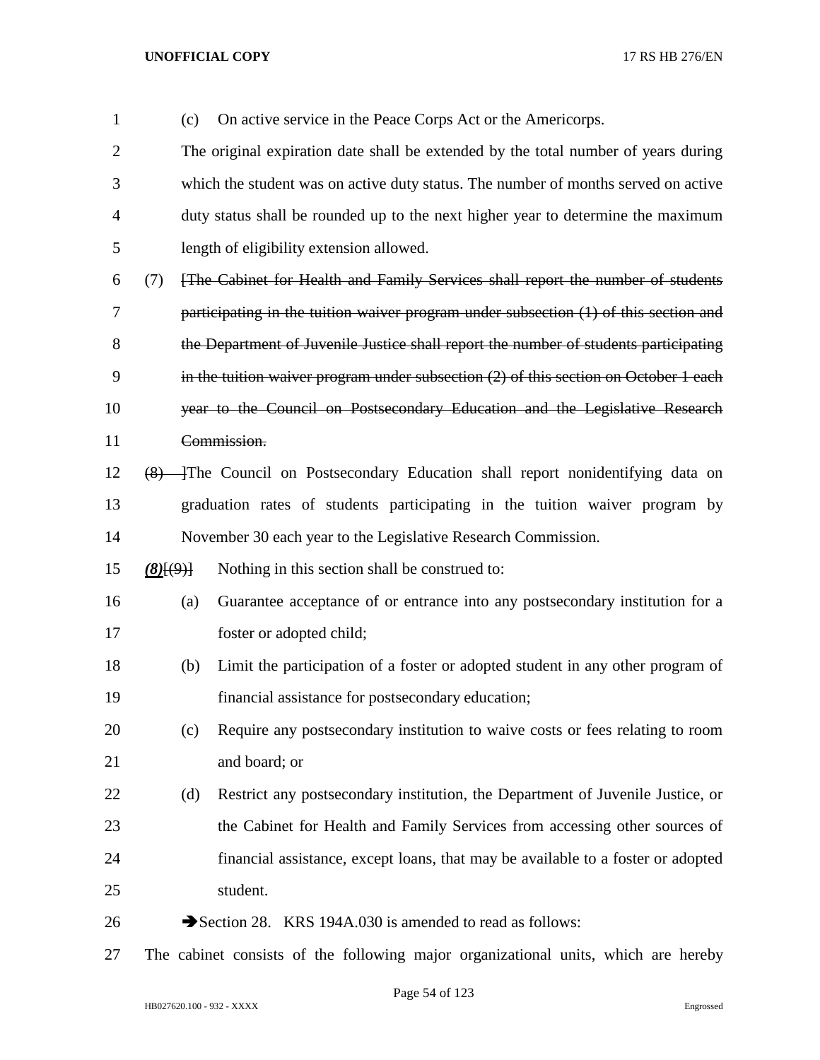(c) On active service in the Peace Corps Act or the Americorps.

The original expiration date shall be extended by the total number of years during which the student was on active duty status. The number of months served on active duty status shall be rounded up to the next higher year to determine the maximum length of eligibility extension allowed.

(7) ~~[The Cabinet for Health and Family Services shall report the number of students participating in the tuition waiver program under subsection (1) of this section and the Department of Juvenile Justice shall report the number of students participating in the tuition waiver program under subsection (2) of this section on October 1 each year to the Council on Postsecondary Education and the Legislative Research Commission.~~

~~(8) ]~~The Council on Postsecondary Education shall report nonidentifying data on graduation rates of students participating in the tuition waiver program by November 30 each year to the Legislative Research Commission.

***(8)***~~[(9)]~~ Nothing in this section shall be construed to:

(a) Guarantee acceptance of or entrance into any postsecondary institution for a foster or adopted child;

(b) Limit the participation of a foster or adopted student in any other program of financial assistance for postsecondary education;

(c) Require any postsecondary institution to waive costs or fees relating to room and board; or

(d) Restrict any postsecondary institution, the Department of Juvenile Justice, or the Cabinet for Health and Family Services from accessing other sources of financial assistance, except loans, that may be available to a foster or adopted student.

➔Section 28. KRS 194A.030 is amended to read as follows:

The cabinet consists of the following major organizational units, which are hereby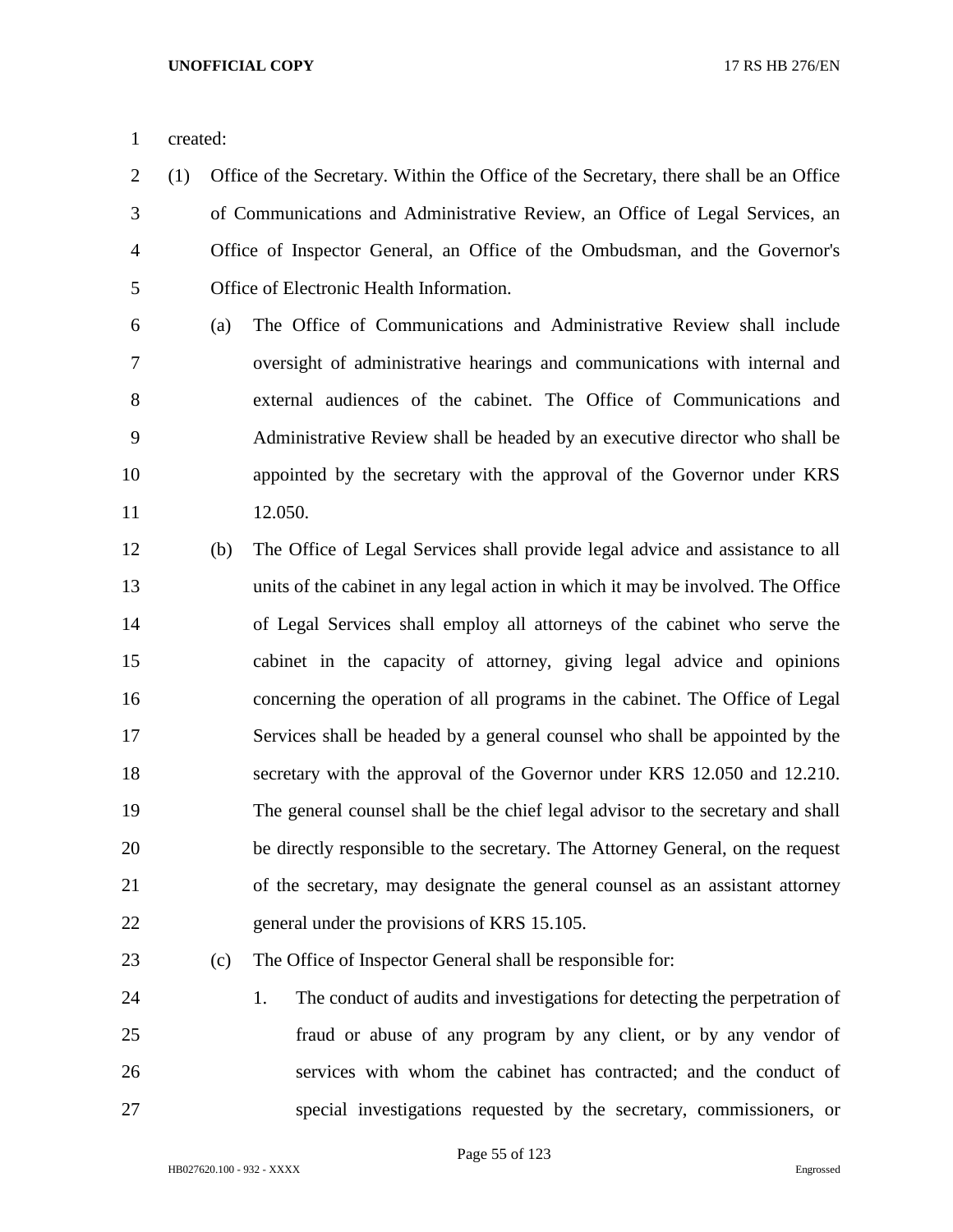created:

(1) Office of the Secretary. Within the Office of the Secretary, there shall be an Office of Communications and Administrative Review, an Office of Legal Services, an Office of Inspector General, an Office of the Ombudsman, and the Governor's Office of Electronic Health Information.

(a) The Office of Communications and Administrative Review shall include oversight of administrative hearings and communications with internal and external audiences of the cabinet. The Office of Communications and Administrative Review shall be headed by an executive director who shall be appointed by the secretary with the approval of the Governor under KRS 12.050.

(b) The Office of Legal Services shall provide legal advice and assistance to all units of the cabinet in any legal action in which it may be involved. The Office of Legal Services shall employ all attorneys of the cabinet who serve the cabinet in the capacity of attorney, giving legal advice and opinions concerning the operation of all programs in the cabinet. The Office of Legal Services shall be headed by a general counsel who shall be appointed by the secretary with the approval of the Governor under KRS 12.050 and 12.210. The general counsel shall be the chief legal advisor to the secretary and shall be directly responsible to the secretary. The Attorney General, on the request of the secretary, may designate the general counsel as an assistant attorney general under the provisions of KRS 15.105.

(c) The Office of Inspector General shall be responsible for:

1. The conduct of audits and investigations for detecting the perpetration of fraud or abuse of any program by any client, or by any vendor of services with whom the cabinet has contracted; and the conduct of special investigations requested by the secretary, commissioners, or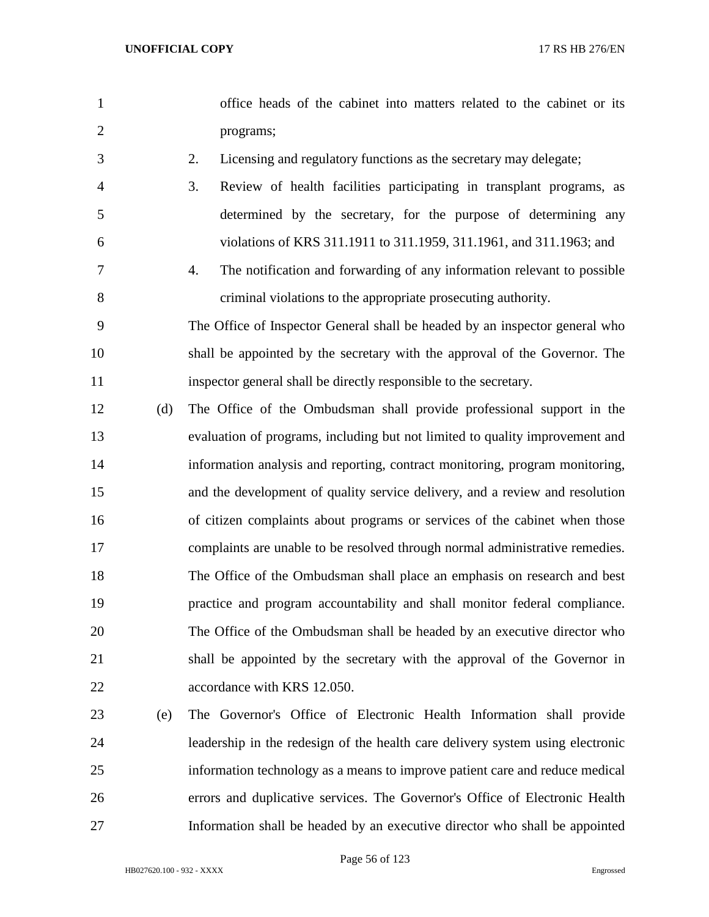office heads of the cabinet into matters related to the cabinet or its programs;

2. Licensing and regulatory functions as the secretary may delegate;

3. Review of health facilities participating in transplant programs, as determined by the secretary, for the purpose of determining any violations of KRS 311.1911 to 311.1959, 311.1961, and 311.1963; and

4. The notification and forwarding of any information relevant to possible criminal violations to the appropriate prosecuting authority.

The Office of Inspector General shall be headed by an inspector general who shall be appointed by the secretary with the approval of the Governor. The inspector general shall be directly responsible to the secretary.

(d) The Office of the Ombudsman shall provide professional support in the evaluation of programs, including but not limited to quality improvement and information analysis and reporting, contract monitoring, program monitoring, and the development of quality service delivery, and a review and resolution of citizen complaints about programs or services of the cabinet when those complaints are unable to be resolved through normal administrative remedies. The Office of the Ombudsman shall place an emphasis on research and best practice and program accountability and shall monitor federal compliance. The Office of the Ombudsman shall be headed by an executive director who shall be appointed by the secretary with the approval of the Governor in accordance with KRS 12.050.

(e) The Governor's Office of Electronic Health Information shall provide leadership in the redesign of the health care delivery system using electronic information technology as a means to improve patient care and reduce medical errors and duplicative services. The Governor's Office of Electronic Health Information shall be headed by an executive director who shall be appointed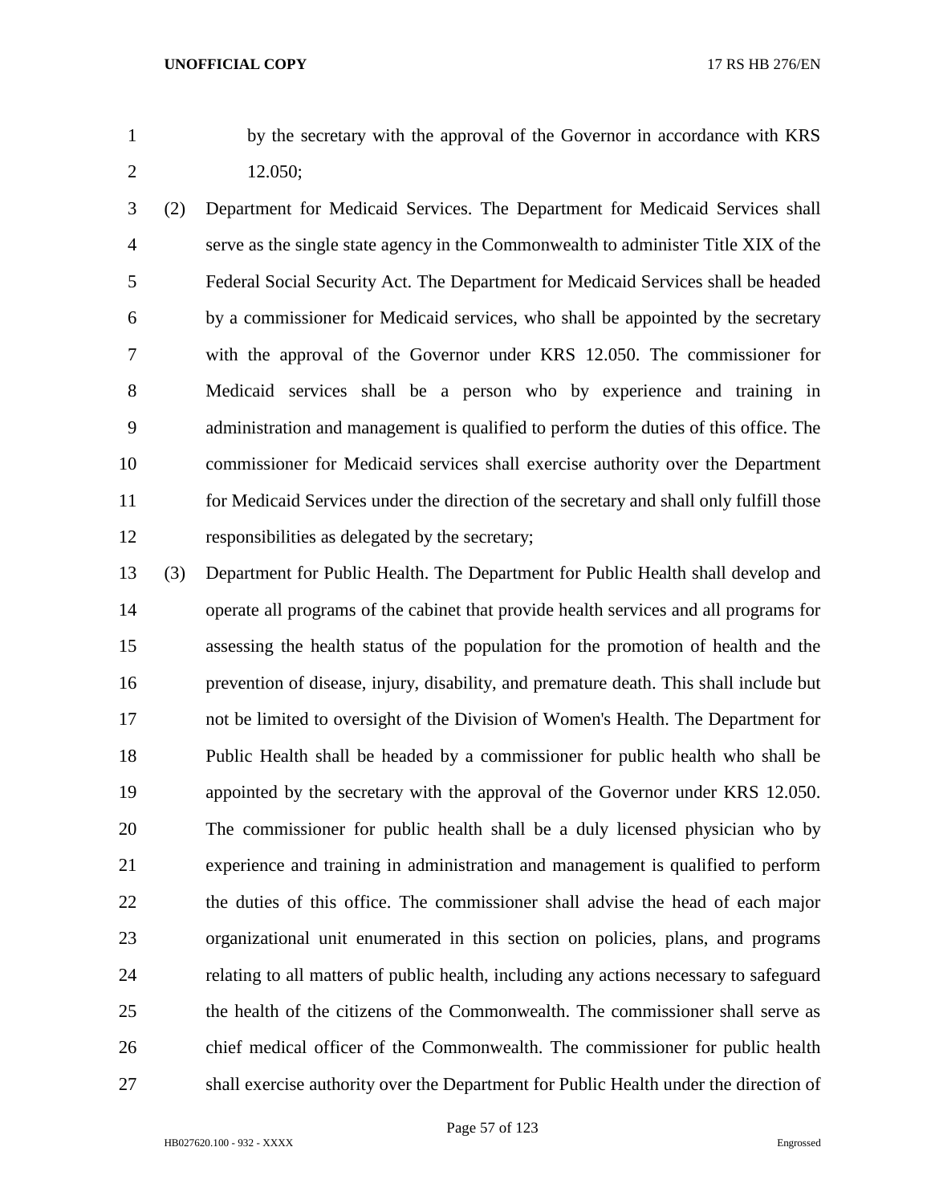by the secretary with the approval of the Governor in accordance with KRS 12.050;

(2) Department for Medicaid Services. The Department for Medicaid Services shall serve as the single state agency in the Commonwealth to administer Title XIX of the Federal Social Security Act. The Department for Medicaid Services shall be headed by a commissioner for Medicaid services, who shall be appointed by the secretary with the approval of the Governor under KRS 12.050. The commissioner for Medicaid services shall be a person who by experience and training in administration and management is qualified to perform the duties of this office. The commissioner for Medicaid services shall exercise authority over the Department for Medicaid Services under the direction of the secretary and shall only fulfill those responsibilities as delegated by the secretary;

(3) Department for Public Health. The Department for Public Health shall develop and operate all programs of the cabinet that provide health services and all programs for assessing the health status of the population for the promotion of health and the prevention of disease, injury, disability, and premature death. This shall include but not be limited to oversight of the Division of Women's Health. The Department for Public Health shall be headed by a commissioner for public health who shall be appointed by the secretary with the approval of the Governor under KRS 12.050. The commissioner for public health shall be a duly licensed physician who by experience and training in administration and management is qualified to perform the duties of this office. The commissioner shall advise the head of each major organizational unit enumerated in this section on policies, plans, and programs relating to all matters of public health, including any actions necessary to safeguard the health of the citizens of the Commonwealth. The commissioner shall serve as chief medical officer of the Commonwealth. The commissioner for public health shall exercise authority over the Department for Public Health under the direction of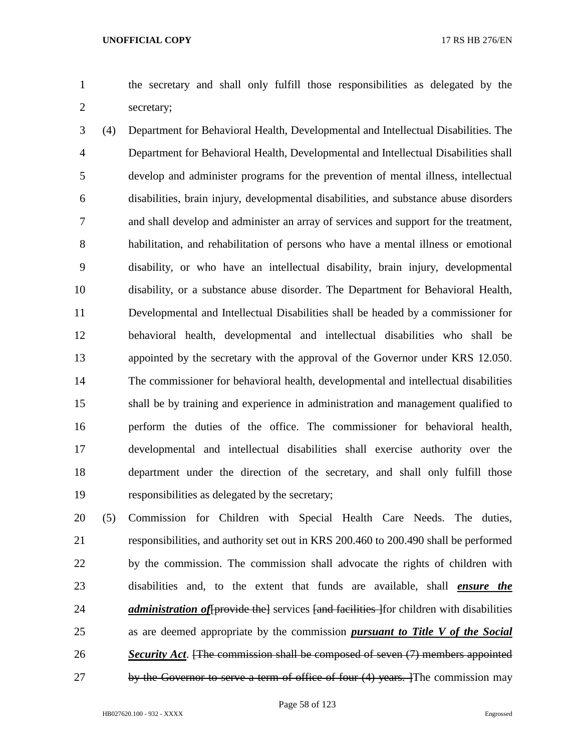the secretary and shall only fulfill those responsibilities as delegated by the secretary;

(4) Department for Behavioral Health, Developmental and Intellectual Disabilities. The Department for Behavioral Health, Developmental and Intellectual Disabilities shall develop and administer programs for the prevention of mental illness, intellectual disabilities, brain injury, developmental disabilities, and substance abuse disorders and shall develop and administer an array of services and support for the treatment, habilitation, and rehabilitation of persons who have a mental illness or emotional disability, or who have an intellectual disability, brain injury, developmental disability, or a substance abuse disorder. The Department for Behavioral Health, Developmental and Intellectual Disabilities shall be headed by a commissioner for behavioral health, developmental and intellectual disabilities who shall be appointed by the secretary with the approval of the Governor under KRS 12.050. The commissioner for behavioral health, developmental and intellectual disabilities shall be by training and experience in administration and management qualified to perform the duties of the office. The commissioner for behavioral health, developmental and intellectual disabilities shall exercise authority over the department under the direction of the secretary, and shall only fulfill those responsibilities as delegated by the secretary;

(5) Commission for Children with Special Health Care Needs. The duties, responsibilities, and authority set out in KRS 200.460 to 200.490 shall be performed by the commission. The commission shall advocate the rights of children with disabilities and, to the extent that funds are available, shall ***ensure the administration of***~~[provide the]~~ services ~~[and facilities ]~~for children with disabilities as are deemed appropriate by the commission ***pursuant to Title V of the Social Security Act***. ~~[The commission shall be composed of seven (7) members appointed by the Governor to serve a term of office of four (4) years. ]~~The commission may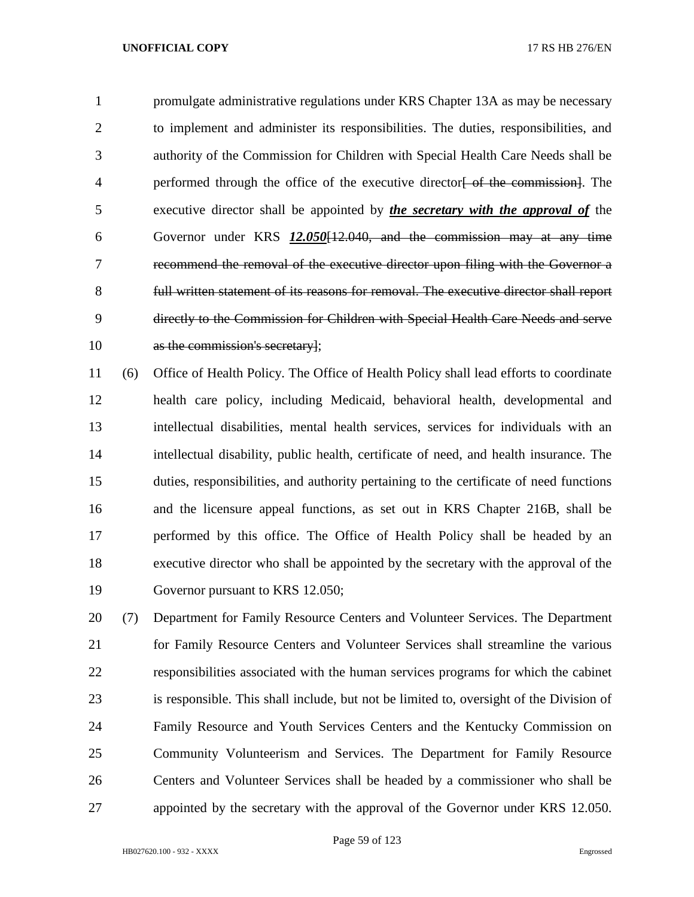promulgate administrative regulations under KRS Chapter 13A as may be necessary to implement and administer its responsibilities. The duties, responsibilities, and authority of the Commission for Children with Special Health Care Needs shall be performed through the office of the executive director~~[ of the commission]~~. The executive director shall be appointed by ***the secretary with the approval of*** the Governor under KRS ***12.050***~~[12.040, and the commission may at any time recommend the removal of the executive director upon filing with the Governor a full written statement of its reasons for removal. The executive director shall report directly to the Commission for Children with Special Health Care Needs and serve as the commission's secretary]~~;

(6) Office of Health Policy. The Office of Health Policy shall lead efforts to coordinate health care policy, including Medicaid, behavioral health, developmental and intellectual disabilities, mental health services, services for individuals with an intellectual disability, public health, certificate of need, and health insurance. The duties, responsibilities, and authority pertaining to the certificate of need functions and the licensure appeal functions, as set out in KRS Chapter 216B, shall be performed by this office. The Office of Health Policy shall be headed by an executive director who shall be appointed by the secretary with the approval of the Governor pursuant to KRS 12.050;

(7) Department for Family Resource Centers and Volunteer Services. The Department for Family Resource Centers and Volunteer Services shall streamline the various responsibilities associated with the human services programs for which the cabinet is responsible. This shall include, but not be limited to, oversight of the Division of Family Resource and Youth Services Centers and the Kentucky Commission on Community Volunteerism and Services. The Department for Family Resource Centers and Volunteer Services shall be headed by a commissioner who shall be appointed by the secretary with the approval of the Governor under KRS 12.050.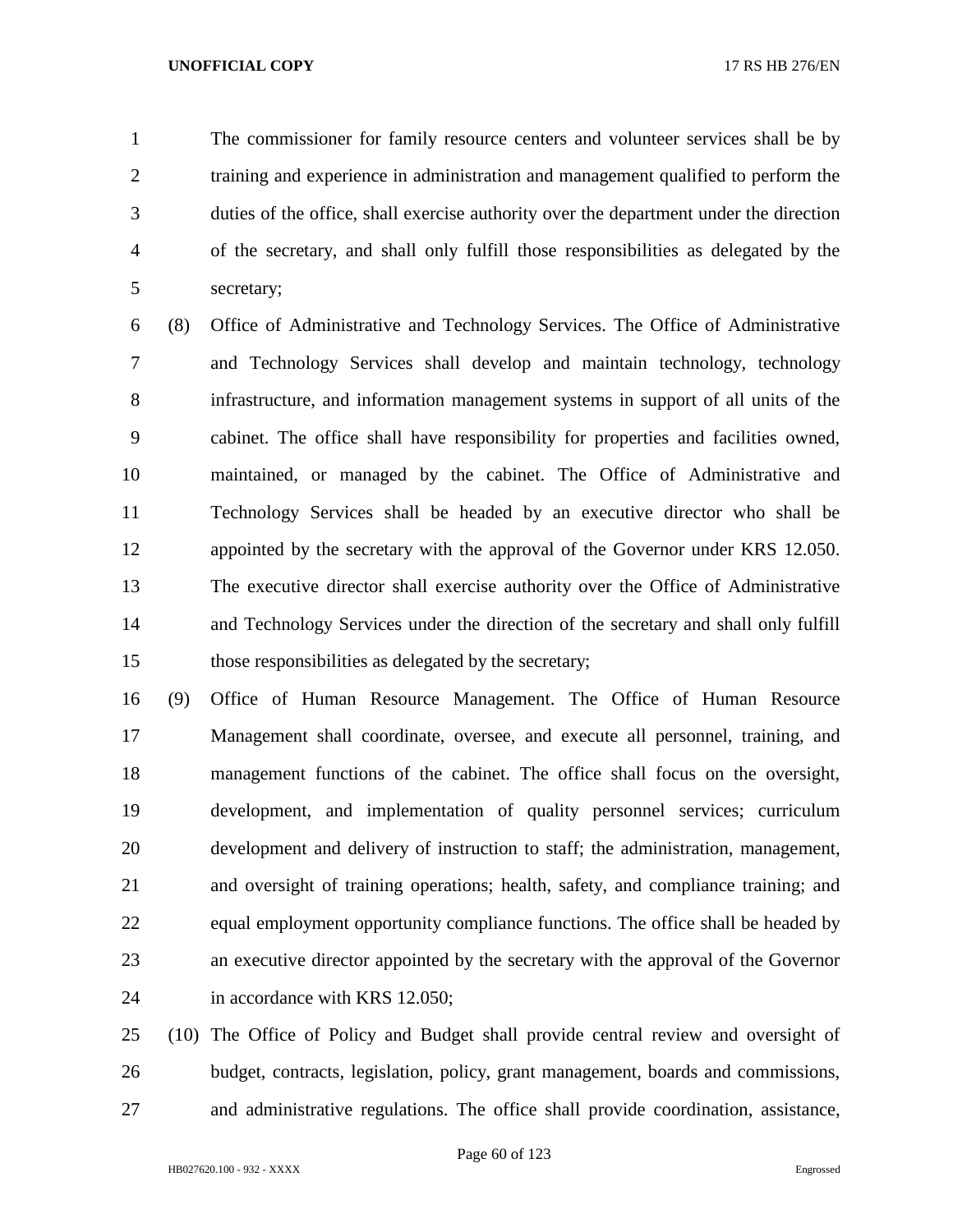The commissioner for family resource centers and volunteer services shall be by training and experience in administration and management qualified to perform the duties of the office, shall exercise authority over the department under the direction of the secretary, and shall only fulfill those responsibilities as delegated by the secretary;

(8) Office of Administrative and Technology Services. The Office of Administrative and Technology Services shall develop and maintain technology, technology infrastructure, and information management systems in support of all units of the cabinet. The office shall have responsibility for properties and facilities owned, maintained, or managed by the cabinet. The Office of Administrative and Technology Services shall be headed by an executive director who shall be appointed by the secretary with the approval of the Governor under KRS 12.050. The executive director shall exercise authority over the Office of Administrative and Technology Services under the direction of the secretary and shall only fulfill those responsibilities as delegated by the secretary;

(9) Office of Human Resource Management. The Office of Human Resource Management shall coordinate, oversee, and execute all personnel, training, and management functions of the cabinet. The office shall focus on the oversight, development, and implementation of quality personnel services; curriculum development and delivery of instruction to staff; the administration, management, and oversight of training operations; health, safety, and compliance training; and equal employment opportunity compliance functions. The office shall be headed by an executive director appointed by the secretary with the approval of the Governor in accordance with KRS 12.050;

(10) The Office of Policy and Budget shall provide central review and oversight of budget, contracts, legislation, policy, grant management, boards and commissions, and administrative regulations. The office shall provide coordination, assistance,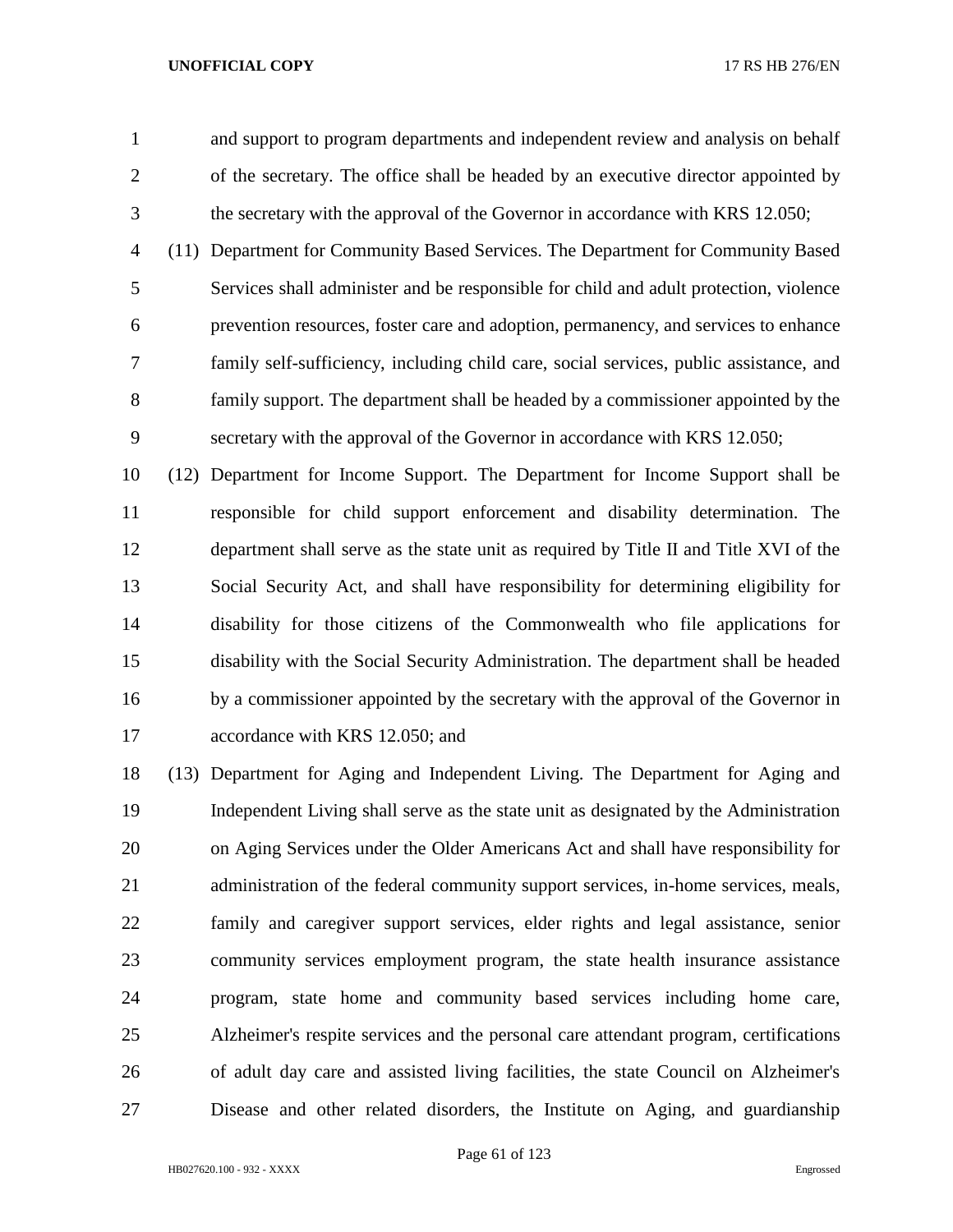and support to program departments and independent review and analysis on behalf of the secretary. The office shall be headed by an executive director appointed by the secretary with the approval of the Governor in accordance with KRS 12.050;

(11) Department for Community Based Services. The Department for Community Based Services shall administer and be responsible for child and adult protection, violence prevention resources, foster care and adoption, permanency, and services to enhance family self-sufficiency, including child care, social services, public assistance, and family support. The department shall be headed by a commissioner appointed by the secretary with the approval of the Governor in accordance with KRS 12.050;

(12) Department for Income Support. The Department for Income Support shall be responsible for child support enforcement and disability determination. The department shall serve as the state unit as required by Title II and Title XVI of the Social Security Act, and shall have responsibility for determining eligibility for disability for those citizens of the Commonwealth who file applications for disability with the Social Security Administration. The department shall be headed by a commissioner appointed by the secretary with the approval of the Governor in accordance with KRS 12.050; and

(13) Department for Aging and Independent Living. The Department for Aging and Independent Living shall serve as the state unit as designated by the Administration on Aging Services under the Older Americans Act and shall have responsibility for administration of the federal community support services, in-home services, meals, family and caregiver support services, elder rights and legal assistance, senior community services employment program, the state health insurance assistance program, state home and community based services including home care, Alzheimer's respite services and the personal care attendant program, certifications of adult day care and assisted living facilities, the state Council on Alzheimer's Disease and other related disorders, the Institute on Aging, and guardianship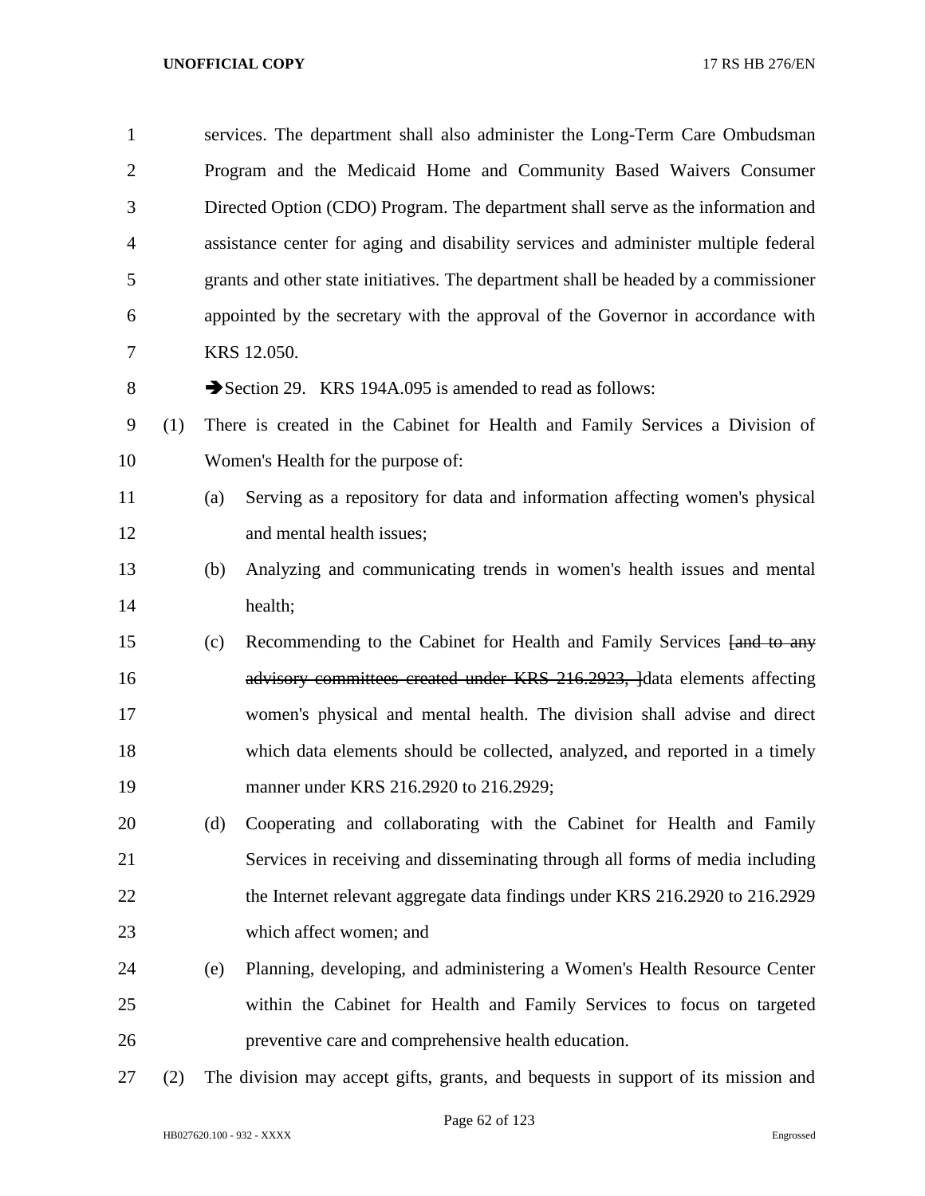services. The department shall also administer the Long-Term Care Ombudsman Program and the Medicaid Home and Community Based Waivers Consumer Directed Option (CDO) Program. The department shall serve as the information and assistance center for aging and disability services and administer multiple federal grants and other state initiatives. The department shall be headed by a commissioner appointed by the secretary with the approval of the Governor in accordance with KRS 12.050.

➔Section 29. KRS 194A.095 is amended to read as follows:

(1) There is created in the Cabinet for Health and Family Services a Division of Women's Health for the purpose of:

(a) Serving as a repository for data and information affecting women's physical and mental health issues;

(b) Analyzing and communicating trends in women's health issues and mental health;

(c) Recommending to the Cabinet for Health and Family Services ~~[and to any advisory committees created under KRS 216.2923, ]~~data elements affecting women's physical and mental health. The division shall advise and direct which data elements should be collected, analyzed, and reported in a timely manner under KRS 216.2920 to 216.2929;

(d) Cooperating and collaborating with the Cabinet for Health and Family Services in receiving and disseminating through all forms of media including the Internet relevant aggregate data findings under KRS 216.2920 to 216.2929 which affect women; and

(e) Planning, developing, and administering a Women's Health Resource Center within the Cabinet for Health and Family Services to focus on targeted preventive care and comprehensive health education.

(2) The division may accept gifts, grants, and bequests in support of its mission and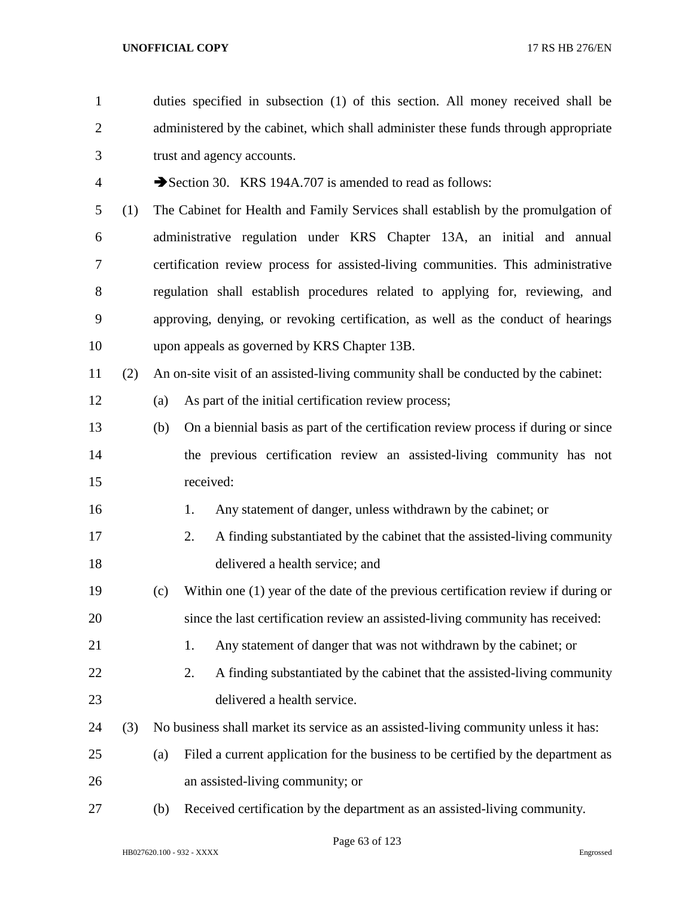duties specified in subsection (1) of this section. All money received shall be administered by the cabinet, which shall administer these funds through appropriate trust and agency accounts.

➔Section 30. KRS 194A.707 is amended to read as follows:

(1) The Cabinet for Health and Family Services shall establish by the promulgation of administrative regulation under KRS Chapter 13A, an initial and annual certification review process for assisted-living communities. This administrative regulation shall establish procedures related to applying for, reviewing, and approving, denying, or revoking certification, as well as the conduct of hearings upon appeals as governed by KRS Chapter 13B.

(2) An on-site visit of an assisted-living community shall be conducted by the cabinet:

(a) As part of the initial certification review process;

(b) On a biennial basis as part of the certification review process if during or since the previous certification review an assisted-living community has not received:

1. Any statement of danger, unless withdrawn by the cabinet; or

2. A finding substantiated by the cabinet that the assisted-living community delivered a health service; and

(c) Within one (1) year of the date of the previous certification review if during or since the last certification review an assisted-living community has received:

1. Any statement of danger that was not withdrawn by the cabinet; or

2. A finding substantiated by the cabinet that the assisted-living community delivered a health service.

(3) No business shall market its service as an assisted-living community unless it has:

(a) Filed a current application for the business to be certified by the department as an assisted-living community; or

(b) Received certification by the department as an assisted-living community.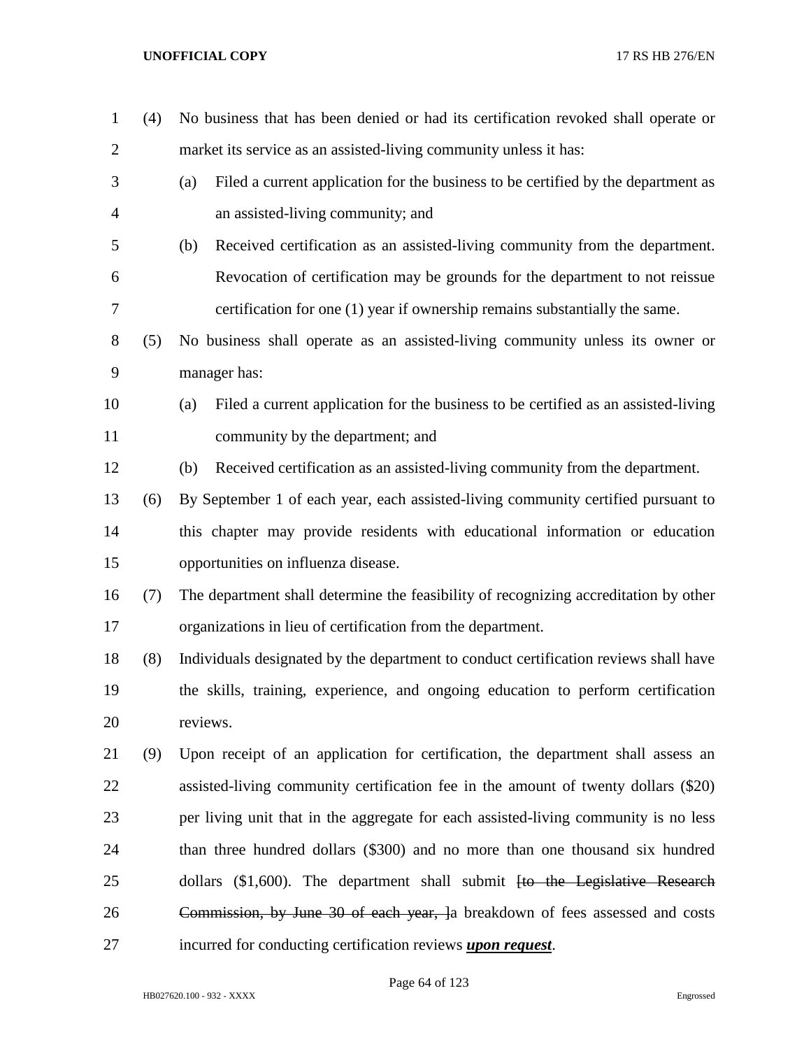(4) No business that has been denied or had its certification revoked shall operate or market its service as an assisted-living community unless it has:

(a) Filed a current application for the business to be certified by the department as an assisted-living community; and

(b) Received certification as an assisted-living community from the department. Revocation of certification may be grounds for the department to not reissue certification for one (1) year if ownership remains substantially the same.

(5) No business shall operate as an assisted-living community unless its owner or manager has:

(a) Filed a current application for the business to be certified as an assisted-living community by the department; and

(b) Received certification as an assisted-living community from the department.

(6) By September 1 of each year, each assisted-living community certified pursuant to this chapter may provide residents with educational information or education opportunities on influenza disease.

(7) The department shall determine the feasibility of recognizing accreditation by other organizations in lieu of certification from the department.

(8) Individuals designated by the department to conduct certification reviews shall have the skills, training, experience, and ongoing education to perform certification reviews.

(9) Upon receipt of an application for certification, the department shall assess an assisted-living community certification fee in the amount of twenty dollars ($20) per living unit that in the aggregate for each assisted-living community is no less than three hundred dollars ($300) and no more than one thousand six hundred dollars ($1,600). The department shall submit ~~[to the Legislative Research Commission, by June 30 of each year, ]~~a breakdown of fees assessed and costs incurred for conducting certification reviews ***upon request***.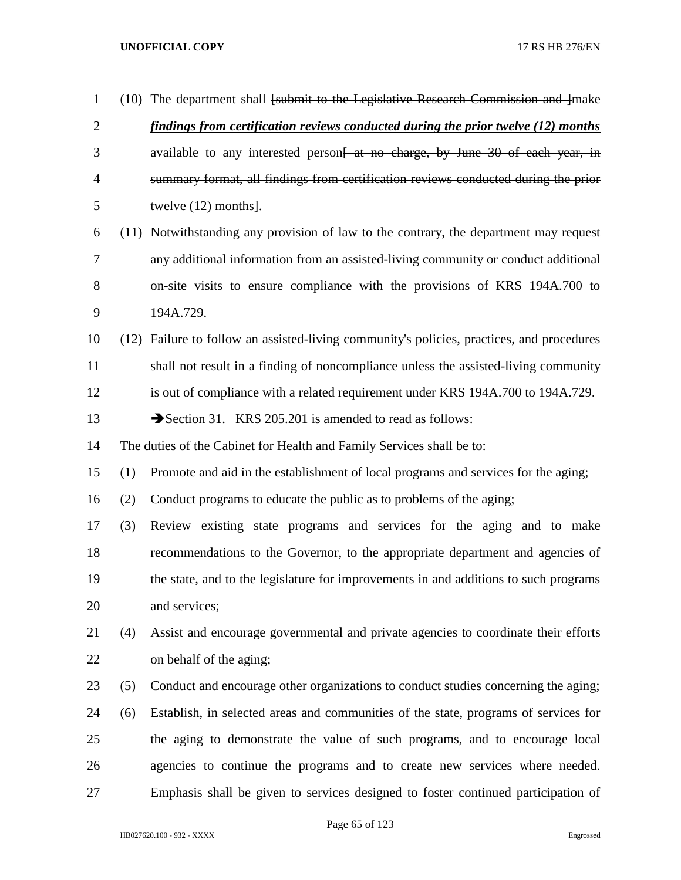(10) The department shall ~~[submit to the Legislative Research Commission and ]~~make ***findings from certification reviews conducted during the prior twelve (12) months*** available to any interested person~~[ at no charge, by June 30 of each year, in summary format, all findings from certification reviews conducted during the prior twelve (12) months]~~.

(11) Notwithstanding any provision of law to the contrary, the department may request any additional information from an assisted-living community or conduct additional on-site visits to ensure compliance with the provisions of KRS 194A.700 to 194A.729.

(12) Failure to follow an assisted-living community's policies, practices, and procedures shall not result in a finding of noncompliance unless the assisted-living community is out of compliance with a related requirement under KRS 194A.700 to 194A.729.

➔Section 31. KRS 205.201 is amended to read as follows:

The duties of the Cabinet for Health and Family Services shall be to:

(1) Promote and aid in the establishment of local programs and services for the aging;

(2) Conduct programs to educate the public as to problems of the aging;

(3) Review existing state programs and services for the aging and to make recommendations to the Governor, to the appropriate department and agencies of the state, and to the legislature for improvements in and additions to such programs and services;

(4) Assist and encourage governmental and private agencies to coordinate their efforts on behalf of the aging;

(5) Conduct and encourage other organizations to conduct studies concerning the aging;

(6) Establish, in selected areas and communities of the state, programs of services for the aging to demonstrate the value of such programs, and to encourage local agencies to continue the programs and to create new services where needed. Emphasis shall be given to services designed to foster continued participation of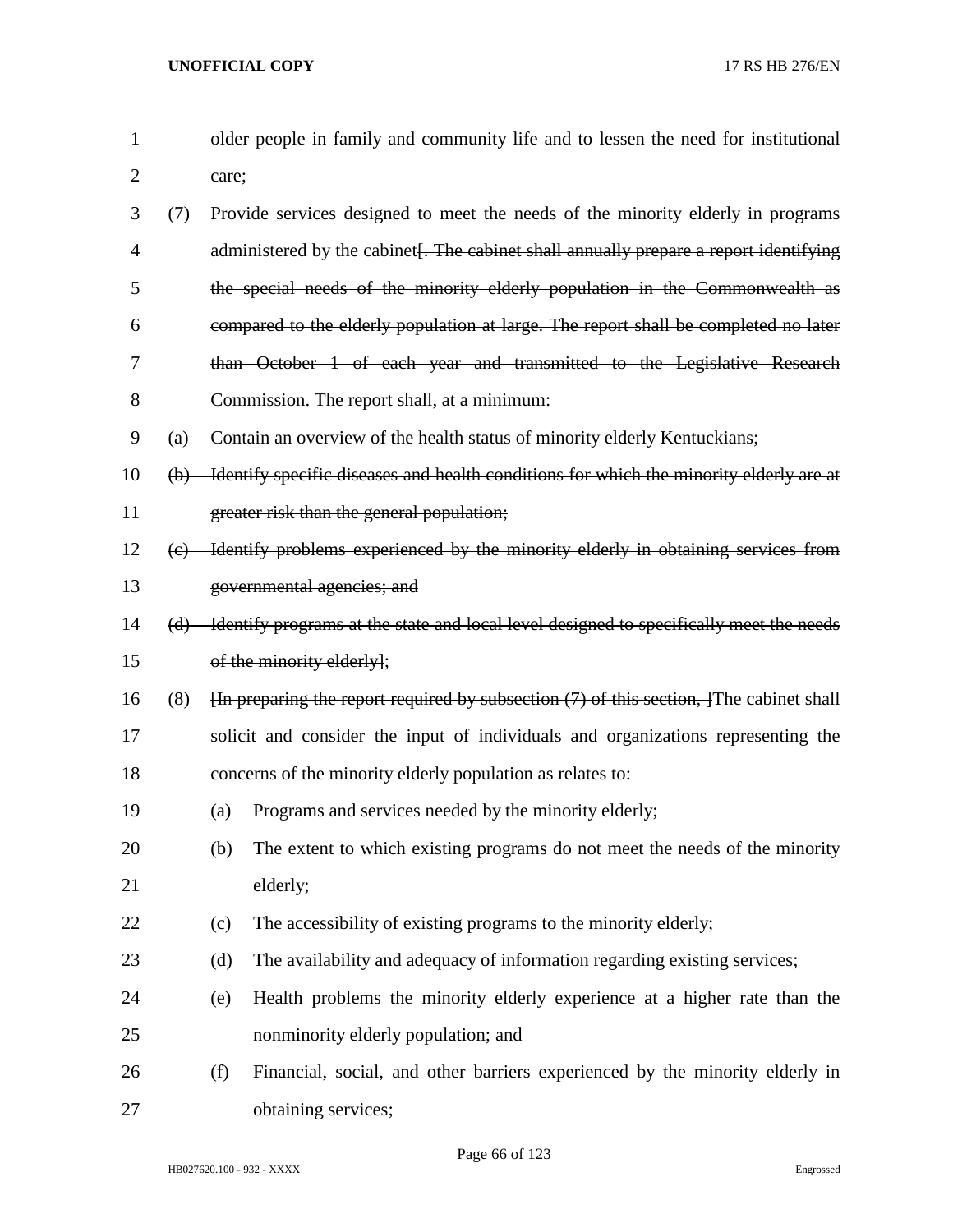older people in family and community life and to lessen the need for institutional care;

(7) Provide services designed to meet the needs of the minority elderly in programs administered by the cabinet~~[. The cabinet shall annually prepare a report identifying the special needs of the minority elderly population in the Commonwealth as compared to the elderly population at large. The report shall be completed no later than October 1 of each year and transmitted to the Legislative Research Commission. The report shall, at a minimum:~~

~~(a) Contain an overview of the health status of minority elderly Kentuckians;~~

~~(b) Identify specific diseases and health conditions for which the minority elderly are at greater risk than the general population;~~

~~(c) Identify problems experienced by the minority elderly in obtaining services from governmental agencies; and~~

~~(d) Identify programs at the state and local level designed to specifically meet the needs of the minority elderly]~~;

(8) ~~[In preparing the report required by subsection (7) of this section, ]~~The cabinet shall solicit and consider the input of individuals and organizations representing the concerns of the minority elderly population as relates to:

(a) Programs and services needed by the minority elderly;

(b) The extent to which existing programs do not meet the needs of the minority elderly;

(c) The accessibility of existing programs to the minority elderly;

(d) The availability and adequacy of information regarding existing services;

(e) Health problems the minority elderly experience at a higher rate than the nonminority elderly population; and

(f) Financial, social, and other barriers experienced by the minority elderly in obtaining services;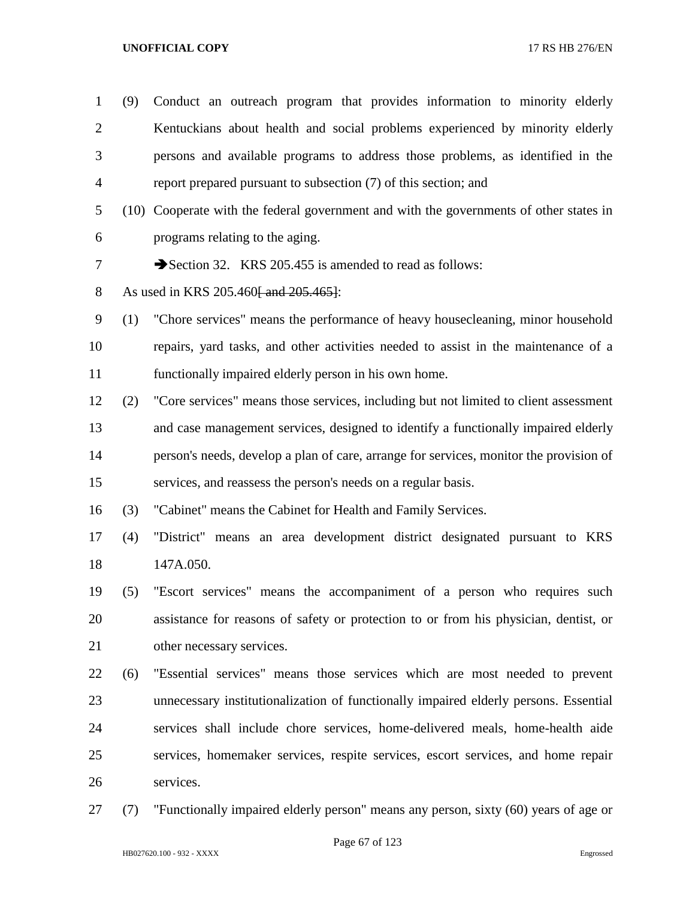(9) Conduct an outreach program that provides information to minority elderly Kentuckians about health and social problems experienced by minority elderly persons and available programs to address those problems, as identified in the report prepared pursuant to subsection (7) of this section; and

(10) Cooperate with the federal government and with the governments of other states in programs relating to the aging.

➔Section 32. KRS 205.455 is amended to read as follows:

As used in KRS 205.460~~[ and 205.465]~~:

(1) "Chore services" means the performance of heavy housecleaning, minor household repairs, yard tasks, and other activities needed to assist in the maintenance of a functionally impaired elderly person in his own home.

(2) "Core services" means those services, including but not limited to client assessment and case management services, designed to identify a functionally impaired elderly person's needs, develop a plan of care, arrange for services, monitor the provision of services, and reassess the person's needs on a regular basis.

(3) "Cabinet" means the Cabinet for Health and Family Services.

(4) "District" means an area development district designated pursuant to KRS 147A.050.

(5) "Escort services" means the accompaniment of a person who requires such assistance for reasons of safety or protection to or from his physician, dentist, or other necessary services.

(6) "Essential services" means those services which are most needed to prevent unnecessary institutionalization of functionally impaired elderly persons. Essential services shall include chore services, home-delivered meals, home-health aide services, homemaker services, respite services, escort services, and home repair services.

(7) "Functionally impaired elderly person" means any person, sixty (60) years of age or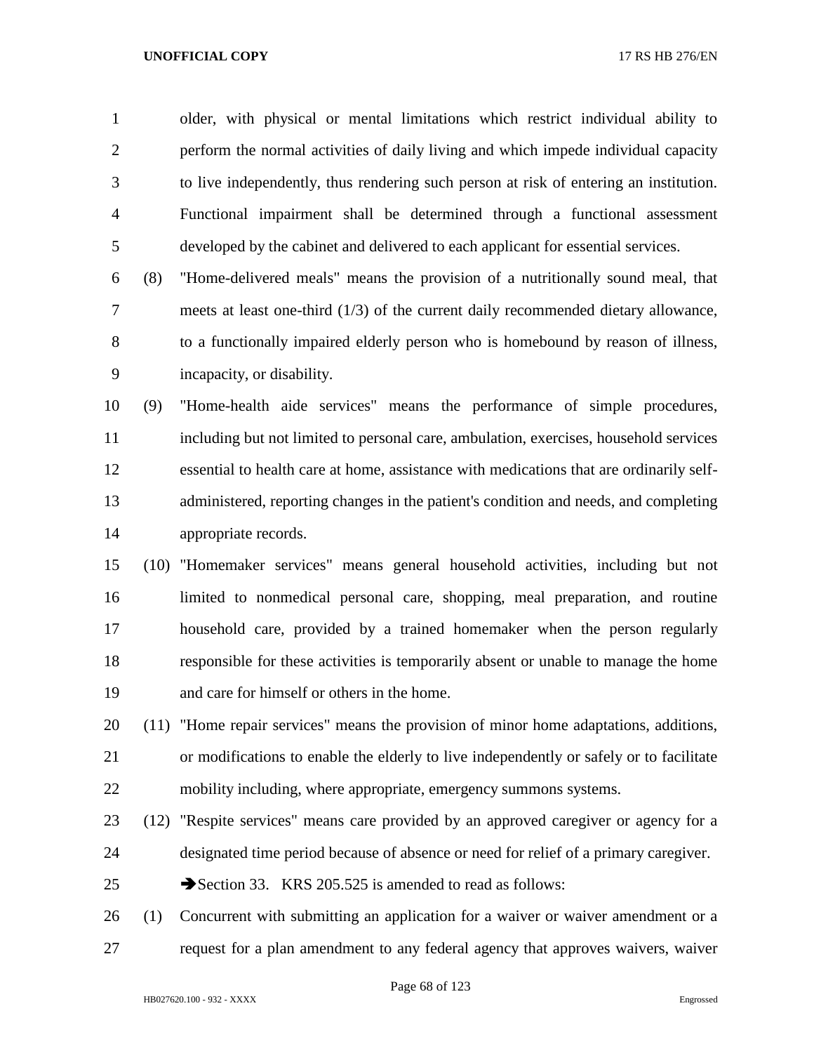older, with physical or mental limitations which restrict individual ability to perform the normal activities of daily living and which impede individual capacity to live independently, thus rendering such person at risk of entering an institution. Functional impairment shall be determined through a functional assessment developed by the cabinet and delivered to each applicant for essential services.

(8) "Home-delivered meals" means the provision of a nutritionally sound meal, that meets at least one-third (1/3) of the current daily recommended dietary allowance, to a functionally impaired elderly person who is homebound by reason of illness, incapacity, or disability.

(9) "Home-health aide services" means the performance of simple procedures, including but not limited to personal care, ambulation, exercises, household services essential to health care at home, assistance with medications that are ordinarily self-administered, reporting changes in the patient's condition and needs, and completing appropriate records.

(10) "Homemaker services" means general household activities, including but not limited to nonmedical personal care, shopping, meal preparation, and routine household care, provided by a trained homemaker when the person regularly responsible for these activities is temporarily absent or unable to manage the home and care for himself or others in the home.

(11) "Home repair services" means the provision of minor home adaptations, additions, or modifications to enable the elderly to live independently or safely or to facilitate mobility including, where appropriate, emergency summons systems.

(12) "Respite services" means care provided by an approved caregiver or agency for a designated time period because of absence or need for relief of a primary caregiver.

➔Section 33. KRS 205.525 is amended to read as follows:

(1) Concurrent with submitting an application for a waiver or waiver amendment or a request for a plan amendment to any federal agency that approves waivers, waiver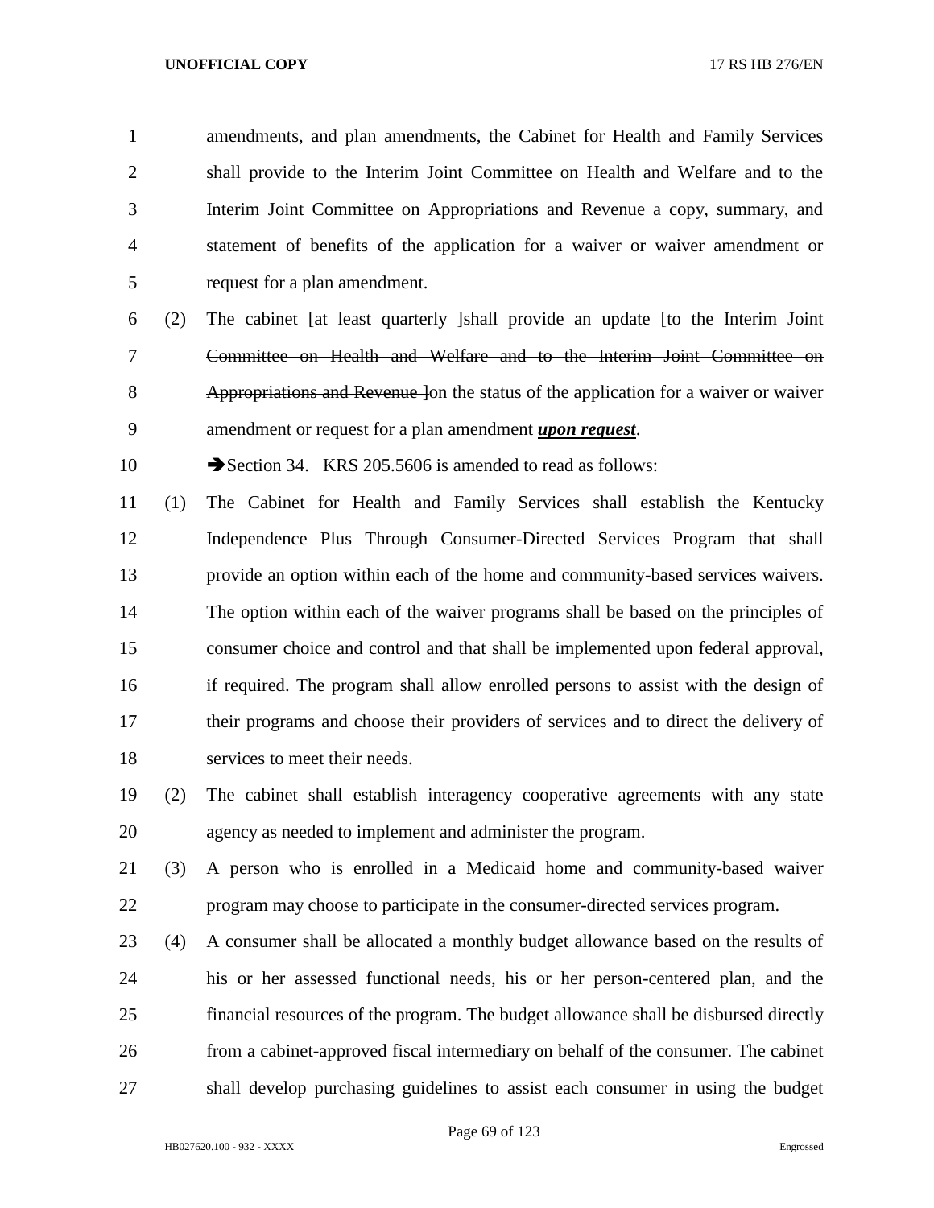amendments, and plan amendments, the Cabinet for Health and Family Services shall provide to the Interim Joint Committee on Health and Welfare and to the Interim Joint Committee on Appropriations and Revenue a copy, summary, and statement of benefits of the application for a waiver or waiver amendment or request for a plan amendment.

(2) The cabinet ~~[at least quarterly ]~~shall provide an update ~~[to the Interim Joint Committee on Health and Welfare and to the Interim Joint Committee on Appropriations and Revenue ]~~on the status of the application for a waiver or waiver amendment or request for a plan amendment ***upon request***.

➔Section 34. KRS 205.5606 is amended to read as follows:

(1) The Cabinet for Health and Family Services shall establish the Kentucky Independence Plus Through Consumer-Directed Services Program that shall provide an option within each of the home and community-based services waivers. The option within each of the waiver programs shall be based on the principles of consumer choice and control and that shall be implemented upon federal approval, if required. The program shall allow enrolled persons to assist with the design of their programs and choose their providers of services and to direct the delivery of services to meet their needs.

(2) The cabinet shall establish interagency cooperative agreements with any state agency as needed to implement and administer the program.

(3) A person who is enrolled in a Medicaid home and community-based waiver program may choose to participate in the consumer-directed services program.

(4) A consumer shall be allocated a monthly budget allowance based on the results of his or her assessed functional needs, his or her person-centered plan, and the financial resources of the program. The budget allowance shall be disbursed directly from a cabinet-approved fiscal intermediary on behalf of the consumer. The cabinet shall develop purchasing guidelines to assist each consumer in using the budget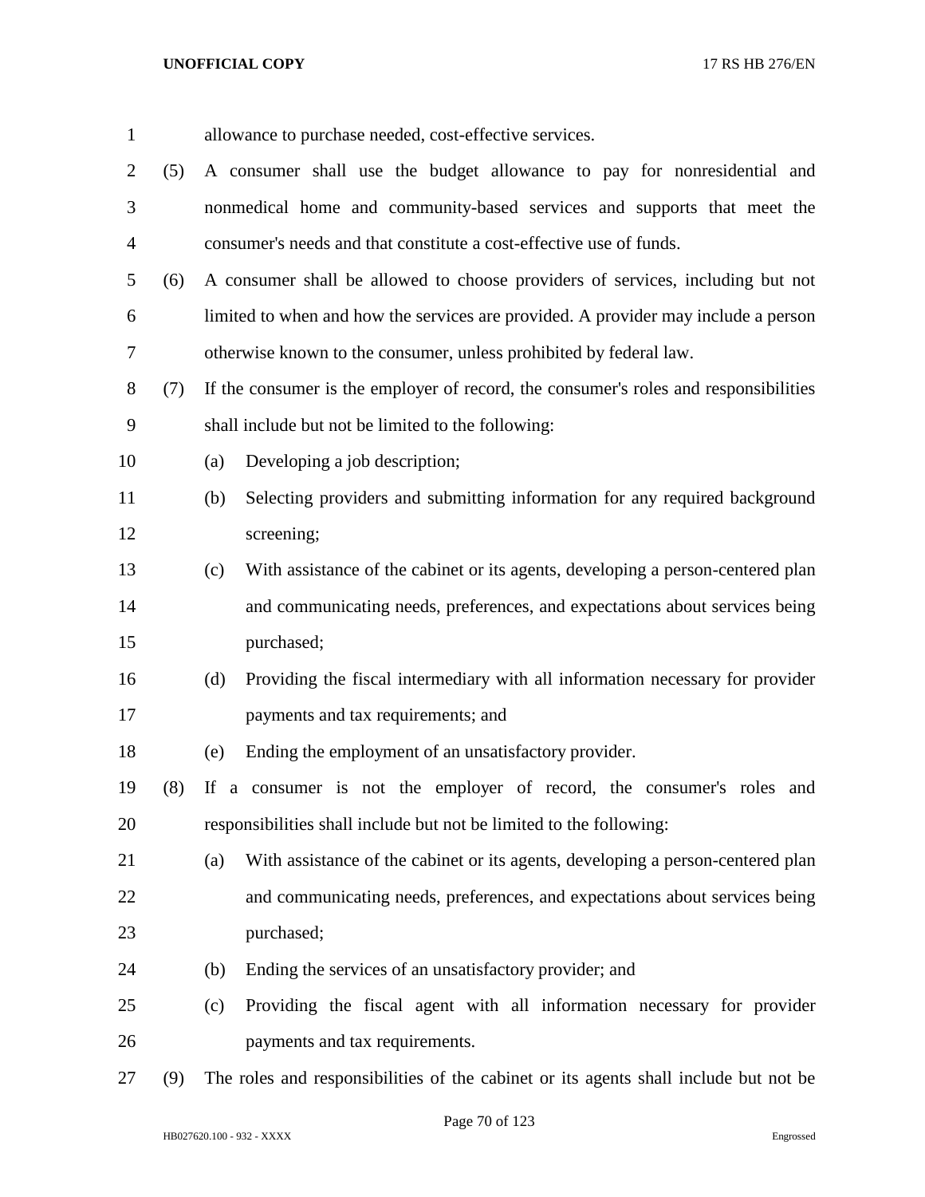allowance to purchase needed, cost-effective services.

(5) A consumer shall use the budget allowance to pay for nonresidential and nonmedical home and community-based services and supports that meet the consumer's needs and that constitute a cost-effective use of funds.

(6) A consumer shall be allowed to choose providers of services, including but not limited to when and how the services are provided. A provider may include a person otherwise known to the consumer, unless prohibited by federal law.

(7) If the consumer is the employer of record, the consumer's roles and responsibilities shall include but not be limited to the following:

(a) Developing a job description;

(b) Selecting providers and submitting information for any required background screening;

(c) With assistance of the cabinet or its agents, developing a person-centered plan and communicating needs, preferences, and expectations about services being purchased;

(d) Providing the fiscal intermediary with all information necessary for provider payments and tax requirements; and

(e) Ending the employment of an unsatisfactory provider.

(8) If a consumer is not the employer of record, the consumer's roles and responsibilities shall include but not be limited to the following:

(a) With assistance of the cabinet or its agents, developing a person-centered plan and communicating needs, preferences, and expectations about services being purchased;

(b) Ending the services of an unsatisfactory provider; and

(c) Providing the fiscal agent with all information necessary for provider payments and tax requirements.

(9) The roles and responsibilities of the cabinet or its agents shall include but not be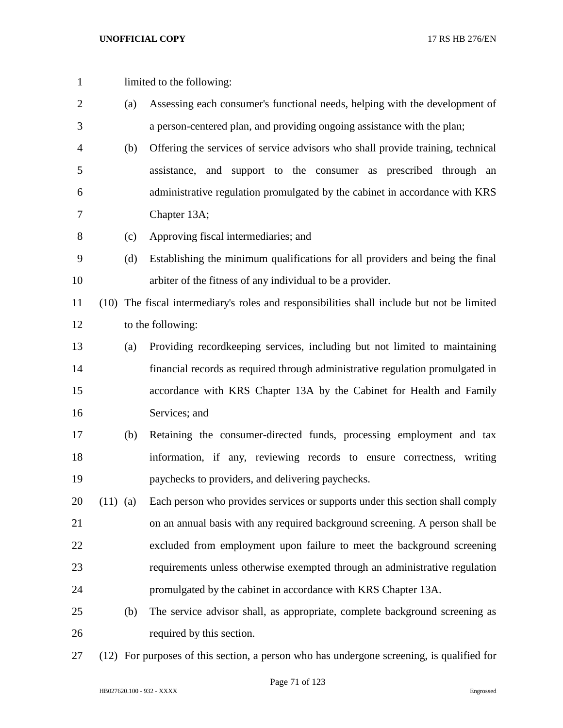limited to the following:

(a) Assessing each consumer's functional needs, helping with the development of a person-centered plan, and providing ongoing assistance with the plan;

(b) Offering the services of service advisors who shall provide training, technical assistance, and support to the consumer as prescribed through an administrative regulation promulgated by the cabinet in accordance with KRS Chapter 13A;

(c) Approving fiscal intermediaries; and

(d) Establishing the minimum qualifications for all providers and being the final arbiter of the fitness of any individual to be a provider.

(10) The fiscal intermediary's roles and responsibilities shall include but not be limited to the following:

(a) Providing recordkeeping services, including but not limited to maintaining financial records as required through administrative regulation promulgated in accordance with KRS Chapter 13A by the Cabinet for Health and Family Services; and

(b) Retaining the consumer-directed funds, processing employment and tax information, if any, reviewing records to ensure correctness, writing paychecks to providers, and delivering paychecks.

(11) (a) Each person who provides services or supports under this section shall comply on an annual basis with any required background screening. A person shall be excluded from employment upon failure to meet the background screening requirements unless otherwise exempted through an administrative regulation promulgated by the cabinet in accordance with KRS Chapter 13A.

(b) The service advisor shall, as appropriate, complete background screening as required by this section.

(12) For purposes of this section, a person who has undergone screening, is qualified for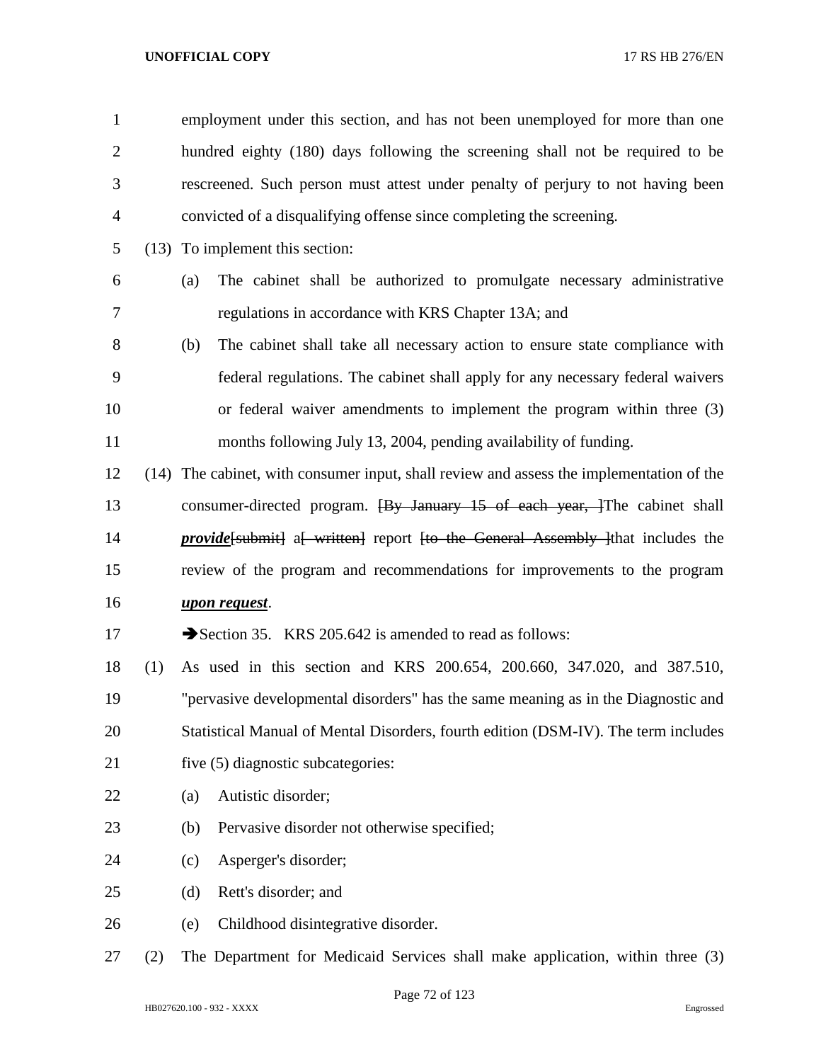employment under this section, and has not been unemployed for more than one hundred eighty (180) days following the screening shall not be required to be rescreened. Such person must attest under penalty of perjury to not having been convicted of a disqualifying offense since completing the screening.

(13) To implement this section:

(a) The cabinet shall be authorized to promulgate necessary administrative regulations in accordance with KRS Chapter 13A; and

(b) The cabinet shall take all necessary action to ensure state compliance with federal regulations. The cabinet shall apply for any necessary federal waivers or federal waiver amendments to implement the program within three (3) months following July 13, 2004, pending availability of funding.

(14) The cabinet, with consumer input, shall review and assess the implementation of the consumer-directed program. ~~[By January 15 of each year, ]~~The cabinet shall ***provide***~~[submit]~~ a~~[ written]~~ report ~~[to the General Assembly ]~~that includes the review of the program and recommendations for improvements to the program ***upon request***.

➔Section 35. KRS 205.642 is amended to read as follows:

(1) As used in this section and KRS 200.654, 200.660, 347.020, and 387.510, "pervasive developmental disorders" has the same meaning as in the Diagnostic and Statistical Manual of Mental Disorders, fourth edition (DSM-IV). The term includes five (5) diagnostic subcategories:

(a) Autistic disorder;

(b) Pervasive disorder not otherwise specified;

(c) Asperger's disorder;

(d) Rett's disorder; and

(e) Childhood disintegrative disorder.

(2) The Department for Medicaid Services shall make application, within three (3)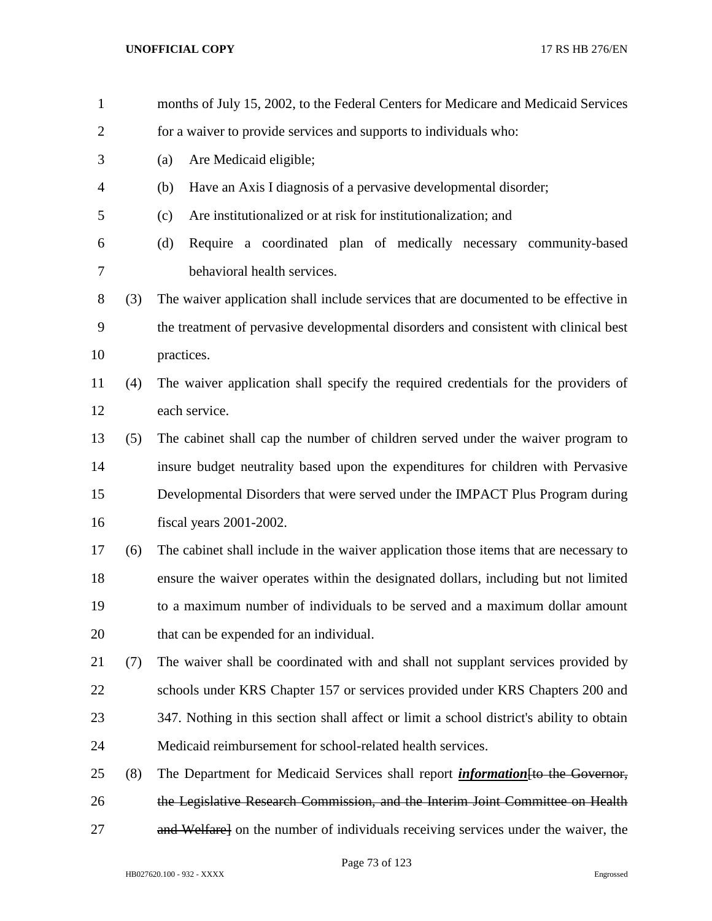months of July 15, 2002, to the Federal Centers for Medicare and Medicaid Services for a waiver to provide services and supports to individuals who:

(a) Are Medicaid eligible;

(b) Have an Axis I diagnosis of a pervasive developmental disorder;

(c) Are institutionalized or at risk for institutionalization; and

(d) Require a coordinated plan of medically necessary community-based behavioral health services.

(3) The waiver application shall include services that are documented to be effective in the treatment of pervasive developmental disorders and consistent with clinical best practices.

(4) The waiver application shall specify the required credentials for the providers of each service.

(5) The cabinet shall cap the number of children served under the waiver program to insure budget neutrality based upon the expenditures for children with Pervasive Developmental Disorders that were served under the IMPACT Plus Program during fiscal years 2001-2002.

(6) The cabinet shall include in the waiver application those items that are necessary to ensure the waiver operates within the designated dollars, including but not limited to a maximum number of individuals to be served and a maximum dollar amount that can be expended for an individual.

(7) The waiver shall be coordinated with and shall not supplant services provided by schools under KRS Chapter 157 or services provided under KRS Chapters 200 and 347. Nothing in this section shall affect or limit a school district's ability to obtain Medicaid reimbursement for school-related health services.

(8) The Department for Medicaid Services shall report ***information***~~[to the Governor, the Legislative Research Commission, and the Interim Joint Committee on Health and Welfare]~~ on the number of individuals receiving services under the waiver, the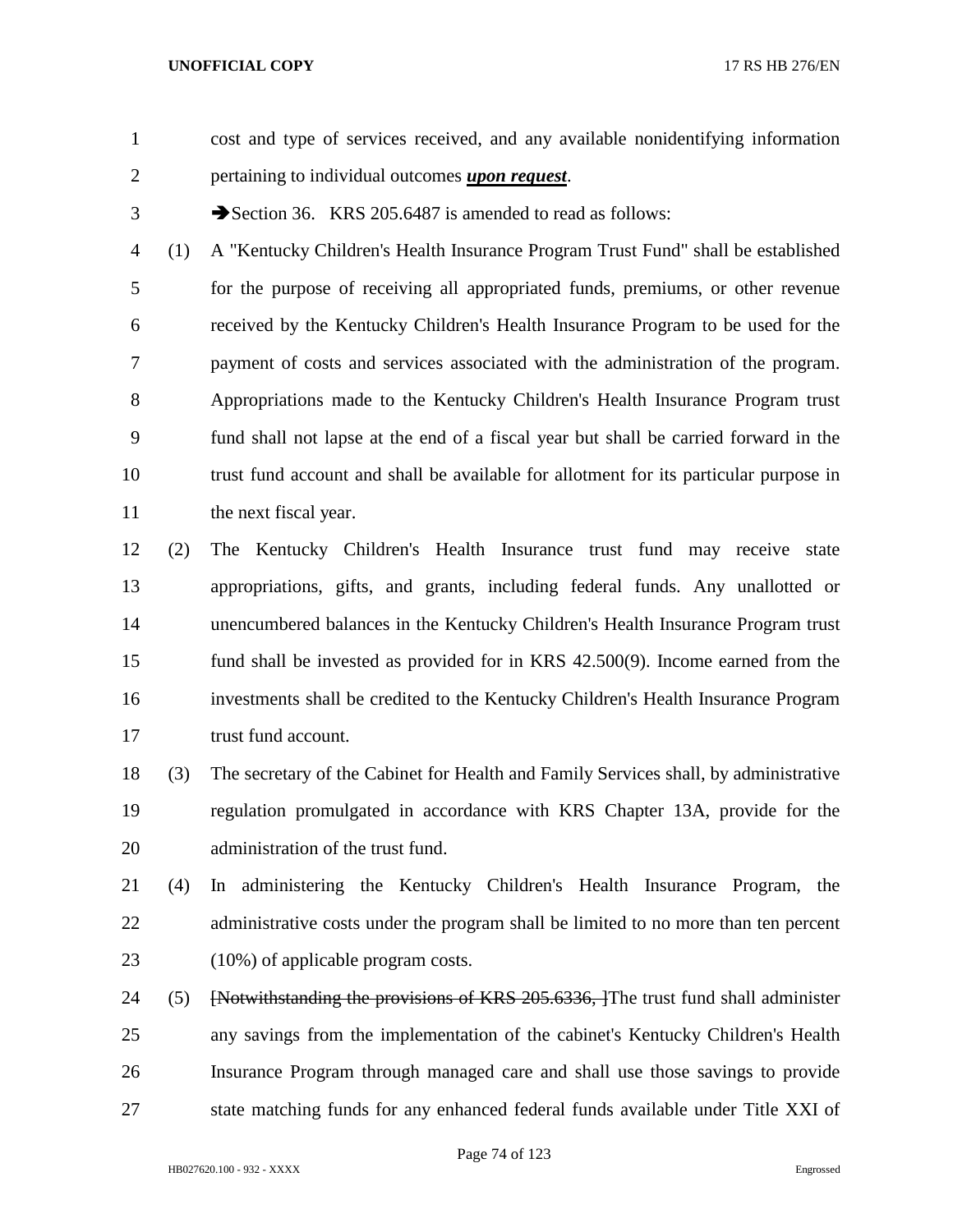cost and type of services received, and any available nonidentifying information pertaining to individual outcomes ***upon request***.

➔Section 36. KRS 205.6487 is amended to read as follows:

(1) A "Kentucky Children's Health Insurance Program Trust Fund" shall be established for the purpose of receiving all appropriated funds, premiums, or other revenue received by the Kentucky Children's Health Insurance Program to be used for the payment of costs and services associated with the administration of the program. Appropriations made to the Kentucky Children's Health Insurance Program trust fund shall not lapse at the end of a fiscal year but shall be carried forward in the trust fund account and shall be available for allotment for its particular purpose in the next fiscal year.

(2) The Kentucky Children's Health Insurance trust fund may receive state appropriations, gifts, and grants, including federal funds. Any unallotted or unencumbered balances in the Kentucky Children's Health Insurance Program trust fund shall be invested as provided for in KRS 42.500(9). Income earned from the investments shall be credited to the Kentucky Children's Health Insurance Program trust fund account.

(3) The secretary of the Cabinet for Health and Family Services shall, by administrative regulation promulgated in accordance with KRS Chapter 13A, provide for the administration of the trust fund.

(4) In administering the Kentucky Children's Health Insurance Program, the administrative costs under the program shall be limited to no more than ten percent (10%) of applicable program costs.

(5) ~~[Notwithstanding the provisions of KRS 205.6336, ]~~The trust fund shall administer any savings from the implementation of the cabinet's Kentucky Children's Health Insurance Program through managed care and shall use those savings to provide state matching funds for any enhanced federal funds available under Title XXI of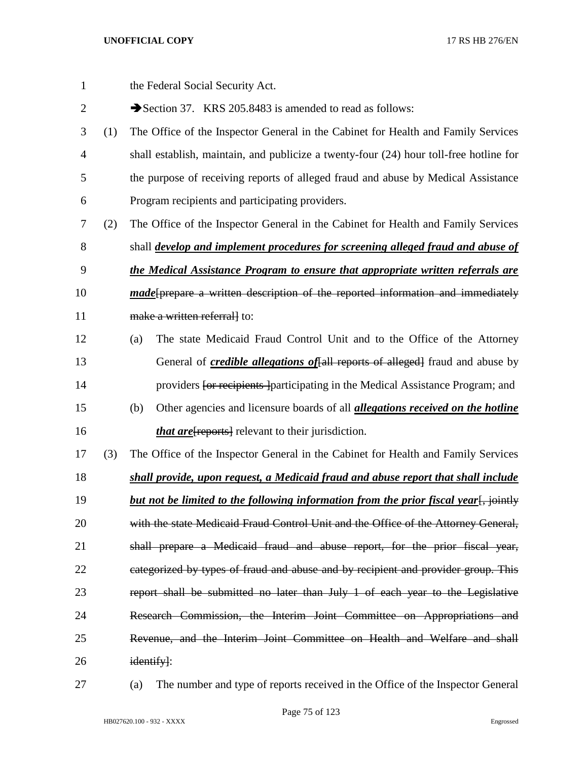the Federal Social Security Act.

➔Section 37. KRS 205.8483 is amended to read as follows:

(1) The Office of the Inspector General in the Cabinet for Health and Family Services shall establish, maintain, and publicize a twenty-four (24) hour toll-free hotline for the purpose of receiving reports of alleged fraud and abuse by Medical Assistance Program recipients and participating providers.

(2) The Office of the Inspector General in the Cabinet for Health and Family Services shall ***develop and implement procedures for screening alleged fraud and abuse of the Medical Assistance Program to ensure that appropriate written referrals are made***~~[prepare a written description of the reported information and immediately make a written referral]~~ to:

(a) The state Medicaid Fraud Control Unit and to the Office of the Attorney General of ***credible allegations of***~~[all reports of alleged]~~ fraud and abuse by providers ~~[or recipients ]~~participating in the Medical Assistance Program; and

(b) Other agencies and licensure boards of all ***allegations received on the hotline that are***~~[reports]~~ relevant to their jurisdiction.

(3) The Office of the Inspector General in the Cabinet for Health and Family Services ***shall provide, upon request, a Medicaid fraud and abuse report that shall include but not be limited to the following information from the prior fiscal year***~~[, jointly with the state Medicaid Fraud Control Unit and the Office of the Attorney General, shall prepare a Medicaid fraud and abuse report, for the prior fiscal year, categorized by types of fraud and abuse and by recipient and provider group. This report shall be submitted no later than July 1 of each year to the Legislative Research Commission, the Interim Joint Committee on Appropriations and Revenue, and the Interim Joint Committee on Health and Welfare and shall identify]~~:

(a) The number and type of reports received in the Office of the Inspector General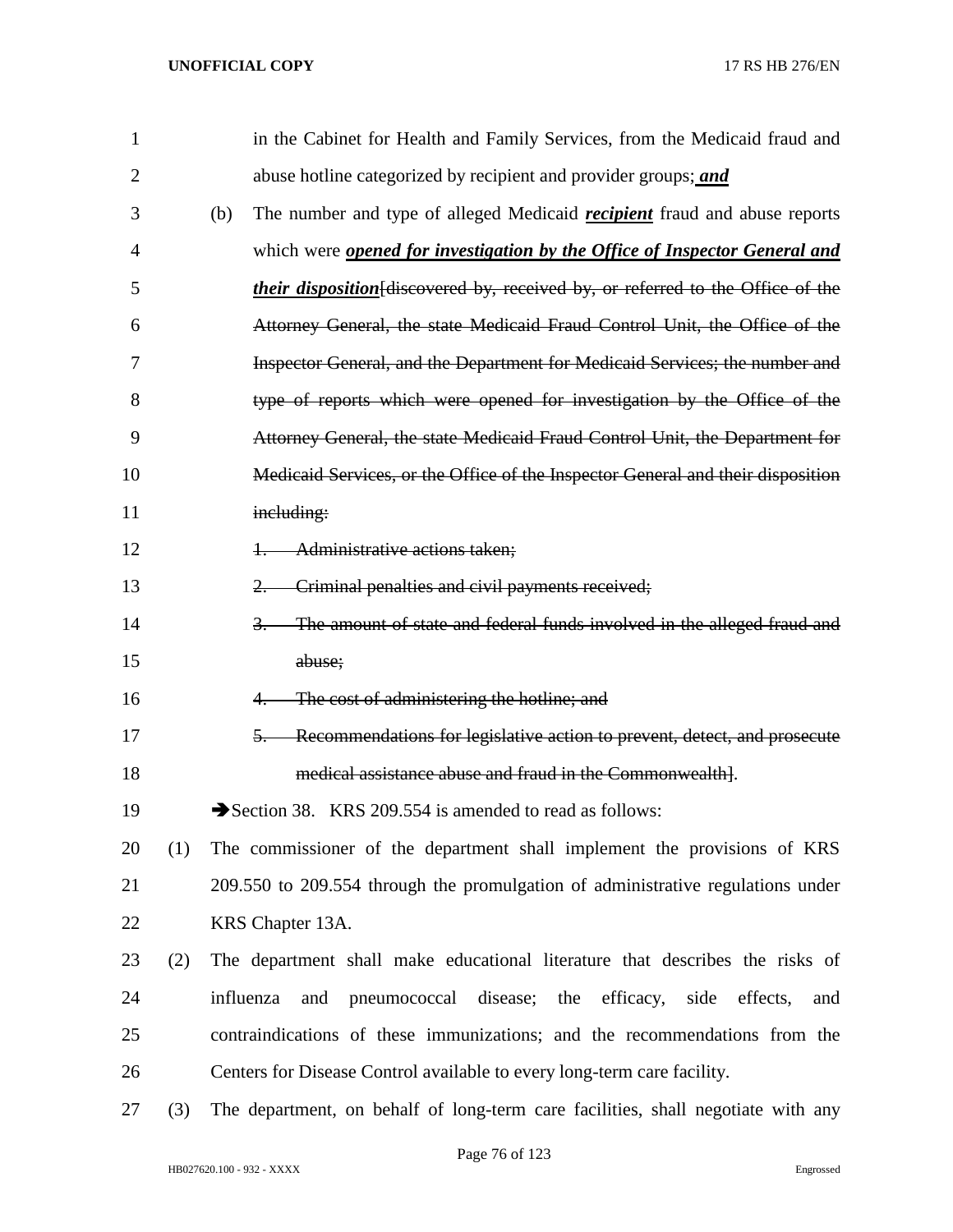in the Cabinet for Health and Family Services, from the Medicaid fraud and abuse hotline categorized by recipient and provider groups; ***and***

(b) The number and type of alleged Medicaid ***recipient*** fraud and abuse reports which were ***opened for investigation by the Office of Inspector General and their disposition***[~~discovered by, received by, or referred to the Office of the Attorney General, the state Medicaid Fraud Control Unit, the Office of the Inspector General, and the Department for Medicaid Services; the number and type of reports which were opened for investigation by the Office of the Attorney General, the state Medicaid Fraud Control Unit, the Department for Medicaid Services, or the Office of the Inspector General and their disposition including:~~

~~1. Administrative actions taken;~~

~~2. Criminal penalties and civil payments received;~~

~~3. The amount of state and federal funds involved in the alleged fraud and abuse;~~

~~4. The cost of administering the hotline; and~~

~~5. Recommendations for legislative action to prevent, detect, and prosecute medical assistance abuse and fraud in the Commonwealth~~].

➔Section 38. KRS 209.554 is amended to read as follows:

(1) The commissioner of the department shall implement the provisions of KRS 209.550 to 209.554 through the promulgation of administrative regulations under KRS Chapter 13A.

(2) The department shall make educational literature that describes the risks of influenza and pneumococcal disease; the efficacy, side effects, and contraindications of these immunizations; and the recommendations from the Centers for Disease Control available to every long-term care facility.

(3) The department, on behalf of long-term care facilities, shall negotiate with any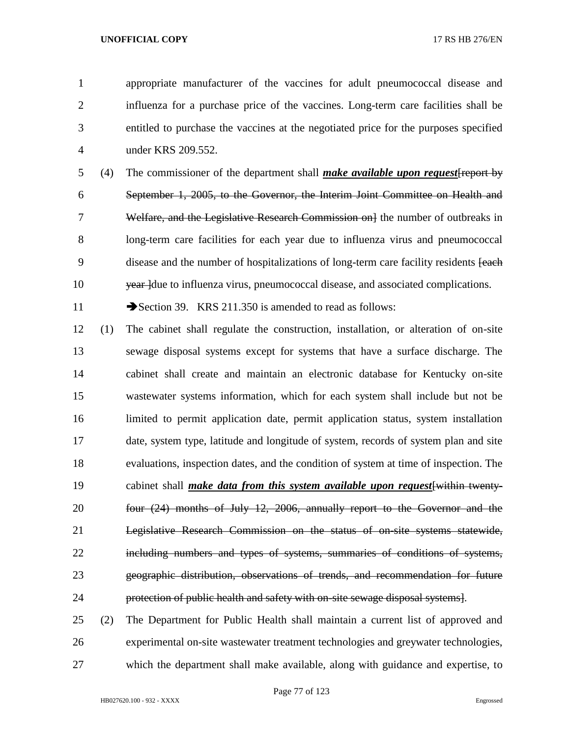appropriate manufacturer of the vaccines for adult pneumococcal disease and influenza for a purchase price of the vaccines. Long-term care facilities shall be entitled to purchase the vaccines at the negotiated price for the purposes specified under KRS 209.552.

(4) The commissioner of the department shall ***make available upon request***~~[report by September 1, 2005, to the Governor, the Interim Joint Committee on Health and Welfare, and the Legislative Research Commission on]~~ the number of outbreaks in long-term care facilities for each year due to influenza virus and pneumococcal disease and the number of hospitalizations of long-term care facility residents ~~[each year ]~~due to influenza virus, pneumococcal disease, and associated complications.

➔Section 39. KRS 211.350 is amended to read as follows:

(1) The cabinet shall regulate the construction, installation, or alteration of on-site sewage disposal systems except for systems that have a surface discharge. The cabinet shall create and maintain an electronic database for Kentucky on-site wastewater systems information, which for each system shall include but not be limited to permit application date, permit application status, system installation date, system type, latitude and longitude of system, records of system plan and site evaluations, inspection dates, and the condition of system at time of inspection. The cabinet shall ***make data from this system available upon request***~~[within twenty-four (24) months of July 12, 2006, annually report to the Governor and the Legislative Research Commission on the status of on-site systems statewide, including numbers and types of systems, summaries of conditions of systems, geographic distribution, observations of trends, and recommendation for future protection of public health and safety with on-site sewage disposal systems]~~.

(2) The Department for Public Health shall maintain a current list of approved and experimental on-site wastewater treatment technologies and greywater technologies, which the department shall make available, along with guidance and expertise, to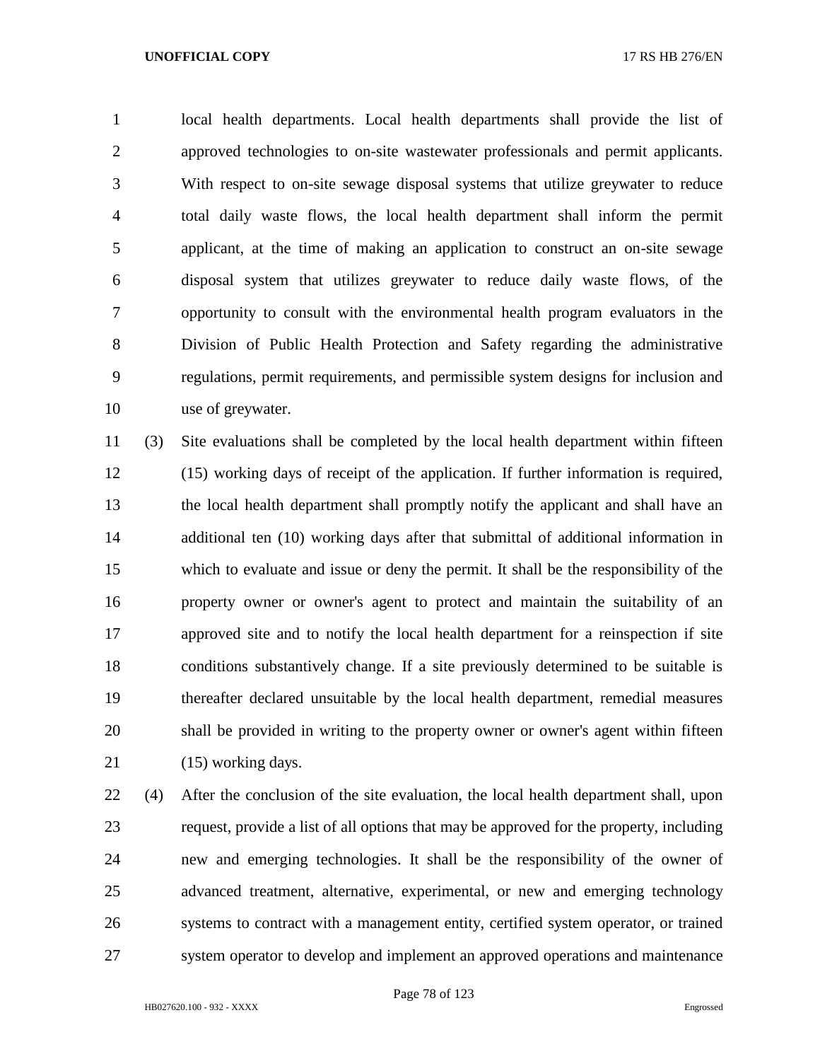local health departments. Local health departments shall provide the list of approved technologies to on-site wastewater professionals and permit applicants. With respect to on-site sewage disposal systems that utilize greywater to reduce total daily waste flows, the local health department shall inform the permit applicant, at the time of making an application to construct an on-site sewage disposal system that utilizes greywater to reduce daily waste flows, of the opportunity to consult with the environmental health program evaluators in the Division of Public Health Protection and Safety regarding the administrative regulations, permit requirements, and permissible system designs for inclusion and use of greywater.

(3) Site evaluations shall be completed by the local health department within fifteen (15) working days of receipt of the application. If further information is required, the local health department shall promptly notify the applicant and shall have an additional ten (10) working days after that submittal of additional information in which to evaluate and issue or deny the permit. It shall be the responsibility of the property owner or owner's agent to protect and maintain the suitability of an approved site and to notify the local health department for a reinspection if site conditions substantively change. If a site previously determined to be suitable is thereafter declared unsuitable by the local health department, remedial measures shall be provided in writing to the property owner or owner's agent within fifteen (15) working days.

(4) After the conclusion of the site evaluation, the local health department shall, upon request, provide a list of all options that may be approved for the property, including new and emerging technologies. It shall be the responsibility of the owner of advanced treatment, alternative, experimental, or new and emerging technology systems to contract with a management entity, certified system operator, or trained system operator to develop and implement an approved operations and maintenance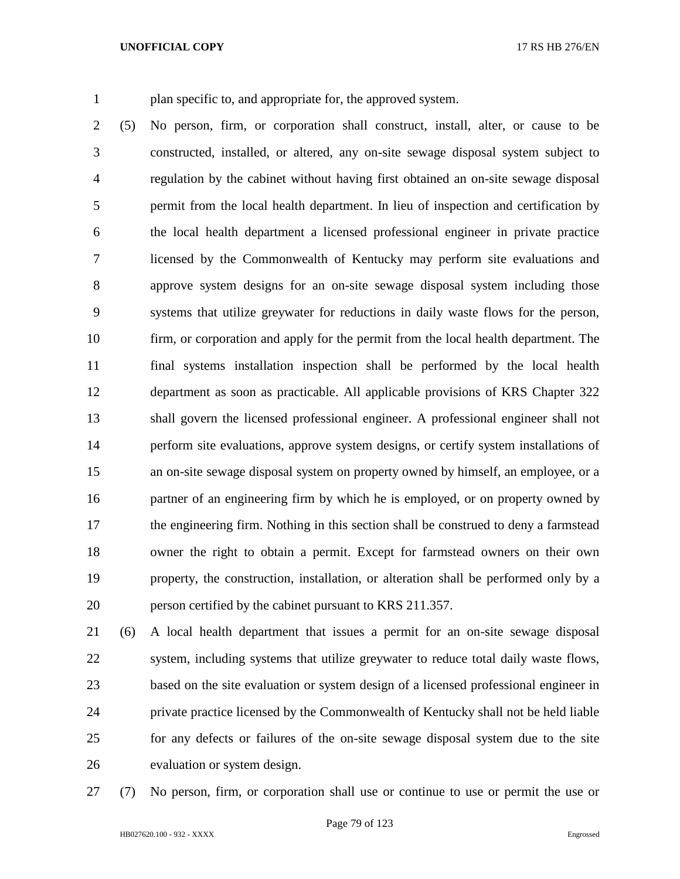plan specific to, and appropriate for, the approved system.

(5) No person, firm, or corporation shall construct, install, alter, or cause to be constructed, installed, or altered, any on-site sewage disposal system subject to regulation by the cabinet without having first obtained an on-site sewage disposal permit from the local health department. In lieu of inspection and certification by the local health department a licensed professional engineer in private practice licensed by the Commonwealth of Kentucky may perform site evaluations and approve system designs for an on-site sewage disposal system including those systems that utilize greywater for reductions in daily waste flows for the person, firm, or corporation and apply for the permit from the local health department. The final systems installation inspection shall be performed by the local health department as soon as practicable. All applicable provisions of KRS Chapter 322 shall govern the licensed professional engineer. A professional engineer shall not perform site evaluations, approve system designs, or certify system installations of an on-site sewage disposal system on property owned by himself, an employee, or a partner of an engineering firm by which he is employed, or on property owned by the engineering firm. Nothing in this section shall be construed to deny a farmstead owner the right to obtain a permit. Except for farmstead owners on their own property, the construction, installation, or alteration shall be performed only by a person certified by the cabinet pursuant to KRS 211.357.

(6) A local health department that issues a permit for an on-site sewage disposal system, including systems that utilize greywater to reduce total daily waste flows, based on the site evaluation or system design of a licensed professional engineer in private practice licensed by the Commonwealth of Kentucky shall not be held liable for any defects or failures of the on-site sewage disposal system due to the site evaluation or system design.

(7) No person, firm, or corporation shall use or continue to use or permit the use or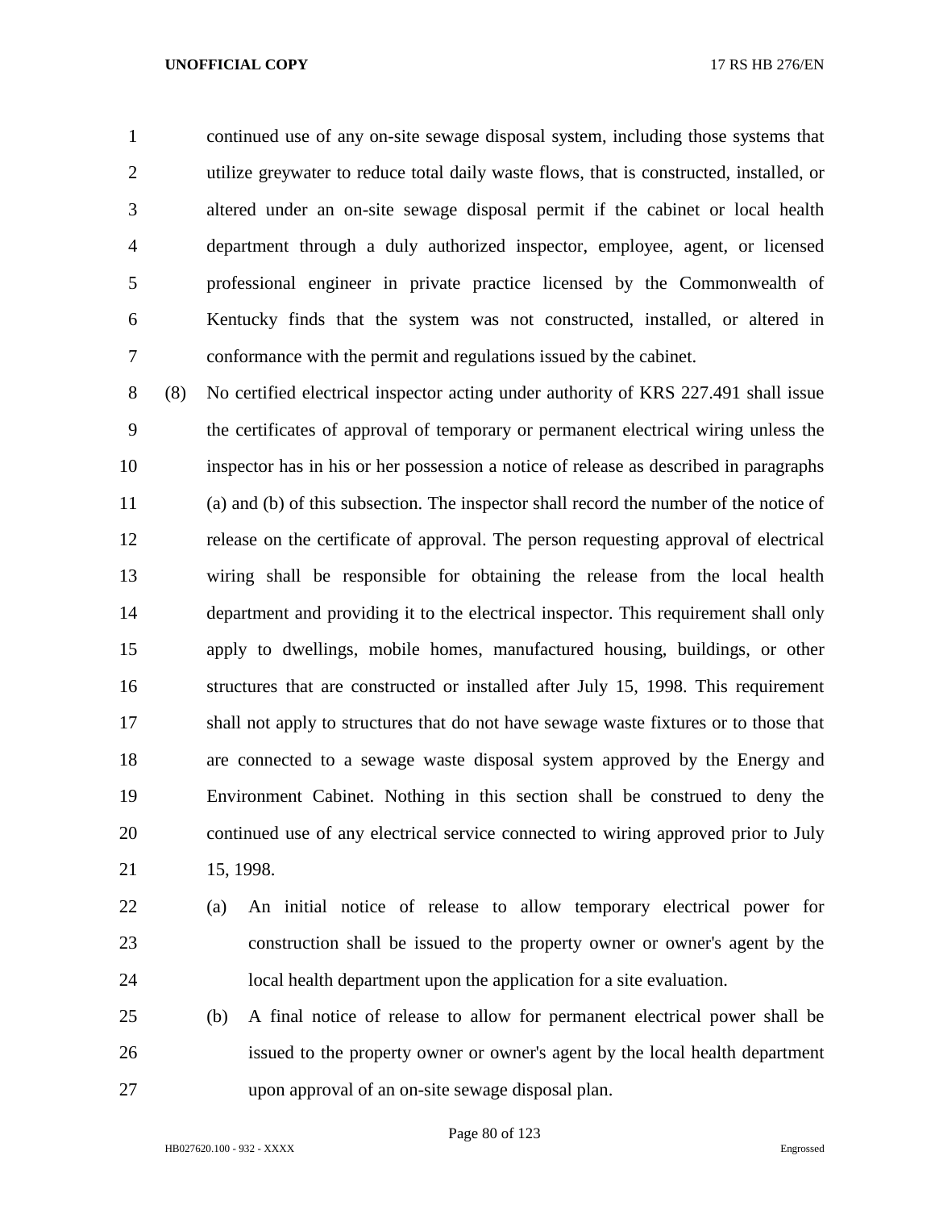continued use of any on-site sewage disposal system, including those systems that utilize greywater to reduce total daily waste flows, that is constructed, installed, or altered under an on-site sewage disposal permit if the cabinet or local health department through a duly authorized inspector, employee, agent, or licensed professional engineer in private practice licensed by the Commonwealth of Kentucky finds that the system was not constructed, installed, or altered in conformance with the permit and regulations issued by the cabinet.

(8) No certified electrical inspector acting under authority of KRS 227.491 shall issue the certificates of approval of temporary or permanent electrical wiring unless the inspector has in his or her possession a notice of release as described in paragraphs (a) and (b) of this subsection. The inspector shall record the number of the notice of release on the certificate of approval. The person requesting approval of electrical wiring shall be responsible for obtaining the release from the local health department and providing it to the electrical inspector. This requirement shall only apply to dwellings, mobile homes, manufactured housing, buildings, or other structures that are constructed or installed after July 15, 1998. This requirement shall not apply to structures that do not have sewage waste fixtures or to those that are connected to a sewage waste disposal system approved by the Energy and Environment Cabinet. Nothing in this section shall be construed to deny the continued use of any electrical service connected to wiring approved prior to July 15, 1998.

(a) An initial notice of release to allow temporary electrical power for construction shall be issued to the property owner or owner's agent by the local health department upon the application for a site evaluation.

(b) A final notice of release to allow for permanent electrical power shall be issued to the property owner or owner's agent by the local health department upon approval of an on-site sewage disposal plan.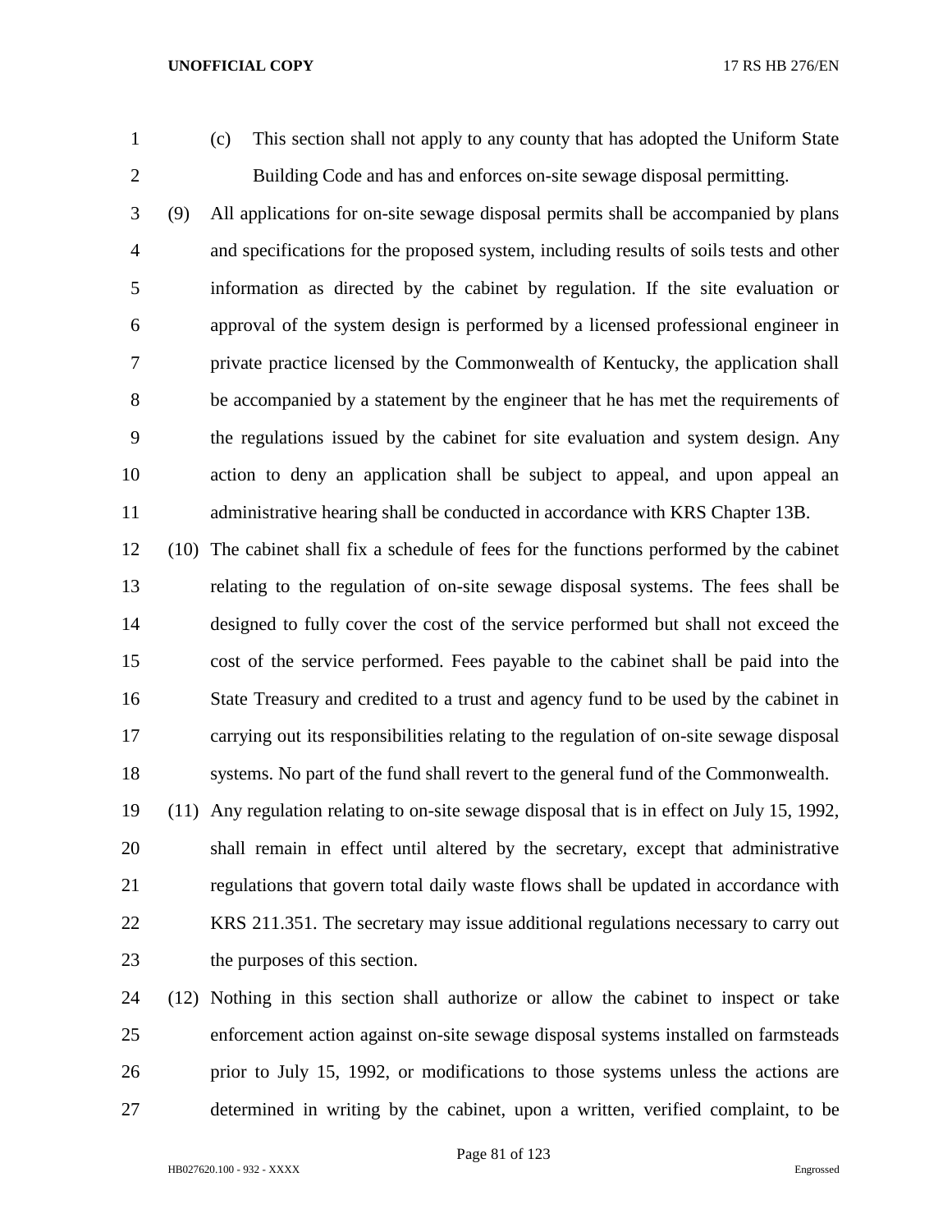(c) This section shall not apply to any county that has adopted the Uniform State Building Code and has and enforces on-site sewage disposal permitting.

(9) All applications for on-site sewage disposal permits shall be accompanied by plans and specifications for the proposed system, including results of soils tests and other information as directed by the cabinet by regulation. If the site evaluation or approval of the system design is performed by a licensed professional engineer in private practice licensed by the Commonwealth of Kentucky, the application shall be accompanied by a statement by the engineer that he has met the requirements of the regulations issued by the cabinet for site evaluation and system design. Any action to deny an application shall be subject to appeal, and upon appeal an administrative hearing shall be conducted in accordance with KRS Chapter 13B.

(10) The cabinet shall fix a schedule of fees for the functions performed by the cabinet relating to the regulation of on-site sewage disposal systems. The fees shall be designed to fully cover the cost of the service performed but shall not exceed the cost of the service performed. Fees payable to the cabinet shall be paid into the State Treasury and credited to a trust and agency fund to be used by the cabinet in carrying out its responsibilities relating to the regulation of on-site sewage disposal systems. No part of the fund shall revert to the general fund of the Commonwealth.

(11) Any regulation relating to on-site sewage disposal that is in effect on July 15, 1992, shall remain in effect until altered by the secretary, except that administrative regulations that govern total daily waste flows shall be updated in accordance with KRS 211.351. The secretary may issue additional regulations necessary to carry out the purposes of this section.

(12) Nothing in this section shall authorize or allow the cabinet to inspect or take enforcement action against on-site sewage disposal systems installed on farmsteads prior to July 15, 1992, or modifications to those systems unless the actions are determined in writing by the cabinet, upon a written, verified complaint, to be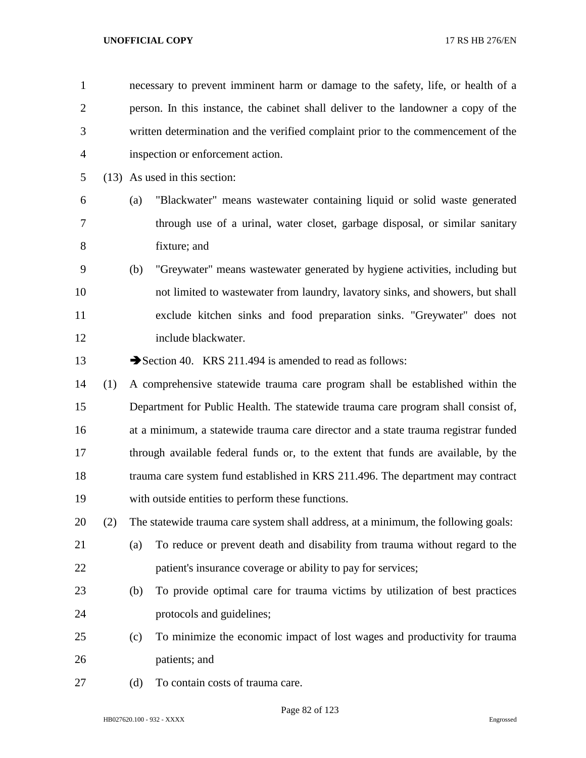necessary to prevent imminent harm or damage to the safety, life, or health of a person. In this instance, the cabinet shall deliver to the landowner a copy of the written determination and the verified complaint prior to the commencement of the inspection or enforcement action.

(13) As used in this section:

(a) "Blackwater" means wastewater containing liquid or solid waste generated through use of a urinal, water closet, garbage disposal, or similar sanitary fixture; and

(b) "Greywater" means wastewater generated by hygiene activities, including but not limited to wastewater from laundry, lavatory sinks, and showers, but shall exclude kitchen sinks and food preparation sinks. "Greywater" does not include blackwater.

➔Section 40. KRS 211.494 is amended to read as follows:

(1) A comprehensive statewide trauma care program shall be established within the Department for Public Health. The statewide trauma care program shall consist of, at a minimum, a statewide trauma care director and a state trauma registrar funded through available federal funds or, to the extent that funds are available, by the trauma care system fund established in KRS 211.496. The department may contract with outside entities to perform these functions.

(2) The statewide trauma care system shall address, at a minimum, the following goals:

(a) To reduce or prevent death and disability from trauma without regard to the patient's insurance coverage or ability to pay for services;

(b) To provide optimal care for trauma victims by utilization of best practices protocols and guidelines;

(c) To minimize the economic impact of lost wages and productivity for trauma patients; and

(d) To contain costs of trauma care.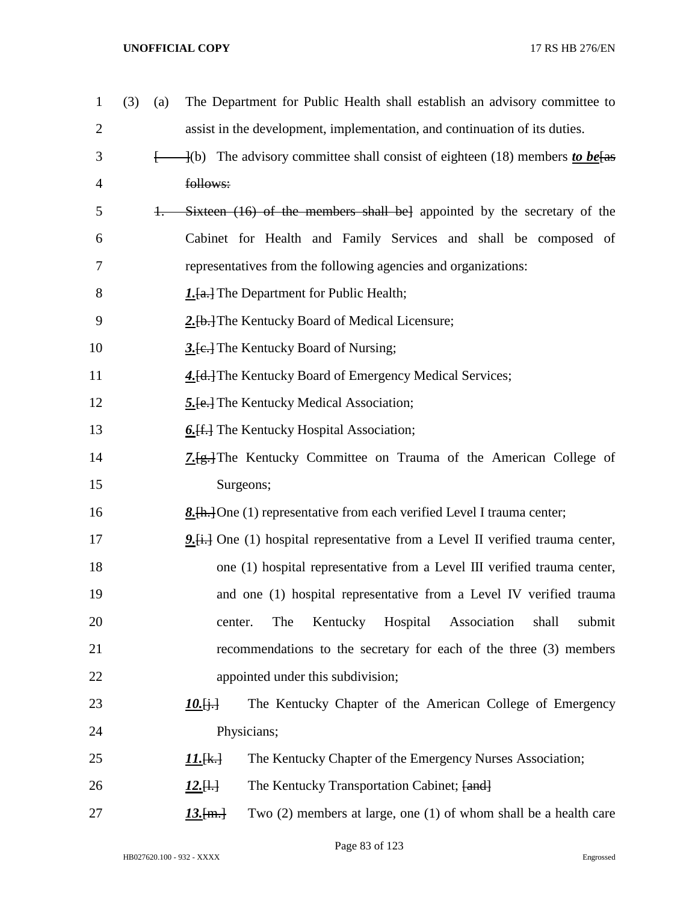(3) (a) The Department for Public Health shall establish an advisory committee to assist in the development, implementation, and continuation of its duties.

[ ](b) The advisory committee shall consist of eighteen (18) members ***to be***[as follows:

1. Sixteen (16) of the members shall be] appointed by the secretary of the Cabinet for Health and Family Services and shall be composed of representatives from the following agencies and organizations:

***1.***[a.] The Department for Public Health;

***2.***[b.] The Kentucky Board of Medical Licensure;

***3.***[c.] The Kentucky Board of Nursing;

***4.***[d.] The Kentucky Board of Emergency Medical Services;

***5.***[e.] The Kentucky Medical Association;

***6.***[f.] The Kentucky Hospital Association;

***7.***[g.] The Kentucky Committee on Trauma of the American College of Surgeons;

***8.***[h.] One (1) representative from each verified Level I trauma center;

***9.***[i.] One (1) hospital representative from a Level II verified trauma center, one (1) hospital representative from a Level III verified trauma center, and one (1) hospital representative from a Level IV verified trauma center. The Kentucky Hospital Association shall submit recommendations to the secretary for each of the three (3) members appointed under this subdivision;

***10.***[j.] The Kentucky Chapter of the American College of Emergency Physicians;

***11.***[k.] The Kentucky Chapter of the Emergency Nurses Association;

***12.***[l.] The Kentucky Transportation Cabinet; [and]

***13.***[m.] Two (2) members at large, one (1) of whom shall be a health care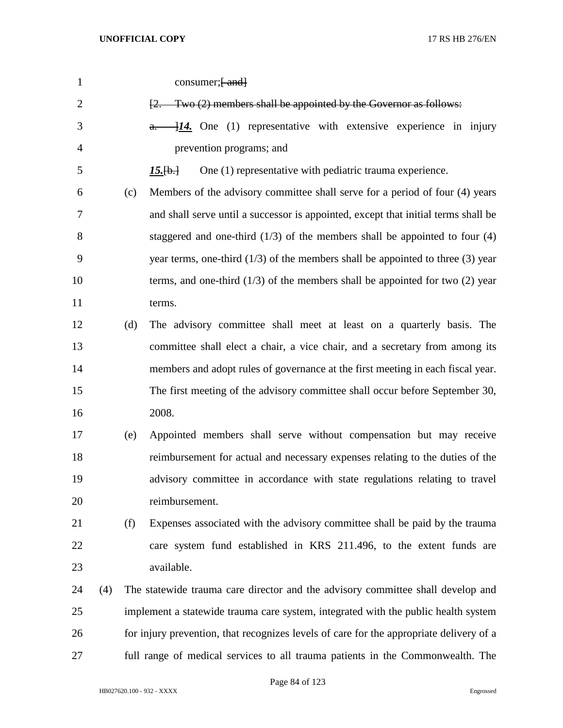consumer;~~[ and]~~

~~[2. Two (2) members shall be appointed by the Governor as follows:~~

~~a.~~ ~~]~~***14.*** One (1) representative with extensive experience in injury prevention programs; and

***15.***~~[b.]~~ One (1) representative with pediatric trauma experience.

(c) Members of the advisory committee shall serve for a period of four (4) years and shall serve until a successor is appointed, except that initial terms shall be staggered and one-third (1/3) of the members shall be appointed to four (4) year terms, one-third (1/3) of the members shall be appointed to three (3) year terms, and one-third (1/3) of the members shall be appointed for two (2) year terms.

(d) The advisory committee shall meet at least on a quarterly basis. The committee shall elect a chair, a vice chair, and a secretary from among its members and adopt rules of governance at the first meeting in each fiscal year. The first meeting of the advisory committee shall occur before September 30, 2008.

(e) Appointed members shall serve without compensation but may receive reimbursement for actual and necessary expenses relating to the duties of the advisory committee in accordance with state regulations relating to travel reimbursement.

(f) Expenses associated with the advisory committee shall be paid by the trauma care system fund established in KRS 211.496, to the extent funds are available.

(4) The statewide trauma care director and the advisory committee shall develop and implement a statewide trauma care system, integrated with the public health system for injury prevention, that recognizes levels of care for the appropriate delivery of a full range of medical services to all trauma patients in the Commonwealth. The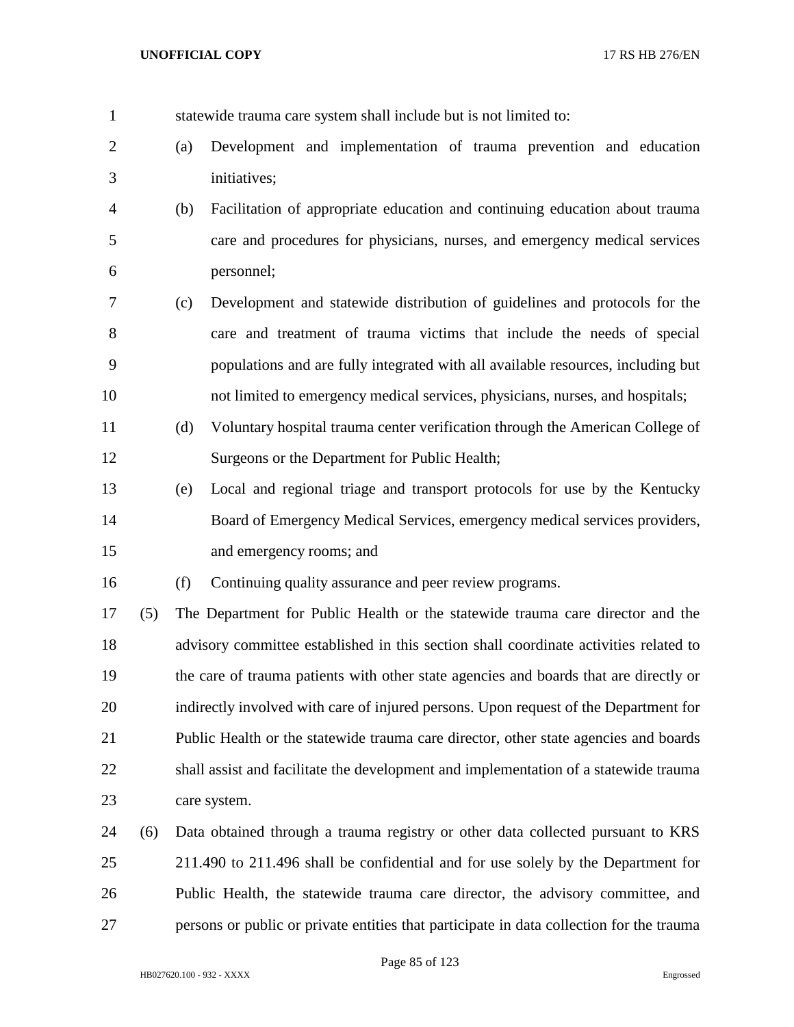statewide trauma care system shall include but is not limited to:

(a) Development and implementation of trauma prevention and education initiatives;

(b) Facilitation of appropriate education and continuing education about trauma care and procedures for physicians, nurses, and emergency medical services personnel;

(c) Development and statewide distribution of guidelines and protocols for the care and treatment of trauma victims that include the needs of special populations and are fully integrated with all available resources, including but not limited to emergency medical services, physicians, nurses, and hospitals;

(d) Voluntary hospital trauma center verification through the American College of Surgeons or the Department for Public Health;

(e) Local and regional triage and transport protocols for use by the Kentucky Board of Emergency Medical Services, emergency medical services providers, and emergency rooms; and

(f) Continuing quality assurance and peer review programs.

(5) The Department for Public Health or the statewide trauma care director and the advisory committee established in this section shall coordinate activities related to the care of trauma patients with other state agencies and boards that are directly or indirectly involved with care of injured persons. Upon request of the Department for Public Health or the statewide trauma care director, other state agencies and boards shall assist and facilitate the development and implementation of a statewide trauma care system.

(6) Data obtained through a trauma registry or other data collected pursuant to KRS 211.490 to 211.496 shall be confidential and for use solely by the Department for Public Health, the statewide trauma care director, the advisory committee, and persons or public or private entities that participate in data collection for the trauma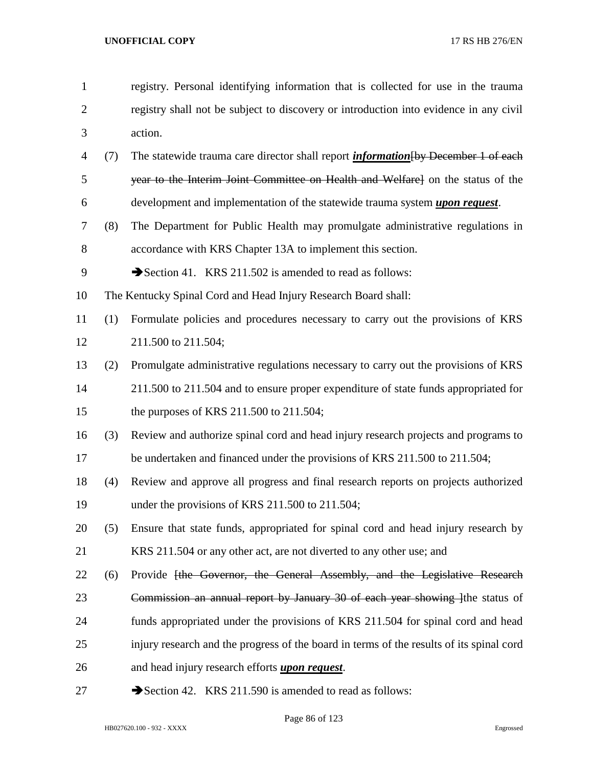registry. Personal identifying information that is collected for use in the trauma registry shall not be subject to discovery or introduction into evidence in any civil action.

(7) The statewide trauma care director shall report ***information***~~[by December 1 of each year to the Interim Joint Committee on Health and Welfare]~~ on the status of the development and implementation of the statewide trauma system ***upon request***.

(8) The Department for Public Health may promulgate administrative regulations in accordance with KRS Chapter 13A to implement this section.

➔Section 41. KRS 211.502 is amended to read as follows:

The Kentucky Spinal Cord and Head Injury Research Board shall:

(1) Formulate policies and procedures necessary to carry out the provisions of KRS 211.500 to 211.504;

(2) Promulgate administrative regulations necessary to carry out the provisions of KRS 211.500 to 211.504 and to ensure proper expenditure of state funds appropriated for the purposes of KRS 211.500 to 211.504;

(3) Review and authorize spinal cord and head injury research projects and programs to be undertaken and financed under the provisions of KRS 211.500 to 211.504;

(4) Review and approve all progress and final research reports on projects authorized under the provisions of KRS 211.500 to 211.504;

(5) Ensure that state funds, appropriated for spinal cord and head injury research by KRS 211.504 or any other act, are not diverted to any other use; and

(6) Provide ~~[the Governor, the General Assembly, and the Legislative Research Commission an annual report by January 30 of each year showing ]~~the status of funds appropriated under the provisions of KRS 211.504 for spinal cord and head injury research and the progress of the board in terms of the results of its spinal cord and head injury research efforts ***upon request***.

➔Section 42. KRS 211.590 is amended to read as follows: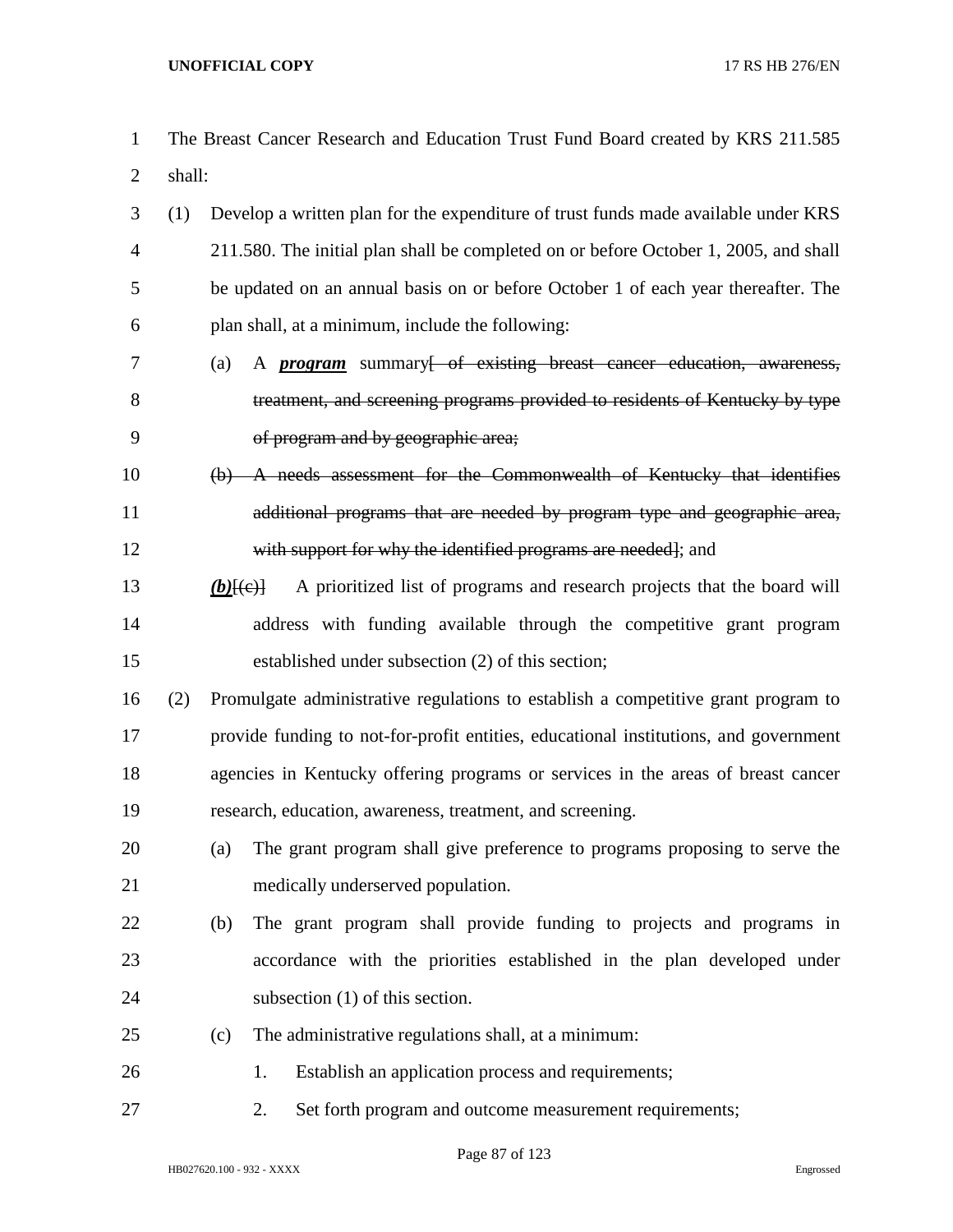The Breast Cancer Research and Education Trust Fund Board created by KRS 211.585 shall:

(1) Develop a written plan for the expenditure of trust funds made available under KRS 211.580. The initial plan shall be completed on or before October 1, 2005, and shall be updated on an annual basis on or before October 1 of each year thereafter. The plan shall, at a minimum, include the following:

(a) A ***program*** summary~~[ of existing breast cancer education, awareness, treatment, and screening programs provided to residents of Kentucky by type of program and by geographic area;~~

~~(b) A needs assessment for the Commonwealth of Kentucky that identifies additional programs that are needed by program type and geographic area, with support for why the identified programs are needed]~~; and

***(b)***~~[(c)]~~ A prioritized list of programs and research projects that the board will address with funding available through the competitive grant program established under subsection (2) of this section;

(2) Promulgate administrative regulations to establish a competitive grant program to provide funding to not-for-profit entities, educational institutions, and government agencies in Kentucky offering programs or services in the areas of breast cancer research, education, awareness, treatment, and screening.

(a) The grant program shall give preference to programs proposing to serve the medically underserved population.

(b) The grant program shall provide funding to projects and programs in accordance with the priorities established in the plan developed under subsection (1) of this section.

(c) The administrative regulations shall, at a minimum:

1. Establish an application process and requirements;

2. Set forth program and outcome measurement requirements;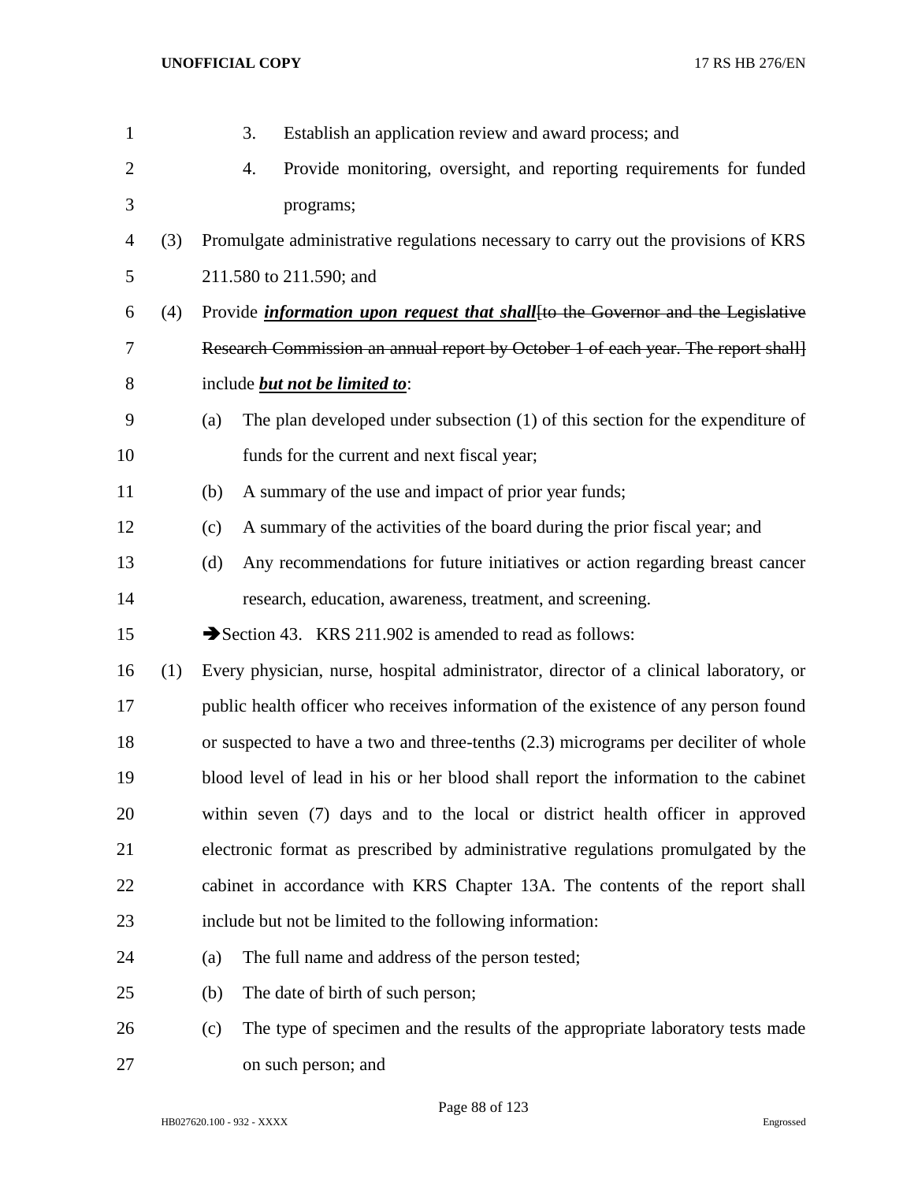3. Establish an application review and award process; and

4. Provide monitoring, oversight, and reporting requirements for funded programs;

(3) Promulgate administrative regulations necessary to carry out the provisions of KRS 211.580 to 211.590; and

(4) Provide ***information upon request that shall***~~[to the Governor and the Legislative Research Commission an annual report by October 1 of each year. The report shall]~~ include ***but not be limited to***:

(a) The plan developed under subsection (1) of this section for the expenditure of funds for the current and next fiscal year;

(b) A summary of the use and impact of prior year funds;

(c) A summary of the activities of the board during the prior fiscal year; and

(d) Any recommendations for future initiatives or action regarding breast cancer research, education, awareness, treatment, and screening.

➔Section 43. KRS 211.902 is amended to read as follows:

(1) Every physician, nurse, hospital administrator, director of a clinical laboratory, or public health officer who receives information of the existence of any person found or suspected to have a two and three-tenths (2.3) micrograms per deciliter of whole blood level of lead in his or her blood shall report the information to the cabinet within seven (7) days and to the local or district health officer in approved electronic format as prescribed by administrative regulations promulgated by the cabinet in accordance with KRS Chapter 13A. The contents of the report shall include but not be limited to the following information:

(a) The full name and address of the person tested;

(b) The date of birth of such person;

(c) The type of specimen and the results of the appropriate laboratory tests made on such person; and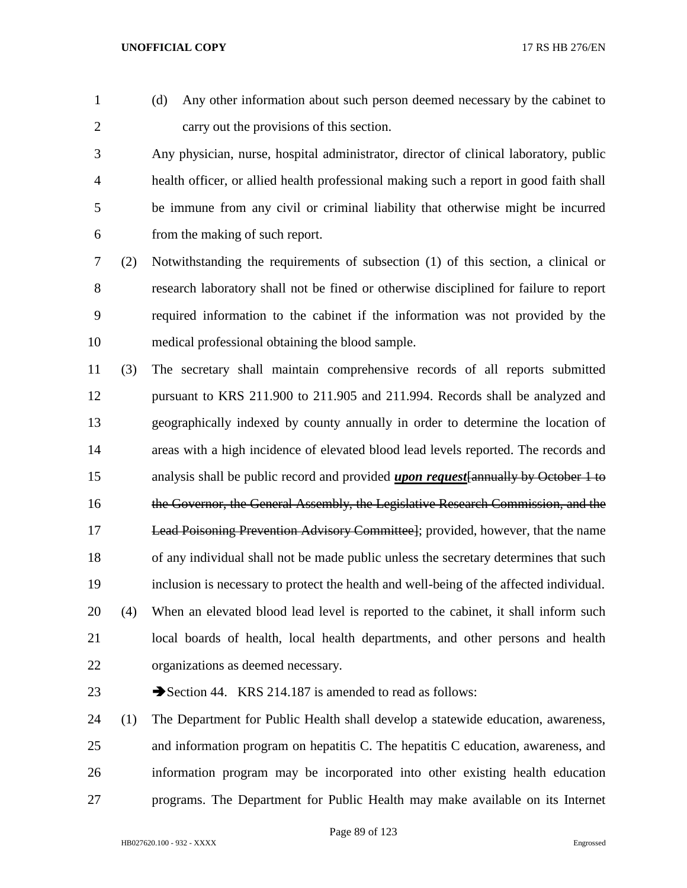(d) Any other information about such person deemed necessary by the cabinet to carry out the provisions of this section.

Any physician, nurse, hospital administrator, director of clinical laboratory, public health officer, or allied health professional making such a report in good faith shall be immune from any civil or criminal liability that otherwise might be incurred from the making of such report.

(2) Notwithstanding the requirements of subsection (1) of this section, a clinical or research laboratory shall not be fined or otherwise disciplined for failure to report required information to the cabinet if the information was not provided by the medical professional obtaining the blood sample.

(3) The secretary shall maintain comprehensive records of all reports submitted pursuant to KRS 211.900 to 211.905 and 211.994. Records shall be analyzed and geographically indexed by county annually in order to determine the location of areas with a high incidence of elevated blood lead levels reported. The records and analysis shall be public record and provided ***upon request***[~~annually by October 1 to the Governor, the General Assembly, the Legislative Research Commission, and the Lead Poisoning Prevention Advisory Committee~~]; provided, however, that the name of any individual shall not be made public unless the secretary determines that such inclusion is necessary to protect the health and well-being of the affected individual.

(4) When an elevated blood lead level is reported to the cabinet, it shall inform such local boards of health, local health departments, and other persons and health organizations as deemed necessary.

➔Section 44. KRS 214.187 is amended to read as follows:

(1) The Department for Public Health shall develop a statewide education, awareness, and information program on hepatitis C. The hepatitis C education, awareness, and information program may be incorporated into other existing health education programs. The Department for Public Health may make available on its Internet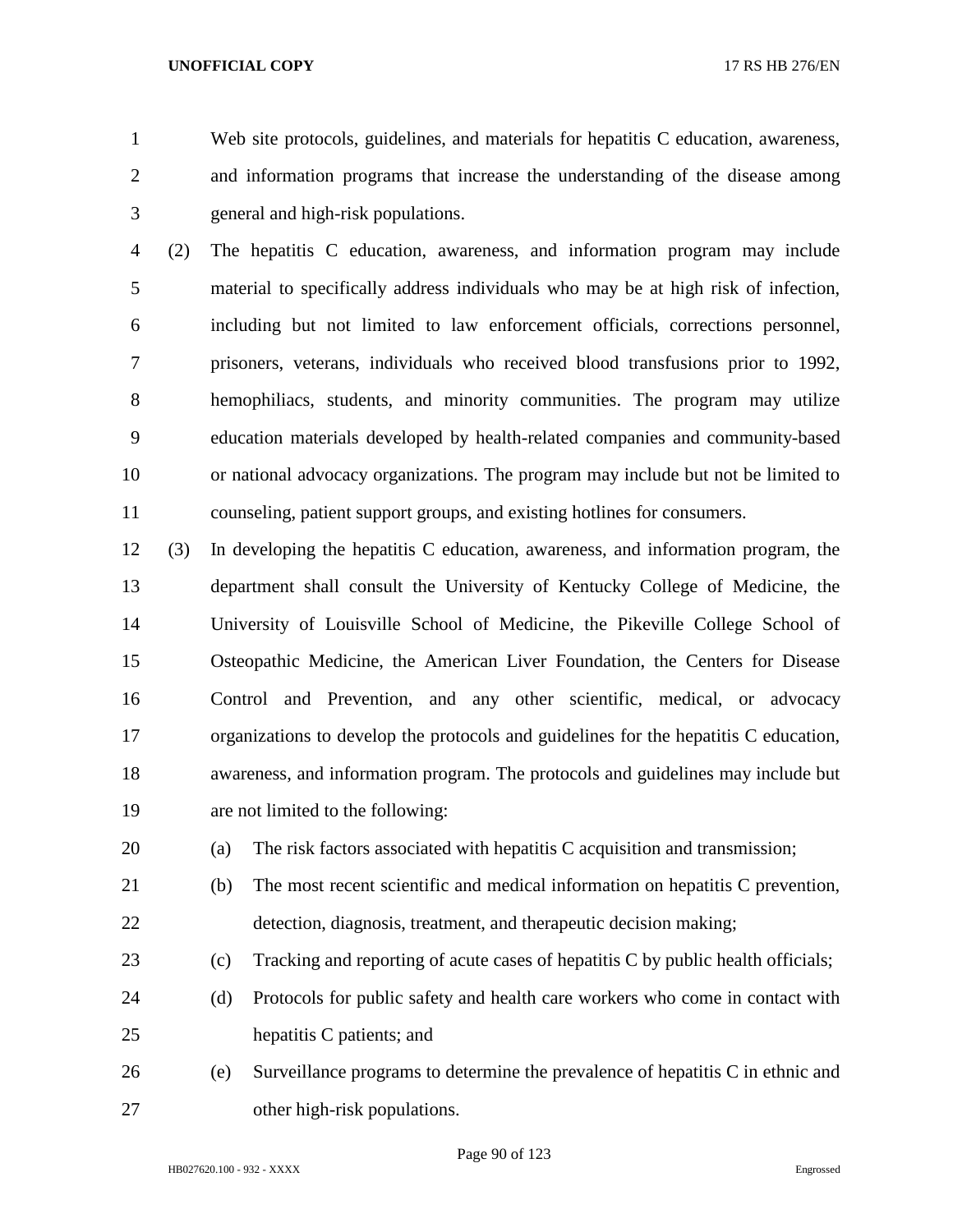Web site protocols, guidelines, and materials for hepatitis C education, awareness, and information programs that increase the understanding of the disease among general and high-risk populations.

(2) The hepatitis C education, awareness, and information program may include material to specifically address individuals who may be at high risk of infection, including but not limited to law enforcement officials, corrections personnel, prisoners, veterans, individuals who received blood transfusions prior to 1992, hemophiliacs, students, and minority communities. The program may utilize education materials developed by health-related companies and community-based or national advocacy organizations. The program may include but not be limited to counseling, patient support groups, and existing hotlines for consumers.

(3) In developing the hepatitis C education, awareness, and information program, the department shall consult the University of Kentucky College of Medicine, the University of Louisville School of Medicine, the Pikeville College School of Osteopathic Medicine, the American Liver Foundation, the Centers for Disease Control and Prevention, and any other scientific, medical, or advocacy organizations to develop the protocols and guidelines for the hepatitis C education, awareness, and information program. The protocols and guidelines may include but are not limited to the following:

(a) The risk factors associated with hepatitis C acquisition and transmission;

(b) The most recent scientific and medical information on hepatitis C prevention, detection, diagnosis, treatment, and therapeutic decision making;

(c) Tracking and reporting of acute cases of hepatitis C by public health officials;

(d) Protocols for public safety and health care workers who come in contact with hepatitis C patients; and

(e) Surveillance programs to determine the prevalence of hepatitis C in ethnic and other high-risk populations.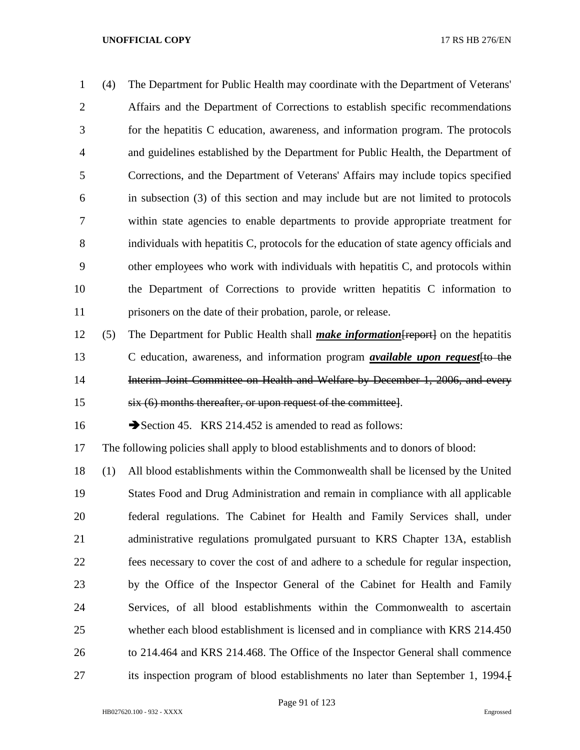(4) The Department for Public Health may coordinate with the Department of Veterans' Affairs and the Department of Corrections to establish specific recommendations for the hepatitis C education, awareness, and information program. The protocols and guidelines established by the Department for Public Health, the Department of Corrections, and the Department of Veterans' Affairs may include topics specified in subsection (3) of this section and may include but are not limited to protocols within state agencies to enable departments to provide appropriate treatment for individuals with hepatitis C, protocols for the education of state agency officials and other employees who work with individuals with hepatitis C, and protocols within the Department of Corrections to provide written hepatitis C information to prisoners on the date of their probation, parole, or release.

(5) The Department for Public Health shall ***make information***[~~report~~] on the hepatitis C education, awareness, and information program ***available upon request***[~~to the Interim Joint Committee on Health and Welfare by December 1, 2006, and every six (6) months thereafter, or upon request of the committee~~].

➔Section 45. KRS 214.452 is amended to read as follows:

The following policies shall apply to blood establishments and to donors of blood:

(1) All blood establishments within the Commonwealth shall be licensed by the United States Food and Drug Administration and remain in compliance with all applicable federal regulations. The Cabinet for Health and Family Services shall, under administrative regulations promulgated pursuant to KRS Chapter 13A, establish fees necessary to cover the cost of and adhere to a schedule for regular inspection, by the Office of the Inspector General of the Cabinet for Health and Family Services, of all blood establishments within the Commonwealth to ascertain whether each blood establishment is licensed and in compliance with KRS 214.450 to 214.464 and KRS 214.468. The Office of the Inspector General shall commence its inspection program of blood establishments no later than September 1, 1994.[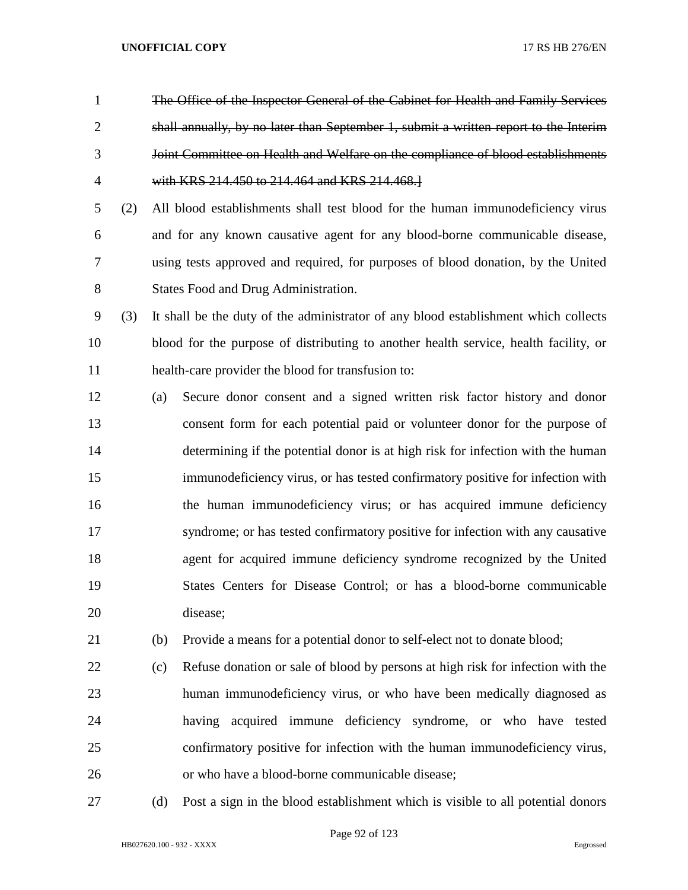~~The Office of the Inspector General of the Cabinet for Health and Family Services shall annually, by no later than September 1, submit a written report to the Interim Joint Committee on Health and Welfare on the compliance of blood establishments with KRS 214.450 to 214.464 and KRS 214.468.]~~

(2) All blood establishments shall test blood for the human immunodeficiency virus and for any known causative agent for any blood-borne communicable disease, using tests approved and required, for purposes of blood donation, by the United States Food and Drug Administration.

(3) It shall be the duty of the administrator of any blood establishment which collects blood for the purpose of distributing to another health service, health facility, or health-care provider the blood for transfusion to:

(a) Secure donor consent and a signed written risk factor history and donor consent form for each potential paid or volunteer donor for the purpose of determining if the potential donor is at high risk for infection with the human immunodeficiency virus, or has tested confirmatory positive for infection with the human immunodeficiency virus; or has acquired immune deficiency syndrome; or has tested confirmatory positive for infection with any causative agent for acquired immune deficiency syndrome recognized by the United States Centers for Disease Control; or has a blood-borne communicable disease;

(b) Provide a means for a potential donor to self-elect not to donate blood;

(c) Refuse donation or sale of blood by persons at high risk for infection with the human immunodeficiency virus, or who have been medically diagnosed as having acquired immune deficiency syndrome, or who have tested confirmatory positive for infection with the human immunodeficiency virus, or who have a blood-borne communicable disease;

(d) Post a sign in the blood establishment which is visible to all potential donors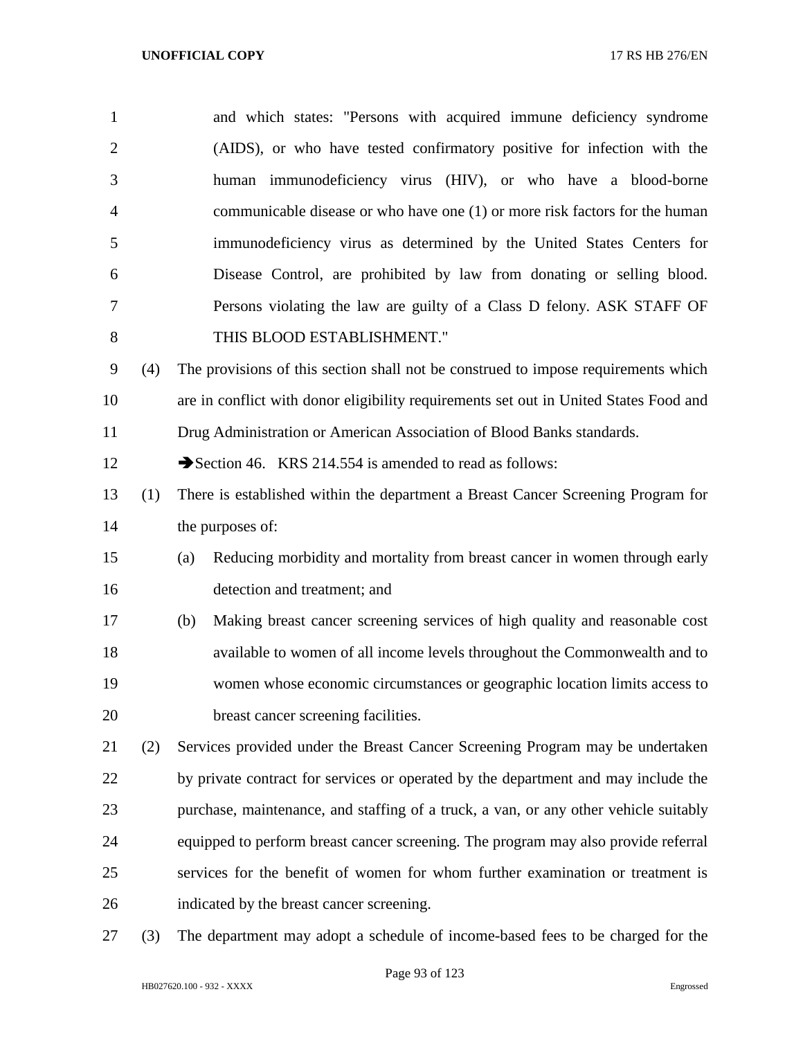and which states: "Persons with acquired immune deficiency syndrome (AIDS), or who have tested confirmatory positive for infection with the human immunodeficiency virus (HIV), or who have a blood-borne communicable disease or who have one (1) or more risk factors for the human immunodeficiency virus as determined by the United States Centers for Disease Control, are prohibited by law from donating or selling blood. Persons violating the law are guilty of a Class D felony. ASK STAFF OF THIS BLOOD ESTABLISHMENT."

(4) The provisions of this section shall not be construed to impose requirements which are in conflict with donor eligibility requirements set out in United States Food and Drug Administration or American Association of Blood Banks standards.

➔Section 46. KRS 214.554 is amended to read as follows:

(1) There is established within the department a Breast Cancer Screening Program for the purposes of:

(a) Reducing morbidity and mortality from breast cancer in women through early detection and treatment; and

(b) Making breast cancer screening services of high quality and reasonable cost available to women of all income levels throughout the Commonwealth and to women whose economic circumstances or geographic location limits access to breast cancer screening facilities.

(2) Services provided under the Breast Cancer Screening Program may be undertaken by private contract for services or operated by the department and may include the purchase, maintenance, and staffing of a truck, a van, or any other vehicle suitably equipped to perform breast cancer screening. The program may also provide referral services for the benefit of women for whom further examination or treatment is indicated by the breast cancer screening.

(3) The department may adopt a schedule of income-based fees to be charged for the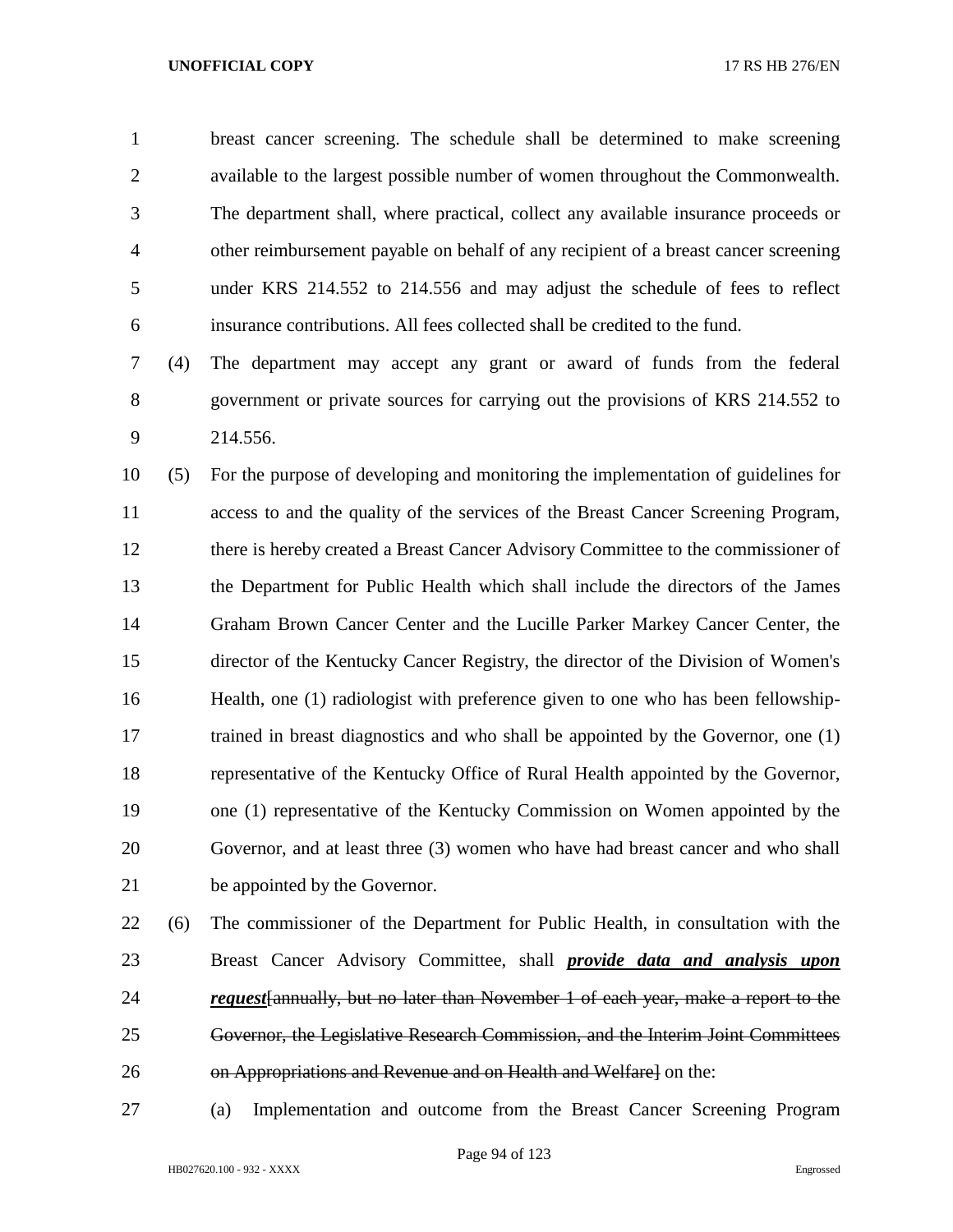breast cancer screening. The schedule shall be determined to make screening available to the largest possible number of women throughout the Commonwealth. The department shall, where practical, collect any available insurance proceeds or other reimbursement payable on behalf of any recipient of a breast cancer screening under KRS 214.552 to 214.556 and may adjust the schedule of fees to reflect insurance contributions. All fees collected shall be credited to the fund.

(4) The department may accept any grant or award of funds from the federal government or private sources for carrying out the provisions of KRS 214.552 to 214.556.

(5) For the purpose of developing and monitoring the implementation of guidelines for access to and the quality of the services of the Breast Cancer Screening Program, there is hereby created a Breast Cancer Advisory Committee to the commissioner of the Department for Public Health which shall include the directors of the James Graham Brown Cancer Center and the Lucille Parker Markey Cancer Center, the director of the Kentucky Cancer Registry, the director of the Division of Women's Health, one (1) radiologist with preference given to one who has been fellowship-trained in breast diagnostics and who shall be appointed by the Governor, one (1) representative of the Kentucky Office of Rural Health appointed by the Governor, one (1) representative of the Kentucky Commission on Women appointed by the Governor, and at least three (3) women who have had breast cancer and who shall be appointed by the Governor.

(6) The commissioner of the Department for Public Health, in consultation with the Breast Cancer Advisory Committee, shall ***provide data and analysis upon request***~~[annually, but no later than November 1 of each year, make a report to the Governor, the Legislative Research Commission, and the Interim Joint Committees on Appropriations and Revenue and on Health and Welfare]~~ on the:

(a) Implementation and outcome from the Breast Cancer Screening Program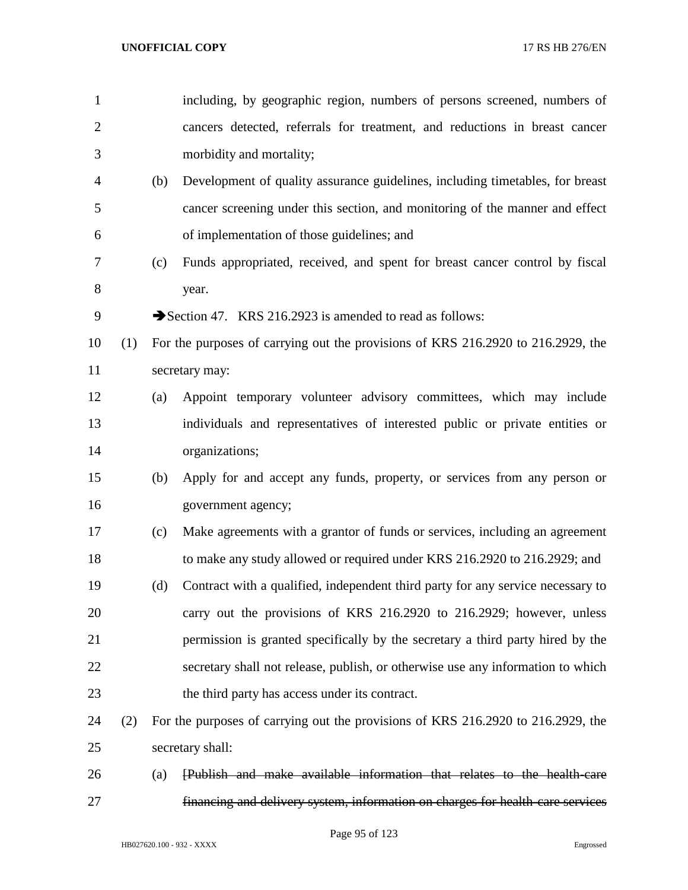including, by geographic region, numbers of persons screened, numbers of cancers detected, referrals for treatment, and reductions in breast cancer morbidity and mortality;

(b) Development of quality assurance guidelines, including timetables, for breast cancer screening under this section, and monitoring of the manner and effect of implementation of those guidelines; and

(c) Funds appropriated, received, and spent for breast cancer control by fiscal year.

➔Section 47. KRS 216.2923 is amended to read as follows:

(1) For the purposes of carrying out the provisions of KRS 216.2920 to 216.2929, the secretary may:

(a) Appoint temporary volunteer advisory committees, which may include individuals and representatives of interested public or private entities or organizations;

(b) Apply for and accept any funds, property, or services from any person or government agency;

(c) Make agreements with a grantor of funds or services, including an agreement to make any study allowed or required under KRS 216.2920 to 216.2929; and

(d) Contract with a qualified, independent third party for any service necessary to carry out the provisions of KRS 216.2920 to 216.2929; however, unless permission is granted specifically by the secretary a third party hired by the secretary shall not release, publish, or otherwise use any information to which the third party has access under its contract.

(2) For the purposes of carrying out the provisions of KRS 216.2920 to 216.2929, the secretary shall:

(a) ~~[Publish and make available information that relates to the health-care financing and delivery system, information on charges for health-care services~~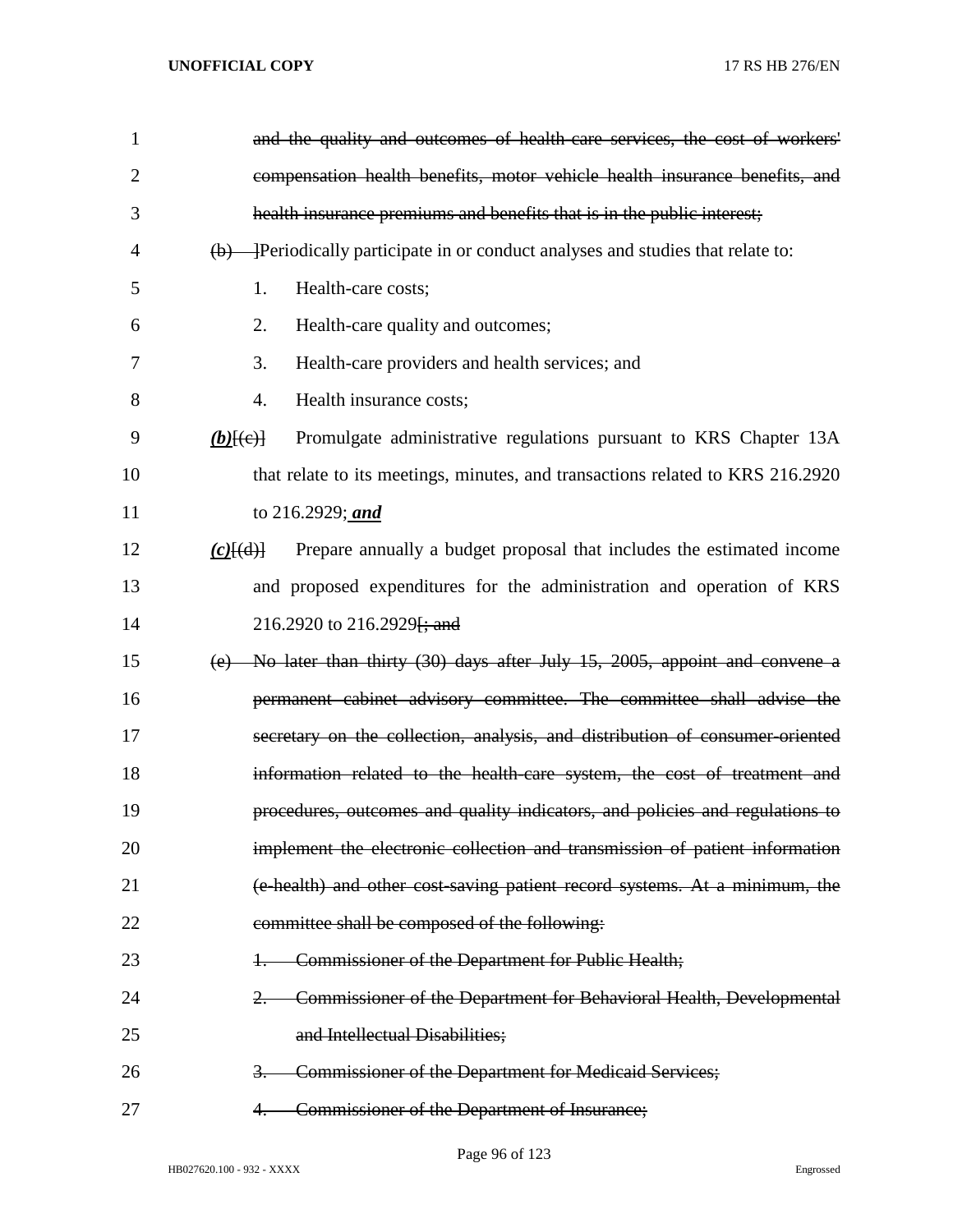~~and the quality and outcomes of health-care services, the cost of workers' compensation health benefits, motor vehicle health insurance benefits, and health insurance premiums and benefits that is in the public interest;~~

~~(b)~~ ]Periodically participate in or conduct analyses and studies that relate to:

1. Health-care costs;
2. Health-care quality and outcomes;
3. Health-care providers and health services; and
4. Health insurance costs;

***(b)***[~~(c)~~] Promulgate administrative regulations pursuant to KRS Chapter 13A that relate to its meetings, minutes, and transactions related to KRS 216.2920 to 216.2929; ***and***

***(c)***[~~(d)~~] Prepare annually a budget proposal that includes the estimated income and proposed expenditures for the administration and operation of KRS 216.2920 to 216.2929[~~; and~~

~~(e) No later than thirty (30) days after July 15, 2005, appoint and convene a permanent cabinet advisory committee. The committee shall advise the secretary on the collection, analysis, and distribution of consumer-oriented information related to the health-care system, the cost of treatment and procedures, outcomes and quality indicators, and policies and regulations to implement the electronic collection and transmission of patient information (e-health) and other cost-saving patient record systems. At a minimum, the committee shall be composed of the following:~~

~~1. Commissioner of the Department for Public Health;~~

~~2. Commissioner of the Department for Behavioral Health, Developmental and Intellectual Disabilities;~~

~~3. Commissioner of the Department for Medicaid Services;~~

~~4. Commissioner of the Department of Insurance;~~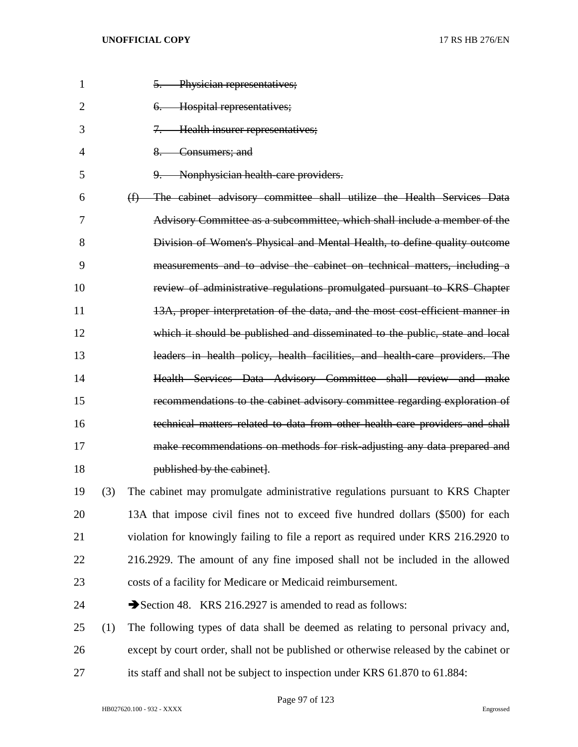5. ~~Physician representatives;~~

6. ~~Hospital representatives;~~

7. ~~Health insurer representatives;~~

8. ~~Consumers; and~~

9. ~~Nonphysician health-care providers.~~

(f) ~~The cabinet advisory committee shall utilize the Health Services Data Advisory Committee as a subcommittee, which shall include a member of the Division of Women's Physical and Mental Health, to define quality outcome measurements and to advise the cabinet on technical matters, including a review of administrative regulations promulgated pursuant to KRS Chapter 13A, proper interpretation of the data, and the most cost-efficient manner in which it should be published and disseminated to the public, state and local leaders in health policy, health facilities, and health-care providers. The Health Services Data Advisory Committee shall review and make recommendations to the cabinet advisory committee regarding exploration of technical matters related to data from other health-care providers and shall make recommendations on methods for risk-adjusting any data prepared and published by the cabinet~~].

(3) The cabinet may promulgate administrative regulations pursuant to KRS Chapter 13A that impose civil fines not to exceed five hundred dollars ($500) for each violation for knowingly failing to file a report as required under KRS 216.2920 to 216.2929. The amount of any fine imposed shall not be included in the allowed costs of a facility for Medicare or Medicaid reimbursement.

➔Section 48. KRS 216.2927 is amended to read as follows:

(1) The following types of data shall be deemed as relating to personal privacy and, except by court order, shall not be published or otherwise released by the cabinet or its staff and shall not be subject to inspection under KRS 61.870 to 61.884: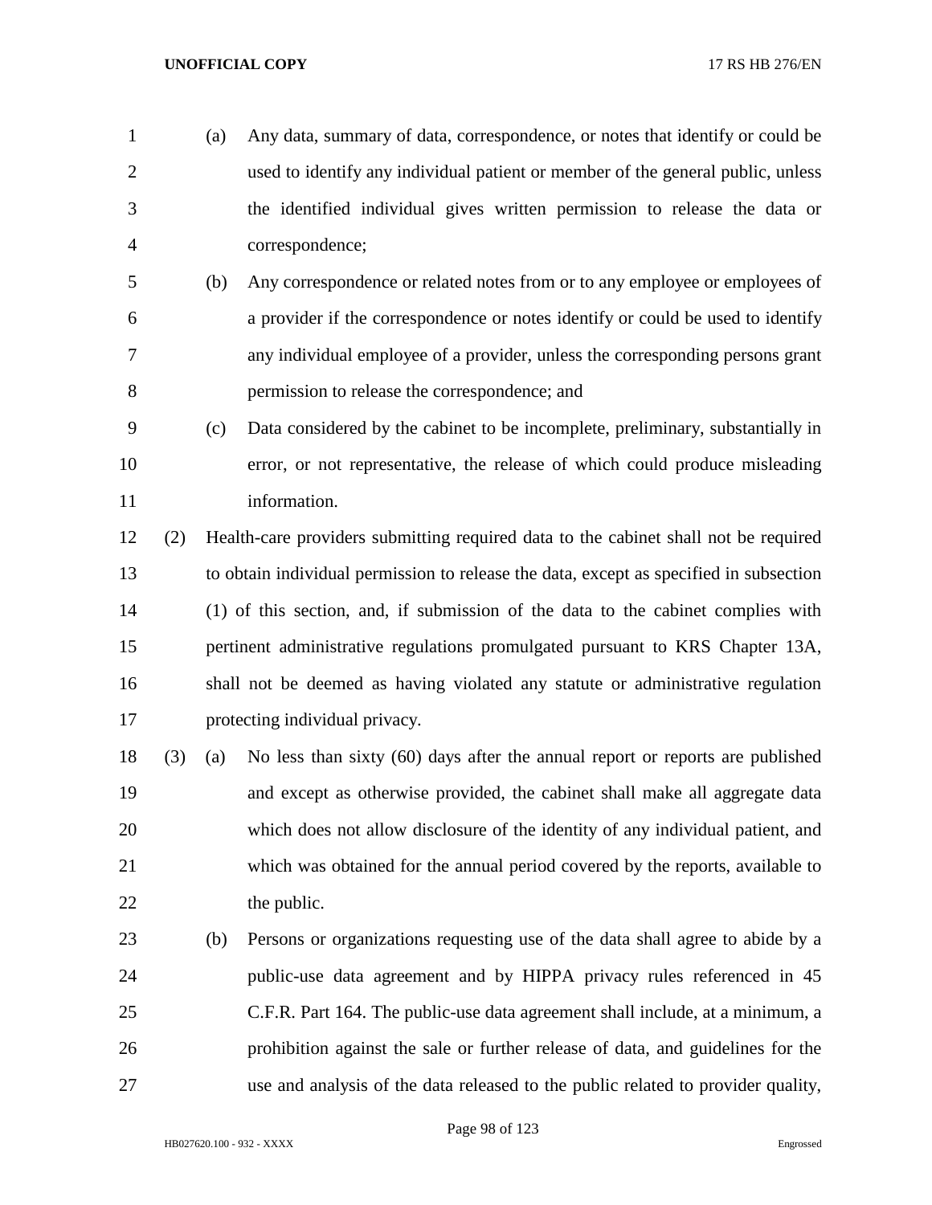(a) Any data, summary of data, correspondence, or notes that identify or could be used to identify any individual patient or member of the general public, unless the identified individual gives written permission to release the data or correspondence;

(b) Any correspondence or related notes from or to any employee or employees of a provider if the correspondence or notes identify or could be used to identify any individual employee of a provider, unless the corresponding persons grant permission to release the correspondence; and

(c) Data considered by the cabinet to be incomplete, preliminary, substantially in error, or not representative, the release of which could produce misleading information.

(2) Health-care providers submitting required data to the cabinet shall not be required to obtain individual permission to release the data, except as specified in subsection (1) of this section, and, if submission of the data to the cabinet complies with pertinent administrative regulations promulgated pursuant to KRS Chapter 13A, shall not be deemed as having violated any statute or administrative regulation protecting individual privacy.

(3) (a) No less than sixty (60) days after the annual report or reports are published and except as otherwise provided, the cabinet shall make all aggregate data which does not allow disclosure of the identity of any individual patient, and which was obtained for the annual period covered by the reports, available to the public.

(b) Persons or organizations requesting use of the data shall agree to abide by a public-use data agreement and by HIPPA privacy rules referenced in 45 C.F.R. Part 164. The public-use data agreement shall include, at a minimum, a prohibition against the sale or further release of data, and guidelines for the use and analysis of the data released to the public related to provider quality,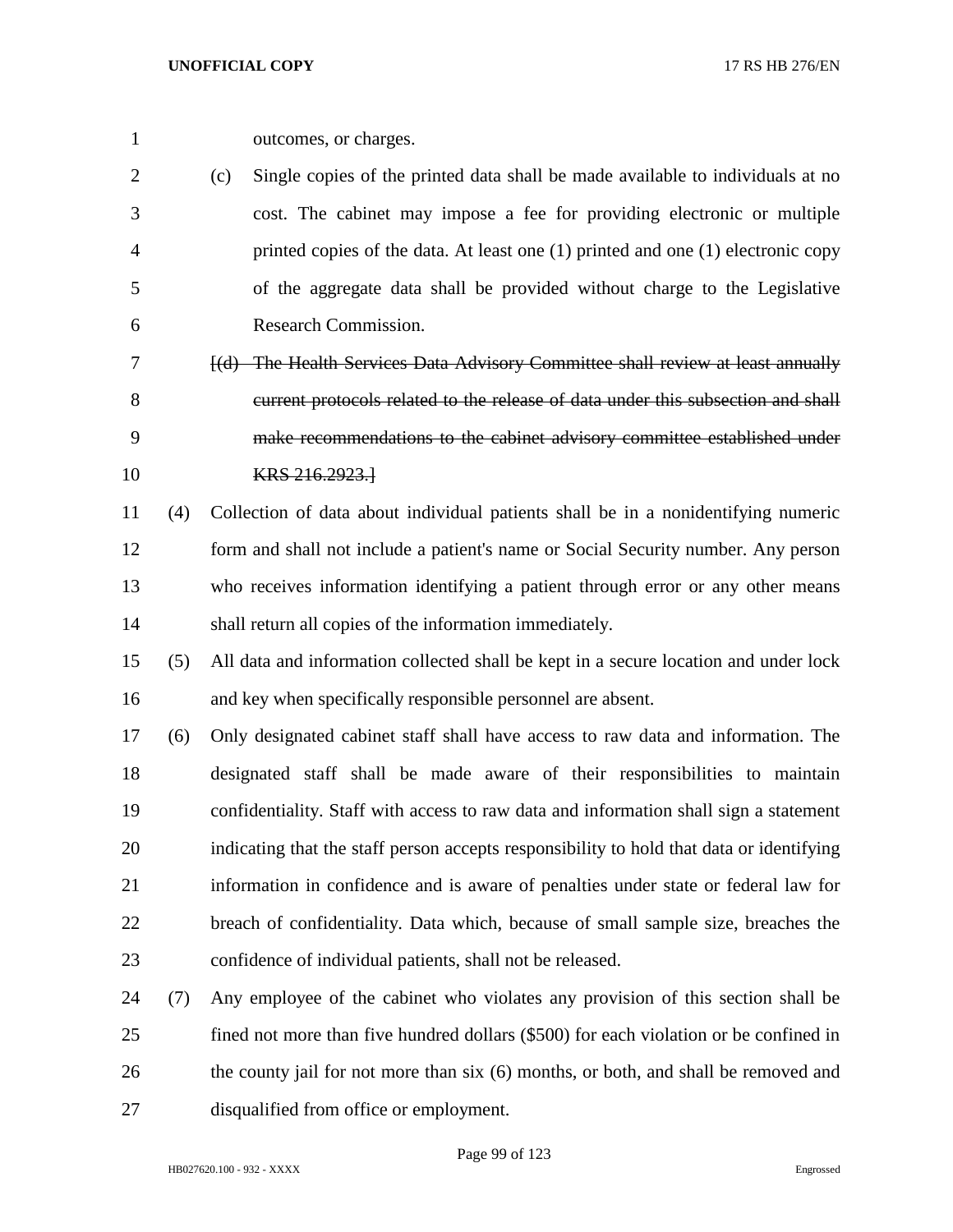outcomes, or charges.

(c) Single copies of the printed data shall be made available to individuals at no cost. The cabinet may impose a fee for providing electronic or multiple printed copies of the data. At least one (1) printed and one (1) electronic copy of the aggregate data shall be provided without charge to the Legislative Research Commission.

~~[(d) The Health Services Data Advisory Committee shall review at least annually current protocols related to the release of data under this subsection and shall make recommendations to the cabinet advisory committee established under KRS 216.2923.]~~

(4) Collection of data about individual patients shall be in a nonidentifying numeric form and shall not include a patient's name or Social Security number. Any person who receives information identifying a patient through error or any other means shall return all copies of the information immediately.

(5) All data and information collected shall be kept in a secure location and under lock and key when specifically responsible personnel are absent.

(6) Only designated cabinet staff shall have access to raw data and information. The designated staff shall be made aware of their responsibilities to maintain confidentiality. Staff with access to raw data and information shall sign a statement indicating that the staff person accepts responsibility to hold that data or identifying information in confidence and is aware of penalties under state or federal law for breach of confidentiality. Data which, because of small sample size, breaches the confidence of individual patients, shall not be released.

(7) Any employee of the cabinet who violates any provision of this section shall be fined not more than five hundred dollars ($500) for each violation or be confined in the county jail for not more than six (6) months, or both, and shall be removed and disqualified from office or employment.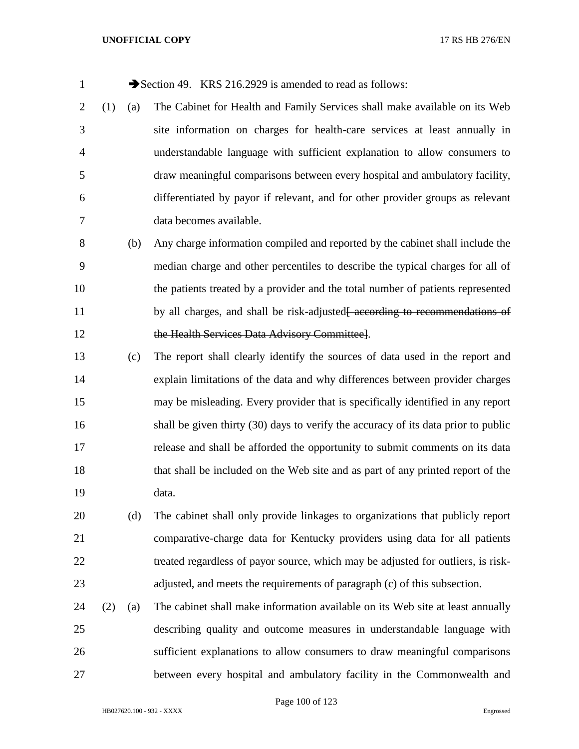➔Section 49. KRS 216.2929 is amended to read as follows:

(1) (a) The Cabinet for Health and Family Services shall make available on its Web site information on charges for health-care services at least annually in understandable language with sufficient explanation to allow consumers to draw meaningful comparisons between every hospital and ambulatory facility, differentiated by payor if relevant, and for other provider groups as relevant data becomes available.

(b) Any charge information compiled and reported by the cabinet shall include the median charge and other percentiles to describe the typical charges for all of the patients treated by a provider and the total number of patients represented by all charges, and shall be risk-adjusted~~[ according to recommendations of the Health Services Data Advisory Committee]~~.

(c) The report shall clearly identify the sources of data used in the report and explain limitations of the data and why differences between provider charges may be misleading. Every provider that is specifically identified in any report shall be given thirty (30) days to verify the accuracy of its data prior to public release and shall be afforded the opportunity to submit comments on its data that shall be included on the Web site and as part of any printed report of the data.

(d) The cabinet shall only provide linkages to organizations that publicly report comparative-charge data for Kentucky providers using data for all patients treated regardless of payor source, which may be adjusted for outliers, is risk-adjusted, and meets the requirements of paragraph (c) of this subsection.

(2) (a) The cabinet shall make information available on its Web site at least annually describing quality and outcome measures in understandable language with sufficient explanations to allow consumers to draw meaningful comparisons between every hospital and ambulatory facility in the Commonwealth and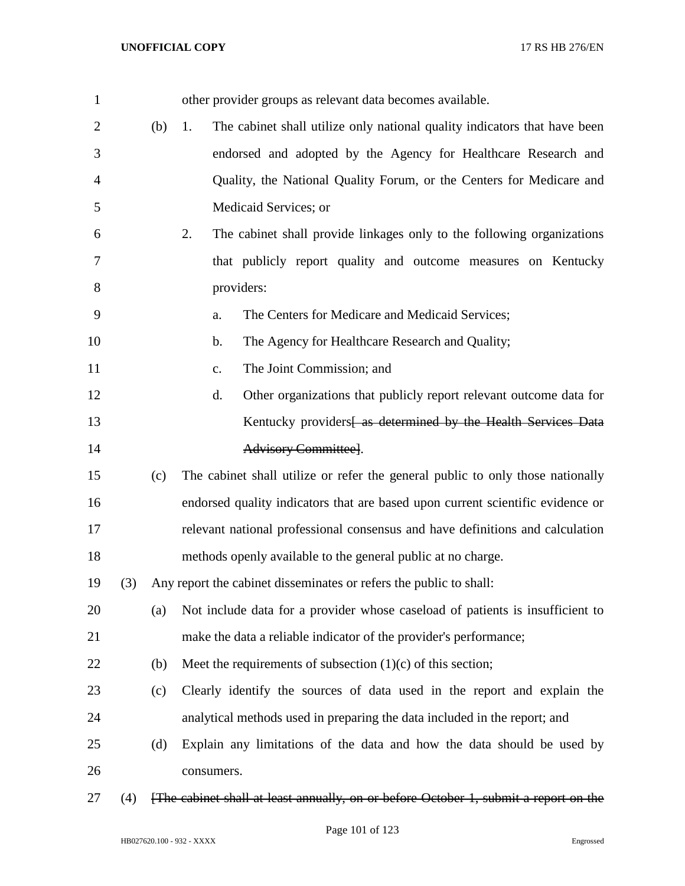other provider groups as relevant data becomes available.

(b) 1. The cabinet shall utilize only national quality indicators that have been endorsed and adopted by the Agency for Healthcare Research and Quality, the National Quality Forum, or the Centers for Medicare and Medicaid Services; or

2. The cabinet shall provide linkages only to the following organizations that publicly report quality and outcome measures on Kentucky providers:

a. The Centers for Medicare and Medicaid Services;

b. The Agency for Healthcare Research and Quality;

c. The Joint Commission; and

d. Other organizations that publicly report relevant outcome data for Kentucky providers~~[ as determined by the Health Services Data Advisory Committee]~~.

(c) The cabinet shall utilize or refer the general public to only those nationally endorsed quality indicators that are based upon current scientific evidence or relevant national professional consensus and have definitions and calculation methods openly available to the general public at no charge.

(3) Any report the cabinet disseminates or refers the public to shall:

(a) Not include data for a provider whose caseload of patients is insufficient to make the data a reliable indicator of the provider's performance;

(b) Meet the requirements of subsection (1)(c) of this section;

(c) Clearly identify the sources of data used in the report and explain the analytical methods used in preparing the data included in the report; and

(d) Explain any limitations of the data and how the data should be used by consumers.

(4) ~~[The cabinet shall at least annually, on or before October 1, submit a report on the~~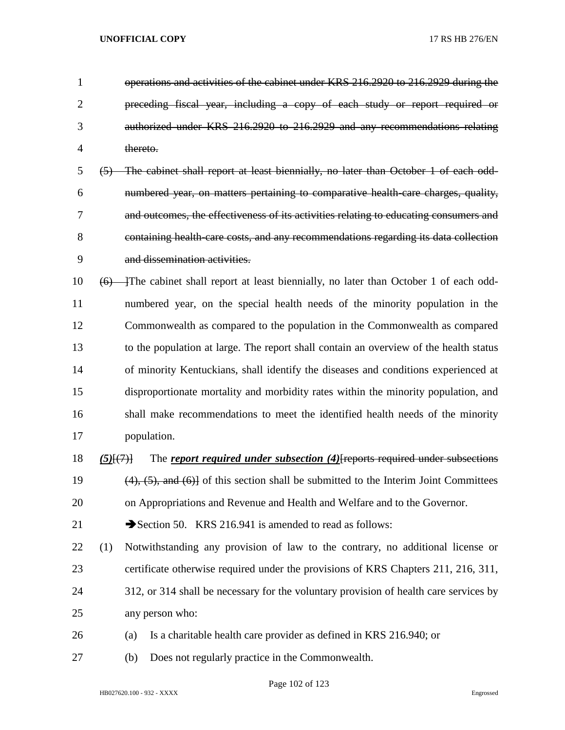~~operations and activities of the cabinet under KRS 216.2920 to 216.2929 during the preceding fiscal year, including a copy of each study or report required or authorized under KRS 216.2920 to 216.2929 and any recommendations relating thereto.~~

~~(5) The cabinet shall report at least biennially, no later than October 1 of each odd-numbered year, on matters pertaining to comparative health-care charges, quality, and outcomes, the effectiveness of its activities relating to educating consumers and containing health-care costs, and any recommendations regarding its data collection and dissemination activities.~~

~~(6)~~ ]The cabinet shall report at least biennially, no later than October 1 of each odd-numbered year, on the special health needs of the minority population in the Commonwealth as compared to the population in the Commonwealth as compared to the population at large. The report shall contain an overview of the health status of minority Kentuckians, shall identify the diseases and conditions experienced at disproportionate mortality and morbidity rates within the minority population, and shall make recommendations to meet the identified health needs of the minority population.

***(5)***[~~(7)~~] The ***report required under subsection (4)***[~~reports required under subsections (4), (5), and (6)~~] of this section shall be submitted to the Interim Joint Committees on Appropriations and Revenue and Health and Welfare and to the Governor.

➔Section 50. KRS 216.941 is amended to read as follows:

(1) Notwithstanding any provision of law to the contrary, no additional license or certificate otherwise required under the provisions of KRS Chapters 211, 216, 311, 312, or 314 shall be necessary for the voluntary provision of health care services by any person who:

(a) Is a charitable health care provider as defined in KRS 216.940; or

(b) Does not regularly practice in the Commonwealth.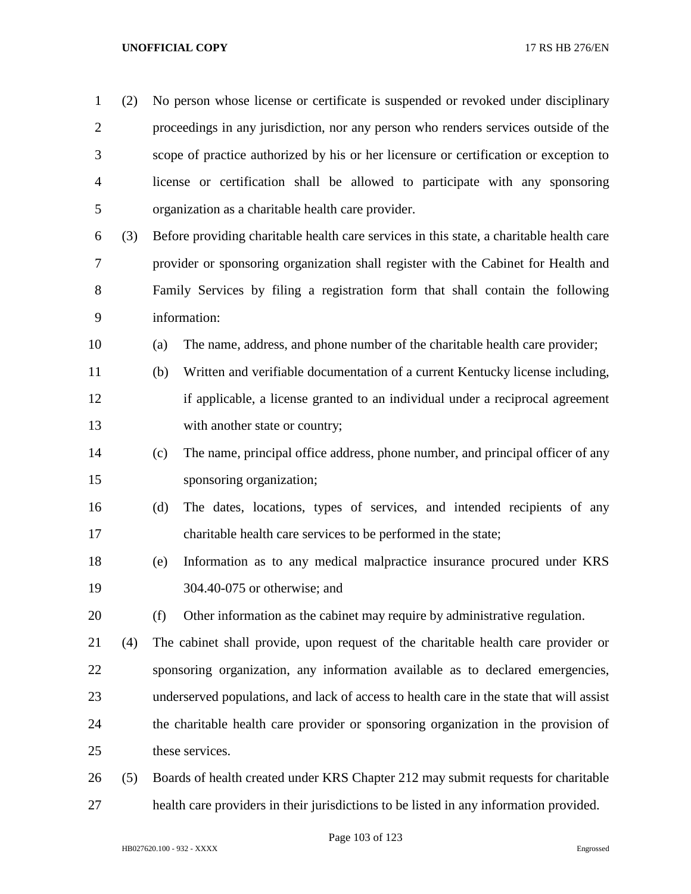(2) No person whose license or certificate is suspended or revoked under disciplinary proceedings in any jurisdiction, nor any person who renders services outside of the scope of practice authorized by his or her licensure or certification or exception to license or certification shall be allowed to participate with any sponsoring organization as a charitable health care provider.

(3) Before providing charitable health care services in this state, a charitable health care provider or sponsoring organization shall register with the Cabinet for Health and Family Services by filing a registration form that shall contain the following information:

(a) The name, address, and phone number of the charitable health care provider;

(b) Written and verifiable documentation of a current Kentucky license including, if applicable, a license granted to an individual under a reciprocal agreement with another state or country;

(c) The name, principal office address, phone number, and principal officer of any sponsoring organization;

(d) The dates, locations, types of services, and intended recipients of any charitable health care services to be performed in the state;

(e) Information as to any medical malpractice insurance procured under KRS 304.40-075 or otherwise; and

(f) Other information as the cabinet may require by administrative regulation.

(4) The cabinet shall provide, upon request of the charitable health care provider or sponsoring organization, any information available as to declared emergencies, underserved populations, and lack of access to health care in the state that will assist the charitable health care provider or sponsoring organization in the provision of these services.

(5) Boards of health created under KRS Chapter 212 may submit requests for charitable health care providers in their jurisdictions to be listed in any information provided.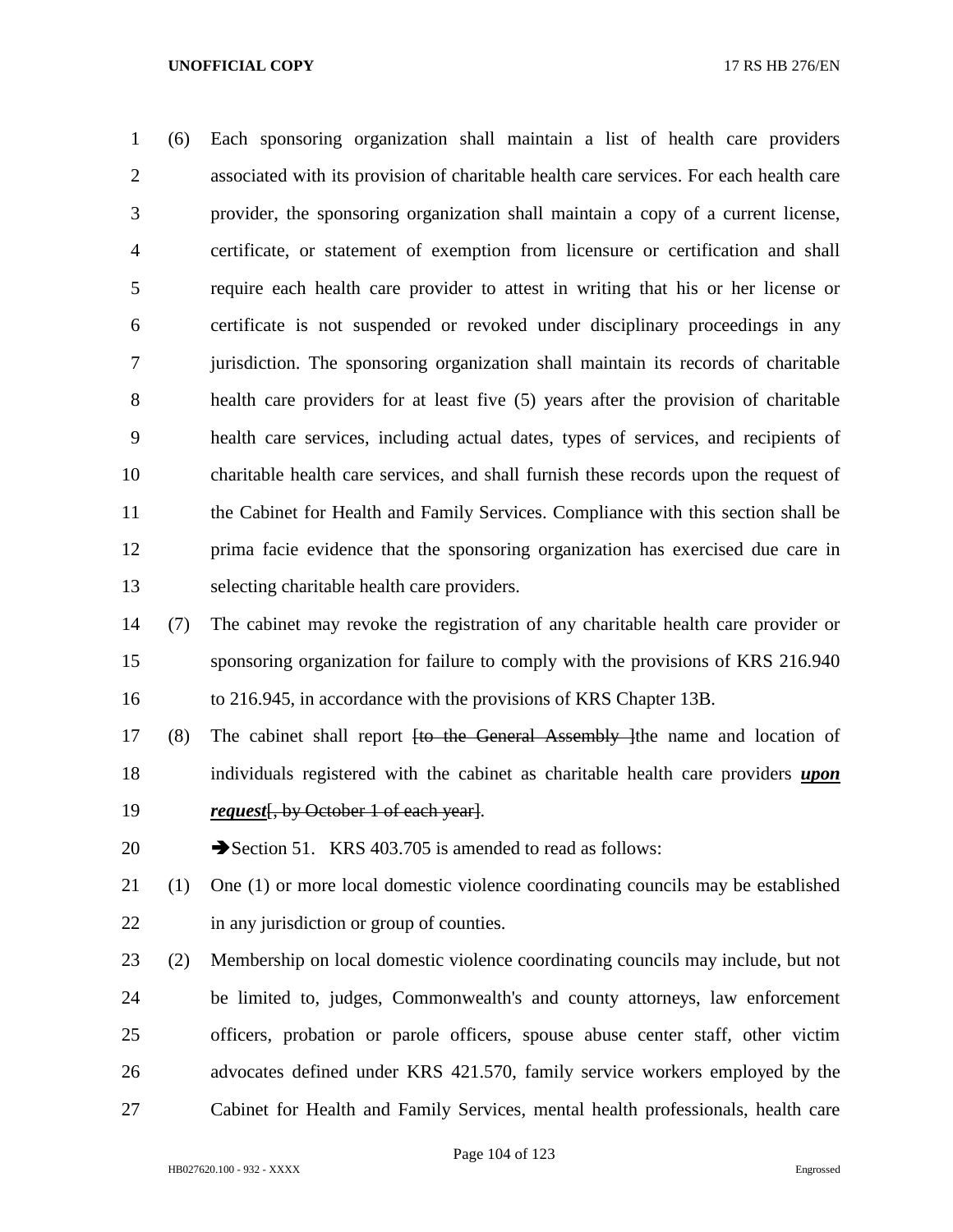(6) Each sponsoring organization shall maintain a list of health care providers associated with its provision of charitable health care services. For each health care provider, the sponsoring organization shall maintain a copy of a current license, certificate, or statement of exemption from licensure or certification and shall require each health care provider to attest in writing that his or her license or certificate is not suspended or revoked under disciplinary proceedings in any jurisdiction. The sponsoring organization shall maintain its records of charitable health care providers for at least five (5) years after the provision of charitable health care services, including actual dates, types of services, and recipients of charitable health care services, and shall furnish these records upon the request of the Cabinet for Health and Family Services. Compliance with this section shall be prima facie evidence that the sponsoring organization has exercised due care in selecting charitable health care providers.

(7) The cabinet may revoke the registration of any charitable health care provider or sponsoring organization for failure to comply with the provisions of KRS 216.940 to 216.945, in accordance with the provisions of KRS Chapter 13B.

(8) The cabinet shall report ~~[to the General Assembly ]~~the name and location of individuals registered with the cabinet as charitable health care providers ***upon request***~~[, by October 1 of each year]~~.

➔Section 51. KRS 403.705 is amended to read as follows:

(1) One (1) or more local domestic violence coordinating councils may be established in any jurisdiction or group of counties.

(2) Membership on local domestic violence coordinating councils may include, but not be limited to, judges, Commonwealth's and county attorneys, law enforcement officers, probation or parole officers, spouse abuse center staff, other victim advocates defined under KRS 421.570, family service workers employed by the Cabinet for Health and Family Services, mental health professionals, health care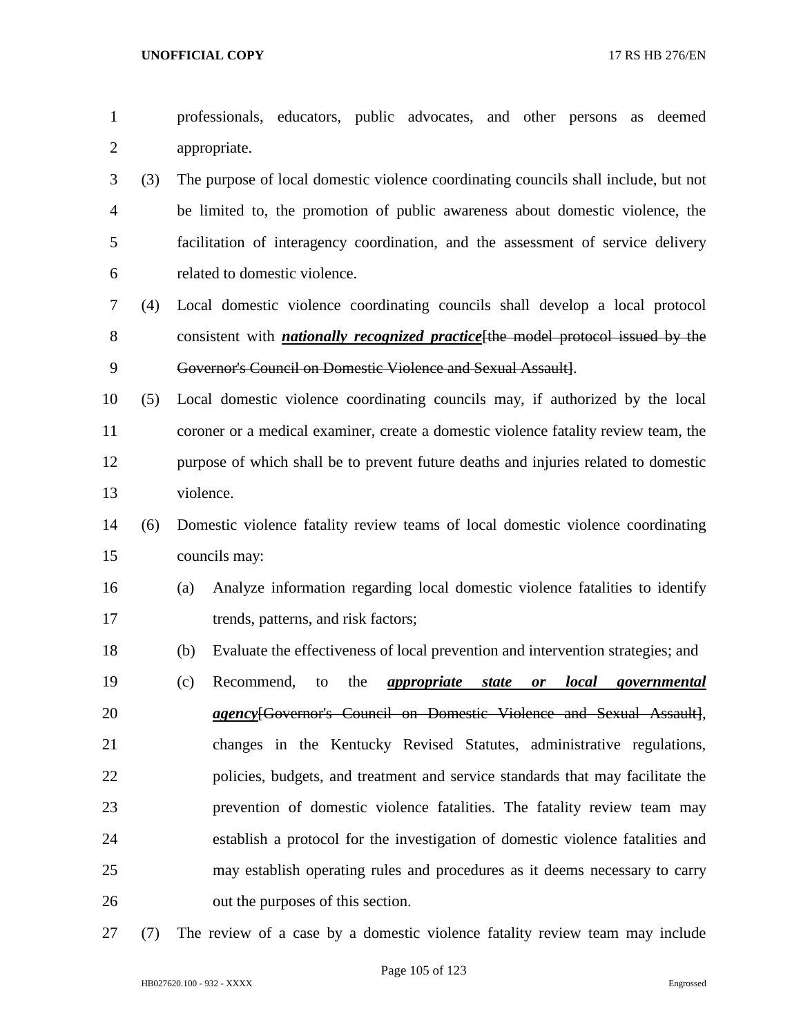professionals, educators, public advocates, and other persons as deemed appropriate.

(3) The purpose of local domestic violence coordinating councils shall include, but not be limited to, the promotion of public awareness about domestic violence, the facilitation of interagency coordination, and the assessment of service delivery related to domestic violence.

(4) Local domestic violence coordinating councils shall develop a local protocol consistent with ***nationally recognized practice***[~~the model protocol issued by the Governor's Council on Domestic Violence and Sexual Assault~~].

(5) Local domestic violence coordinating councils may, if authorized by the local coroner or a medical examiner, create a domestic violence fatality review team, the purpose of which shall be to prevent future deaths and injuries related to domestic violence.

(6) Domestic violence fatality review teams of local domestic violence coordinating councils may:

(a) Analyze information regarding local domestic violence fatalities to identify trends, patterns, and risk factors;

(b) Evaluate the effectiveness of local prevention and intervention strategies; and

(c) Recommend, to the ***appropriate state or local governmental agency***[~~Governor's Council on Domestic Violence and Sexual Assault~~], changes in the Kentucky Revised Statutes, administrative regulations, policies, budgets, and treatment and service standards that may facilitate the prevention of domestic violence fatalities. The fatality review team may establish a protocol for the investigation of domestic violence fatalities and may establish operating rules and procedures as it deems necessary to carry out the purposes of this section.

(7) The review of a case by a domestic violence fatality review team may include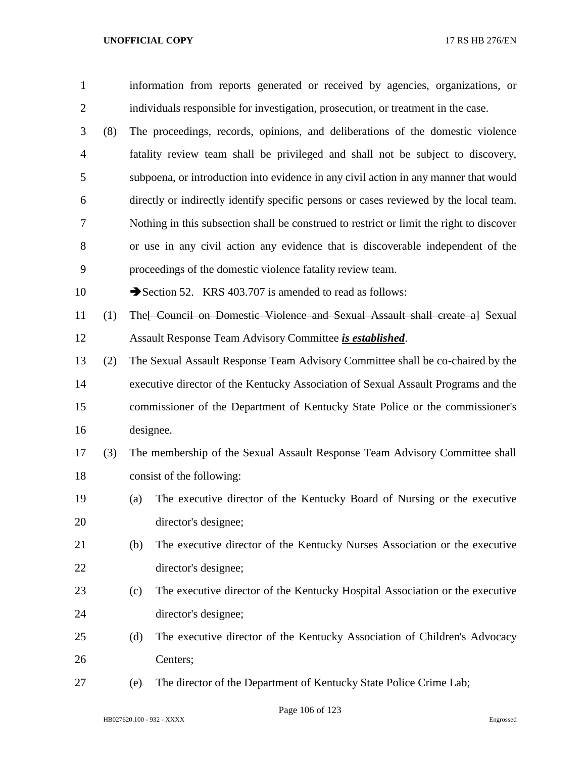information from reports generated or received by agencies, organizations, or individuals responsible for investigation, prosecution, or treatment in the case.

(8) The proceedings, records, opinions, and deliberations of the domestic violence fatality review team shall be privileged and shall not be subject to discovery, subpoena, or introduction into evidence in any civil action in any manner that would directly or indirectly identify specific persons or cases reviewed by the local team. Nothing in this subsection shall be construed to restrict or limit the right to discover or use in any civil action any evidence that is discoverable independent of the proceedings of the domestic violence fatality review team.

➔Section 52. KRS 403.707 is amended to read as follows:

(1) The~~[ Council on Domestic Violence and Sexual Assault shall create a]~~ Sexual Assault Response Team Advisory Committee ***is established***.

(2) The Sexual Assault Response Team Advisory Committee shall be co-chaired by the executive director of the Kentucky Association of Sexual Assault Programs and the commissioner of the Department of Kentucky State Police or the commissioner's designee.

(3) The membership of the Sexual Assault Response Team Advisory Committee shall consist of the following:

(a) The executive director of the Kentucky Board of Nursing or the executive director's designee;

(b) The executive director of the Kentucky Nurses Association or the executive director's designee;

(c) The executive director of the Kentucky Hospital Association or the executive director's designee;

(d) The executive director of the Kentucky Association of Children's Advocacy Centers;

(e) The director of the Department of Kentucky State Police Crime Lab;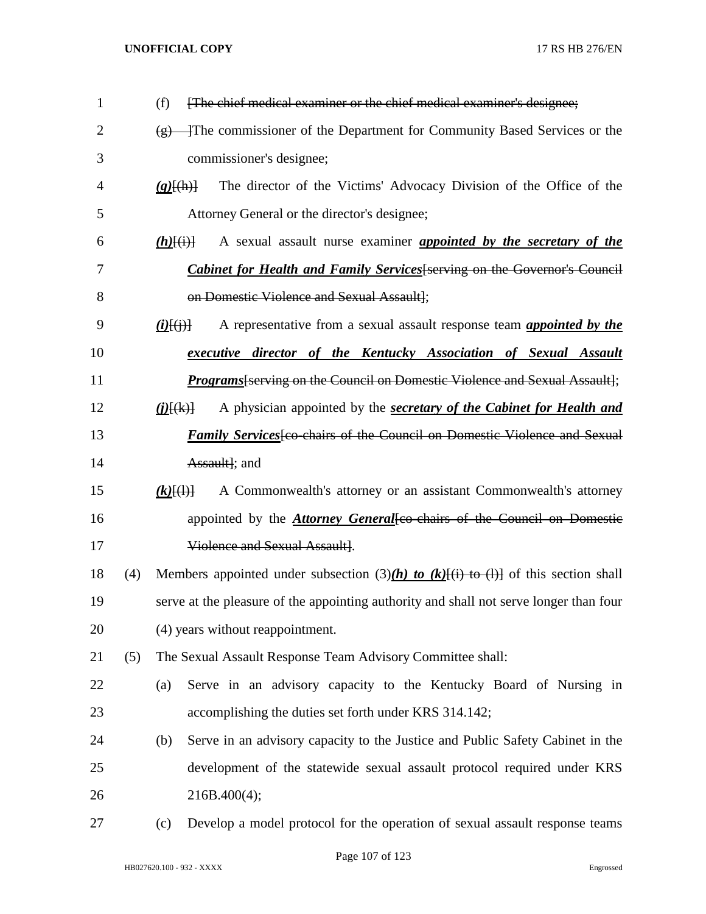(f) [The chief medical examiner or the chief medical examiner's designee;

(g) ]The commissioner of the Department for Community Based Services or the commissioner's designee;

***(g)***[(h)] The director of the Victims' Advocacy Division of the Office of the Attorney General or the director's designee;

***(h)***[(i)] A sexual assault nurse examiner ***appointed by the secretary of the Cabinet for Health and Family Services***[serving on the Governor's Council on Domestic Violence and Sexual Assault];

***(i)***[(j)] A representative from a sexual assault response team ***appointed by the executive director of the Kentucky Association of Sexual Assault Programs***[serving on the Council on Domestic Violence and Sexual Assault];

***(j)***[(k)] A physician appointed by the ***secretary of the Cabinet for Health and Family Services***[co-chairs of the Council on Domestic Violence and Sexual Assault]; and

***(k)***[(l)] A Commonwealth's attorney or an assistant Commonwealth's attorney appointed by the ***Attorney General***[co-chairs of the Council on Domestic Violence and Sexual Assault].

(4) Members appointed under subsection (3)***(h) to (k)***[(i) to (l)] of this section shall serve at the pleasure of the appointing authority and shall not serve longer than four (4) years without reappointment.

(5) The Sexual Assault Response Team Advisory Committee shall:

(a) Serve in an advisory capacity to the Kentucky Board of Nursing in accomplishing the duties set forth under KRS 314.142;

(b) Serve in an advisory capacity to the Justice and Public Safety Cabinet in the development of the statewide sexual assault protocol required under KRS 216B.400(4);

(c) Develop a model protocol for the operation of sexual assault response teams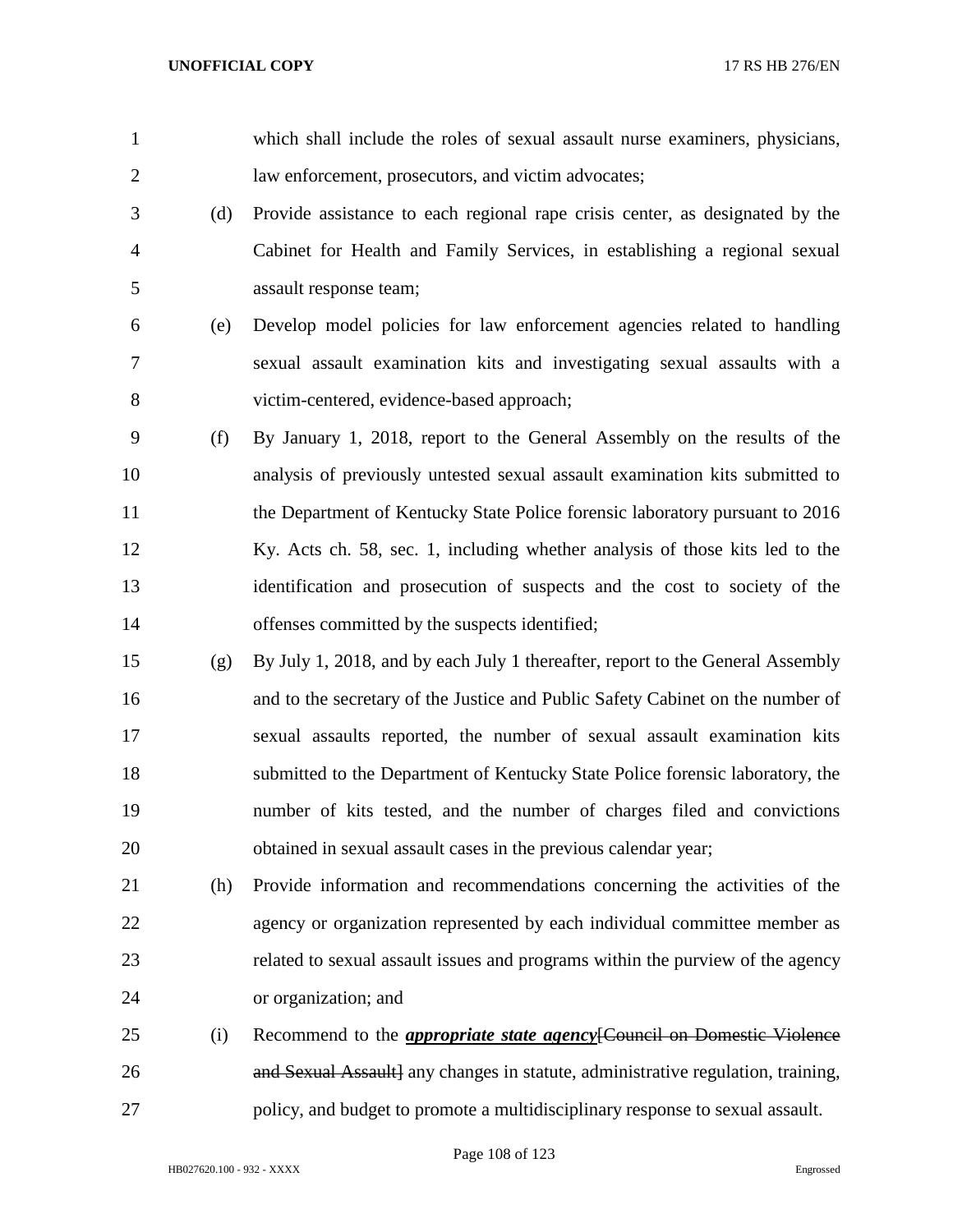which shall include the roles of sexual assault nurse examiners, physicians, law enforcement, prosecutors, and victim advocates;

(d) Provide assistance to each regional rape crisis center, as designated by the Cabinet for Health and Family Services, in establishing a regional sexual assault response team;

(e) Develop model policies for law enforcement agencies related to handling sexual assault examination kits and investigating sexual assaults with a victim-centered, evidence-based approach;

(f) By January 1, 2018, report to the General Assembly on the results of the analysis of previously untested sexual assault examination kits submitted to the Department of Kentucky State Police forensic laboratory pursuant to 2016 Ky. Acts ch. 58, sec. 1, including whether analysis of those kits led to the identification and prosecution of suspects and the cost to society of the offenses committed by the suspects identified;

(g) By July 1, 2018, and by each July 1 thereafter, report to the General Assembly and to the secretary of the Justice and Public Safety Cabinet on the number of sexual assaults reported, the number of sexual assault examination kits submitted to the Department of Kentucky State Police forensic laboratory, the number of kits tested, and the number of charges filed and convictions obtained in sexual assault cases in the previous calendar year;

(h) Provide information and recommendations concerning the activities of the agency or organization represented by each individual committee member as related to sexual assault issues and programs within the purview of the agency or organization; and

(i) Recommend to the ***appropriate state agency***[~~Council on Domestic Violence and Sexual Assault~~] any changes in statute, administrative regulation, training, policy, and budget to promote a multidisciplinary response to sexual assault.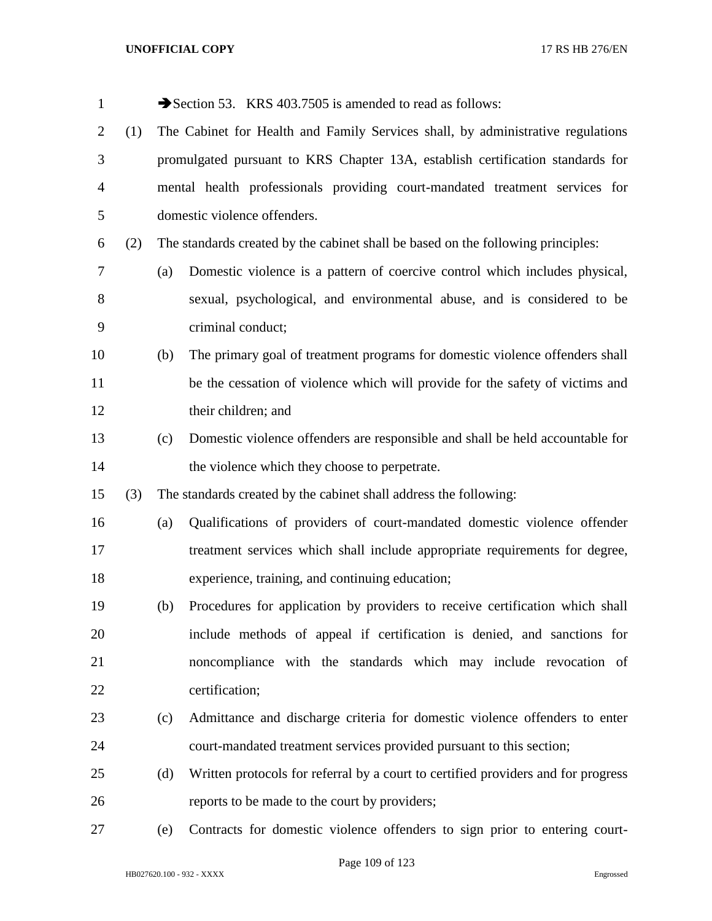➔Section 53. KRS 403.7505 is amended to read as follows:

(1) The Cabinet for Health and Family Services shall, by administrative regulations promulgated pursuant to KRS Chapter 13A, establish certification standards for mental health professionals providing court-mandated treatment services for domestic violence offenders.

(2) The standards created by the cabinet shall be based on the following principles:

   (a) Domestic violence is a pattern of coercive control which includes physical, sexual, psychological, and environmental abuse, and is considered to be criminal conduct;

   (b) The primary goal of treatment programs for domestic violence offenders shall be the cessation of violence which will provide for the safety of victims and their children; and

   (c) Domestic violence offenders are responsible and shall be held accountable for the violence which they choose to perpetrate.

(3) The standards created by the cabinet shall address the following:

   (a) Qualifications of providers of court-mandated domestic violence offender treatment services which shall include appropriate requirements for degree, experience, training, and continuing education;

   (b) Procedures for application by providers to receive certification which shall include methods of appeal if certification is denied, and sanctions for noncompliance with the standards which may include revocation of certification;

   (c) Admittance and discharge criteria for domestic violence offenders to enter court-mandated treatment services provided pursuant to this section;

   (d) Written protocols for referral by a court to certified providers and for progress reports to be made to the court by providers;

   (e) Contracts for domestic violence offenders to sign prior to entering court-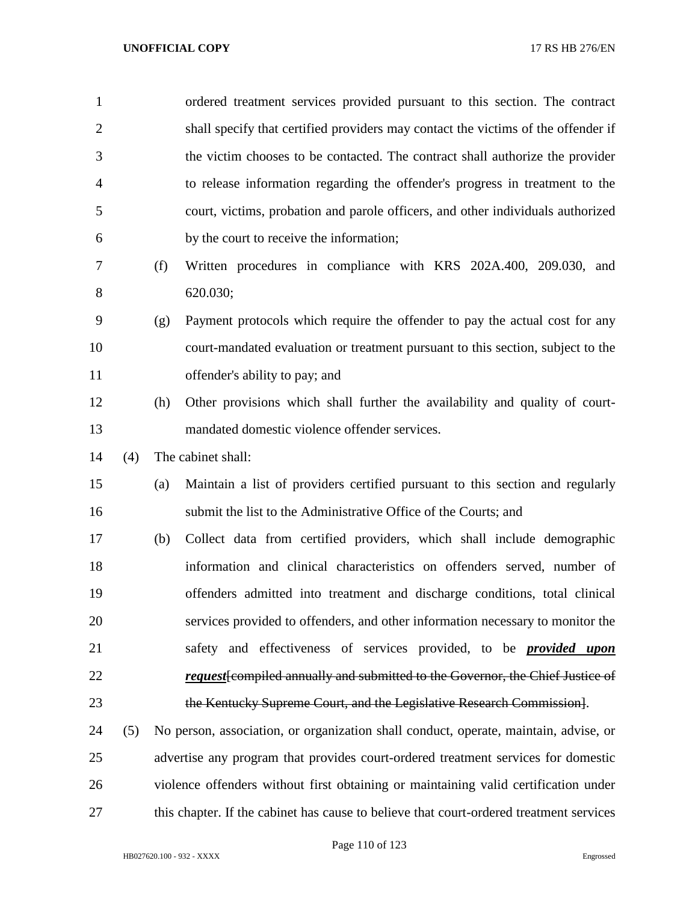ordered treatment services provided pursuant to this section. The contract shall specify that certified providers may contact the victims of the offender if the victim chooses to be contacted. The contract shall authorize the provider to release information regarding the offender's progress in treatment to the court, victims, probation and parole officers, and other individuals authorized by the court to receive the information;

(f) Written procedures in compliance with KRS 202A.400, 209.030, and 620.030;

(g) Payment protocols which require the offender to pay the actual cost for any court-mandated evaluation or treatment pursuant to this section, subject to the offender's ability to pay; and

(h) Other provisions which shall further the availability and quality of court-mandated domestic violence offender services.

(4) The cabinet shall:

(a) Maintain a list of providers certified pursuant to this section and regularly submit the list to the Administrative Office of the Courts; and

(b) Collect data from certified providers, which shall include demographic information and clinical characteristics on offenders served, number of offenders admitted into treatment and discharge conditions, total clinical services provided to offenders, and other information necessary to monitor the safety and effectiveness of services provided, to be ***provided upon request***[~~compiled annually and submitted to the Governor, the Chief Justice of the Kentucky Supreme Court, and the Legislative Research Commission~~].

(5) No person, association, or organization shall conduct, operate, maintain, advise, or advertise any program that provides court-ordered treatment services for domestic violence offenders without first obtaining or maintaining valid certification under this chapter. If the cabinet has cause to believe that court-ordered treatment services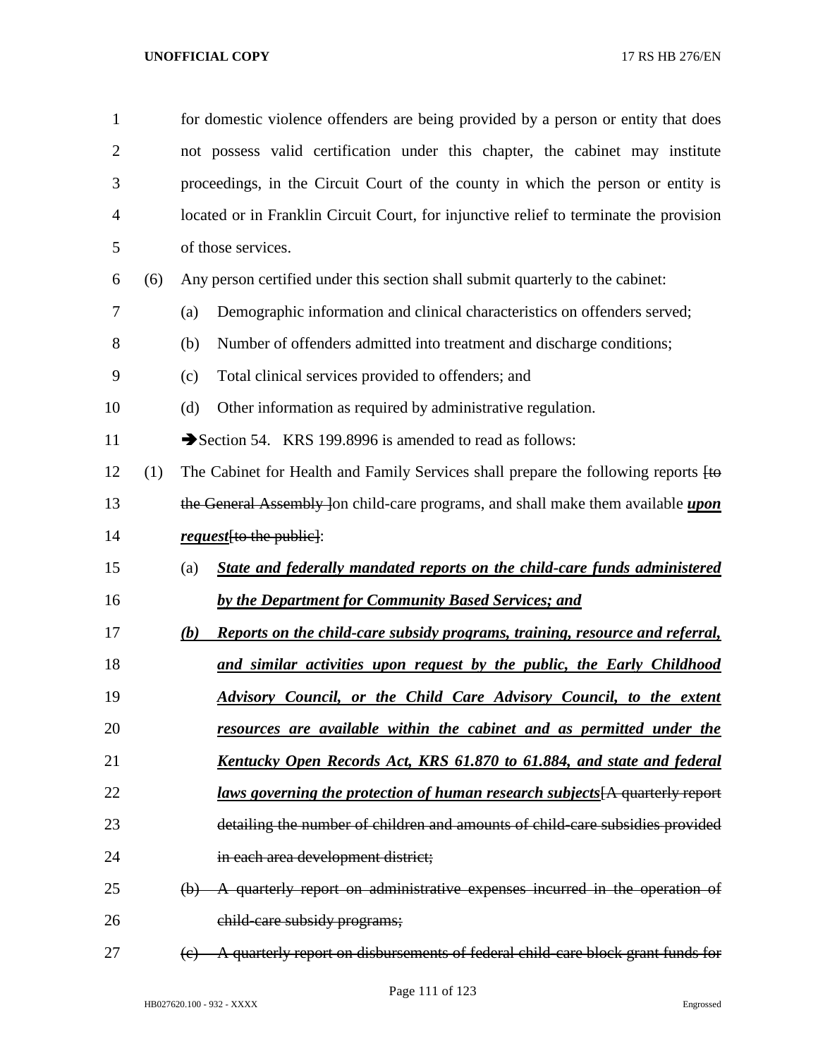for domestic violence offenders are being provided by a person or entity that does not possess valid certification under this chapter, the cabinet may institute proceedings, in the Circuit Court of the county in which the person or entity is located or in Franklin Circuit Court, for injunctive relief to terminate the provision of those services.

(6) Any person certified under this section shall submit quarterly to the cabinet:

(a) Demographic information and clinical characteristics on offenders served;

(b) Number of offenders admitted into treatment and discharge conditions;

(c) Total clinical services provided to offenders; and

(d) Other information as required by administrative regulation.

➔Section 54. KRS 199.8996 is amended to read as follows:

(1) The Cabinet for Health and Family Services shall prepare the following reports [~~to the General Assembly~~ ]on child-care programs, and shall make them available ***upon request***[~~to the public~~]:

(a) ***State and federally mandated reports on the child-care funds administered by the Department for Community Based Services; and***

***(b) Reports on the child-care subsidy programs, training, resource and referral, and similar activities upon request by the public, the Early Childhood Advisory Council, or the Child Care Advisory Council, to the extent resources are available within the cabinet and as permitted under the Kentucky Open Records Act, KRS 61.870 to 61.884, and state and federal laws governing the protection of human research subjects***[~~A quarterly report detailing the number of children and amounts of child-care subsidies provided in each area development district;~~

~~(b) A quarterly report on administrative expenses incurred in the operation of child-care subsidy programs;~~

~~(c) A quarterly report on disbursements of federal child-care block grant funds for~~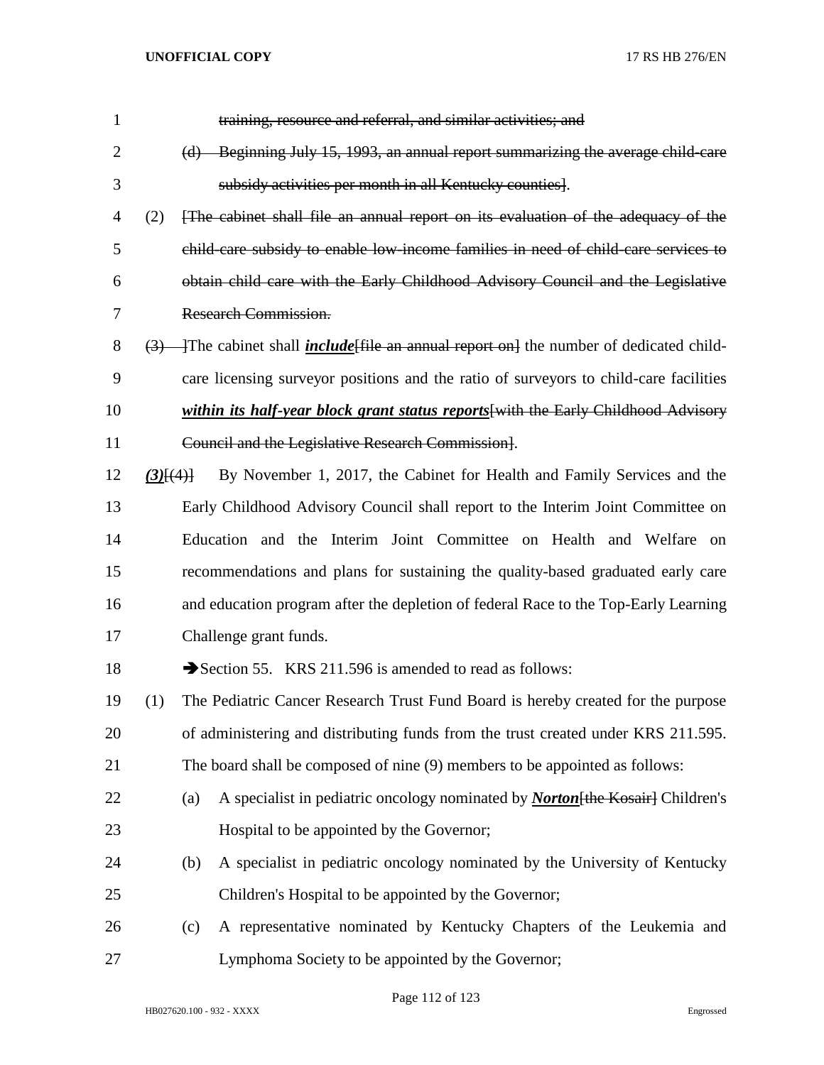~~training, resource and referral, and similar activities; and~~

~~(d) Beginning July 15, 1993, an annual report summarizing the average child-care subsidy activities per month in all Kentucky counties]~~.

(2) ~~[The cabinet shall file an annual report on its evaluation of the adequacy of the child-care subsidy to enable low-income families in need of child-care services to obtain child care with the Early Childhood Advisory Council and the Legislative Research Commission.~~

~~(3) ]~~The cabinet shall ***include***~~[file an annual report on]~~ the number of dedicated child-care licensing surveyor positions and the ratio of surveyors to child-care facilities ***within its half-year block grant status reports***~~[with the Early Childhood Advisory Council and the Legislative Research Commission]~~.

***(3)***~~[(4)]~~ By November 1, 2017, the Cabinet for Health and Family Services and the Early Childhood Advisory Council shall report to the Interim Joint Committee on Education and the Interim Joint Committee on Health and Welfare on recommendations and plans for sustaining the quality-based graduated early care and education program after the depletion of federal Race to the Top-Early Learning Challenge grant funds.

➔Section 55. KRS 211.596 is amended to read as follows:

(1) The Pediatric Cancer Research Trust Fund Board is hereby created for the purpose of administering and distributing funds from the trust created under KRS 211.595. The board shall be composed of nine (9) members to be appointed as follows:

(a) A specialist in pediatric oncology nominated by ***Norton***~~[the Kosair]~~ Children's Hospital to be appointed by the Governor;

(b) A specialist in pediatric oncology nominated by the University of Kentucky Children's Hospital to be appointed by the Governor;

(c) A representative nominated by Kentucky Chapters of the Leukemia and Lymphoma Society to be appointed by the Governor;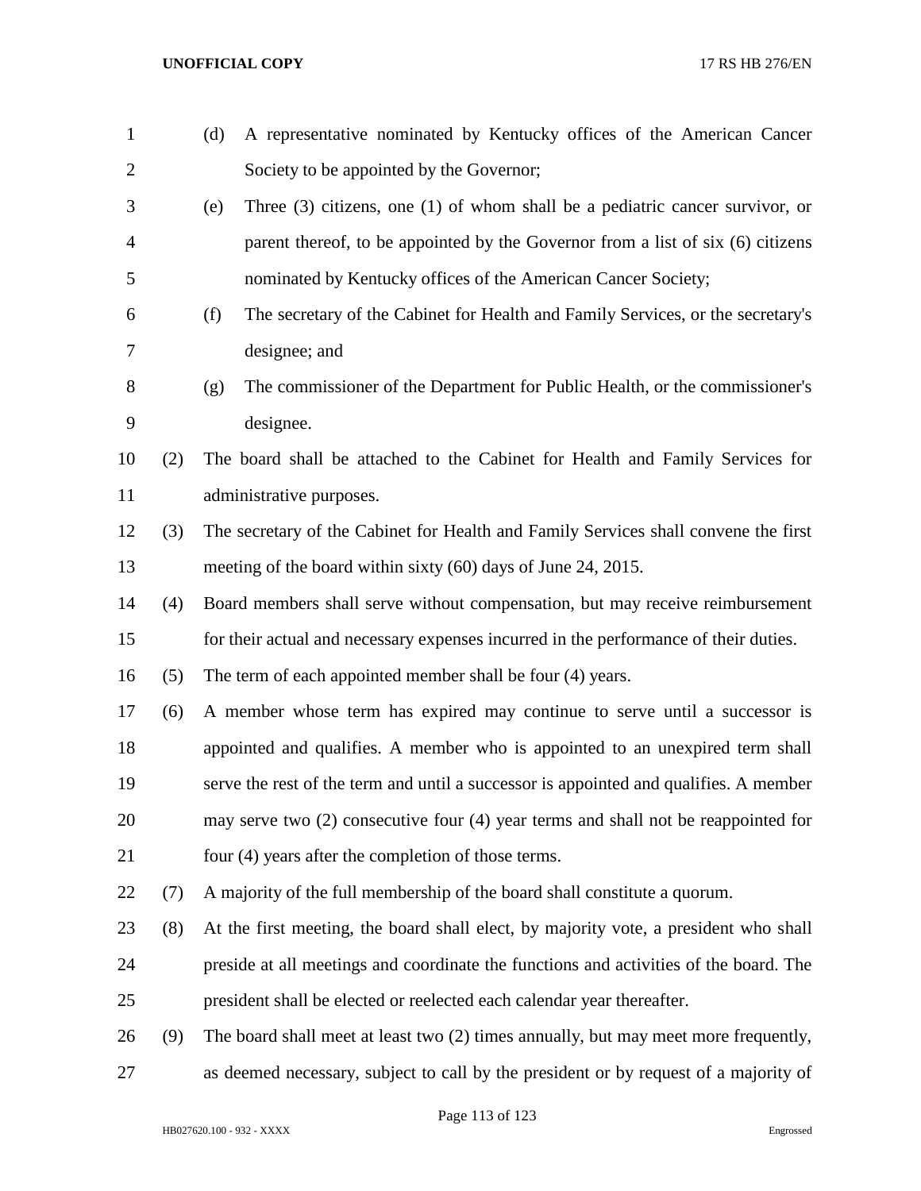(d) A representative nominated by Kentucky offices of the American Cancer Society to be appointed by the Governor;

(e) Three (3) citizens, one (1) of whom shall be a pediatric cancer survivor, or parent thereof, to be appointed by the Governor from a list of six (6) citizens nominated by Kentucky offices of the American Cancer Society;

(f) The secretary of the Cabinet for Health and Family Services, or the secretary's designee; and

(g) The commissioner of the Department for Public Health, or the commissioner's designee.

(2) The board shall be attached to the Cabinet for Health and Family Services for administrative purposes.

(3) The secretary of the Cabinet for Health and Family Services shall convene the first meeting of the board within sixty (60) days of June 24, 2015.

(4) Board members shall serve without compensation, but may receive reimbursement for their actual and necessary expenses incurred in the performance of their duties.

(5) The term of each appointed member shall be four (4) years.

(6) A member whose term has expired may continue to serve until a successor is appointed and qualifies. A member who is appointed to an unexpired term shall serve the rest of the term and until a successor is appointed and qualifies. A member may serve two (2) consecutive four (4) year terms and shall not be reappointed for four (4) years after the completion of those terms.

(7) A majority of the full membership of the board shall constitute a quorum.

(8) At the first meeting, the board shall elect, by majority vote, a president who shall preside at all meetings and coordinate the functions and activities of the board. The president shall be elected or reelected each calendar year thereafter.

(9) The board shall meet at least two (2) times annually, but may meet more frequently, as deemed necessary, subject to call by the president or by request of a majority of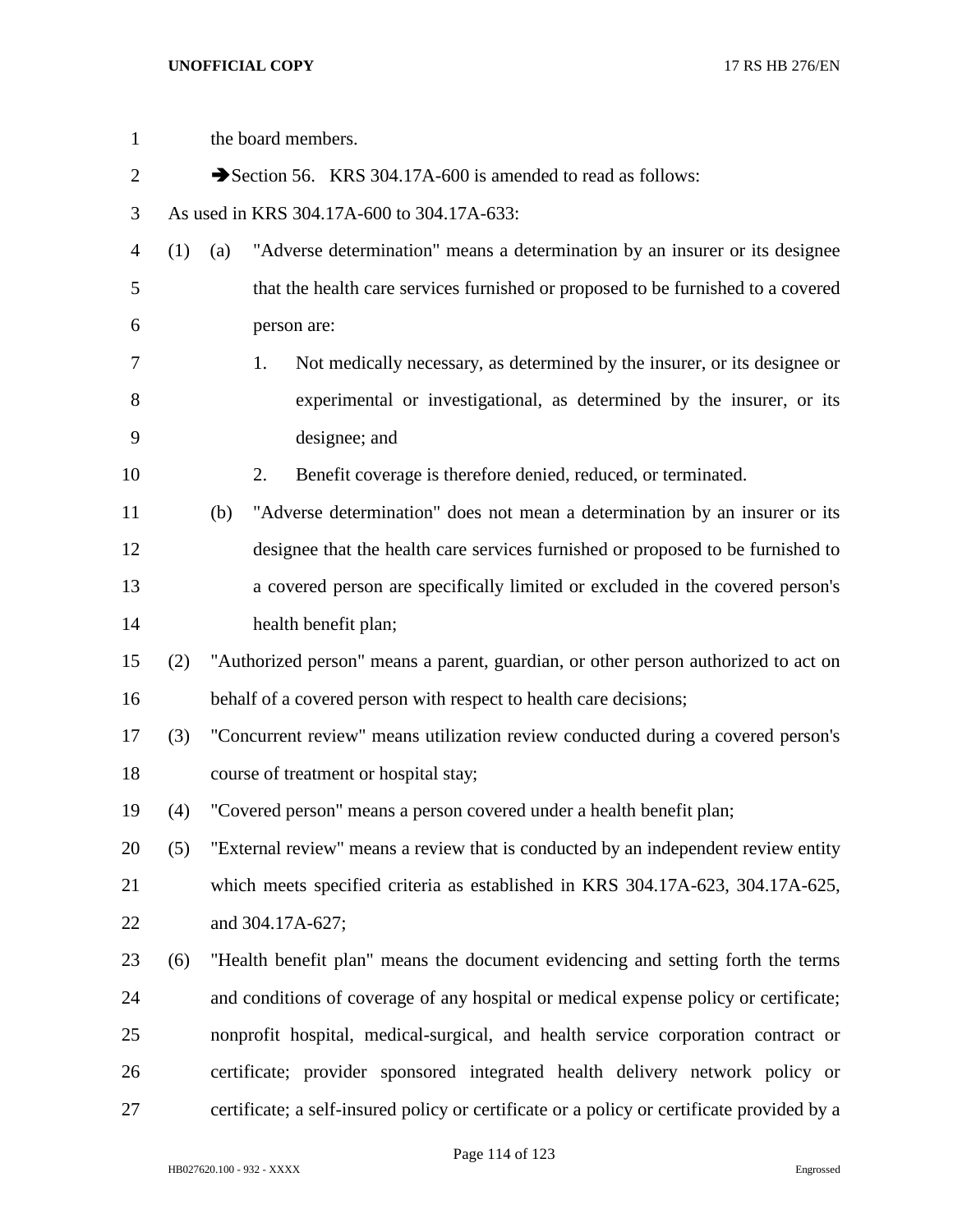the board members.

➔Section 56. KRS 304.17A-600 is amended to read as follows:

As used in KRS 304.17A-600 to 304.17A-633:

(1) (a) "Adverse determination" means a determination by an insurer or its designee that the health care services furnished or proposed to be furnished to a covered person are:

1. Not medically necessary, as determined by the insurer, or its designee or experimental or investigational, as determined by the insurer, or its designee; and

2. Benefit coverage is therefore denied, reduced, or terminated.

(b) "Adverse determination" does not mean a determination by an insurer or its designee that the health care services furnished or proposed to be furnished to a covered person are specifically limited or excluded in the covered person's health benefit plan;

(2) "Authorized person" means a parent, guardian, or other person authorized to act on behalf of a covered person with respect to health care decisions;

(3) "Concurrent review" means utilization review conducted during a covered person's course of treatment or hospital stay;

(4) "Covered person" means a person covered under a health benefit plan;

(5) "External review" means a review that is conducted by an independent review entity which meets specified criteria as established in KRS 304.17A-623, 304.17A-625, and 304.17A-627;

(6) "Health benefit plan" means the document evidencing and setting forth the terms and conditions of coverage of any hospital or medical expense policy or certificate; nonprofit hospital, medical-surgical, and health service corporation contract or certificate; provider sponsored integrated health delivery network policy or certificate; a self-insured policy or certificate or a policy or certificate provided by a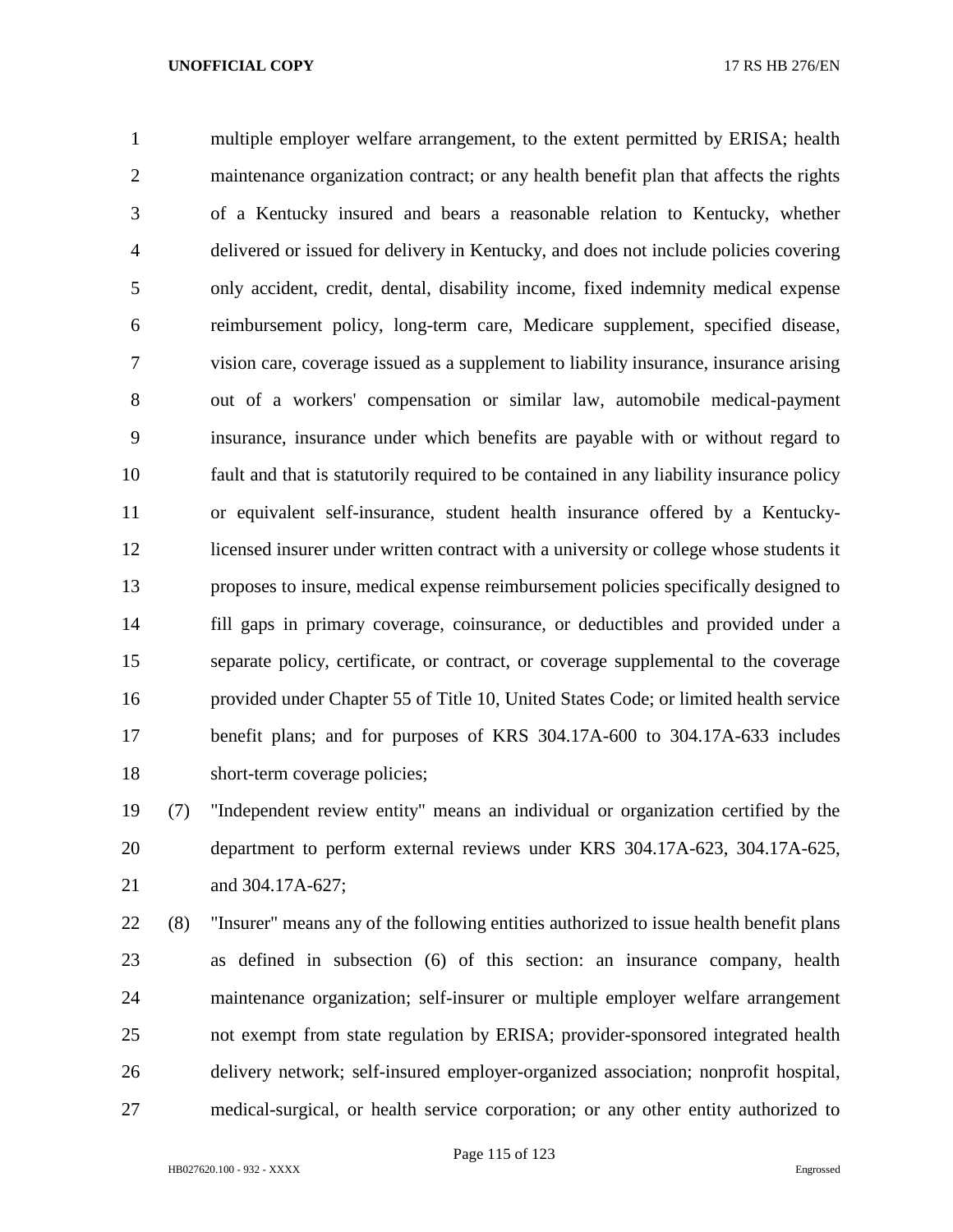multiple employer welfare arrangement, to the extent permitted by ERISA; health maintenance organization contract; or any health benefit plan that affects the rights of a Kentucky insured and bears a reasonable relation to Kentucky, whether delivered or issued for delivery in Kentucky, and does not include policies covering only accident, credit, dental, disability income, fixed indemnity medical expense reimbursement policy, long-term care, Medicare supplement, specified disease, vision care, coverage issued as a supplement to liability insurance, insurance arising out of a workers' compensation or similar law, automobile medical-payment insurance, insurance under which benefits are payable with or without regard to fault and that is statutorily required to be contained in any liability insurance policy or equivalent self-insurance, student health insurance offered by a Kentucky-licensed insurer under written contract with a university or college whose students it proposes to insure, medical expense reimbursement policies specifically designed to fill gaps in primary coverage, coinsurance, or deductibles and provided under a separate policy, certificate, or contract, or coverage supplemental to the coverage provided under Chapter 55 of Title 10, United States Code; or limited health service benefit plans; and for purposes of KRS 304.17A-600 to 304.17A-633 includes short-term coverage policies;

(7) "Independent review entity" means an individual or organization certified by the department to perform external reviews under KRS 304.17A-623, 304.17A-625, and 304.17A-627;

(8) "Insurer" means any of the following entities authorized to issue health benefit plans as defined in subsection (6) of this section: an insurance company, health maintenance organization; self-insurer or multiple employer welfare arrangement not exempt from state regulation by ERISA; provider-sponsored integrated health delivery network; self-insured employer-organized association; nonprofit hospital, medical-surgical, or health service corporation; or any other entity authorized to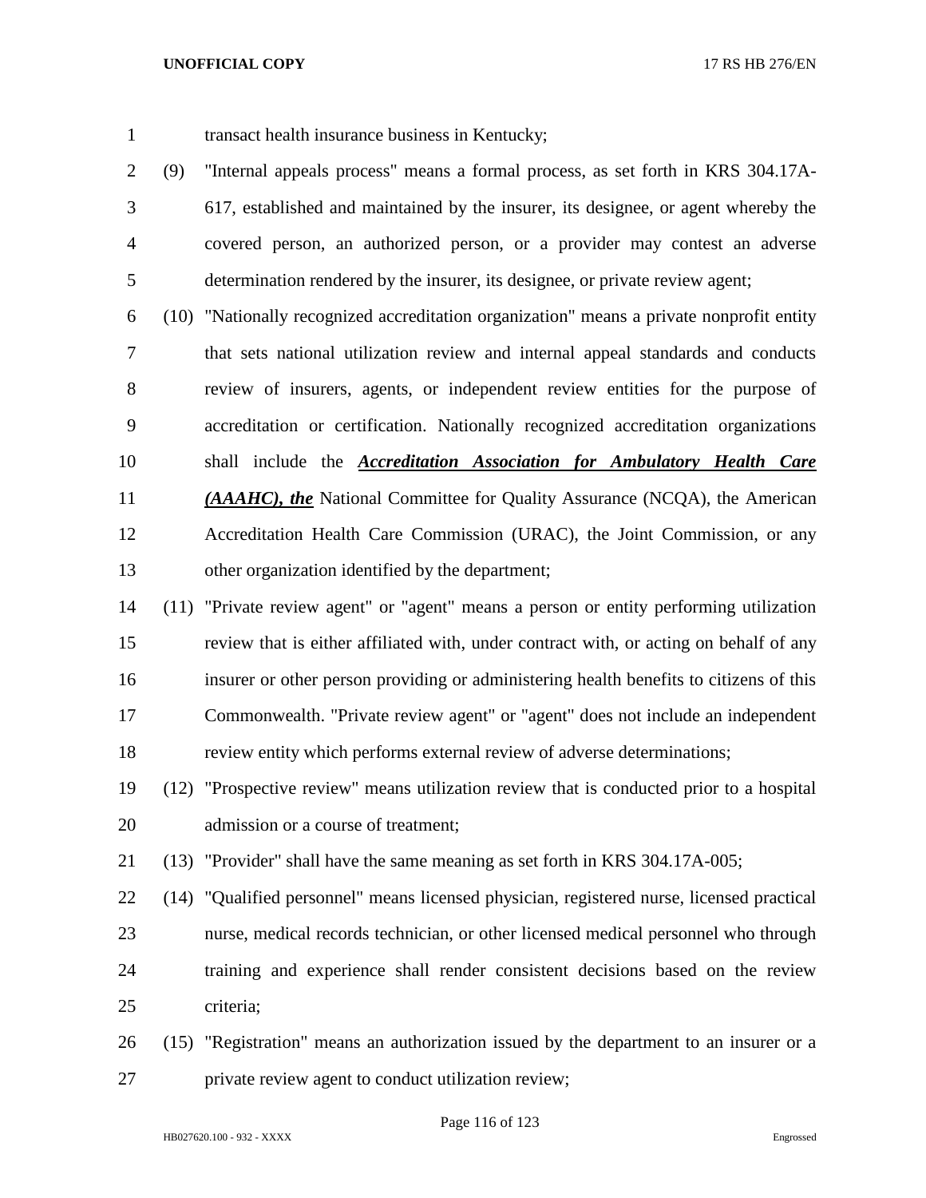transact health insurance business in Kentucky;

(9) "Internal appeals process" means a formal process, as set forth in KRS 304.17A-617, established and maintained by the insurer, its designee, or agent whereby the covered person, an authorized person, or a provider may contest an adverse determination rendered by the insurer, its designee, or private review agent;

(10) "Nationally recognized accreditation organization" means a private nonprofit entity that sets national utilization review and internal appeal standards and conducts review of insurers, agents, or independent review entities for the purpose of accreditation or certification. Nationally recognized accreditation organizations shall include the ***Accreditation Association for Ambulatory Health Care (AAAHC), the*** National Committee for Quality Assurance (NCQA), the American Accreditation Health Care Commission (URAC), the Joint Commission, or any other organization identified by the department;

(11) "Private review agent" or "agent" means a person or entity performing utilization review that is either affiliated with, under contract with, or acting on behalf of any insurer or other person providing or administering health benefits to citizens of this Commonwealth. "Private review agent" or "agent" does not include an independent review entity which performs external review of adverse determinations;

(12) "Prospective review" means utilization review that is conducted prior to a hospital admission or a course of treatment;

(13) "Provider" shall have the same meaning as set forth in KRS 304.17A-005;

(14) "Qualified personnel" means licensed physician, registered nurse, licensed practical nurse, medical records technician, or other licensed medical personnel who through training and experience shall render consistent decisions based on the review criteria;

(15) "Registration" means an authorization issued by the department to an insurer or a private review agent to conduct utilization review;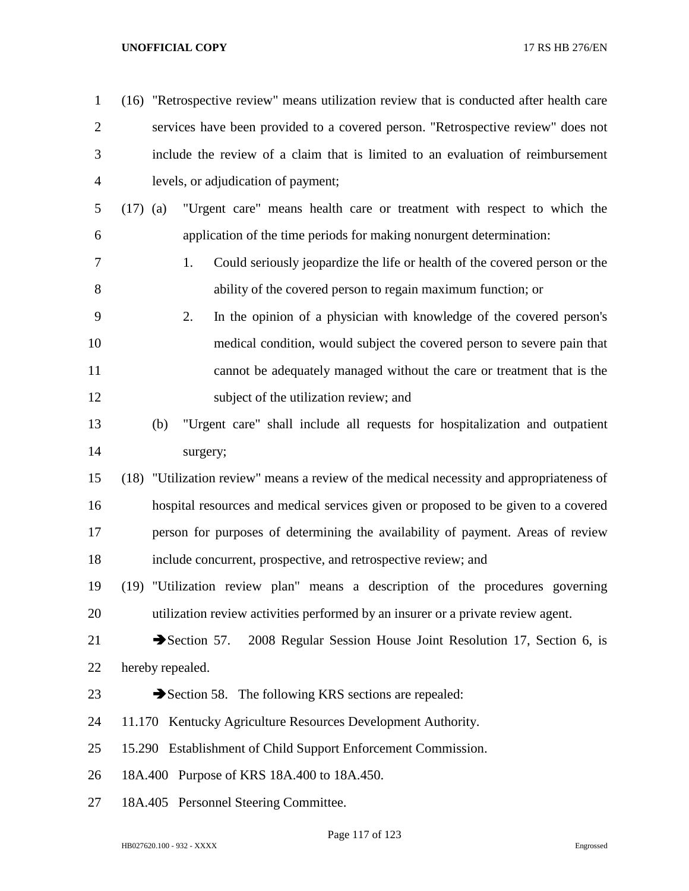(16) "Retrospective review" means utilization review that is conducted after health care services have been provided to a covered person. "Retrospective review" does not include the review of a claim that is limited to an evaluation of reimbursement levels, or adjudication of payment;

(17) (a) "Urgent care" means health care or treatment with respect to which the application of the time periods for making nonurgent determination:

1. Could seriously jeopardize the life or health of the covered person or the ability of the covered person to regain maximum function; or

2. In the opinion of a physician with knowledge of the covered person's medical condition, would subject the covered person to severe pain that cannot be adequately managed without the care or treatment that is the subject of the utilization review; and

(b) "Urgent care" shall include all requests for hospitalization and outpatient surgery;

(18) "Utilization review" means a review of the medical necessity and appropriateness of hospital resources and medical services given or proposed to be given to a covered person for purposes of determining the availability of payment. Areas of review include concurrent, prospective, and retrospective review; and

(19) "Utilization review plan" means a description of the procedures governing utilization review activities performed by an insurer or a private review agent.

➔Section 57. 2008 Regular Session House Joint Resolution 17, Section 6, is hereby repealed.

➔Section 58. The following KRS sections are repealed:

11.170 Kentucky Agriculture Resources Development Authority.

15.290 Establishment of Child Support Enforcement Commission.

18A.400 Purpose of KRS 18A.400 to 18A.450.

18A.405 Personnel Steering Committee.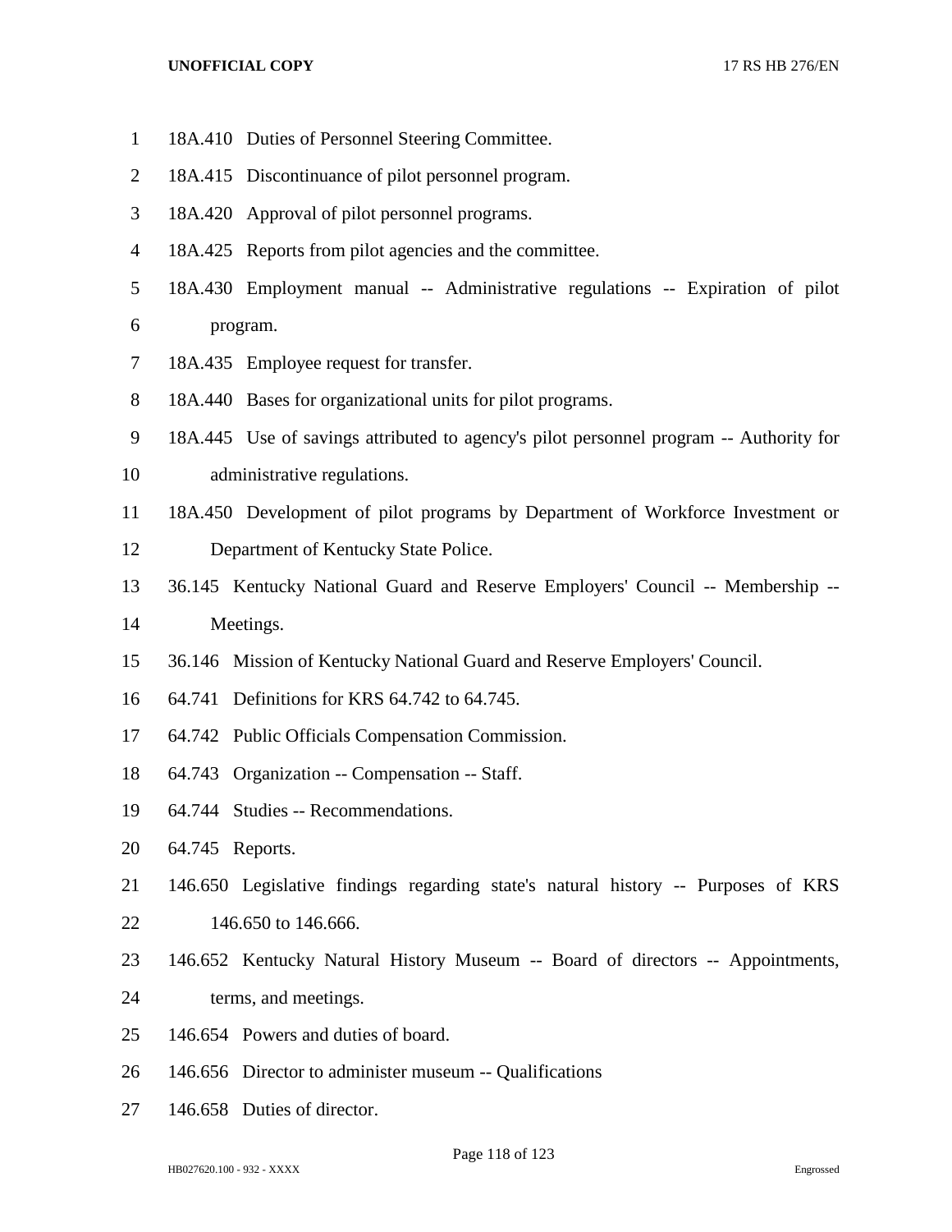18A.410 Duties of Personnel Steering Committee.

18A.415 Discontinuance of pilot personnel program.

18A.420 Approval of pilot personnel programs.

18A.425 Reports from pilot agencies and the committee.

18A.430 Employment manual -- Administrative regulations -- Expiration of pilot program.

18A.435 Employee request for transfer.

18A.440 Bases for organizational units for pilot programs.

18A.445 Use of savings attributed to agency's pilot personnel program -- Authority for administrative regulations.

18A.450 Development of pilot programs by Department of Workforce Investment or Department of Kentucky State Police.

36.145 Kentucky National Guard and Reserve Employers' Council -- Membership -- Meetings.

36.146 Mission of Kentucky National Guard and Reserve Employers' Council.

64.741 Definitions for KRS 64.742 to 64.745.

64.742 Public Officials Compensation Commission.

64.743 Organization -- Compensation -- Staff.

64.744 Studies -- Recommendations.

64.745 Reports.

146.650 Legislative findings regarding state's natural history -- Purposes of KRS 146.650 to 146.666.

146.652 Kentucky Natural History Museum -- Board of directors -- Appointments, terms, and meetings.

146.654 Powers and duties of board.

146.656 Director to administer museum -- Qualifications

146.658 Duties of director.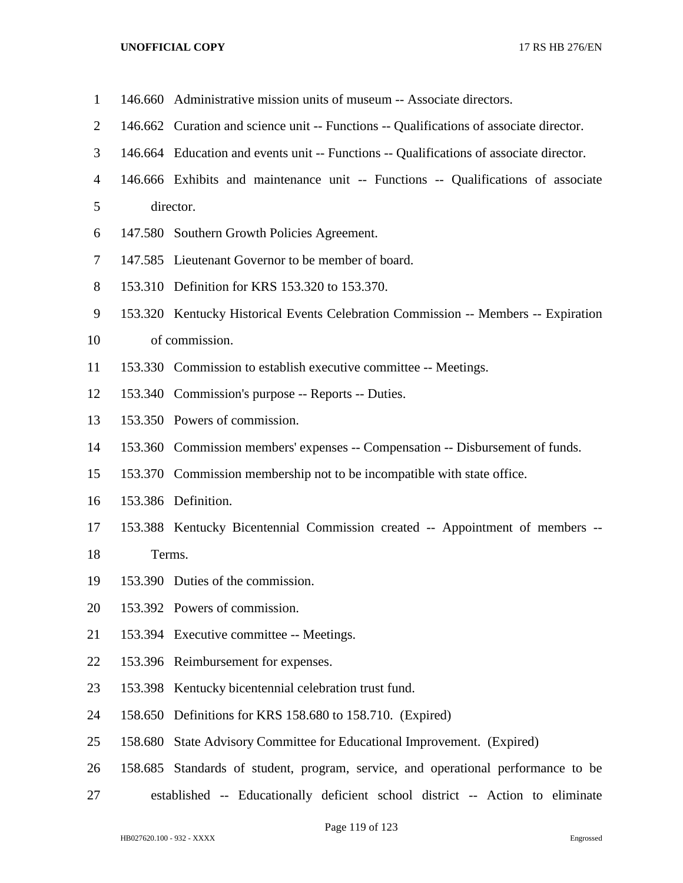146.660 Administrative mission units of museum -- Associate directors.

146.662 Curation and science unit -- Functions -- Qualifications of associate director.

146.664 Education and events unit -- Functions -- Qualifications of associate director.

146.666 Exhibits and maintenance unit -- Functions -- Qualifications of associate director.

147.580 Southern Growth Policies Agreement.

147.585 Lieutenant Governor to be member of board.

153.310 Definition for KRS 153.320 to 153.370.

153.320 Kentucky Historical Events Celebration Commission -- Members -- Expiration of commission.

153.330 Commission to establish executive committee -- Meetings.

153.340 Commission's purpose -- Reports -- Duties.

153.350 Powers of commission.

153.360 Commission members' expenses -- Compensation -- Disbursement of funds.

153.370 Commission membership not to be incompatible with state office.

153.386 Definition.

153.388 Kentucky Bicentennial Commission created -- Appointment of members -- Terms.

153.390 Duties of the commission.

153.392 Powers of commission.

153.394 Executive committee -- Meetings.

153.396 Reimbursement for expenses.

153.398 Kentucky bicentennial celebration trust fund.

158.650 Definitions for KRS 158.680 to 158.710. (Expired)

158.680 State Advisory Committee for Educational Improvement. (Expired)

158.685 Standards of student, program, service, and operational performance to be established -- Educationally deficient school district -- Action to eliminate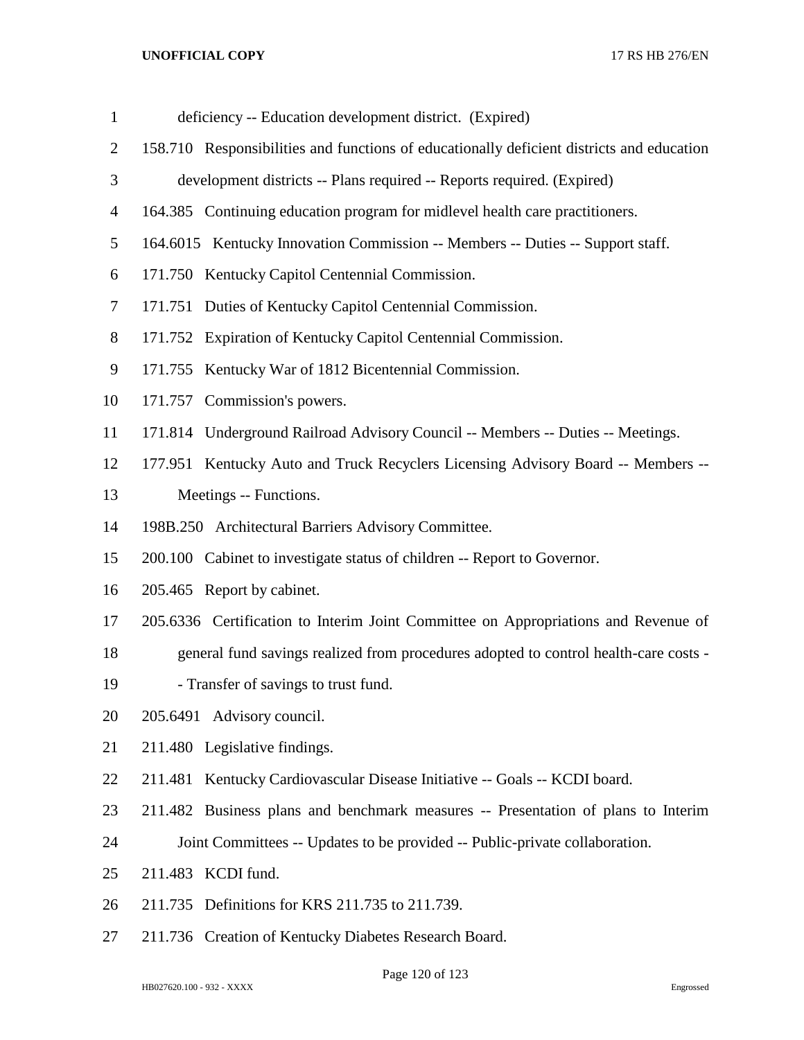deficiency -- Education development district. (Expired)

158.710 Responsibilities and functions of educationally deficient districts and education development districts -- Plans required -- Reports required. (Expired)

164.385 Continuing education program for midlevel health care practitioners.

164.6015 Kentucky Innovation Commission -- Members -- Duties -- Support staff.

171.750 Kentucky Capitol Centennial Commission.

171.751 Duties of Kentucky Capitol Centennial Commission.

171.752 Expiration of Kentucky Capitol Centennial Commission.

171.755 Kentucky War of 1812 Bicentennial Commission.

171.757 Commission's powers.

171.814 Underground Railroad Advisory Council -- Members -- Duties -- Meetings.

177.951 Kentucky Auto and Truck Recyclers Licensing Advisory Board -- Members -- Meetings -- Functions.

198B.250 Architectural Barriers Advisory Committee.

200.100 Cabinet to investigate status of children -- Report to Governor.

205.465 Report by cabinet.

205.6336 Certification to Interim Joint Committee on Appropriations and Revenue of general fund savings realized from procedures adopted to control health-care costs -- Transfer of savings to trust fund.

205.6491 Advisory council.

211.480 Legislative findings.

211.481 Kentucky Cardiovascular Disease Initiative -- Goals -- KCDI board.

211.482 Business plans and benchmark measures -- Presentation of plans to Interim Joint Committees -- Updates to be provided -- Public-private collaboration.

211.483 KCDI fund.

211.735 Definitions for KRS 211.735 to 211.739.

211.736 Creation of Kentucky Diabetes Research Board.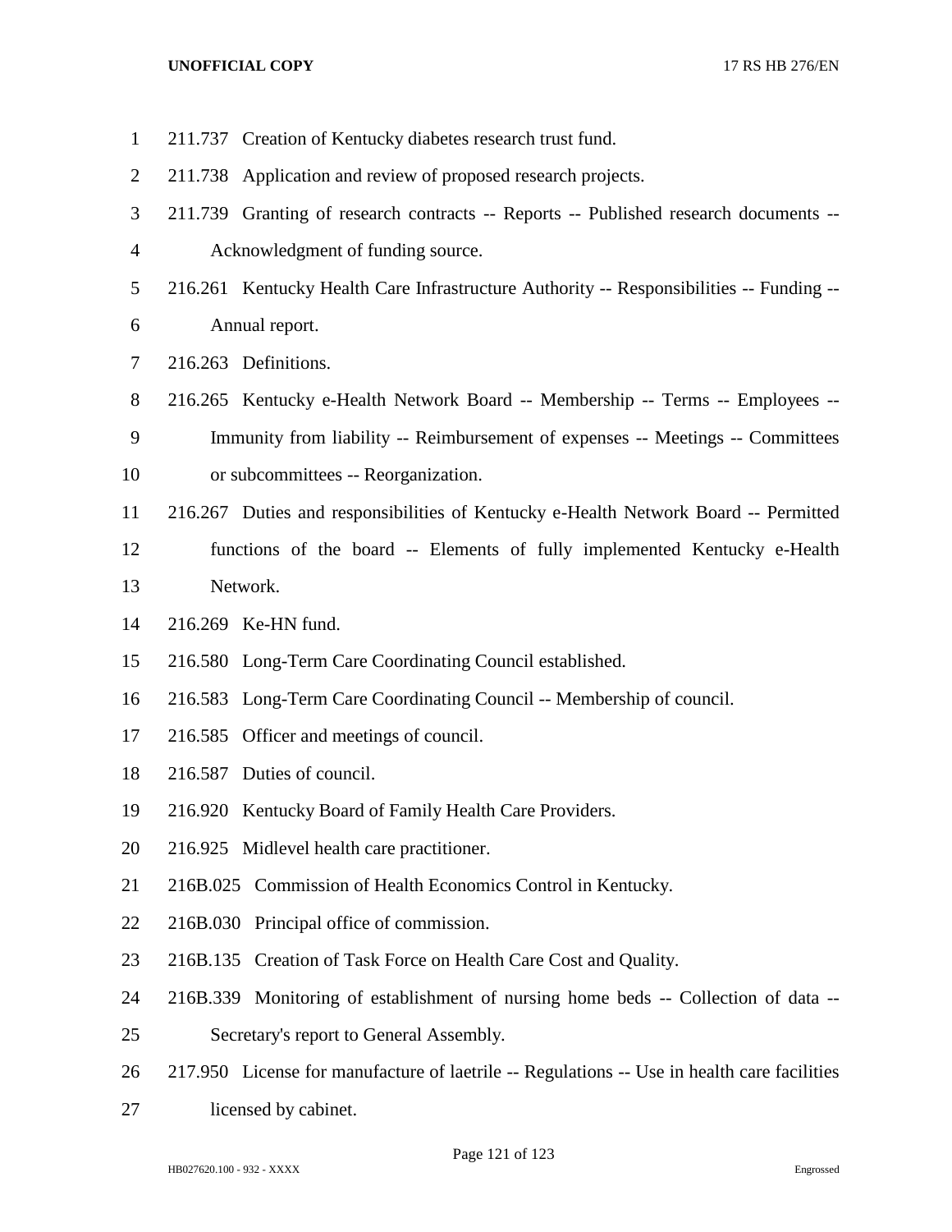211.737 Creation of Kentucky diabetes research trust fund.

211.738 Application and review of proposed research projects.

211.739 Granting of research contracts -- Reports -- Published research documents -- Acknowledgment of funding source.

216.261 Kentucky Health Care Infrastructure Authority -- Responsibilities -- Funding -- Annual report.

216.263 Definitions.

216.265 Kentucky e-Health Network Board -- Membership -- Terms -- Employees -- Immunity from liability -- Reimbursement of expenses -- Meetings -- Committees or subcommittees -- Reorganization.

216.267 Duties and responsibilities of Kentucky e-Health Network Board -- Permitted functions of the board -- Elements of fully implemented Kentucky e-Health Network.

216.269 Ke-HN fund.

216.580 Long-Term Care Coordinating Council established.

216.583 Long-Term Care Coordinating Council -- Membership of council.

216.585 Officer and meetings of council.

216.587 Duties of council.

216.920 Kentucky Board of Family Health Care Providers.

216.925 Midlevel health care practitioner.

216B.025 Commission of Health Economics Control in Kentucky.

216B.030 Principal office of commission.

216B.135 Creation of Task Force on Health Care Cost and Quality.

216B.339 Monitoring of establishment of nursing home beds -- Collection of data -- Secretary's report to General Assembly.

217.950 License for manufacture of laetrile -- Regulations -- Use in health care facilities licensed by cabinet.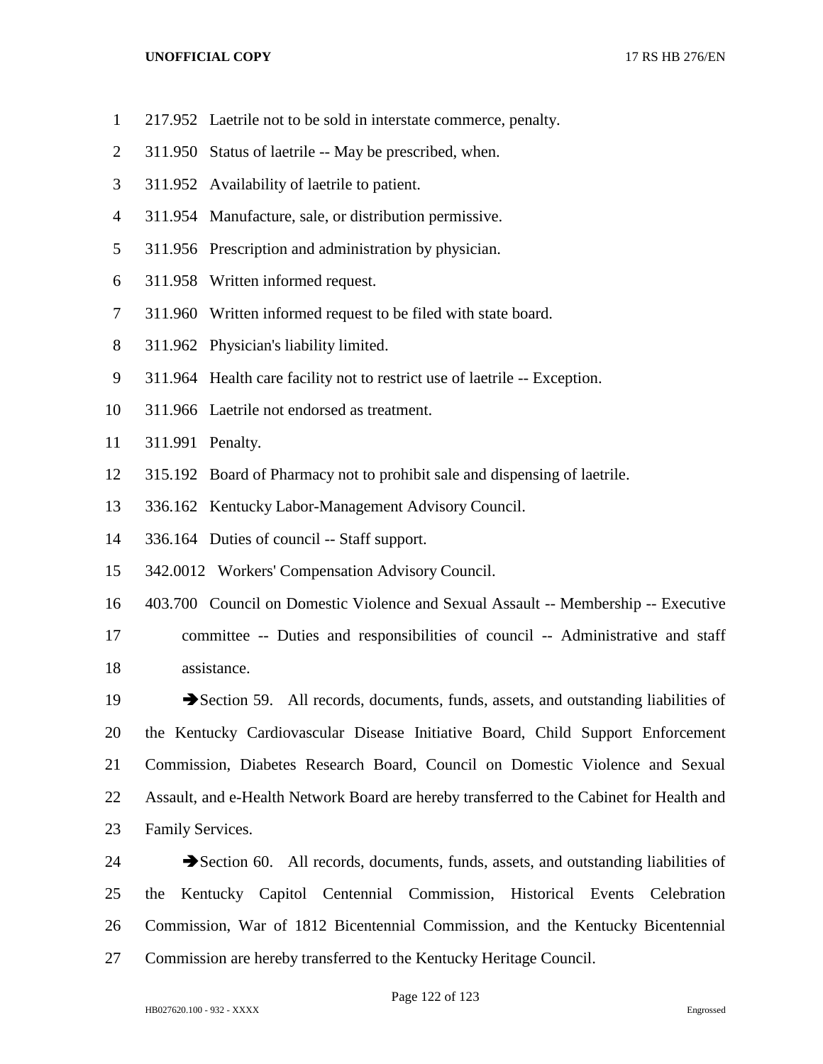217.952 Laetrile not to be sold in interstate commerce, penalty.

311.950 Status of laetrile -- May be prescribed, when.

311.952 Availability of laetrile to patient.

311.954 Manufacture, sale, or distribution permissive.

311.956 Prescription and administration by physician.

311.958 Written informed request.

311.960 Written informed request to be filed with state board.

311.962 Physician's liability limited.

311.964 Health care facility not to restrict use of laetrile -- Exception.

311.966 Laetrile not endorsed as treatment.

311.991 Penalty.

315.192 Board of Pharmacy not to prohibit sale and dispensing of laetrile.

336.162 Kentucky Labor-Management Advisory Council.

336.164 Duties of council -- Staff support.

342.0012 Workers' Compensation Advisory Council.

403.700 Council on Domestic Violence and Sexual Assault -- Membership -- Executive committee -- Duties and responsibilities of council -- Administrative and staff assistance.

➔Section 59. All records, documents, funds, assets, and outstanding liabilities of the Kentucky Cardiovascular Disease Initiative Board, Child Support Enforcement Commission, Diabetes Research Board, Council on Domestic Violence and Sexual Assault, and e-Health Network Board are hereby transferred to the Cabinet for Health and Family Services.

➔Section 60. All records, documents, funds, assets, and outstanding liabilities of the Kentucky Capitol Centennial Commission, Historical Events Celebration Commission, War of 1812 Bicentennial Commission, and the Kentucky Bicentennial Commission are hereby transferred to the Kentucky Heritage Council.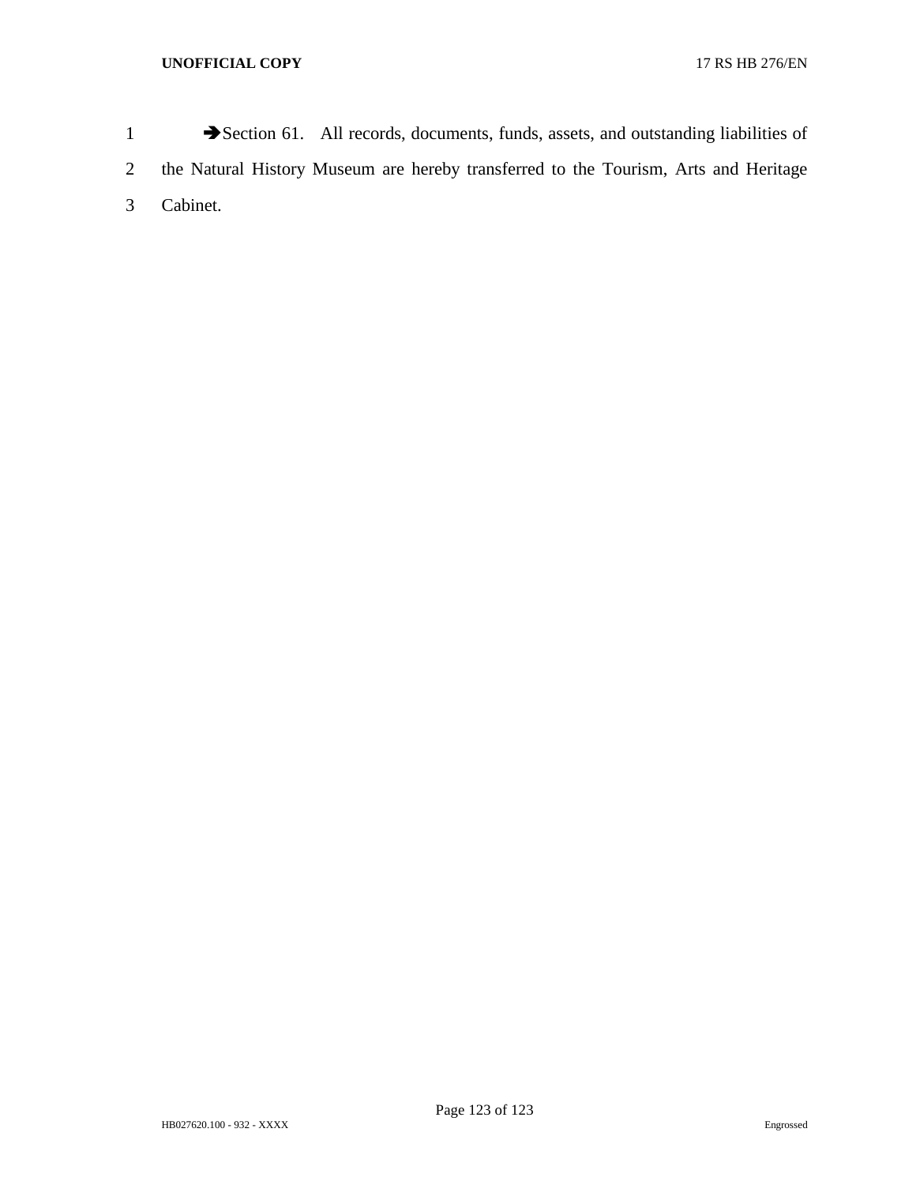➔Section 61. All records, documents, funds, assets, and outstanding liabilities of the Natural History Museum are hereby transferred to the Tourism, Arts and Heritage Cabinet.